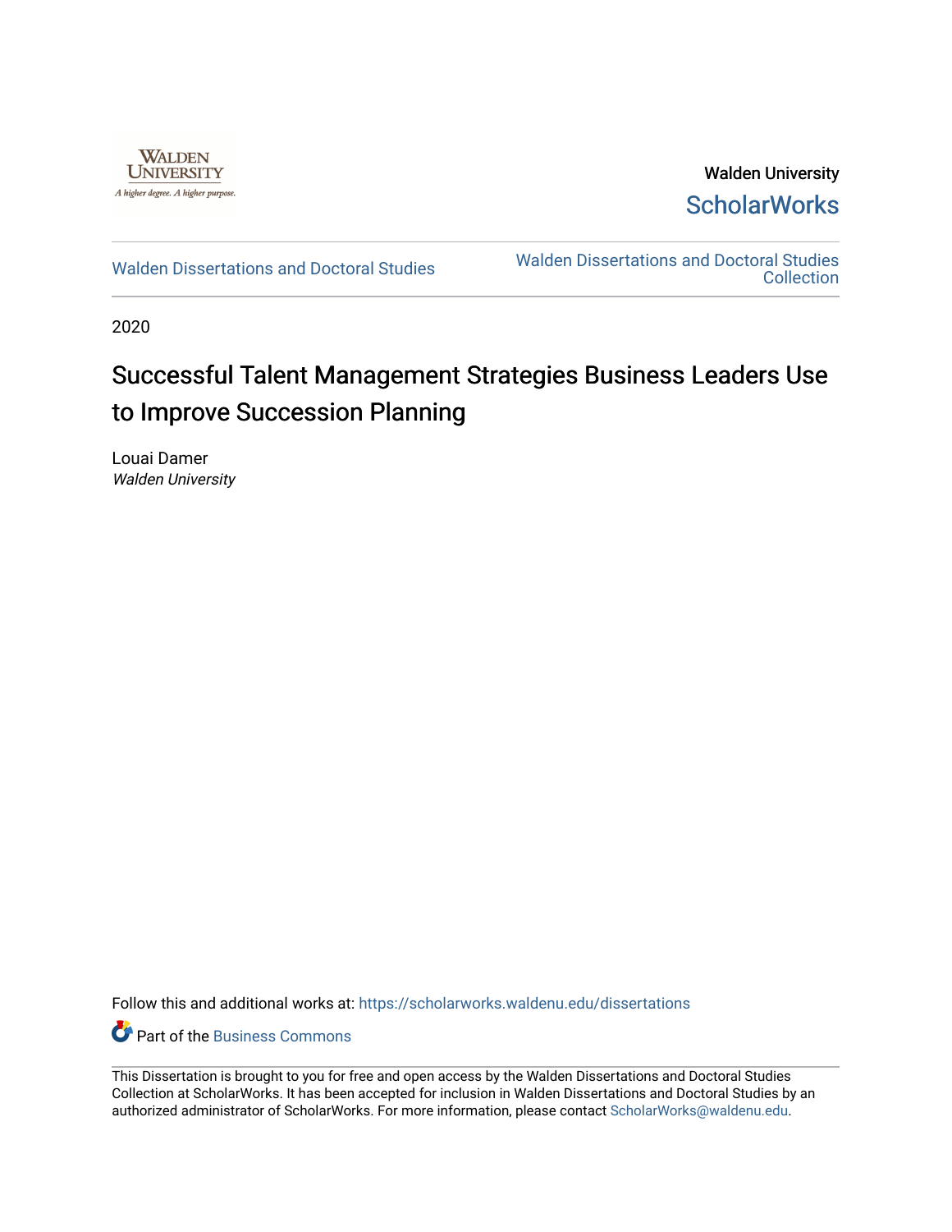Walden University

WALDEN UNIVERSITY
*A higher degree. A higher purpose.*

Walden University
ScholarWorks

Walden Dissertations and Doctoral Studies

Walden Dissertations and Doctoral Studies Collection

2020

# Successful Talent Management Strategies Business Leaders Use to Improve Succession Planning

Louai Damer
*Walden University*

Follow this and additional works at: https://scholarworks.waldenu.edu/dissertations

Part of the Business Commons

This Dissertation is brought to you for free and open access by the Walden Dissertations and Doctoral Studies Collection at ScholarWorks. It has been accepted for inclusion in Walden Dissertations and Doctoral Studies by an authorized administrator of ScholarWorks. For more information, please contact ScholarWorks@waldenu.edu.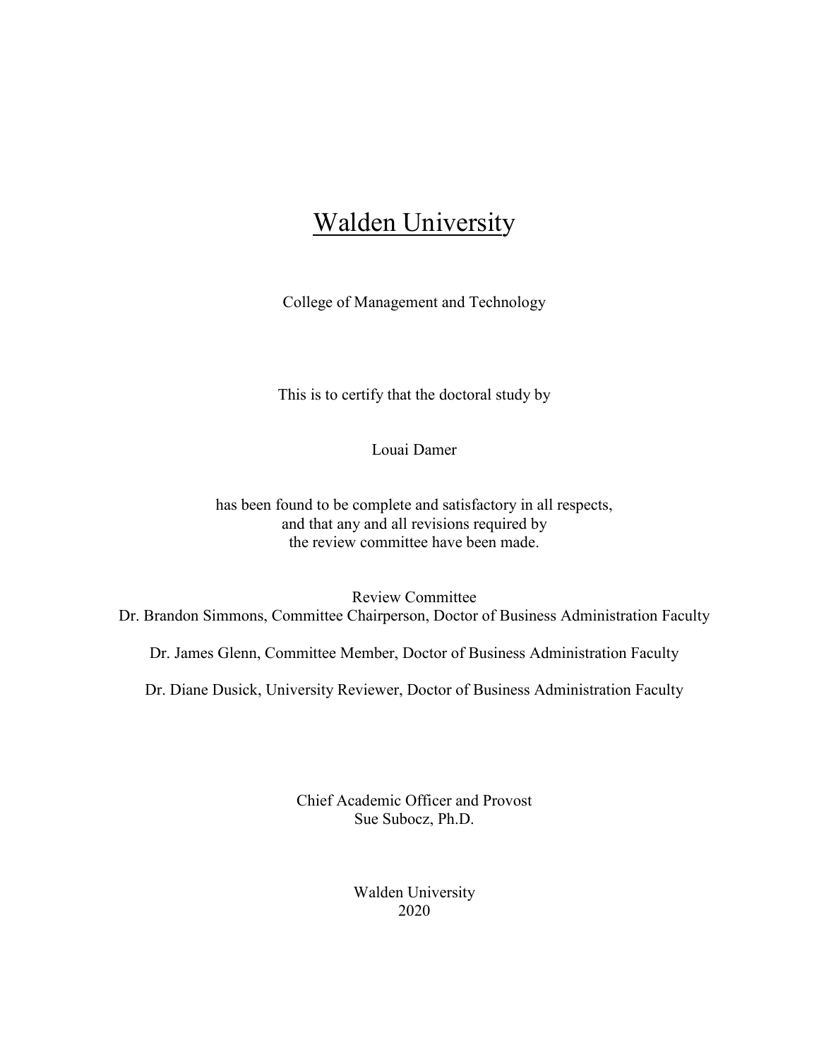# Walden University

College of Management and Technology

This is to certify that the doctoral study by

Louai Damer

has been found to be complete and satisfactory in all respects,
and that any and all revisions required by
the review committee have been made.

Review Committee
Dr. Brandon Simmons, Committee Chairperson, Doctor of Business Administration Faculty

Dr. James Glenn, Committee Member, Doctor of Business Administration Faculty

Dr. Diane Dusick, University Reviewer, Doctor of Business Administration Faculty

Chief Academic Officer and Provost
Sue Subocz, Ph.D.

Walden University
2020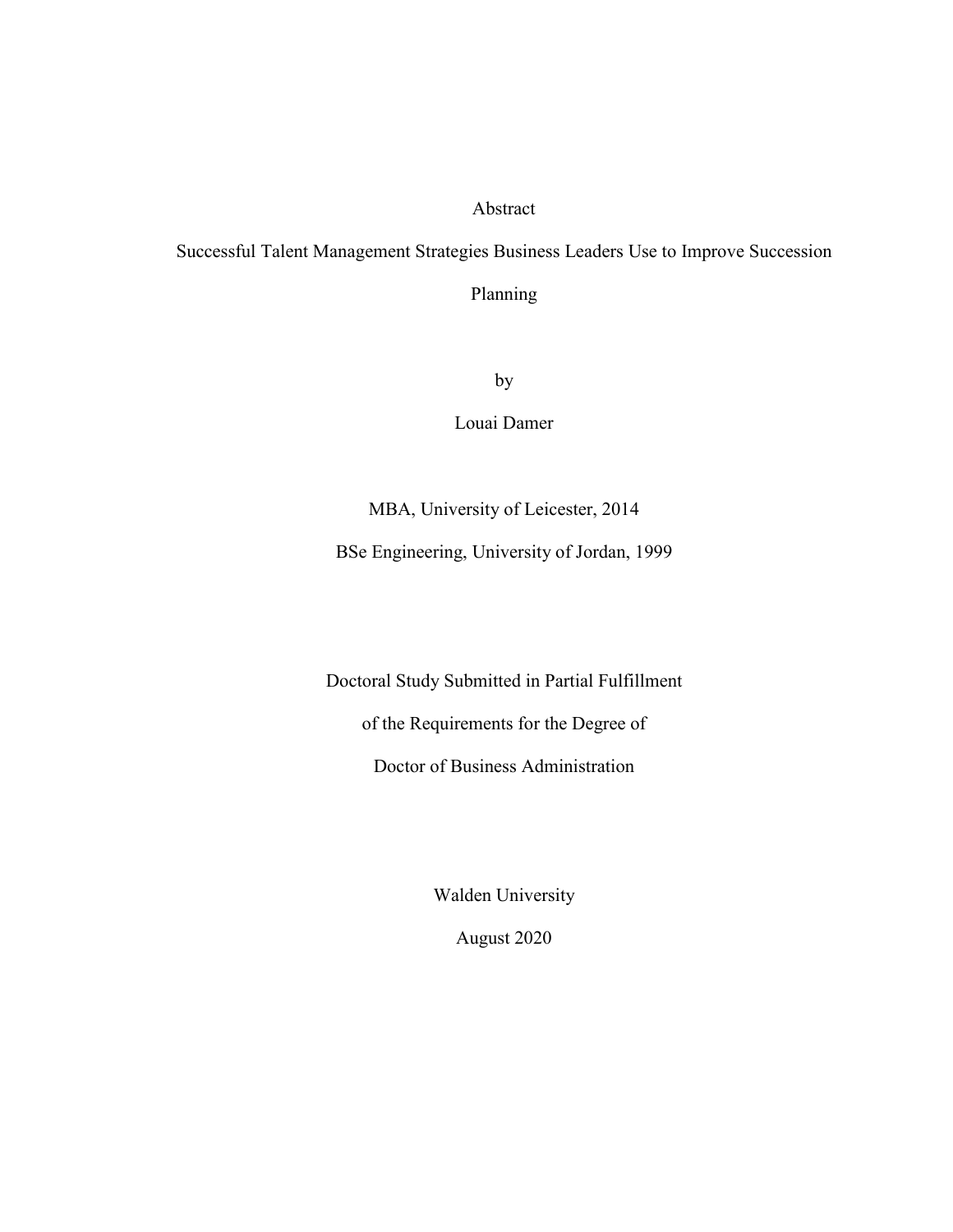# Abstract

## Successful Talent Management Strategies Business Leaders Use to Improve Succession Planning

by

Louai Damer

MBA, University of Leicester, 2014

BSe Engineering, University of Jordan, 1999

Doctoral Study Submitted in Partial Fulfillment

of the Requirements for the Degree of

Doctor of Business Administration

Walden University

August 2020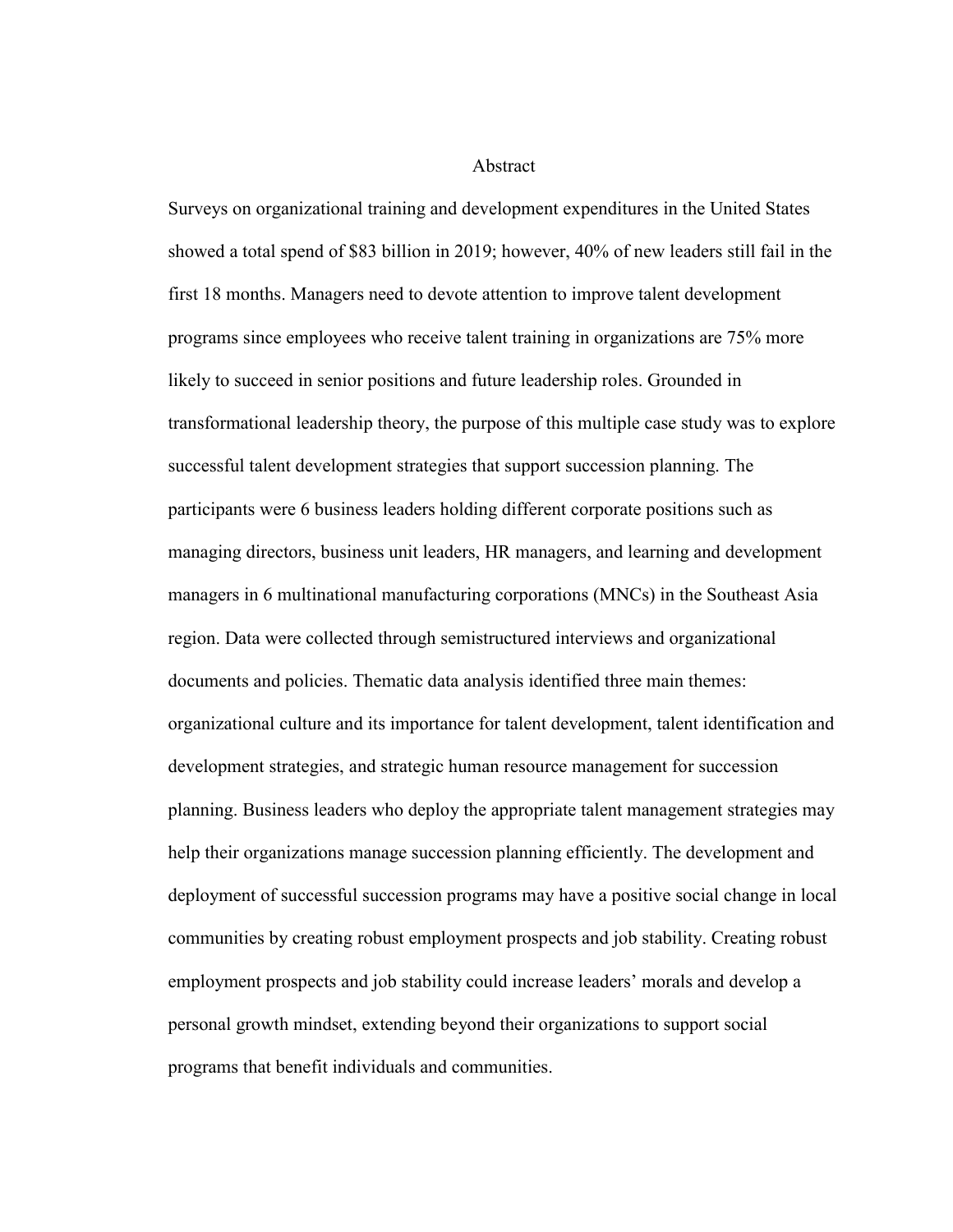# Abstract

Surveys on organizational training and development expenditures in the United States showed a total spend of $83 billion in 2019; however, 40% of new leaders still fail in the first 18 months. Managers need to devote attention to improve talent development programs since employees who receive talent training in organizations are 75% more likely to succeed in senior positions and future leadership roles. Grounded in transformational leadership theory, the purpose of this multiple case study was to explore successful talent development strategies that support succession planning. The participants were 6 business leaders holding different corporate positions such as managing directors, business unit leaders, HR managers, and learning and development managers in 6 multinational manufacturing corporations (MNCs) in the Southeast Asia region. Data were collected through semistructured interviews and organizational documents and policies. Thematic data analysis identified three main themes: organizational culture and its importance for talent development, talent identification and development strategies, and strategic human resource management for succession planning. Business leaders who deploy the appropriate talent management strategies may help their organizations manage succession planning efficiently. The development and deployment of successful succession programs may have a positive social change in local communities by creating robust employment prospects and job stability. Creating robust employment prospects and job stability could increase leaders' morals and develop a personal growth mindset, extending beyond their organizations to support social programs that benefit individuals and communities.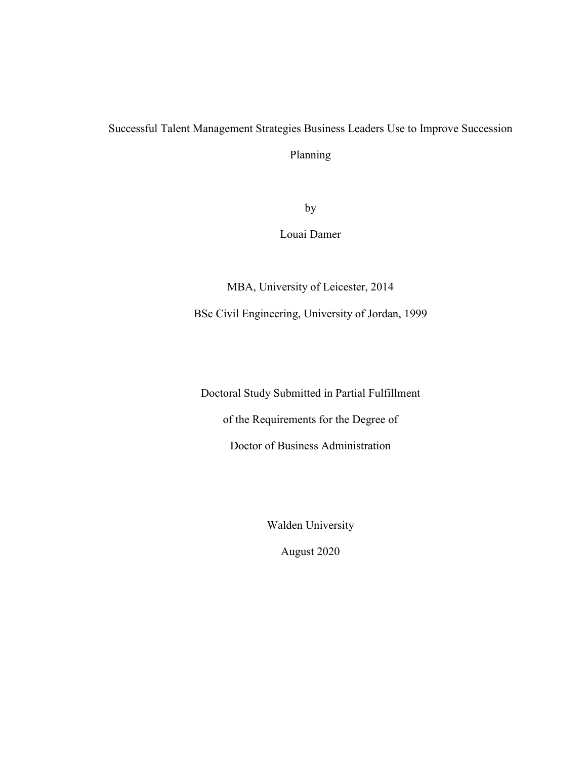# Successful Talent Management Strategies Business Leaders Use to Improve Succession Planning

by

Louai Damer

MBA, University of Leicester, 2014

BSc Civil Engineering, University of Jordan, 1999

Doctoral Study Submitted in Partial Fulfillment

of the Requirements for the Degree of

Doctor of Business Administration

Walden University

August 2020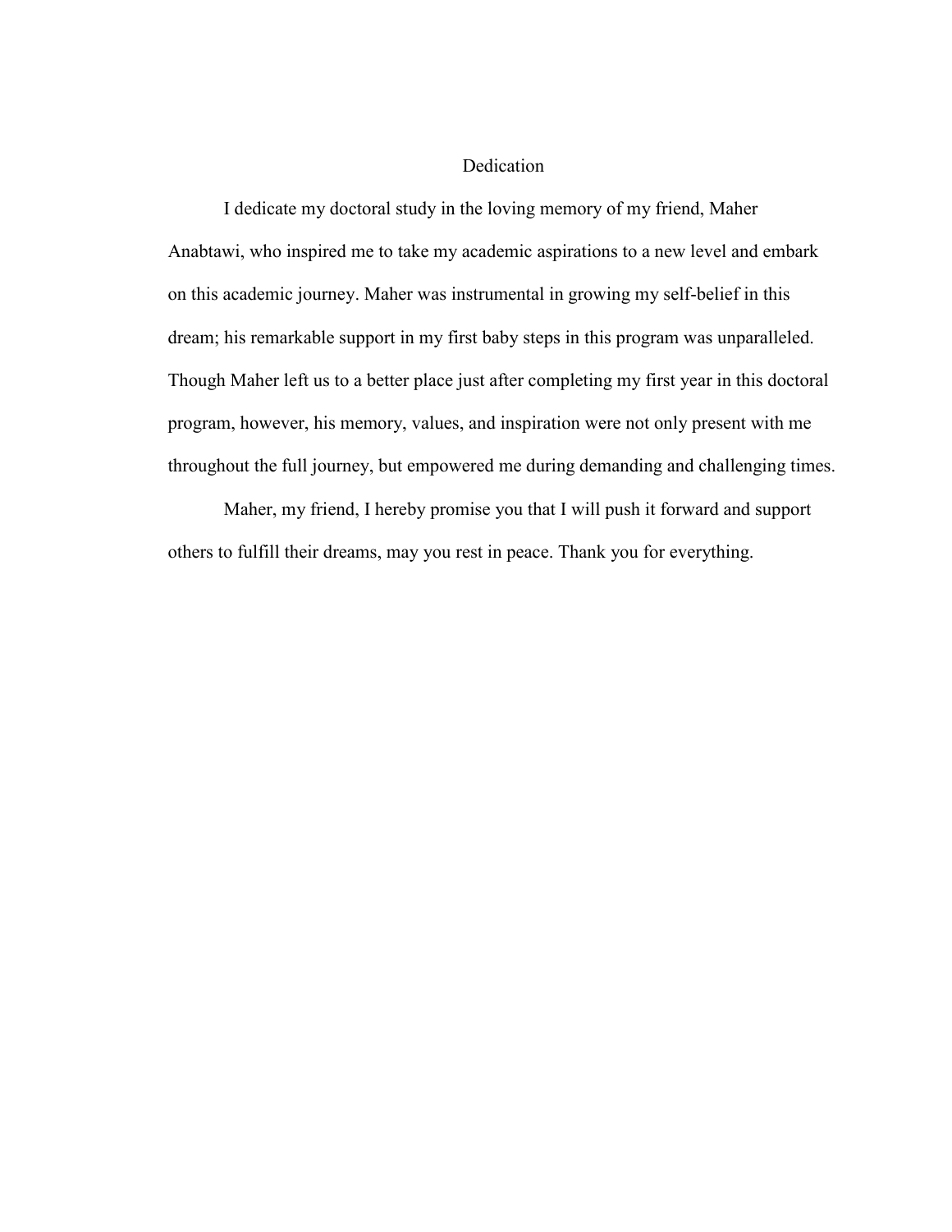# Dedication

I dedicate my doctoral study in the loving memory of my friend, Maher Anabtawi, who inspired me to take my academic aspirations to a new level and embark on this academic journey. Maher was instrumental in growing my self-belief in this dream; his remarkable support in my first baby steps in this program was unparalleled. Though Maher left us to a better place just after completing my first year in this doctoral program, however, his memory, values, and inspiration were not only present with me throughout the full journey, but empowered me during demanding and challenging times.

Maher, my friend, I hereby promise you that I will push it forward and support others to fulfill their dreams, may you rest in peace. Thank you for everything.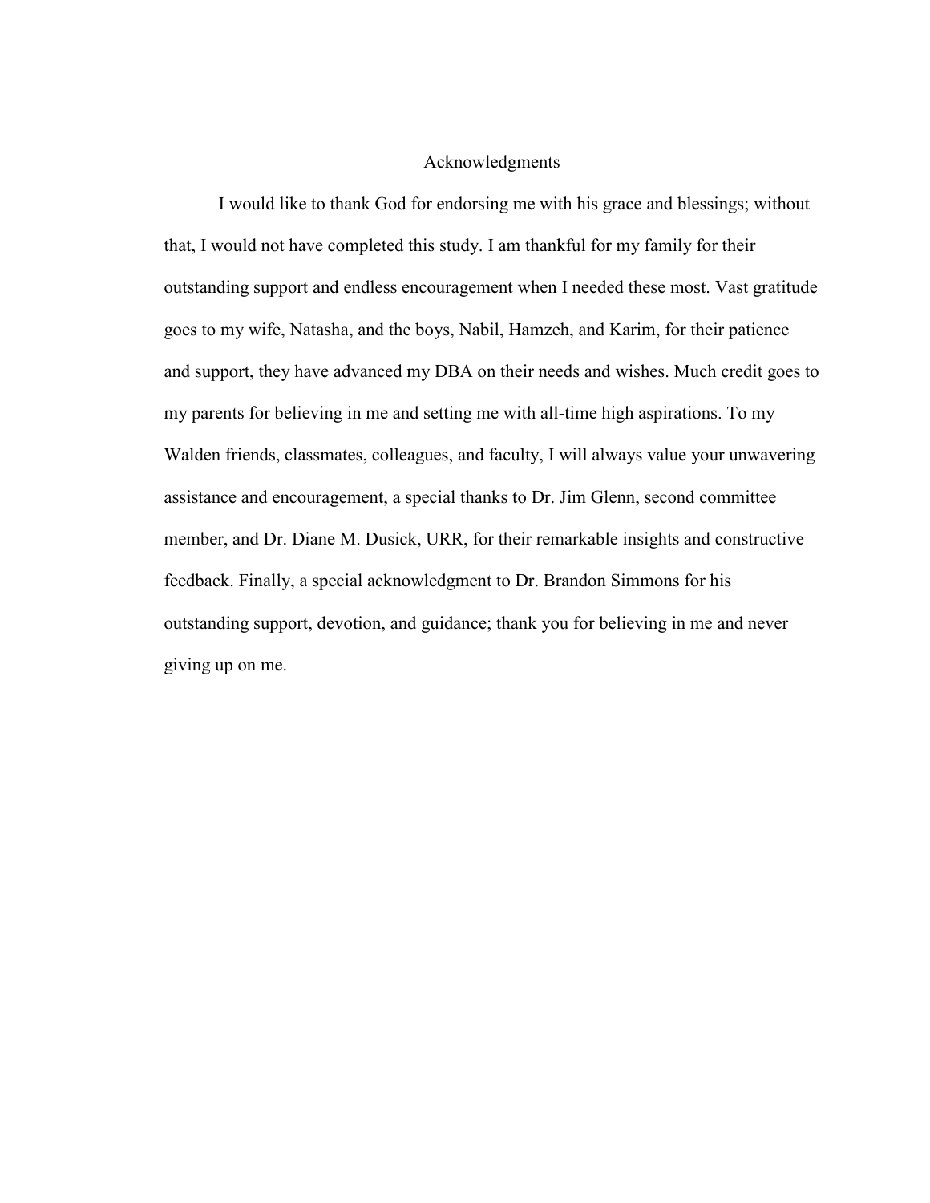# Acknowledgments

I would like to thank God for endorsing me with his grace and blessings; without that, I would not have completed this study. I am thankful for my family for their outstanding support and endless encouragement when I needed these most. Vast gratitude goes to my wife, Natasha, and the boys, Nabil, Hamzeh, and Karim, for their patience and support, they have advanced my DBA on their needs and wishes. Much credit goes to my parents for believing in me and setting me with all-time high aspirations. To my Walden friends, classmates, colleagues, and faculty, I will always value your unwavering assistance and encouragement, a special thanks to Dr. Jim Glenn, second committee member, and Dr. Diane M. Dusick, URR, for their remarkable insights and constructive feedback. Finally, a special acknowledgment to Dr. Brandon Simmons for his outstanding support, devotion, and guidance; thank you for believing in me and never giving up on me.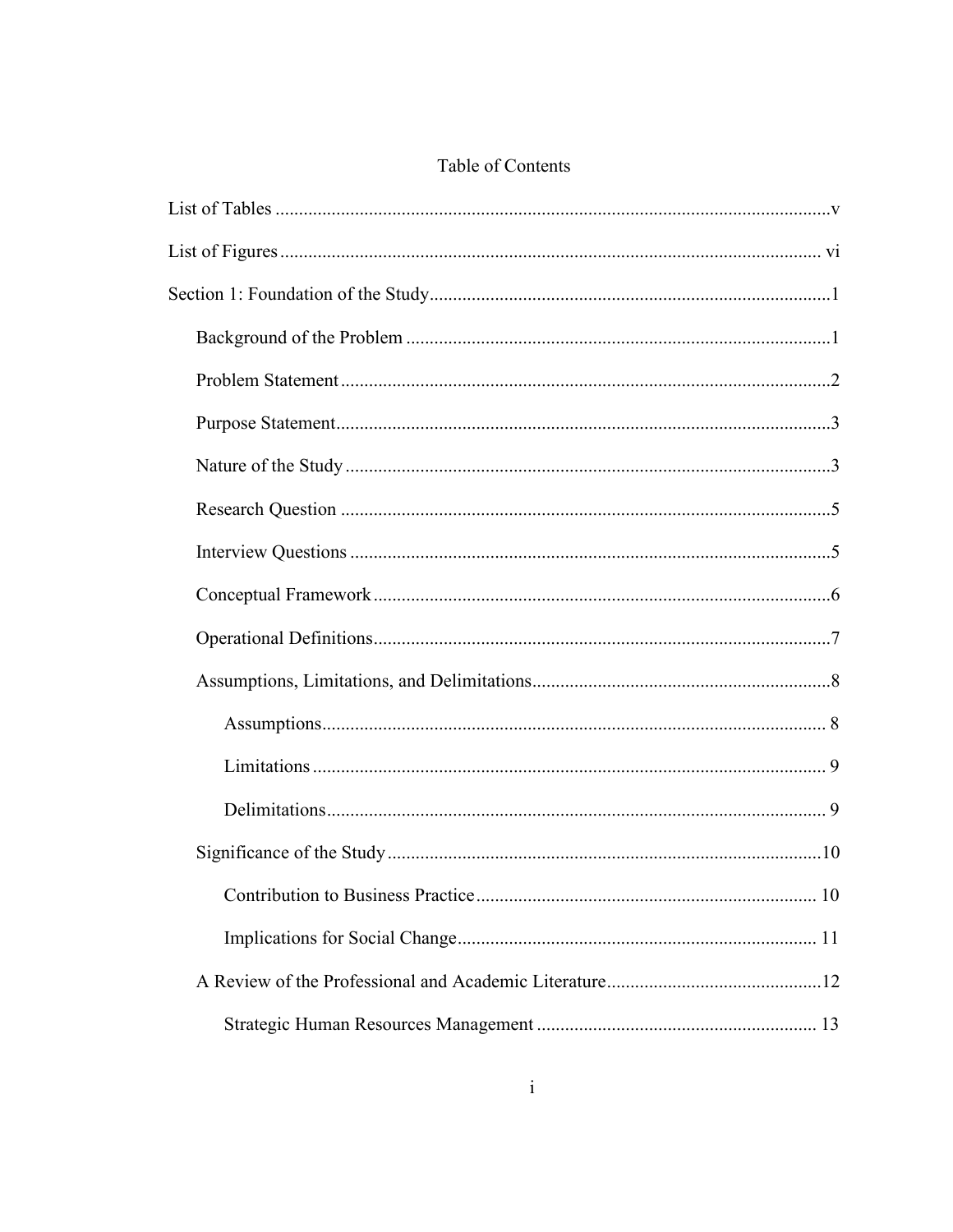# Table of Contents

List of Tables ......................................................................................................................v

List of Figures ................................................................................................................... vi

Section 1: Foundation of the Study.....................................................................................1

  Background of the Problem ..........................................................................................1

  Problem Statement ........................................................................................................2

  Purpose Statement.........................................................................................................3

  Nature of the Study .......................................................................................................3

  Research Question ........................................................................................................5

  Interview Questions ......................................................................................................5

  Conceptual Framework .................................................................................................6

  Operational Definitions.................................................................................................7

  Assumptions, Limitations, and Delimitations...............................................................8

    Assumptions........................................................................................................... 8

    Limitations ............................................................................................................. 9

    Delimitations.......................................................................................................... 9

  Significance of the Study ............................................................................................10

    Contribution to Business Practice ........................................................................ 10

    Implications for Social Change............................................................................ 11

  A Review of the Professional and Academic Literature.............................................12

    Strategic Human Resources Management ........................................................... 13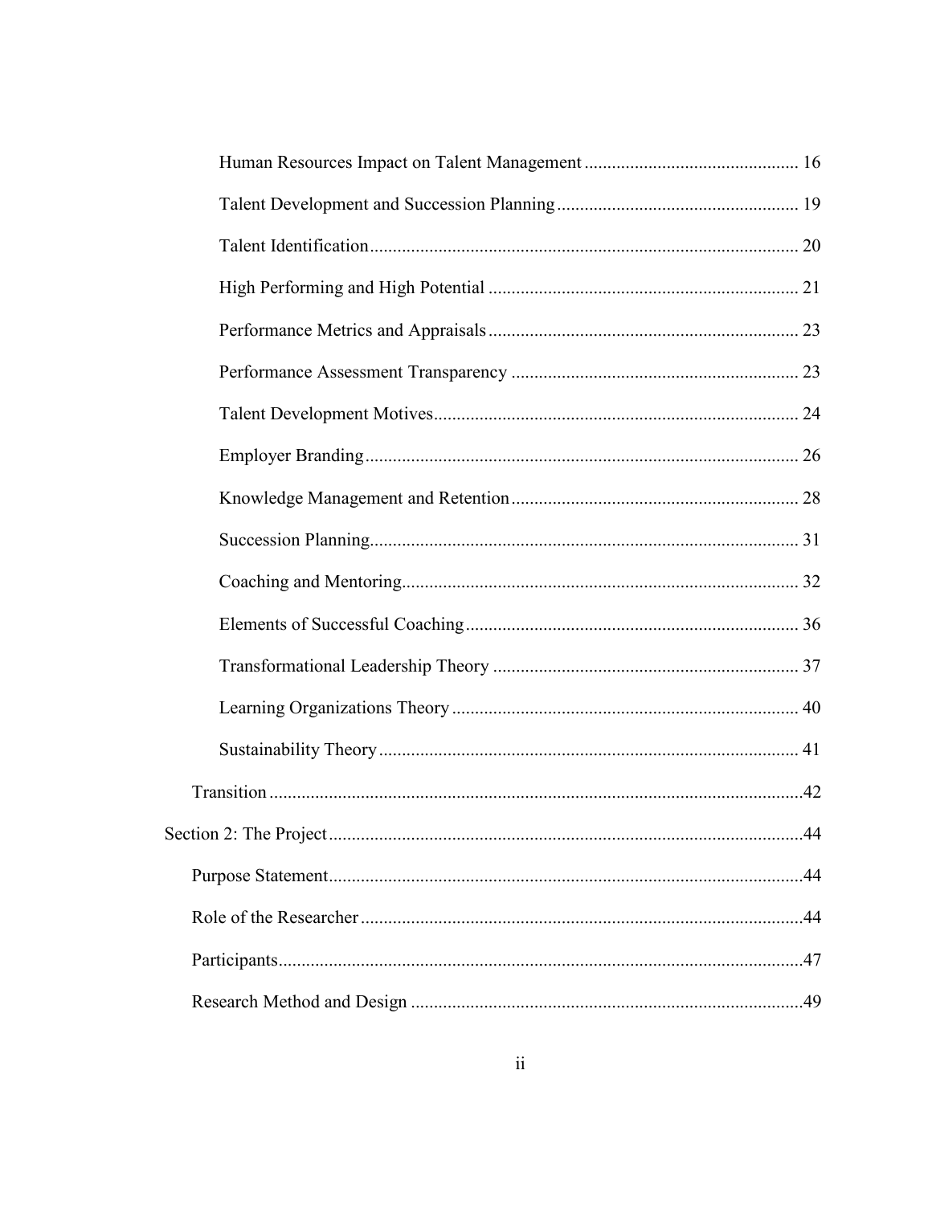Human Resources Impact on Talent Management ............................................. 16

Talent Development and Succession Planning ................................................... 19

Talent Identification ............................................................................................ 20

High Performing and High Potential .................................................................. 21

Performance Metrics and Appraisals .................................................................. 23

Performance Assessment Transparency ............................................................. 23

Talent Development Motives .............................................................................. 24

Employer Branding ............................................................................................. 26

Knowledge Management and Retention ............................................................. 28

Succession Planning ............................................................................................ 31

Coaching and Mentoring ..................................................................................... 32

Elements of Successful Coaching ....................................................................... 36

Transformational Leadership Theory ................................................................. 37

Learning Organizations Theory .......................................................................... 40

Sustainability Theory .......................................................................................... 41

Transition ................................................................................................................... 42

Section 2: The Project ..................................................................................................... 44

Purpose Statement ...................................................................................................... 44

Role of the Researcher ............................................................................................... 44

Participants ................................................................................................................. 47

Research Method and Design .................................................................................... 49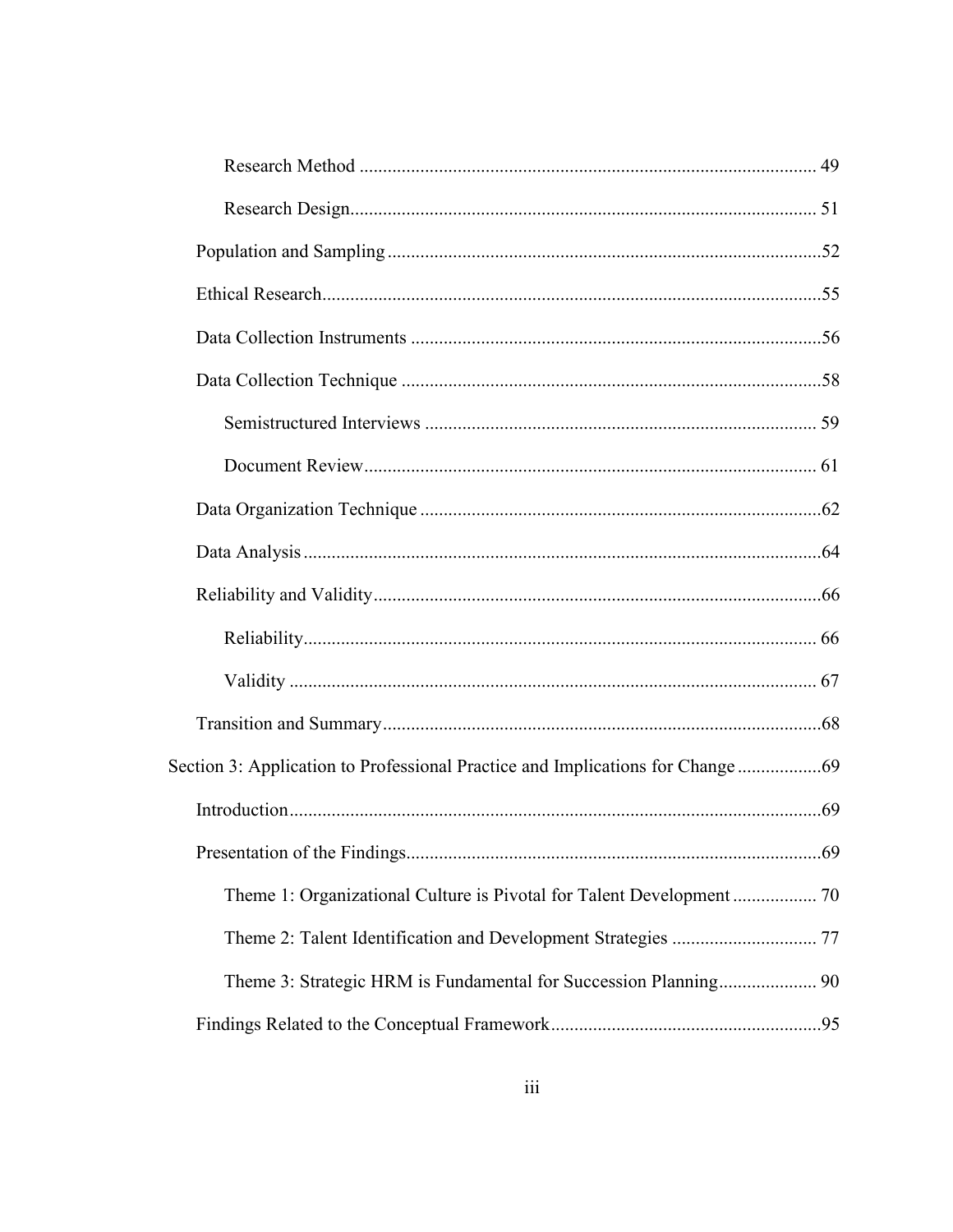Research Method ........................................................................................ 49

Research Design.......................................................................................... 51

Population and Sampling ..............................................................................52

Ethical Research............................................................................................55

Data Collection Instruments .........................................................................56

Data Collection Technique ...........................................................................58

Semistructured Interviews ......................................................................... 59

Document Review....................................................................................... 61

Data Organization Technique .......................................................................62

Data Analysis ................................................................................................64

Reliability and Validity.................................................................................66

Reliability.................................................................................................... 66

Validity ....................................................................................................... 67

Transition and Summary...............................................................................68

Section 3: Application to Professional Practice and Implications for Change ..................69

Introduction...................................................................................................69

Presentation of the Findings..........................................................................69

Theme 1: Organizational Culture is Pivotal for Talent Development .................. 70

Theme 2: Talent Identification and Development Strategies ............................... 77

Theme 3: Strategic HRM is Fundamental for Succession Planning..................... 90

Findings Related to the Conceptual Framework...........................................................95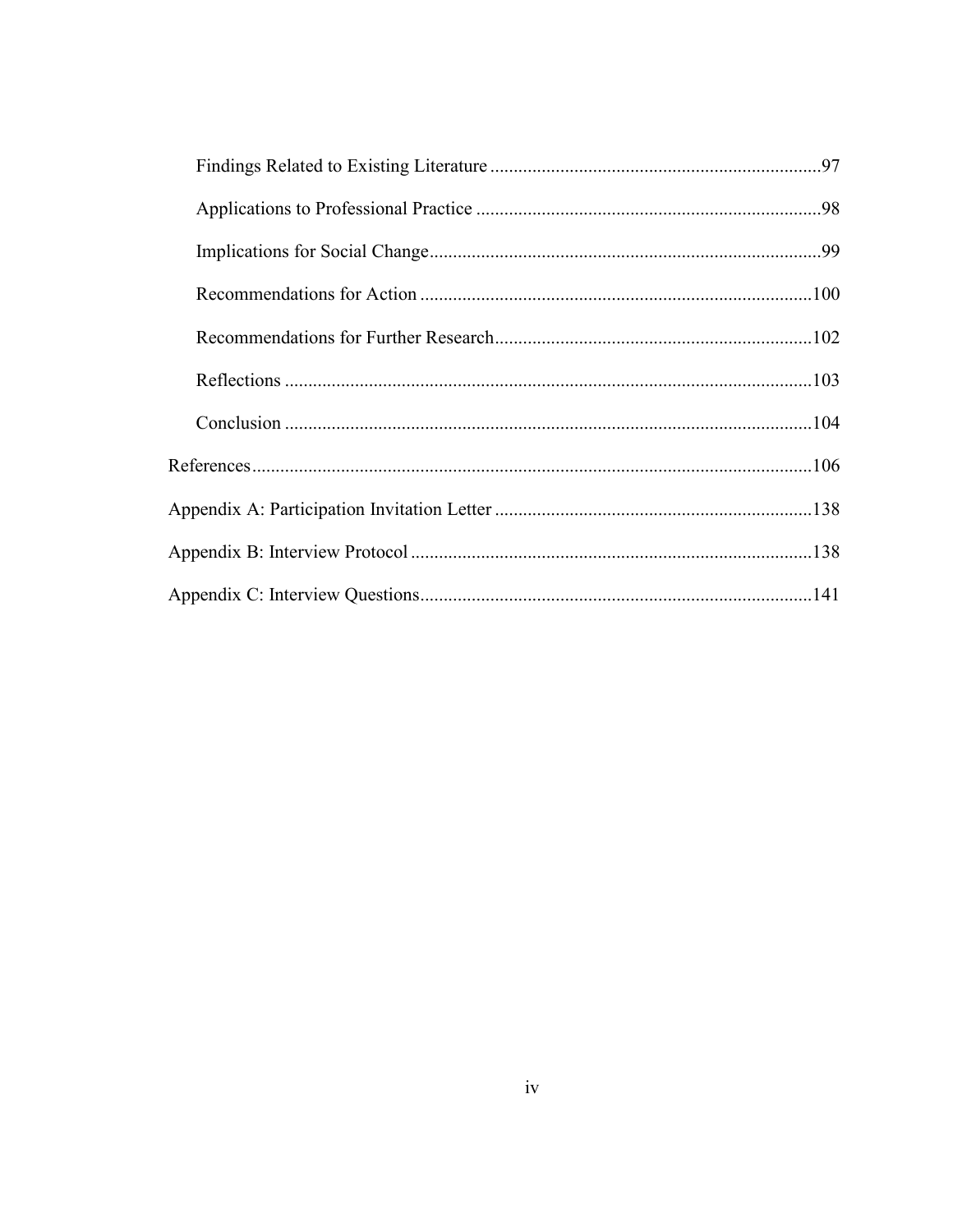Findings Related to Existing Literature ......................................................................97

Applications to Professional Practice .........................................................................98

Implications for Social Change...................................................................................99

Recommendations for Action ...................................................................................100

Recommendations for Further Research...................................................................102

Reflections ................................................................................................................103

Conclusion ................................................................................................................104

References.......................................................................................................................106

Appendix A: Participation Invitation Letter ...................................................................138

Appendix B: Interview Protocol .....................................................................................138

Appendix C: Interview Questions...................................................................................141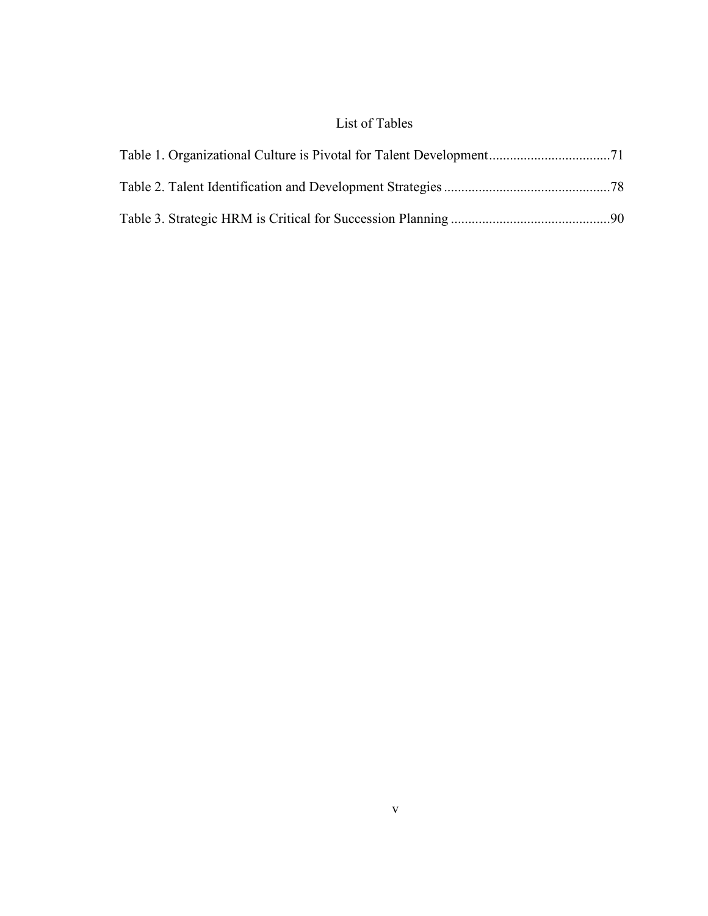# List of Tables

Table 1. Organizational Culture is Pivotal for Talent Development ..................................71

Table 2. Talent Identification and Development Strategies ................................................78

Table 3. Strategic HRM is Critical for Succession Planning .............................................90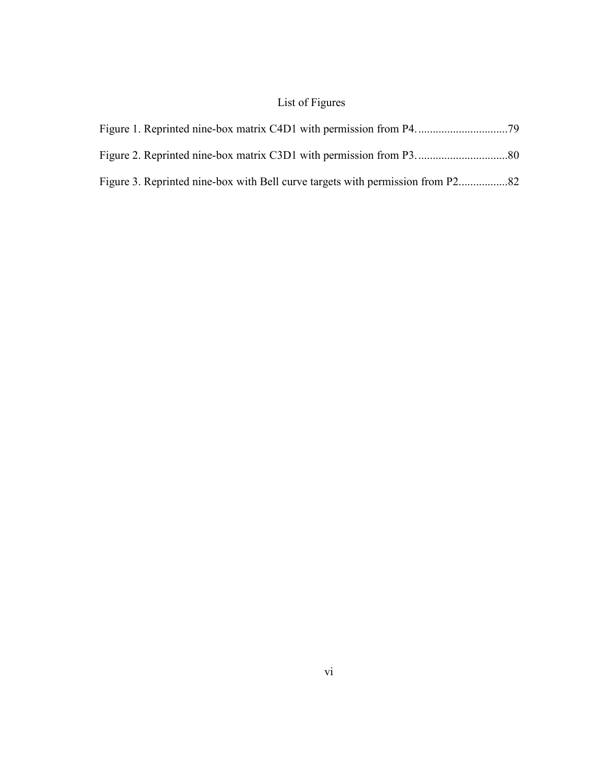# List of Figures

Figure 1. Reprinted nine-box matrix C4D1 with permission from P4. ..............................79

Figure 2. Reprinted nine-box matrix C3D1 with permission from P3. ..............................80

Figure 3. Reprinted nine-box with Bell curve targets with permission from P2.................82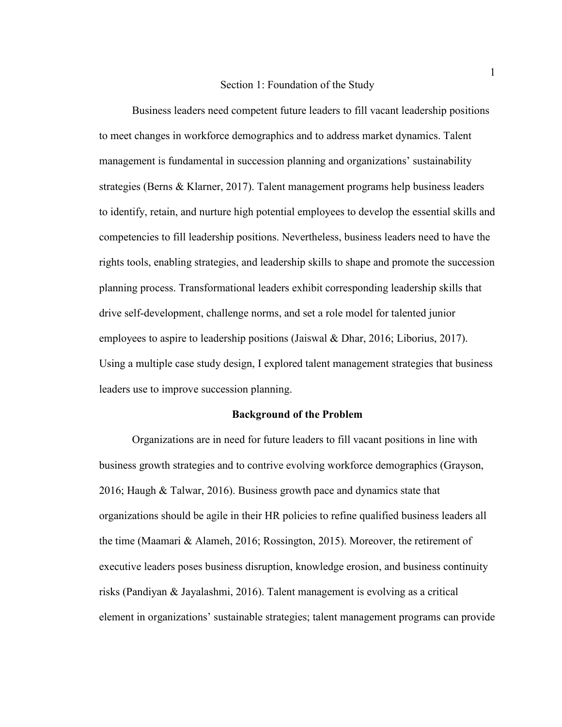# Section 1: Foundation of the Study

Business leaders need competent future leaders to fill vacant leadership positions to meet changes in workforce demographics and to address market dynamics. Talent management is fundamental in succession planning and organizations' sustainability strategies (Berns & Klarner, 2017). Talent management programs help business leaders to identify, retain, and nurture high potential employees to develop the essential skills and competencies to fill leadership positions. Nevertheless, business leaders need to have the rights tools, enabling strategies, and leadership skills to shape and promote the succession planning process. Transformational leaders exhibit corresponding leadership skills that drive self-development, challenge norms, and set a role model for talented junior employees to aspire to leadership positions (Jaiswal & Dhar, 2016; Liborius, 2017). Using a multiple case study design, I explored talent management strategies that business leaders use to improve succession planning.

## Background of the Problem

Organizations are in need for future leaders to fill vacant positions in line with business growth strategies and to contrive evolving workforce demographics (Grayson, 2016; Haugh & Talwar, 2016). Business growth pace and dynamics state that organizations should be agile in their HR policies to refine qualified business leaders all the time (Maamari & Alameh, 2016; Rossington, 2015). Moreover, the retirement of executive leaders poses business disruption, knowledge erosion, and business continuity risks (Pandiyan & Jayalashmi, 2016). Talent management is evolving as a critical element in organizations' sustainable strategies; talent management programs can provide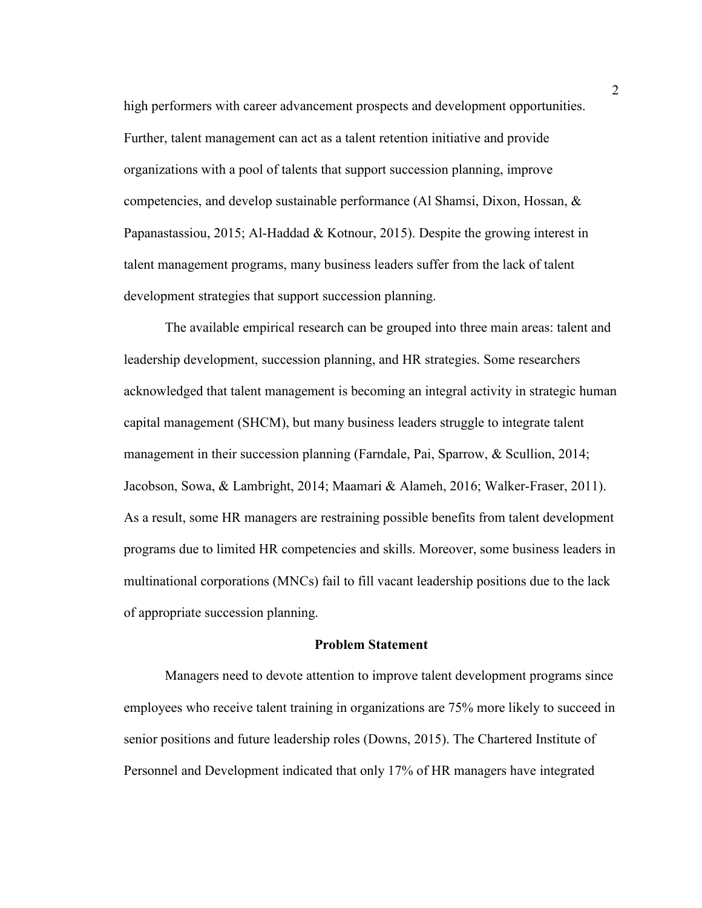high performers with career advancement prospects and development opportunities. Further, talent management can act as a talent retention initiative and provide organizations with a pool of talents that support succession planning, improve competencies, and develop sustainable performance (Al Shamsi, Dixon, Hossan, & Papanastassiou, 2015; Al-Haddad & Kotnour, 2015). Despite the growing interest in talent management programs, many business leaders suffer from the lack of talent development strategies that support succession planning.

The available empirical research can be grouped into three main areas: talent and leadership development, succession planning, and HR strategies. Some researchers acknowledged that talent management is becoming an integral activity in strategic human capital management (SHCM), but many business leaders struggle to integrate talent management in their succession planning (Farndale, Pai, Sparrow, & Scullion, 2014; Jacobson, Sowa, & Lambright, 2014; Maamari & Alameh, 2016; Walker-Fraser, 2011). As a result, some HR managers are restraining possible benefits from talent development programs due to limited HR competencies and skills. Moreover, some business leaders in multinational corporations (MNCs) fail to fill vacant leadership positions due to the lack of appropriate succession planning.

## Problem Statement

Managers need to devote attention to improve talent development programs since employees who receive talent training in organizations are 75% more likely to succeed in senior positions and future leadership roles (Downs, 2015). The Chartered Institute of Personnel and Development indicated that only 17% of HR managers have integrated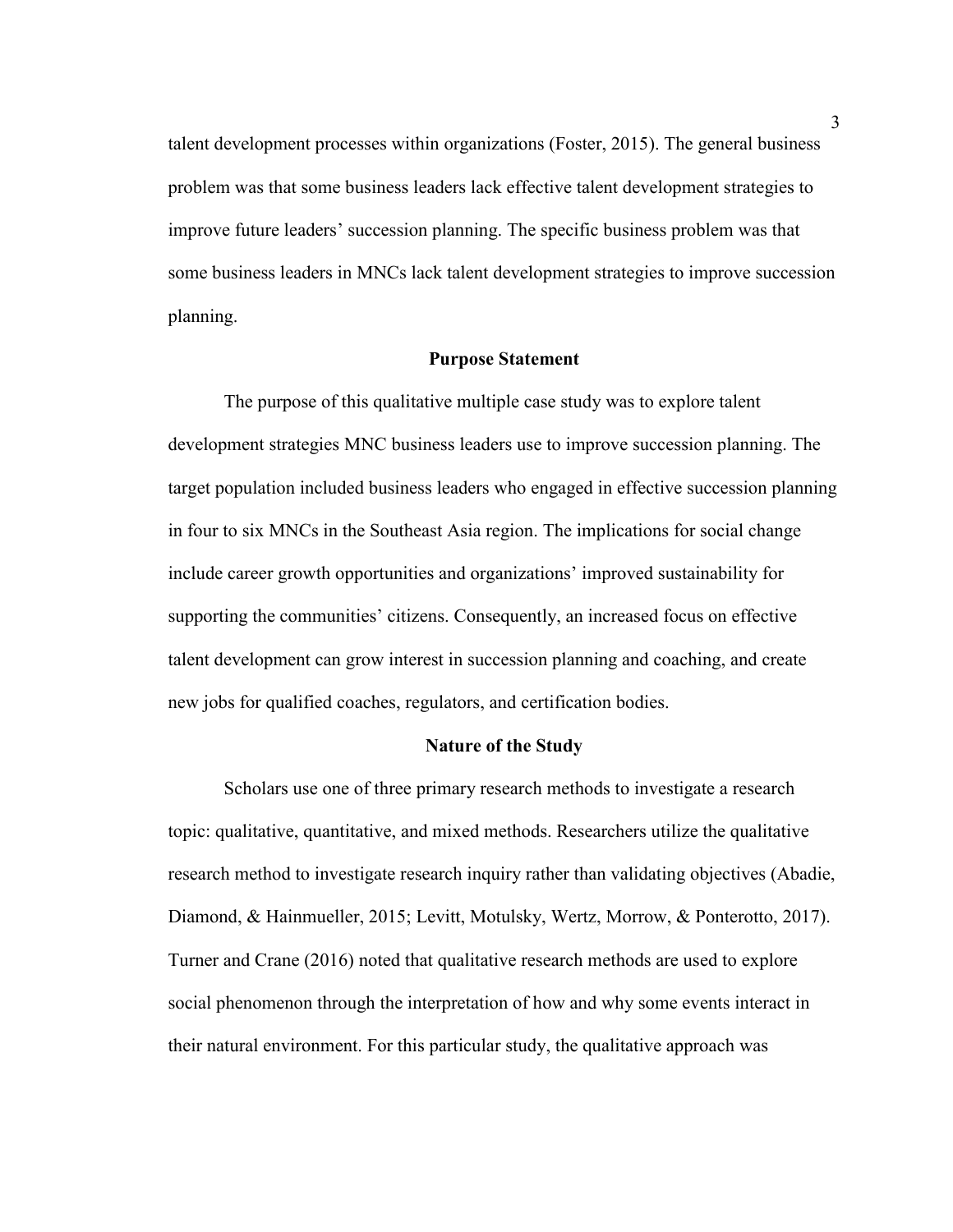talent development processes within organizations (Foster, 2015). The general business problem was that some business leaders lack effective talent development strategies to improve future leaders' succession planning. The specific business problem was that some business leaders in MNCs lack talent development strategies to improve succession planning.

## Purpose Statement

The purpose of this qualitative multiple case study was to explore talent development strategies MNC business leaders use to improve succession planning. The target population included business leaders who engaged in effective succession planning in four to six MNCs in the Southeast Asia region. The implications for social change include career growth opportunities and organizations' improved sustainability for supporting the communities' citizens. Consequently, an increased focus on effective talent development can grow interest in succession planning and coaching, and create new jobs for qualified coaches, regulators, and certification bodies.

## Nature of the Study

Scholars use one of three primary research methods to investigate a research topic: qualitative, quantitative, and mixed methods. Researchers utilize the qualitative research method to investigate research inquiry rather than validating objectives (Abadie, Diamond, & Hainmueller, 2015; Levitt, Motulsky, Wertz, Morrow, & Ponterotto, 2017). Turner and Crane (2016) noted that qualitative research methods are used to explore social phenomenon through the interpretation of how and why some events interact in their natural environment. For this particular study, the qualitative approach was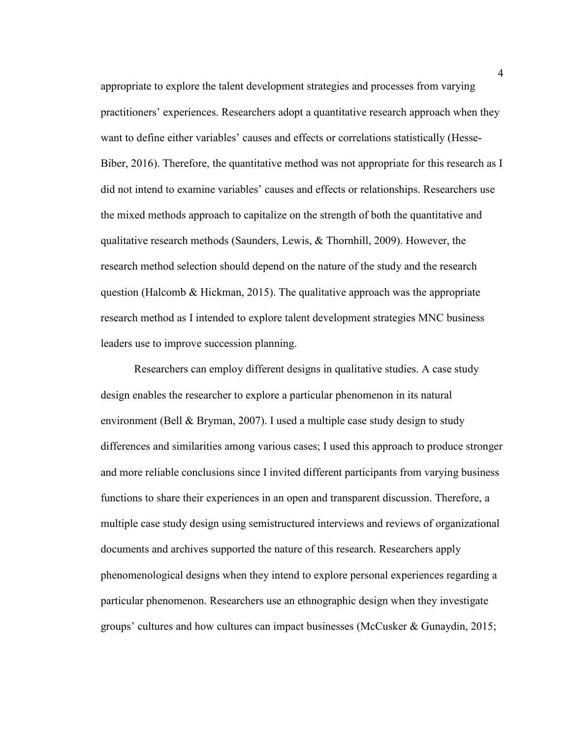appropriate to explore the talent development strategies and processes from varying practitioners' experiences. Researchers adopt a quantitative research approach when they want to define either variables' causes and effects or correlations statistically (Hesse-Biber, 2016). Therefore, the quantitative method was not appropriate for this research as I did not intend to examine variables' causes and effects or relationships. Researchers use the mixed methods approach to capitalize on the strength of both the quantitative and qualitative research methods (Saunders, Lewis, & Thornhill, 2009). However, the research method selection should depend on the nature of the study and the research question (Halcomb & Hickman, 2015). The qualitative approach was the appropriate research method as I intended to explore talent development strategies MNC business leaders use to improve succession planning.

Researchers can employ different designs in qualitative studies. A case study design enables the researcher to explore a particular phenomenon in its natural environment (Bell & Bryman, 2007). I used a multiple case study design to study differences and similarities among various cases; I used this approach to produce stronger and more reliable conclusions since I invited different participants from varying business functions to share their experiences in an open and transparent discussion. Therefore, a multiple case study design using semistructured interviews and reviews of organizational documents and archives supported the nature of this research. Researchers apply phenomenological designs when they intend to explore personal experiences regarding a particular phenomenon. Researchers use an ethnographic design when they investigate groups' cultures and how cultures can impact businesses (McCusker & Gunaydin, 2015;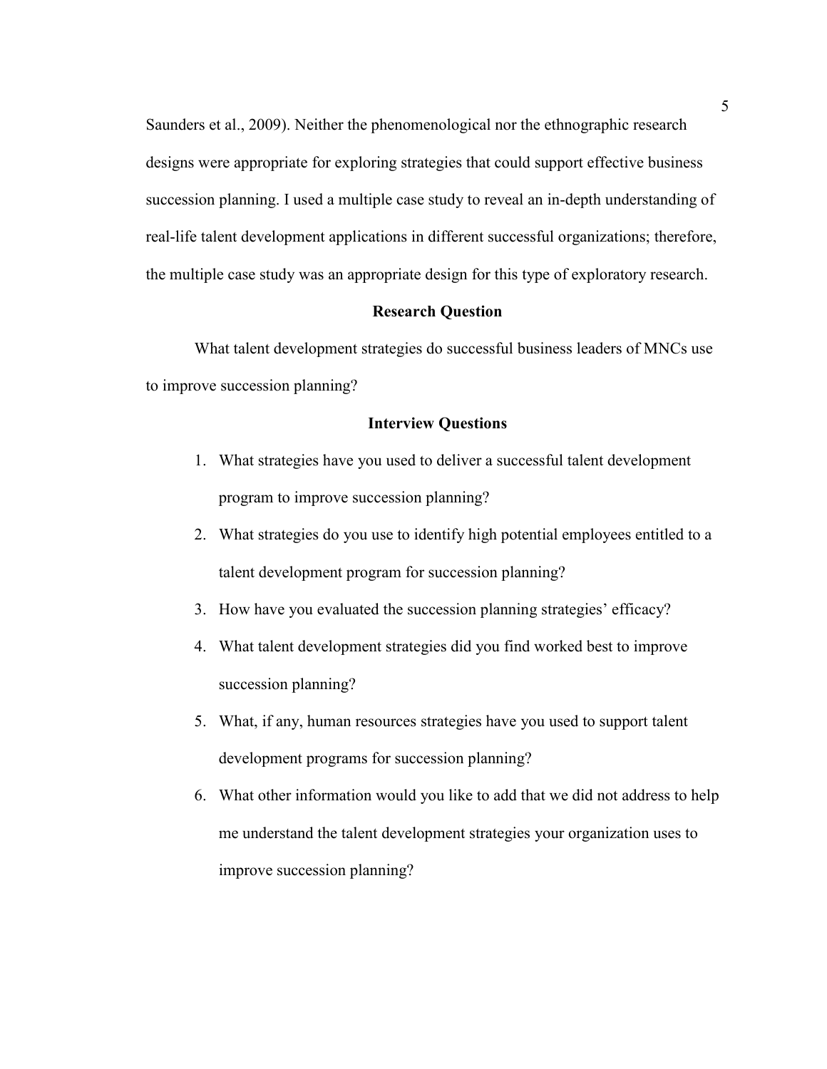Saunders et al., 2009). Neither the phenomenological nor the ethnographic research designs were appropriate for exploring strategies that could support effective business succession planning. I used a multiple case study to reveal an in-depth understanding of real-life talent development applications in different successful organizations; therefore, the multiple case study was an appropriate design for this type of exploratory research.

## Research Question

What talent development strategies do successful business leaders of MNCs use to improve succession planning?

## Interview Questions

1. What strategies have you used to deliver a successful talent development program to improve succession planning?
2. What strategies do you use to identify high potential employees entitled to a talent development program for succession planning?
3. How have you evaluated the succession planning strategies' efficacy?
4. What talent development strategies did you find worked best to improve succession planning?
5. What, if any, human resources strategies have you used to support talent development programs for succession planning?
6. What other information would you like to add that we did not address to help me understand the talent development strategies your organization uses to improve succession planning?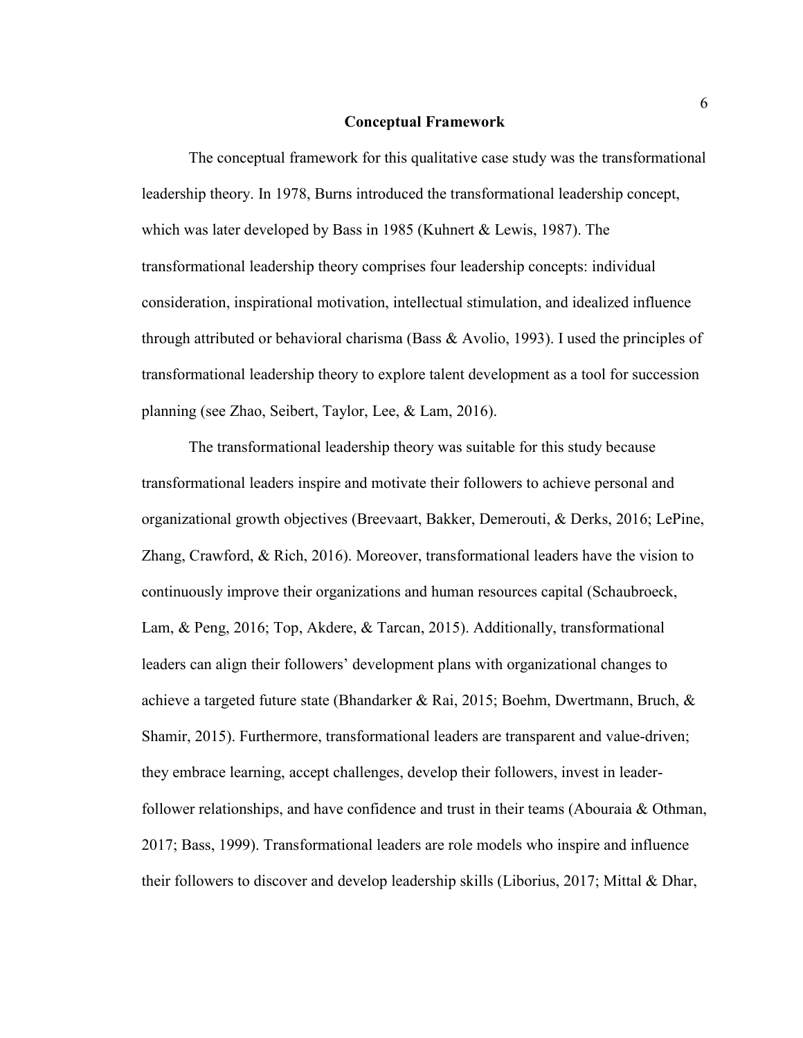## Conceptual Framework

The conceptual framework for this qualitative case study was the transformational leadership theory. In 1978, Burns introduced the transformational leadership concept, which was later developed by Bass in 1985 (Kuhnert & Lewis, 1987). The transformational leadership theory comprises four leadership concepts: individual consideration, inspirational motivation, intellectual stimulation, and idealized influence through attributed or behavioral charisma (Bass & Avolio, 1993). I used the principles of transformational leadership theory to explore talent development as a tool for succession planning (see Zhao, Seibert, Taylor, Lee, & Lam, 2016).

The transformational leadership theory was suitable for this study because transformational leaders inspire and motivate their followers to achieve personal and organizational growth objectives (Breevaart, Bakker, Demerouti, & Derks, 2016; LePine, Zhang, Crawford, & Rich, 2016). Moreover, transformational leaders have the vision to continuously improve their organizations and human resources capital (Schaubroeck, Lam, & Peng, 2016; Top, Akdere, & Tarcan, 2015). Additionally, transformational leaders can align their followers' development plans with organizational changes to achieve a targeted future state (Bhandarker & Rai, 2015; Boehm, Dwertmann, Bruch, & Shamir, 2015). Furthermore, transformational leaders are transparent and value-driven; they embrace learning, accept challenges, develop their followers, invest in leader-follower relationships, and have confidence and trust in their teams (Abouraia & Othman, 2017; Bass, 1999). Transformational leaders are role models who inspire and influence their followers to discover and develop leadership skills (Liborius, 2017; Mittal & Dhar,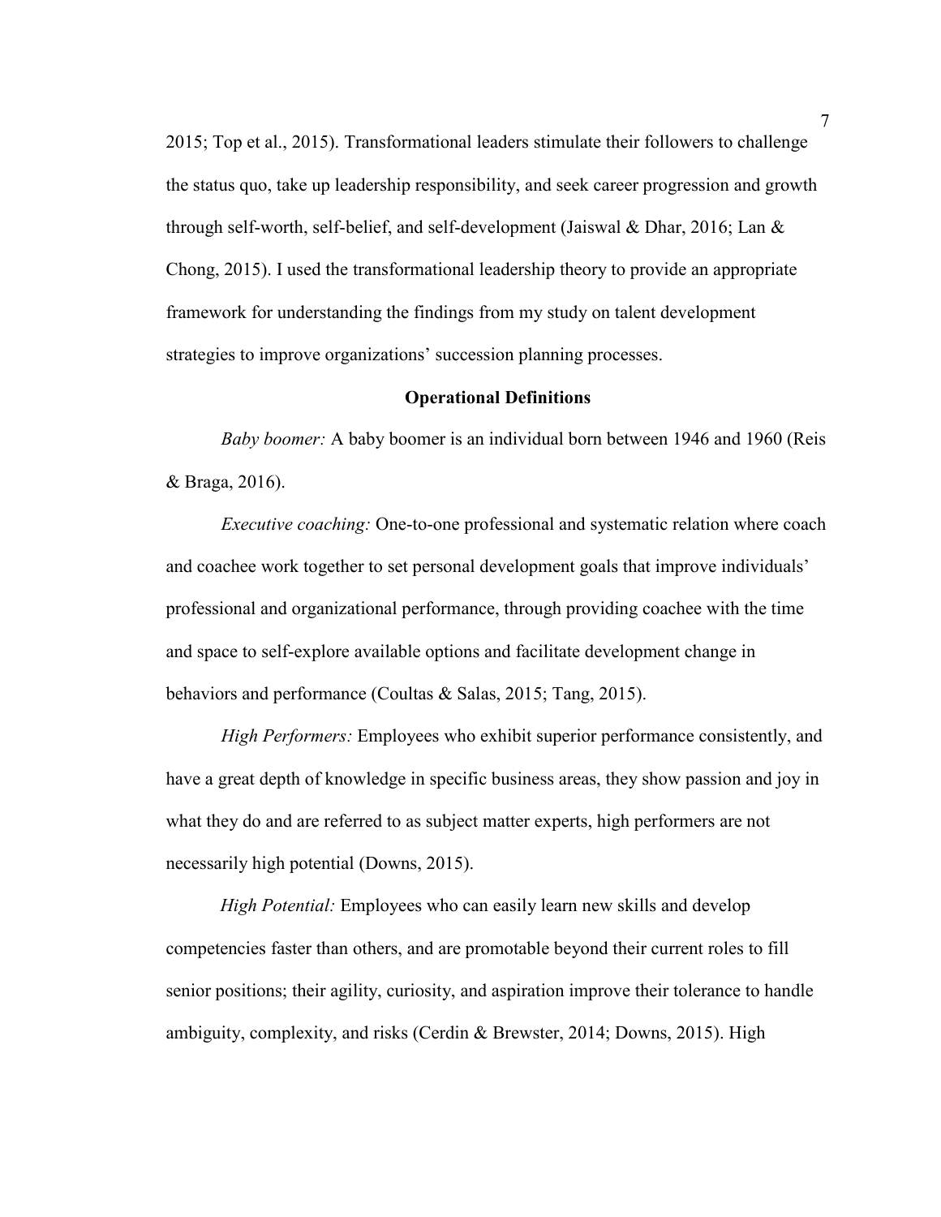2015; Top et al., 2015). Transformational leaders stimulate their followers to challenge the status quo, take up leadership responsibility, and seek career progression and growth through self-worth, self-belief, and self-development (Jaiswal & Dhar, 2016; Lan & Chong, 2015). I used the transformational leadership theory to provide an appropriate framework for understanding the findings from my study on talent development strategies to improve organizations' succession planning processes.

## Operational Definitions

*Baby boomer:* A baby boomer is an individual born between 1946 and 1960 (Reis & Braga, 2016).

*Executive coaching:* One-to-one professional and systematic relation where coach and coachee work together to set personal development goals that improve individuals' professional and organizational performance, through providing coachee with the time and space to self-explore available options and facilitate development change in behaviors and performance (Coultas & Salas, 2015; Tang, 2015).

*High Performers:* Employees who exhibit superior performance consistently, and have a great depth of knowledge in specific business areas, they show passion and joy in what they do and are referred to as subject matter experts, high performers are not necessarily high potential (Downs, 2015).

*High Potential:* Employees who can easily learn new skills and develop competencies faster than others, and are promotable beyond their current roles to fill senior positions; their agility, curiosity, and aspiration improve their tolerance to handle ambiguity, complexity, and risks (Cerdin & Brewster, 2014; Downs, 2015). High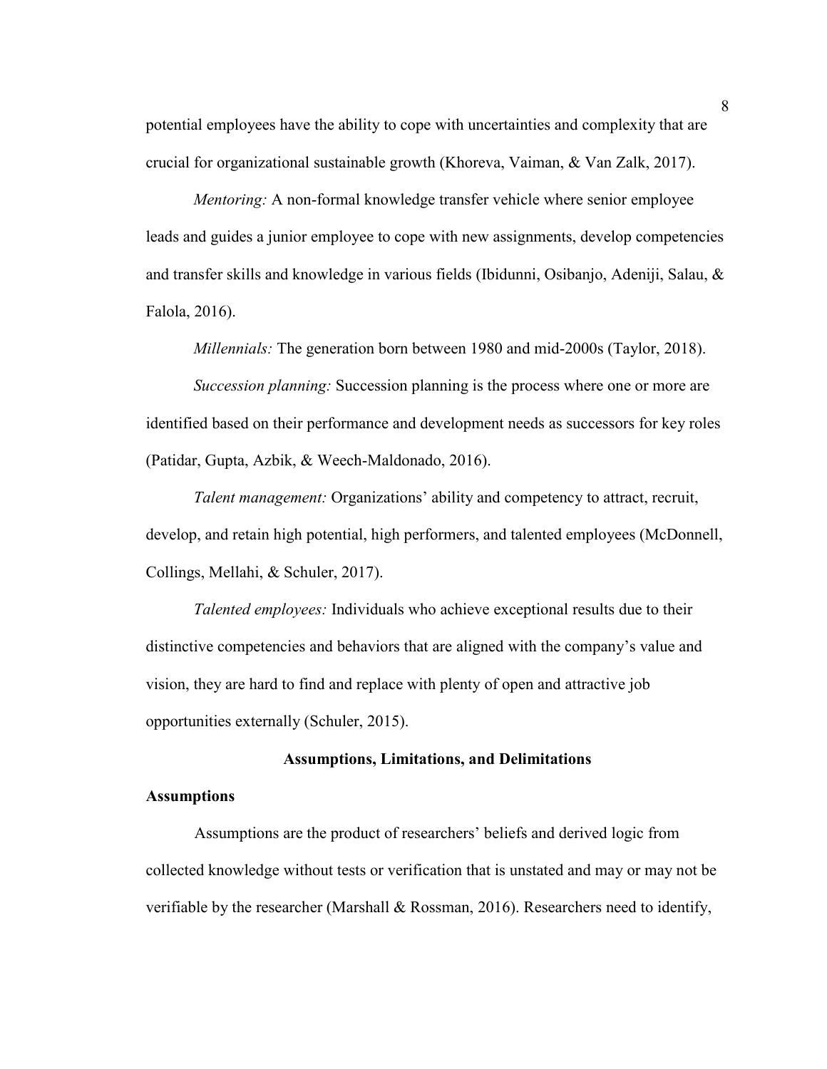potential employees have the ability to cope with uncertainties and complexity that are crucial for organizational sustainable growth (Khoreva, Vaiman, & Van Zalk, 2017).

*Mentoring:* A non-formal knowledge transfer vehicle where senior employee leads and guides a junior employee to cope with new assignments, develop competencies and transfer skills and knowledge in various fields (Ibidunni, Osibanjo, Adeniji, Salau, & Falola, 2016).

*Millennials:* The generation born between 1980 and mid-2000s (Taylor, 2018).

*Succession planning:* Succession planning is the process where one or more are identified based on their performance and development needs as successors for key roles (Patidar, Gupta, Azbik, & Weech-Maldonado, 2016).

*Talent management:* Organizations' ability and competency to attract, recruit, develop, and retain high potential, high performers, and talented employees (McDonnell, Collings, Mellahi, & Schuler, 2017).

*Talented employees:* Individuals who achieve exceptional results due to their distinctive competencies and behaviors that are aligned with the company's value and vision, they are hard to find and replace with plenty of open and attractive job opportunities externally (Schuler, 2015).

## Assumptions, Limitations, and Delimitations

### Assumptions

Assumptions are the product of researchers' beliefs and derived logic from collected knowledge without tests or verification that is unstated and may or may not be verifiable by the researcher (Marshall & Rossman, 2016). Researchers need to identify,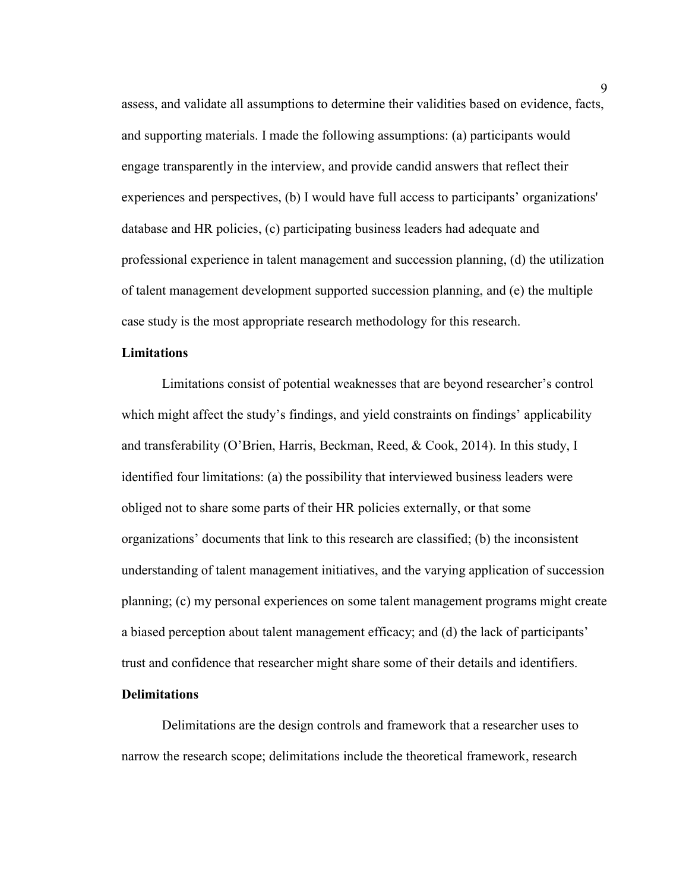assess, and validate all assumptions to determine their validities based on evidence, facts, and supporting materials. I made the following assumptions: (a) participants would engage transparently in the interview, and provide candid answers that reflect their experiences and perspectives, (b) I would have full access to participants' organizations' database and HR policies, (c) participating business leaders had adequate and professional experience in talent management and succession planning, (d) the utilization of talent management development supported succession planning, and (e) the multiple case study is the most appropriate research methodology for this research.

### Limitations

Limitations consist of potential weaknesses that are beyond researcher's control which might affect the study's findings, and yield constraints on findings' applicability and transferability (O'Brien, Harris, Beckman, Reed, & Cook, 2014). In this study, I identified four limitations: (a) the possibility that interviewed business leaders were obliged not to share some parts of their HR policies externally, or that some organizations' documents that link to this research are classified; (b) the inconsistent understanding of talent management initiatives, and the varying application of succession planning; (c) my personal experiences on some talent management programs might create a biased perception about talent management efficacy; and (d) the lack of participants' trust and confidence that researcher might share some of their details and identifiers.

### Delimitations

Delimitations are the design controls and framework that a researcher uses to narrow the research scope; delimitations include the theoretical framework, research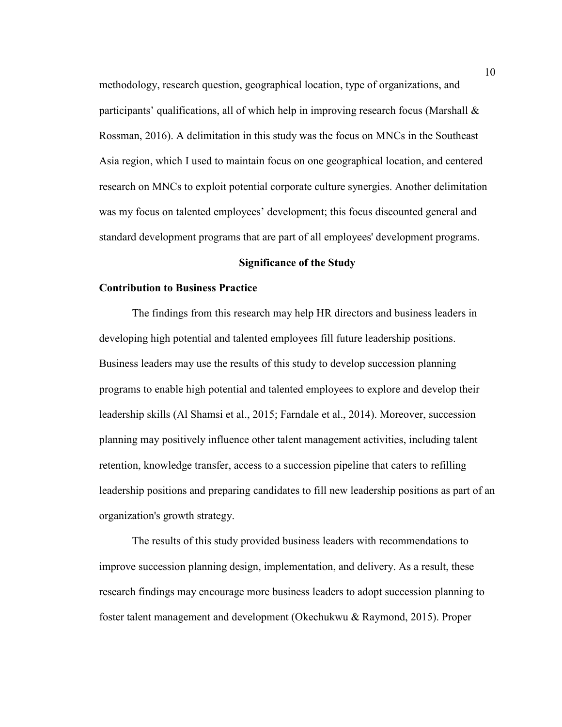methodology, research question, geographical location, type of organizations, and participants' qualifications, all of which help in improving research focus (Marshall & Rossman, 2016). A delimitation in this study was the focus on MNCs in the Southeast Asia region, which I used to maintain focus on one geographical location, and centered research on MNCs to exploit potential corporate culture synergies. Another delimitation was my focus on talented employees' development; this focus discounted general and standard development programs that are part of all employees' development programs.

## Significance of the Study

### Contribution to Business Practice

The findings from this research may help HR directors and business leaders in developing high potential and talented employees fill future leadership positions. Business leaders may use the results of this study to develop succession planning programs to enable high potential and talented employees to explore and develop their leadership skills (Al Shamsi et al., 2015; Farndale et al., 2014). Moreover, succession planning may positively influence other talent management activities, including talent retention, knowledge transfer, access to a succession pipeline that caters to refilling leadership positions and preparing candidates to fill new leadership positions as part of an organization's growth strategy.

The results of this study provided business leaders with recommendations to improve succession planning design, implementation, and delivery. As a result, these research findings may encourage more business leaders to adopt succession planning to foster talent management and development (Okechukwu & Raymond, 2015). Proper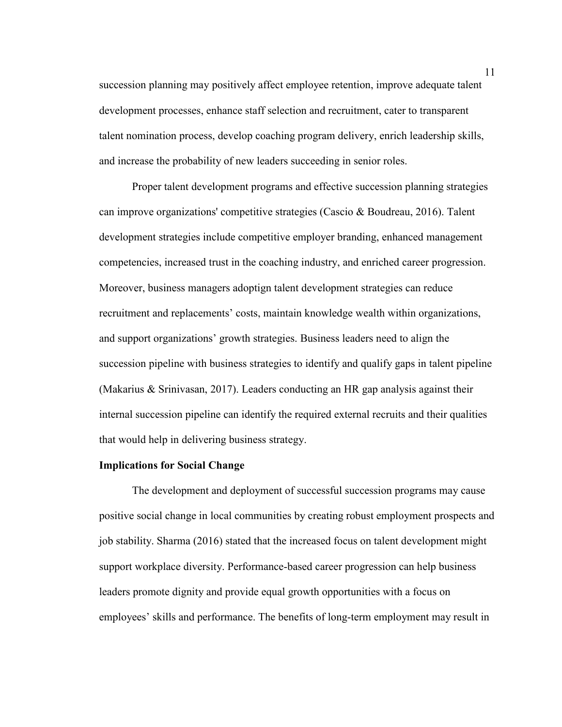succession planning may positively affect employee retention, improve adequate talent development processes, enhance staff selection and recruitment, cater to transparent talent nomination process, develop coaching program delivery, enrich leadership skills, and increase the probability of new leaders succeeding in senior roles.

Proper talent development programs and effective succession planning strategies can improve organizations' competitive strategies (Cascio & Boudreau, 2016). Talent development strategies include competitive employer branding, enhanced management competencies, increased trust in the coaching industry, and enriched career progression. Moreover, business managers adoptign talent development strategies can reduce recruitment and replacements' costs, maintain knowledge wealth within organizations, and support organizations' growth strategies. Business leaders need to align the succession pipeline with business strategies to identify and qualify gaps in talent pipeline (Makarius & Srinivasan, 2017). Leaders conducting an HR gap analysis against their internal succession pipeline can identify the required external recruits and their qualities that would help in delivering business strategy.

### Implications for Social Change

The development and deployment of successful succession programs may cause positive social change in local communities by creating robust employment prospects and job stability. Sharma (2016) stated that the increased focus on talent development might support workplace diversity. Performance-based career progression can help business leaders promote dignity and provide equal growth opportunities with a focus on employees' skills and performance. The benefits of long-term employment may result in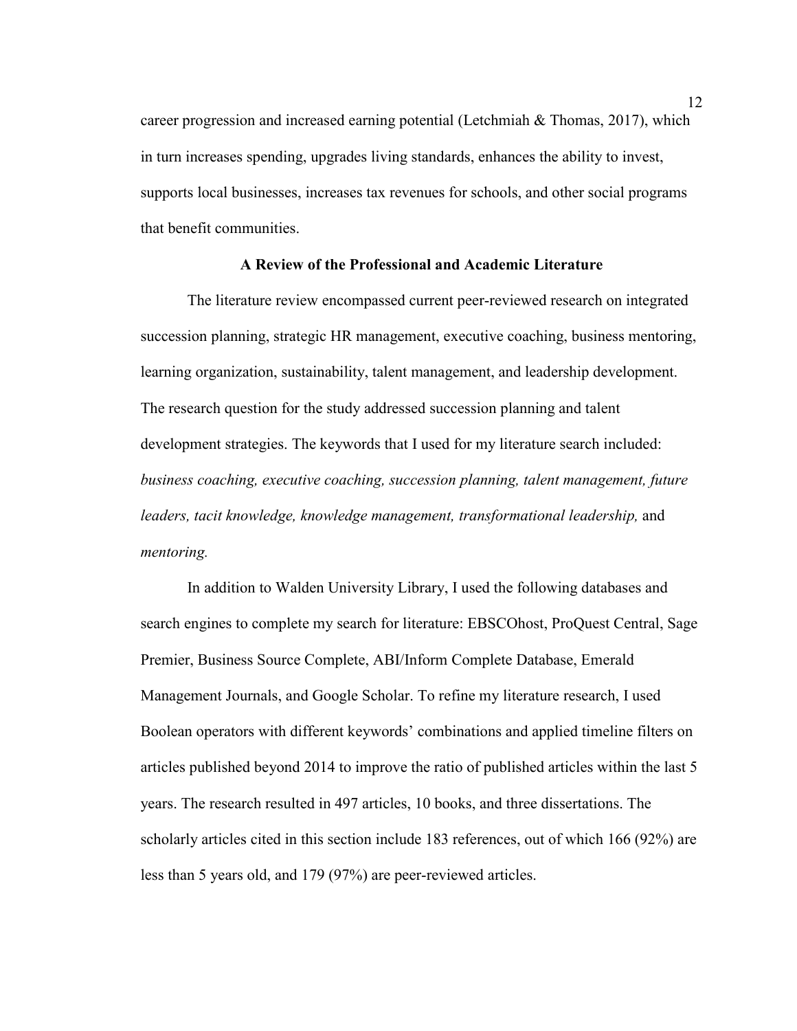career progression and increased earning potential (Letchmiah & Thomas, 2017), which in turn increases spending, upgrades living standards, enhances the ability to invest, supports local businesses, increases tax revenues for schools, and other social programs that benefit communities.

## A Review of the Professional and Academic Literature

The literature review encompassed current peer-reviewed research on integrated succession planning, strategic HR management, executive coaching, business mentoring, learning organization, sustainability, talent management, and leadership development. The research question for the study addressed succession planning and talent development strategies. The keywords that I used for my literature search included: *business coaching, executive coaching, succession planning, talent management, future leaders, tacit knowledge, knowledge management, transformational leadership,* and *mentoring.*

In addition to Walden University Library, I used the following databases and search engines to complete my search for literature: EBSCOhost, ProQuest Central, Sage Premier, Business Source Complete, ABI/Inform Complete Database, Emerald Management Journals, and Google Scholar. To refine my literature research, I used Boolean operators with different keywords' combinations and applied timeline filters on articles published beyond 2014 to improve the ratio of published articles within the last 5 years. The research resulted in 497 articles, 10 books, and three dissertations. The scholarly articles cited in this section include 183 references, out of which 166 (92%) are less than 5 years old, and 179 (97%) are peer-reviewed articles.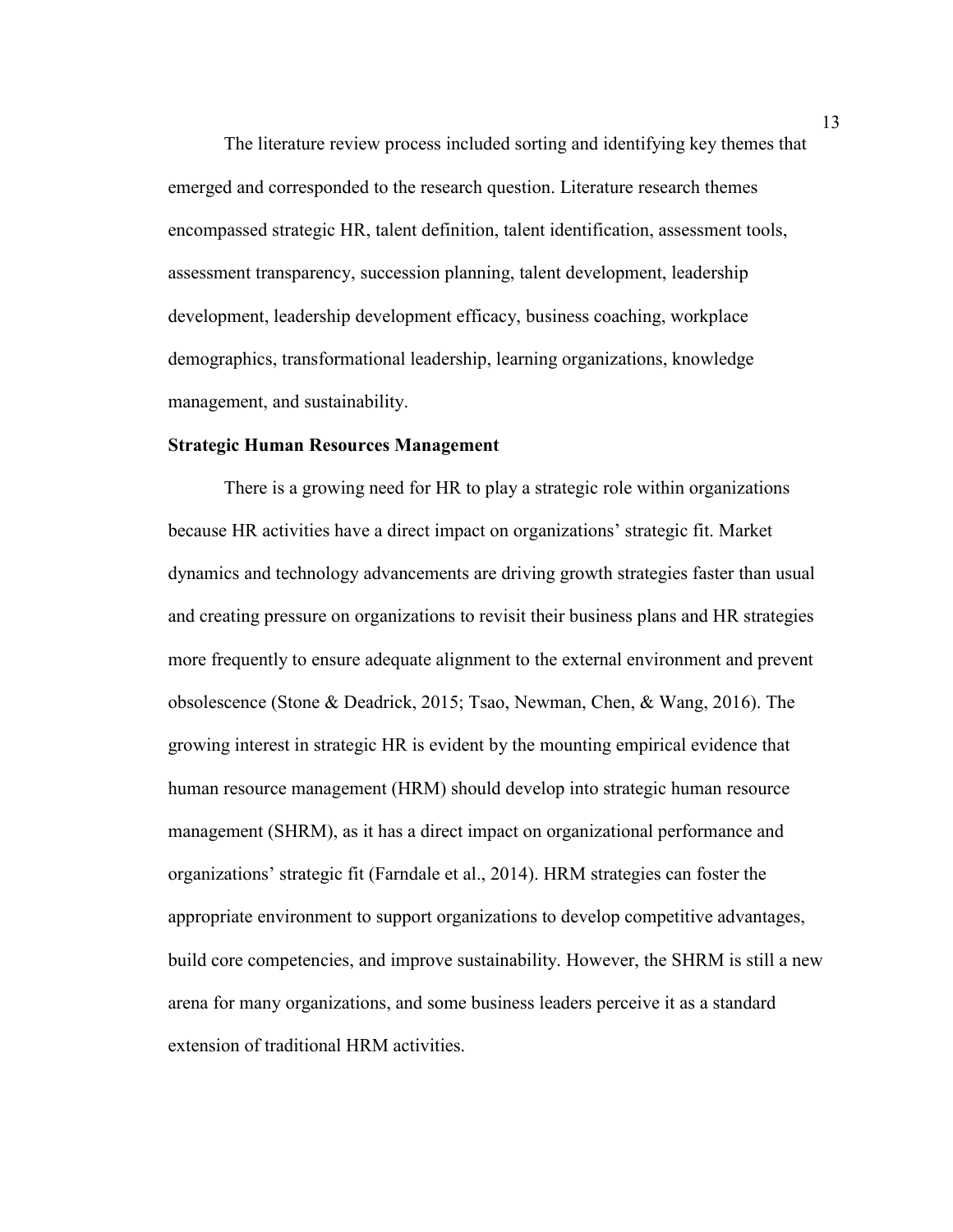The literature review process included sorting and identifying key themes that emerged and corresponded to the research question. Literature research themes encompassed strategic HR, talent definition, talent identification, assessment tools, assessment transparency, succession planning, talent development, leadership development, leadership development efficacy, business coaching, workplace demographics, transformational leadership, learning organizations, knowledge management, and sustainability.

**Strategic Human Resources Management**

There is a growing need for HR to play a strategic role within organizations because HR activities have a direct impact on organizations' strategic fit. Market dynamics and technology advancements are driving growth strategies faster than usual and creating pressure on organizations to revisit their business plans and HR strategies more frequently to ensure adequate alignment to the external environment and prevent obsolescence (Stone & Deadrick, 2015; Tsao, Newman, Chen, & Wang, 2016). The growing interest in strategic HR is evident by the mounting empirical evidence that human resource management (HRM) should develop into strategic human resource management (SHRM), as it has a direct impact on organizational performance and organizations' strategic fit (Farndale et al., 2014). HRM strategies can foster the appropriate environment to support organizations to develop competitive advantages, build core competencies, and improve sustainability. However, the SHRM is still a new arena for many organizations, and some business leaders perceive it as a standard extension of traditional HRM activities.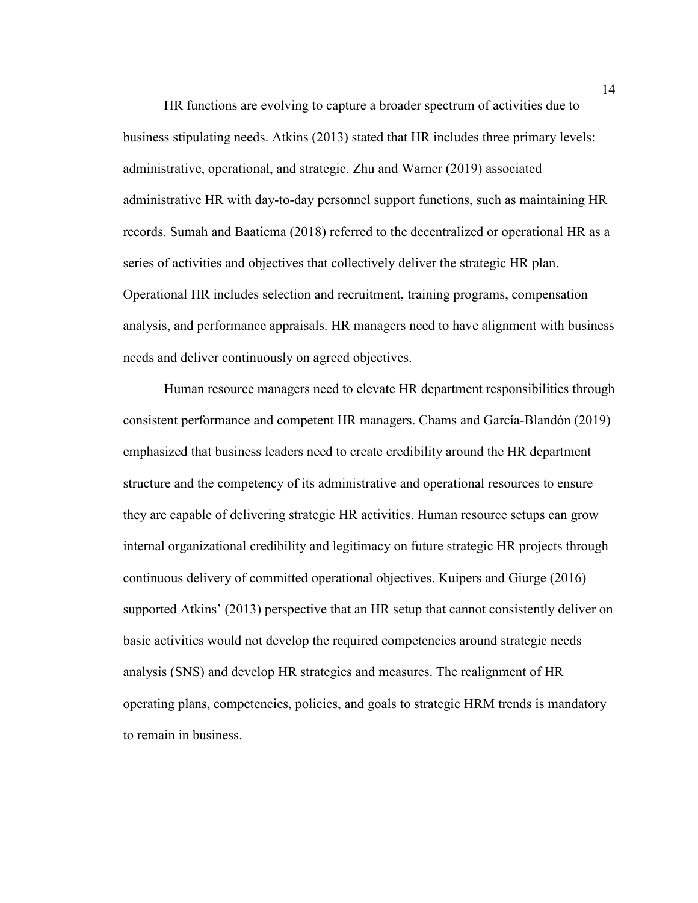HR functions are evolving to capture a broader spectrum of activities due to business stipulating needs. Atkins (2013) stated that HR includes three primary levels: administrative, operational, and strategic. Zhu and Warner (2019) associated administrative HR with day-to-day personnel support functions, such as maintaining HR records. Sumah and Baatiema (2018) referred to the decentralized or operational HR as a series of activities and objectives that collectively deliver the strategic HR plan. Operational HR includes selection and recruitment, training programs, compensation analysis, and performance appraisals. HR managers need to have alignment with business needs and deliver continuously on agreed objectives.

Human resource managers need to elevate HR department responsibilities through consistent performance and competent HR managers. Chams and García-Blandón (2019) emphasized that business leaders need to create credibility around the HR department structure and the competency of its administrative and operational resources to ensure they are capable of delivering strategic HR activities. Human resource setups can grow internal organizational credibility and legitimacy on future strategic HR projects through continuous delivery of committed operational objectives. Kuipers and Giurge (2016) supported Atkins' (2013) perspective that an HR setup that cannot consistently deliver on basic activities would not develop the required competencies around strategic needs analysis (SNS) and develop HR strategies and measures. The realignment of HR operating plans, competencies, policies, and goals to strategic HRM trends is mandatory to remain in business.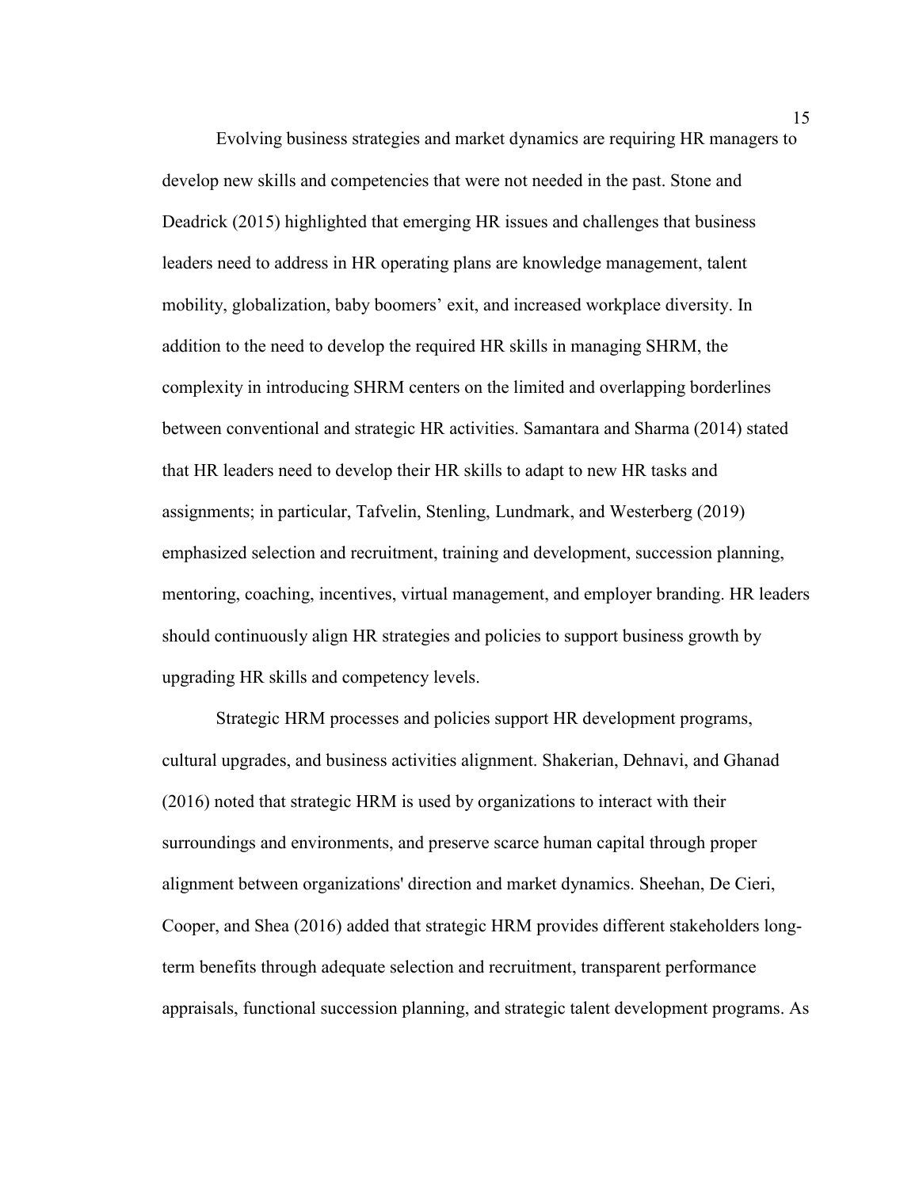Evolving business strategies and market dynamics are requiring HR managers to develop new skills and competencies that were not needed in the past. Stone and Deadrick (2015) highlighted that emerging HR issues and challenges that business leaders need to address in HR operating plans are knowledge management, talent mobility, globalization, baby boomers' exit, and increased workplace diversity. In addition to the need to develop the required HR skills in managing SHRM, the complexity in introducing SHRM centers on the limited and overlapping borderlines between conventional and strategic HR activities. Samantara and Sharma (2014) stated that HR leaders need to develop their HR skills to adapt to new HR tasks and assignments; in particular, Tafvelin, Stenling, Lundmark, and Westerberg (2019) emphasized selection and recruitment, training and development, succession planning, mentoring, coaching, incentives, virtual management, and employer branding. HR leaders should continuously align HR strategies and policies to support business growth by upgrading HR skills and competency levels.

Strategic HRM processes and policies support HR development programs, cultural upgrades, and business activities alignment. Shakerian, Dehnavi, and Ghanad (2016) noted that strategic HRM is used by organizations to interact with their surroundings and environments, and preserve scarce human capital through proper alignment between organizations' direction and market dynamics. Sheehan, De Cieri, Cooper, and Shea (2016) added that strategic HRM provides different stakeholders long-term benefits through adequate selection and recruitment, transparent performance appraisals, functional succession planning, and strategic talent development programs. As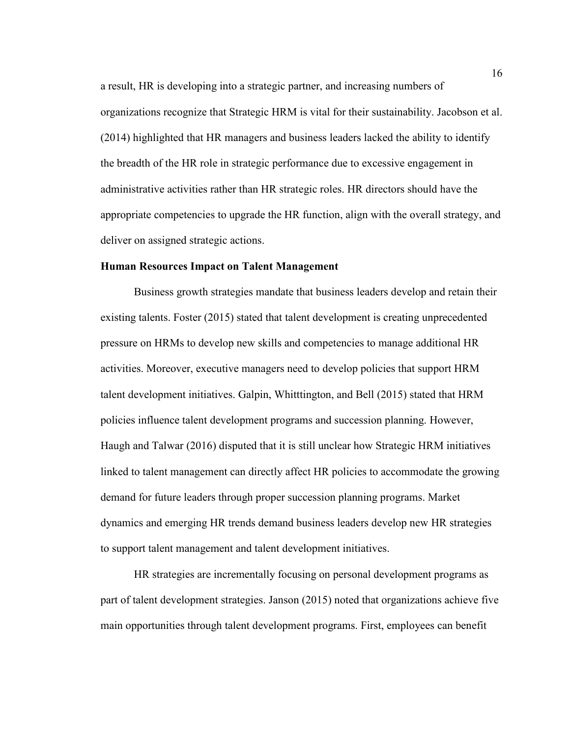a result, HR is developing into a strategic partner, and increasing numbers of organizations recognize that Strategic HRM is vital for their sustainability. Jacobson et al. (2014) highlighted that HR managers and business leaders lacked the ability to identify the breadth of the HR role in strategic performance due to excessive engagement in administrative activities rather than HR strategic roles. HR directors should have the appropriate competencies to upgrade the HR function, align with the overall strategy, and deliver on assigned strategic actions.

### Human Resources Impact on Talent Management

Business growth strategies mandate that business leaders develop and retain their existing talents. Foster (2015) stated that talent development is creating unprecedented pressure on HRMs to develop new skills and competencies to manage additional HR activities. Moreover, executive managers need to develop policies that support HRM talent development initiatives. Galpin, Whitttington, and Bell (2015) stated that HRM policies influence talent development programs and succession planning. However, Haugh and Talwar (2016) disputed that it is still unclear how Strategic HRM initiatives linked to talent management can directly affect HR policies to accommodate the growing demand for future leaders through proper succession planning programs. Market dynamics and emerging HR trends demand business leaders develop new HR strategies to support talent management and talent development initiatives.

HR strategies are incrementally focusing on personal development programs as part of talent development strategies. Janson (2015) noted that organizations achieve five main opportunities through talent development programs. First, employees can benefit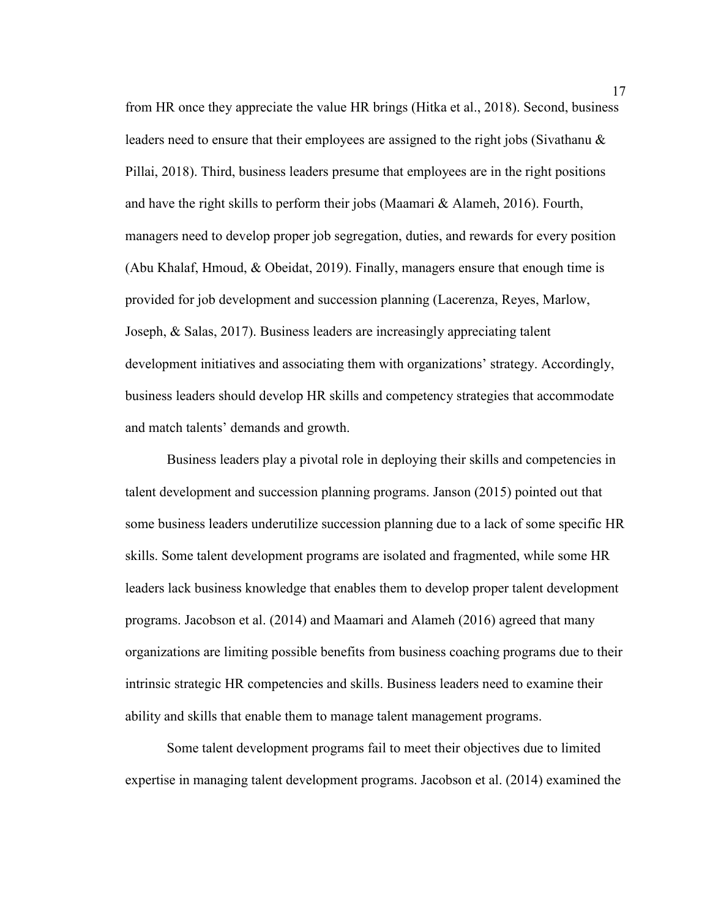from HR once they appreciate the value HR brings (Hitka et al., 2018). Second, business leaders need to ensure that their employees are assigned to the right jobs (Sivathanu & Pillai, 2018). Third, business leaders presume that employees are in the right positions and have the right skills to perform their jobs (Maamari & Alameh, 2016). Fourth, managers need to develop proper job segregation, duties, and rewards for every position (Abu Khalaf, Hmoud, & Obeidat, 2019). Finally, managers ensure that enough time is provided for job development and succession planning (Lacerenza, Reyes, Marlow, Joseph, & Salas, 2017). Business leaders are increasingly appreciating talent development initiatives and associating them with organizations' strategy. Accordingly, business leaders should develop HR skills and competency strategies that accommodate and match talents' demands and growth.

Business leaders play a pivotal role in deploying their skills and competencies in talent development and succession planning programs. Janson (2015) pointed out that some business leaders underutilize succession planning due to a lack of some specific HR skills. Some talent development programs are isolated and fragmented, while some HR leaders lack business knowledge that enables them to develop proper talent development programs. Jacobson et al. (2014) and Maamari and Alameh (2016) agreed that many organizations are limiting possible benefits from business coaching programs due to their intrinsic strategic HR competencies and skills. Business leaders need to examine their ability and skills that enable them to manage talent management programs.

Some talent development programs fail to meet their objectives due to limited expertise in managing talent development programs. Jacobson et al. (2014) examined the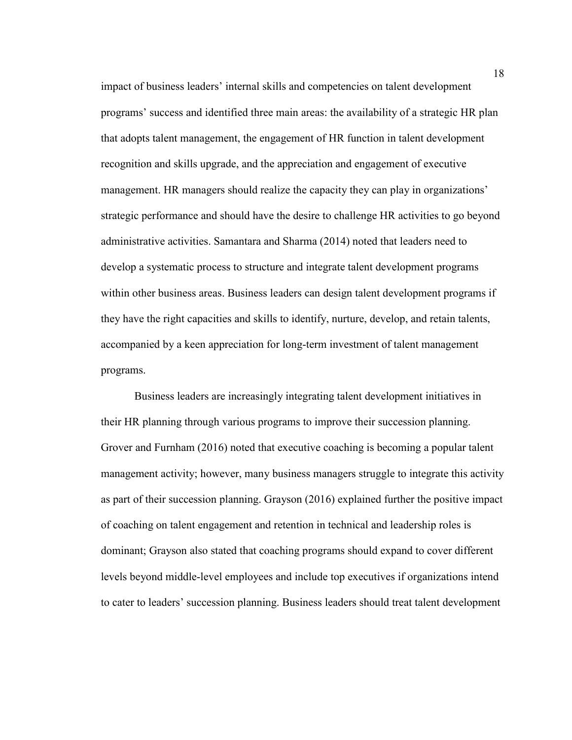impact of business leaders' internal skills and competencies on talent development programs' success and identified three main areas: the availability of a strategic HR plan that adopts talent management, the engagement of HR function in talent development recognition and skills upgrade, and the appreciation and engagement of executive management. HR managers should realize the capacity they can play in organizations' strategic performance and should have the desire to challenge HR activities to go beyond administrative activities. Samantara and Sharma (2014) noted that leaders need to develop a systematic process to structure and integrate talent development programs within other business areas. Business leaders can design talent development programs if they have the right capacities and skills to identify, nurture, develop, and retain talents, accompanied by a keen appreciation for long-term investment of talent management programs.

Business leaders are increasingly integrating talent development initiatives in their HR planning through various programs to improve their succession planning. Grover and Furnham (2016) noted that executive coaching is becoming a popular talent management activity; however, many business managers struggle to integrate this activity as part of their succession planning. Grayson (2016) explained further the positive impact of coaching on talent engagement and retention in technical and leadership roles is dominant; Grayson also stated that coaching programs should expand to cover different levels beyond middle-level employees and include top executives if organizations intend to cater to leaders' succession planning. Business leaders should treat talent development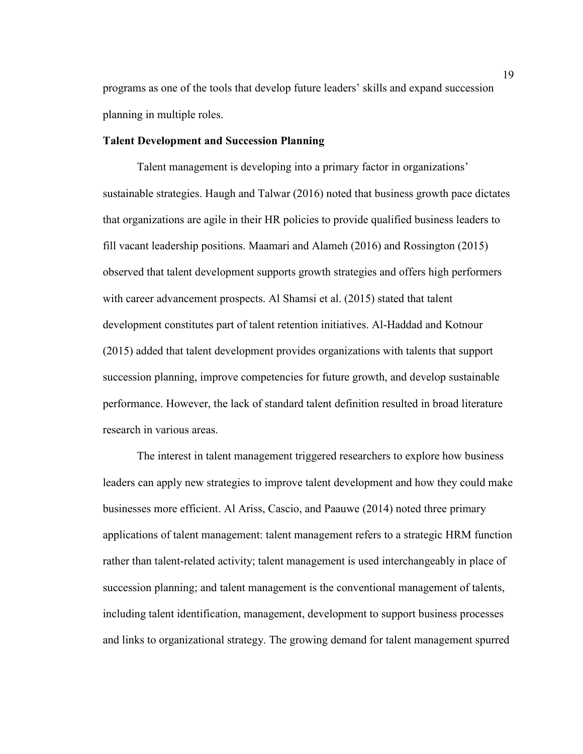programs as one of the tools that develop future leaders' skills and expand succession planning in multiple roles.

**Talent Development and Succession Planning**

Talent management is developing into a primary factor in organizations' sustainable strategies. Haugh and Talwar (2016) noted that business growth pace dictates that organizations are agile in their HR policies to provide qualified business leaders to fill vacant leadership positions. Maamari and Alameh (2016) and Rossington (2015) observed that talent development supports growth strategies and offers high performers with career advancement prospects. Al Shamsi et al. (2015) stated that talent development constitutes part of talent retention initiatives. Al-Haddad and Kotnour (2015) added that talent development provides organizations with talents that support succession planning, improve competencies for future growth, and develop sustainable performance. However, the lack of standard talent definition resulted in broad literature research in various areas.

The interest in talent management triggered researchers to explore how business leaders can apply new strategies to improve talent development and how they could make businesses more efficient. Al Ariss, Cascio, and Paauwe (2014) noted three primary applications of talent management: talent management refers to a strategic HRM function rather than talent-related activity; talent management is used interchangeably in place of succession planning; and talent management is the conventional management of talents, including talent identification, management, development to support business processes and links to organizational strategy. The growing demand for talent management spurred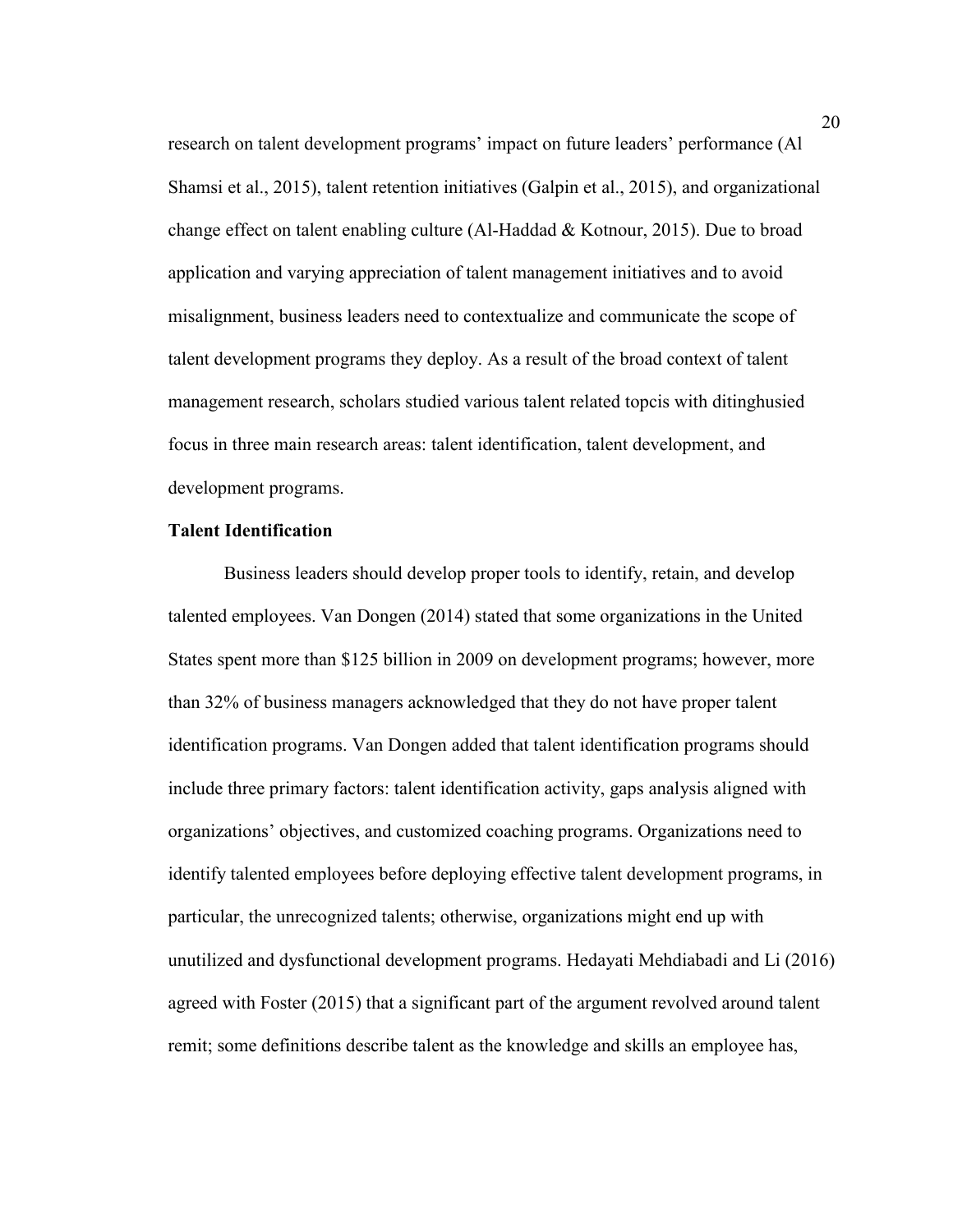research on talent development programs' impact on future leaders' performance (Al Shamsi et al., 2015), talent retention initiatives (Galpin et al., 2015), and organizational change effect on talent enabling culture (Al-Haddad & Kotnour, 2015). Due to broad application and varying appreciation of talent management initiatives and to avoid misalignment, business leaders need to contextualize and communicate the scope of talent development programs they deploy. As a result of the broad context of talent management research, scholars studied various talent related topcis with ditinghusied focus in three main research areas: talent identification, talent development, and development programs.

**Talent Identification**

Business leaders should develop proper tools to identify, retain, and develop talented employees. Van Dongen (2014) stated that some organizations in the United States spent more than $125 billion in 2009 on development programs; however, more than 32% of business managers acknowledged that they do not have proper talent identification programs. Van Dongen added that talent identification programs should include three primary factors: talent identification activity, gaps analysis aligned with organizations' objectives, and customized coaching programs. Organizations need to identify talented employees before deploying effective talent development programs, in particular, the unrecognized talents; otherwise, organizations might end up with unutilized and dysfunctional development programs. Hedayati Mehdiabadi and Li (2016) agreed with Foster (2015) that a significant part of the argument revolved around talent remit; some definitions describe talent as the knowledge and skills an employee has,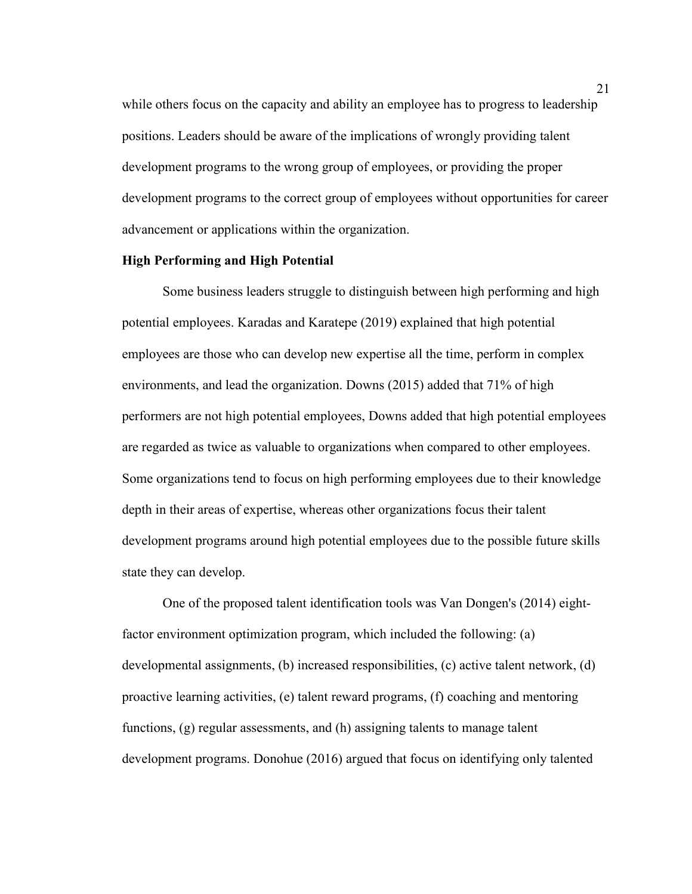while others focus on the capacity and ability an employee has to progress to leadership positions. Leaders should be aware of the implications of wrongly providing talent development programs to the wrong group of employees, or providing the proper development programs to the correct group of employees without opportunities for career advancement or applications within the organization.

### High Performing and High Potential

Some business leaders struggle to distinguish between high performing and high potential employees. Karadas and Karatepe (2019) explained that high potential employees are those who can develop new expertise all the time, perform in complex environments, and lead the organization. Downs (2015) added that 71% of high performers are not high potential employees, Downs added that high potential employees are regarded as twice as valuable to organizations when compared to other employees. Some organizations tend to focus on high performing employees due to their knowledge depth in their areas of expertise, whereas other organizations focus their talent development programs around high potential employees due to the possible future skills state they can develop.

One of the proposed talent identification tools was Van Dongen's (2014) eight-factor environment optimization program, which included the following: (a) developmental assignments, (b) increased responsibilities, (c) active talent network, (d) proactive learning activities, (e) talent reward programs, (f) coaching and mentoring functions, (g) regular assessments, and (h) assigning talents to manage talent development programs. Donohue (2016) argued that focus on identifying only talented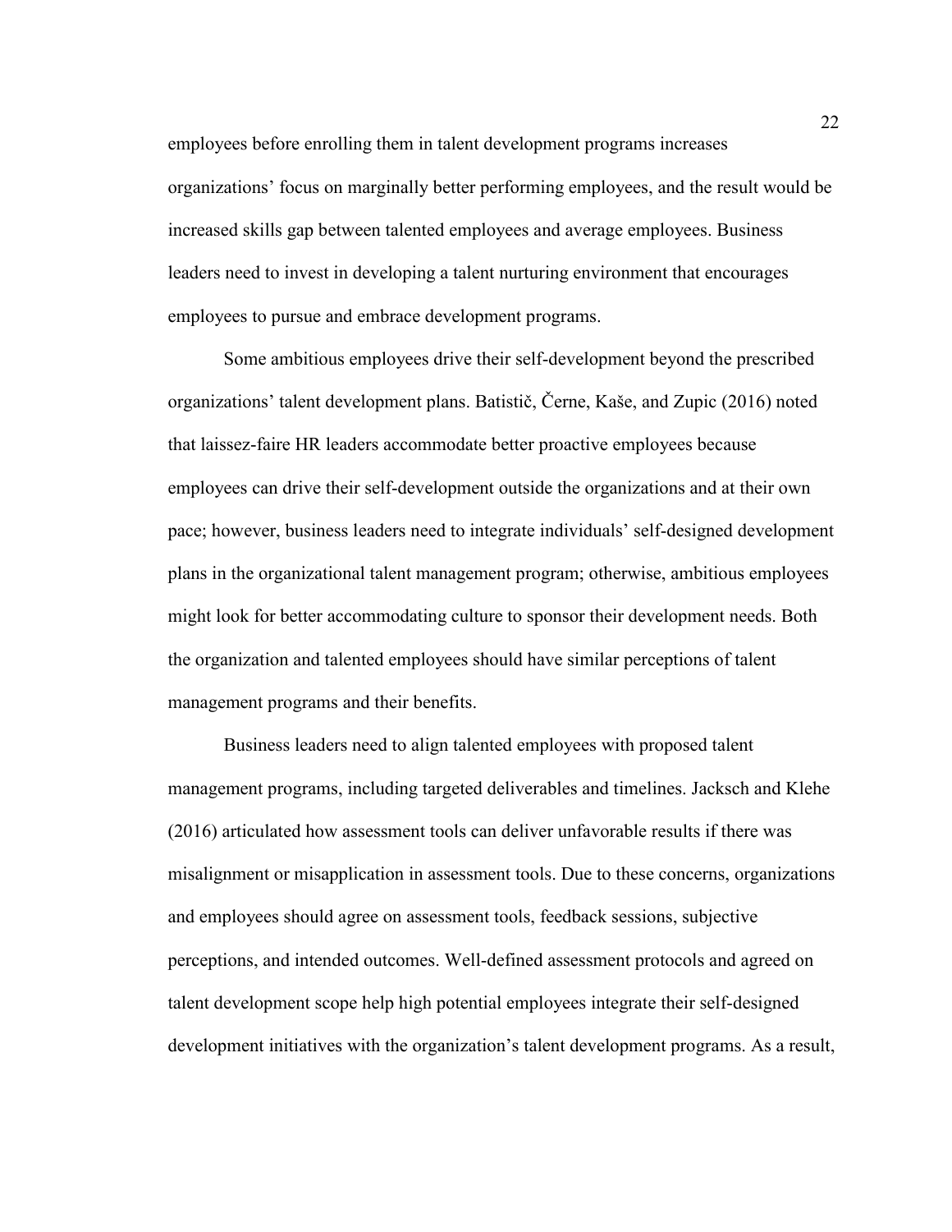employees before enrolling them in talent development programs increases organizations' focus on marginally better performing employees, and the result would be increased skills gap between talented employees and average employees. Business leaders need to invest in developing a talent nurturing environment that encourages employees to pursue and embrace development programs.

Some ambitious employees drive their self-development beyond the prescribed organizations' talent development plans. Batistič, Černe, Kaše, and Zupic (2016) noted that laissez-faire HR leaders accommodate better proactive employees because employees can drive their self-development outside the organizations and at their own pace; however, business leaders need to integrate individuals' self-designed development plans in the organizational talent management program; otherwise, ambitious employees might look for better accommodating culture to sponsor their development needs. Both the organization and talented employees should have similar perceptions of talent management programs and their benefits.

Business leaders need to align talented employees with proposed talent management programs, including targeted deliverables and timelines. Jacksch and Klehe (2016) articulated how assessment tools can deliver unfavorable results if there was misalignment or misapplication in assessment tools. Due to these concerns, organizations and employees should agree on assessment tools, feedback sessions, subjective perceptions, and intended outcomes. Well-defined assessment protocols and agreed on talent development scope help high potential employees integrate their self-designed development initiatives with the organization's talent development programs. As a result,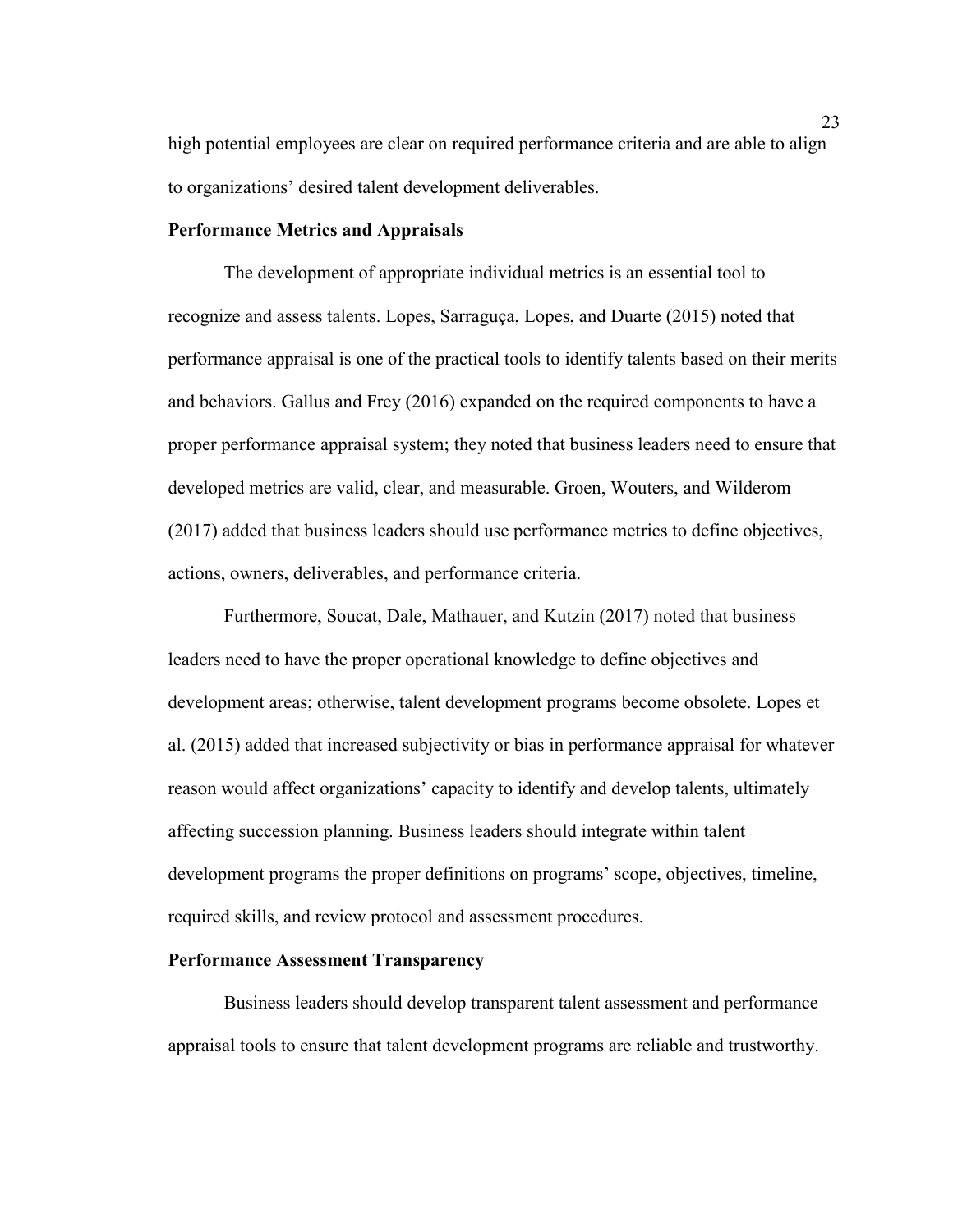high potential employees are clear on required performance criteria and are able to align to organizations' desired talent development deliverables.

### Performance Metrics and Appraisals

The development of appropriate individual metrics is an essential tool to recognize and assess talents. Lopes, Sarraguça, Lopes, and Duarte (2015) noted that performance appraisal is one of the practical tools to identify talents based on their merits and behaviors. Gallus and Frey (2016) expanded on the required components to have a proper performance appraisal system; they noted that business leaders need to ensure that developed metrics are valid, clear, and measurable. Groen, Wouters, and Wilderom (2017) added that business leaders should use performance metrics to define objectives, actions, owners, deliverables, and performance criteria.

Furthermore, Soucat, Dale, Mathauer, and Kutzin (2017) noted that business leaders need to have the proper operational knowledge to define objectives and development areas; otherwise, talent development programs become obsolete. Lopes et al. (2015) added that increased subjectivity or bias in performance appraisal for whatever reason would affect organizations' capacity to identify and develop talents, ultimately affecting succession planning. Business leaders should integrate within talent development programs the proper definitions on programs' scope, objectives, timeline, required skills, and review protocol and assessment procedures.

### Performance Assessment Transparency

Business leaders should develop transparent talent assessment and performance appraisal tools to ensure that talent development programs are reliable and trustworthy.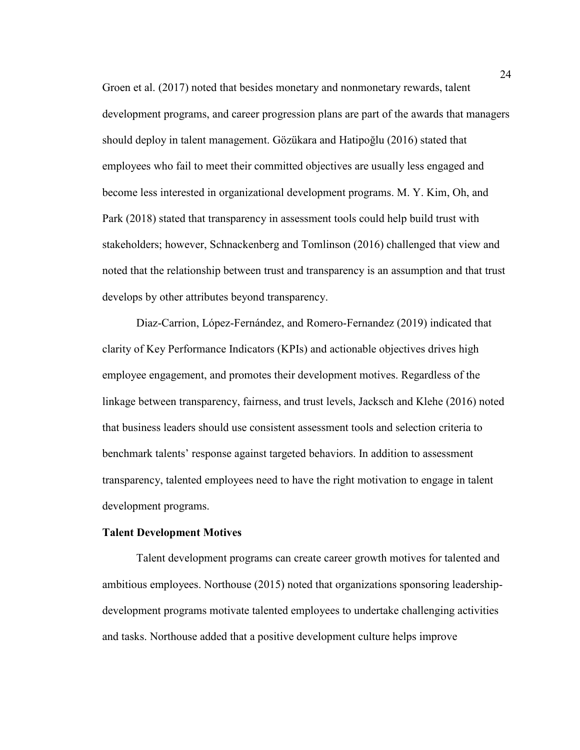Groen et al. (2017) noted that besides monetary and nonmonetary rewards, talent development programs, and career progression plans are part of the awards that managers should deploy in talent management. Gözükara and Hatipoğlu (2016) stated that employees who fail to meet their committed objectives are usually less engaged and become less interested in organizational development programs. M. Y. Kim, Oh, and Park (2018) stated that transparency in assessment tools could help build trust with stakeholders; however, Schnackenberg and Tomlinson (2016) challenged that view and noted that the relationship between trust and transparency is an assumption and that trust develops by other attributes beyond transparency.

Diaz-Carrion, López-Fernández, and Romero-Fernandez (2019) indicated that clarity of Key Performance Indicators (KPIs) and actionable objectives drives high employee engagement, and promotes their development motives. Regardless of the linkage between transparency, fairness, and trust levels, Jacksch and Klehe (2016) noted that business leaders should use consistent assessment tools and selection criteria to benchmark talents' response against targeted behaviors. In addition to assessment transparency, talented employees need to have the right motivation to engage in talent development programs.

**Talent Development Motives**

Talent development programs can create career growth motives for talented and ambitious employees. Northouse (2015) noted that organizations sponsoring leadership-development programs motivate talented employees to undertake challenging activities and tasks. Northouse added that a positive development culture helps improve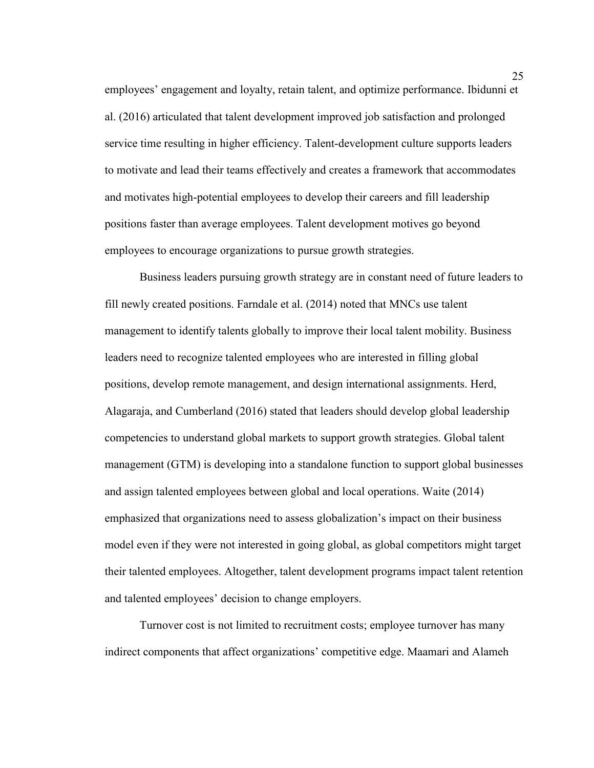employees' engagement and loyalty, retain talent, and optimize performance. Ibidunni et al. (2016) articulated that talent development improved job satisfaction and prolonged service time resulting in higher efficiency. Talent-development culture supports leaders to motivate and lead their teams effectively and creates a framework that accommodates and motivates high-potential employees to develop their careers and fill leadership positions faster than average employees. Talent development motives go beyond employees to encourage organizations to pursue growth strategies.

Business leaders pursuing growth strategy are in constant need of future leaders to fill newly created positions. Farndale et al. (2014) noted that MNCs use talent management to identify talents globally to improve their local talent mobility. Business leaders need to recognize talented employees who are interested in filling global positions, develop remote management, and design international assignments. Herd, Alagaraja, and Cumberland (2016) stated that leaders should develop global leadership competencies to understand global markets to support growth strategies. Global talent management (GTM) is developing into a standalone function to support global businesses and assign talented employees between global and local operations. Waite (2014) emphasized that organizations need to assess globalization's impact on their business model even if they were not interested in going global, as global competitors might target their talented employees. Altogether, talent development programs impact talent retention and talented employees' decision to change employers.

Turnover cost is not limited to recruitment costs; employee turnover has many indirect components that affect organizations' competitive edge. Maamari and Alameh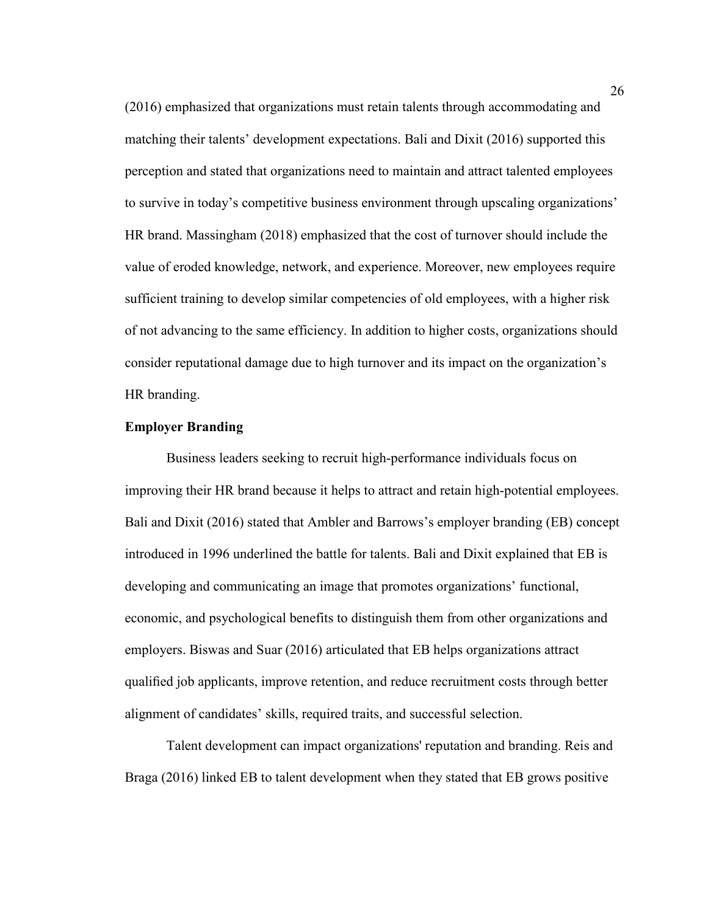(2016) emphasized that organizations must retain talents through accommodating and matching their talents' development expectations. Bali and Dixit (2016) supported this perception and stated that organizations need to maintain and attract talented employees to survive in today's competitive business environment through upscaling organizations' HR brand. Massingham (2018) emphasized that the cost of turnover should include the value of eroded knowledge, network, and experience. Moreover, new employees require sufficient training to develop similar competencies of old employees, with a higher risk of not advancing to the same efficiency. In addition to higher costs, organizations should consider reputational damage due to high turnover and its impact on the organization's HR branding.

**Employer Branding**

Business leaders seeking to recruit high-performance individuals focus on improving their HR brand because it helps to attract and retain high-potential employees. Bali and Dixit (2016) stated that Ambler and Barrows's employer branding (EB) concept introduced in 1996 underlined the battle for talents. Bali and Dixit explained that EB is developing and communicating an image that promotes organizations' functional, economic, and psychological benefits to distinguish them from other organizations and employers. Biswas and Suar (2016) articulated that EB helps organizations attract qualified job applicants, improve retention, and reduce recruitment costs through better alignment of candidates' skills, required traits, and successful selection.

Talent development can impact organizations' reputation and branding. Reis and Braga (2016) linked EB to talent development when they stated that EB grows positive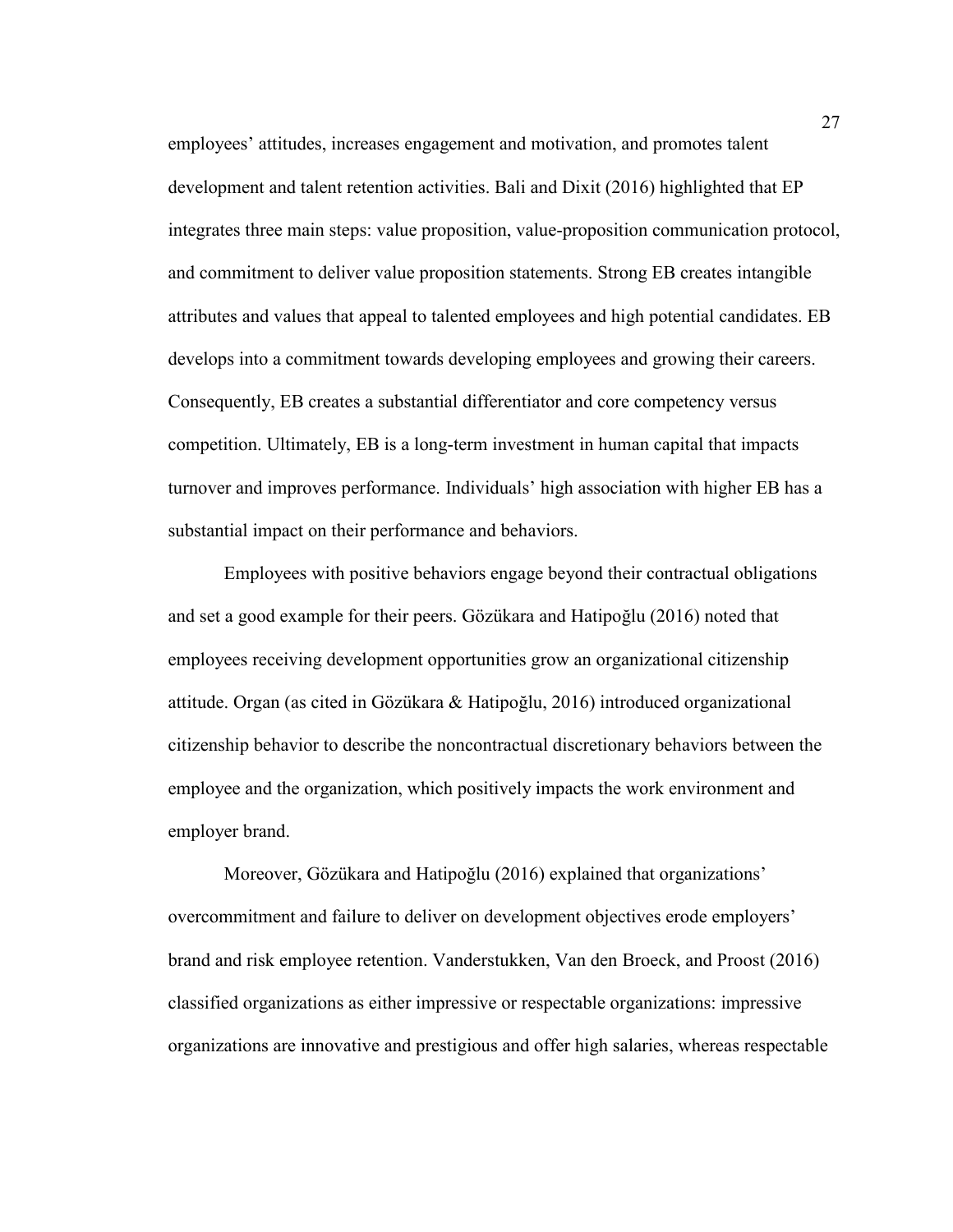employees' attitudes, increases engagement and motivation, and promotes talent development and talent retention activities. Bali and Dixit (2016) highlighted that EP integrates three main steps: value proposition, value-proposition communication protocol, and commitment to deliver value proposition statements. Strong EB creates intangible attributes and values that appeal to talented employees and high potential candidates. EB develops into a commitment towards developing employees and growing their careers. Consequently, EB creates a substantial differentiator and core competency versus competition. Ultimately, EB is a long-term investment in human capital that impacts turnover and improves performance. Individuals' high association with higher EB has a substantial impact on their performance and behaviors.

Employees with positive behaviors engage beyond their contractual obligations and set a good example for their peers. Gözükara and Hatipoğlu (2016) noted that employees receiving development opportunities grow an organizational citizenship attitude. Organ (as cited in Gözükara & Hatipoğlu, 2016) introduced organizational citizenship behavior to describe the noncontractual discretionary behaviors between the employee and the organization, which positively impacts the work environment and employer brand.

Moreover, Gözükara and Hatipoğlu (2016) explained that organizations' overcommitment and failure to deliver on development objectives erode employers' brand and risk employee retention. Vanderstukken, Van den Broeck, and Proost (2016) classified organizations as either impressive or respectable organizations: impressive organizations are innovative and prestigious and offer high salaries, whereas respectable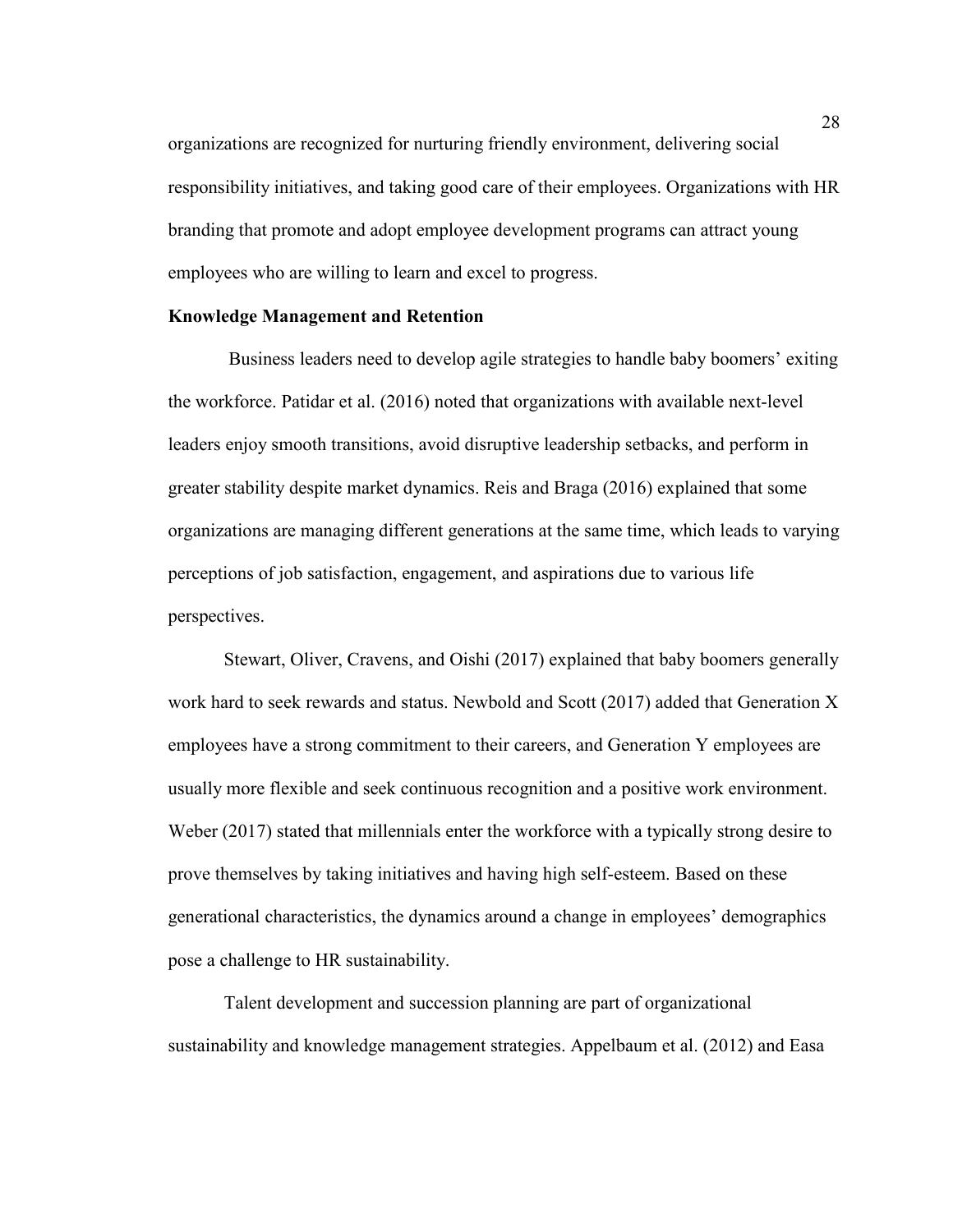organizations are recognized for nurturing friendly environment, delivering social responsibility initiatives, and taking good care of their employees. Organizations with HR branding that promote and adopt employee development programs can attract young employees who are willing to learn and excel to progress.

**Knowledge Management and Retention**

Business leaders need to develop agile strategies to handle baby boomers' exiting the workforce. Patidar et al. (2016) noted that organizations with available next-level leaders enjoy smooth transitions, avoid disruptive leadership setbacks, and perform in greater stability despite market dynamics. Reis and Braga (2016) explained that some organizations are managing different generations at the same time, which leads to varying perceptions of job satisfaction, engagement, and aspirations due to various life perspectives.

Stewart, Oliver, Cravens, and Oishi (2017) explained that baby boomers generally work hard to seek rewards and status. Newbold and Scott (2017) added that Generation X employees have a strong commitment to their careers, and Generation Y employees are usually more flexible and seek continuous recognition and a positive work environment. Weber (2017) stated that millennials enter the workforce with a typically strong desire to prove themselves by taking initiatives and having high self-esteem. Based on these generational characteristics, the dynamics around a change in employees' demographics pose a challenge to HR sustainability.

Talent development and succession planning are part of organizational sustainability and knowledge management strategies. Appelbaum et al. (2012) and Easa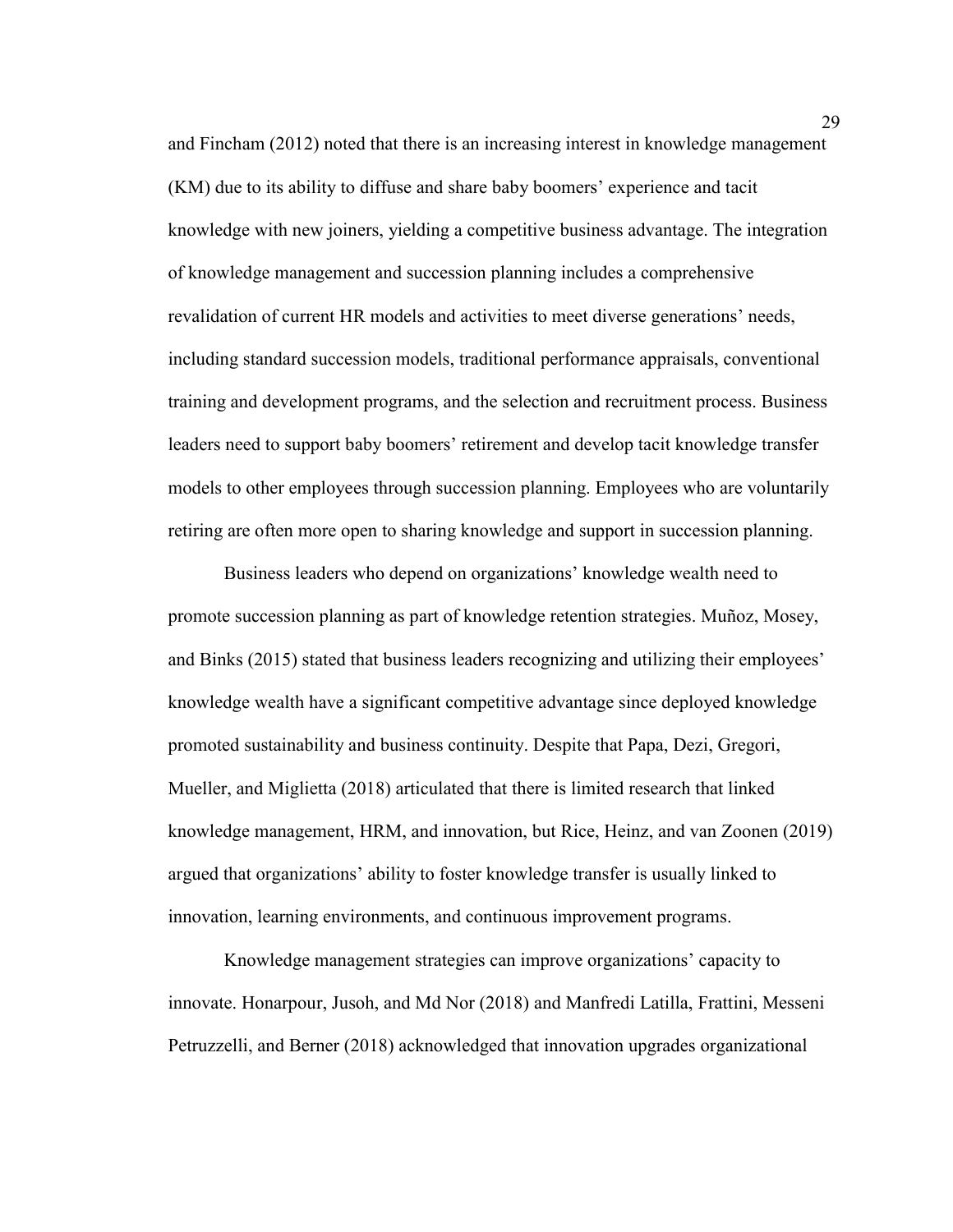and Fincham (2012) noted that there is an increasing interest in knowledge management (KM) due to its ability to diffuse and share baby boomers' experience and tacit knowledge with new joiners, yielding a competitive business advantage. The integration of knowledge management and succession planning includes a comprehensive revalidation of current HR models and activities to meet diverse generations' needs, including standard succession models, traditional performance appraisals, conventional training and development programs, and the selection and recruitment process. Business leaders need to support baby boomers' retirement and develop tacit knowledge transfer models to other employees through succession planning. Employees who are voluntarily retiring are often more open to sharing knowledge and support in succession planning.

Business leaders who depend on organizations' knowledge wealth need to promote succession planning as part of knowledge retention strategies. Muñoz, Mosey, and Binks (2015) stated that business leaders recognizing and utilizing their employees' knowledge wealth have a significant competitive advantage since deployed knowledge promoted sustainability and business continuity. Despite that Papa, Dezi, Gregori, Mueller, and Miglietta (2018) articulated that there is limited research that linked knowledge management, HRM, and innovation, but Rice, Heinz, and van Zoonen (2019) argued that organizations' ability to foster knowledge transfer is usually linked to innovation, learning environments, and continuous improvement programs.

Knowledge management strategies can improve organizations' capacity to innovate. Honarpour, Jusoh, and Md Nor (2018) and Manfredi Latilla, Frattini, Messeni Petruzzelli, and Berner (2018) acknowledged that innovation upgrades organizational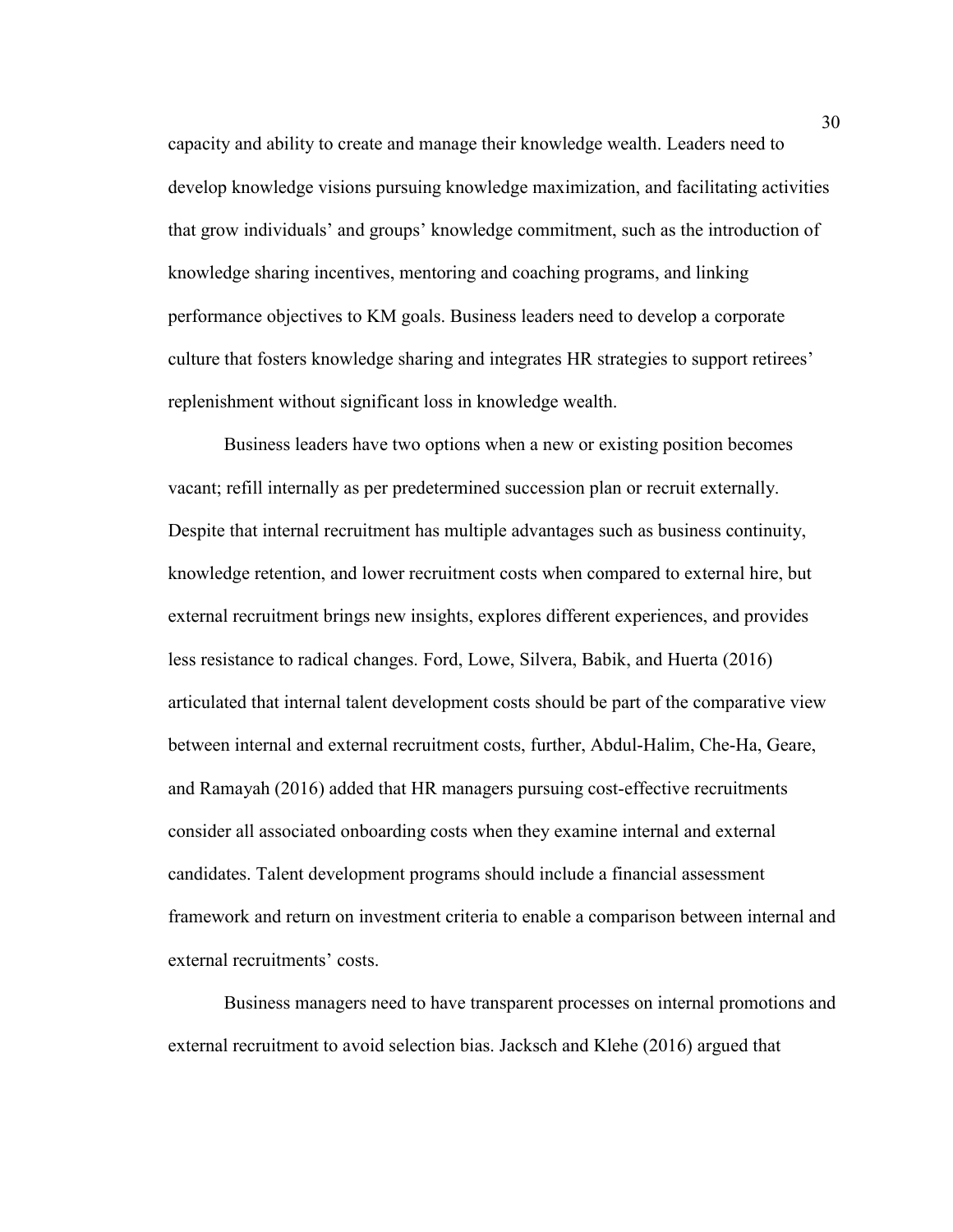capacity and ability to create and manage their knowledge wealth. Leaders need to develop knowledge visions pursuing knowledge maximization, and facilitating activities that grow individuals' and groups' knowledge commitment, such as the introduction of knowledge sharing incentives, mentoring and coaching programs, and linking performance objectives to KM goals. Business leaders need to develop a corporate culture that fosters knowledge sharing and integrates HR strategies to support retirees' replenishment without significant loss in knowledge wealth.

Business leaders have two options when a new or existing position becomes vacant; refill internally as per predetermined succession plan or recruit externally. Despite that internal recruitment has multiple advantages such as business continuity, knowledge retention, and lower recruitment costs when compared to external hire, but external recruitment brings new insights, explores different experiences, and provides less resistance to radical changes. Ford, Lowe, Silvera, Babik, and Huerta (2016) articulated that internal talent development costs should be part of the comparative view between internal and external recruitment costs, further, Abdul-Halim, Che-Ha, Geare, and Ramayah (2016) added that HR managers pursuing cost-effective recruitments consider all associated onboarding costs when they examine internal and external candidates. Talent development programs should include a financial assessment framework and return on investment criteria to enable a comparison between internal and external recruitments' costs.

Business managers need to have transparent processes on internal promotions and external recruitment to avoid selection bias. Jacksch and Klehe (2016) argued that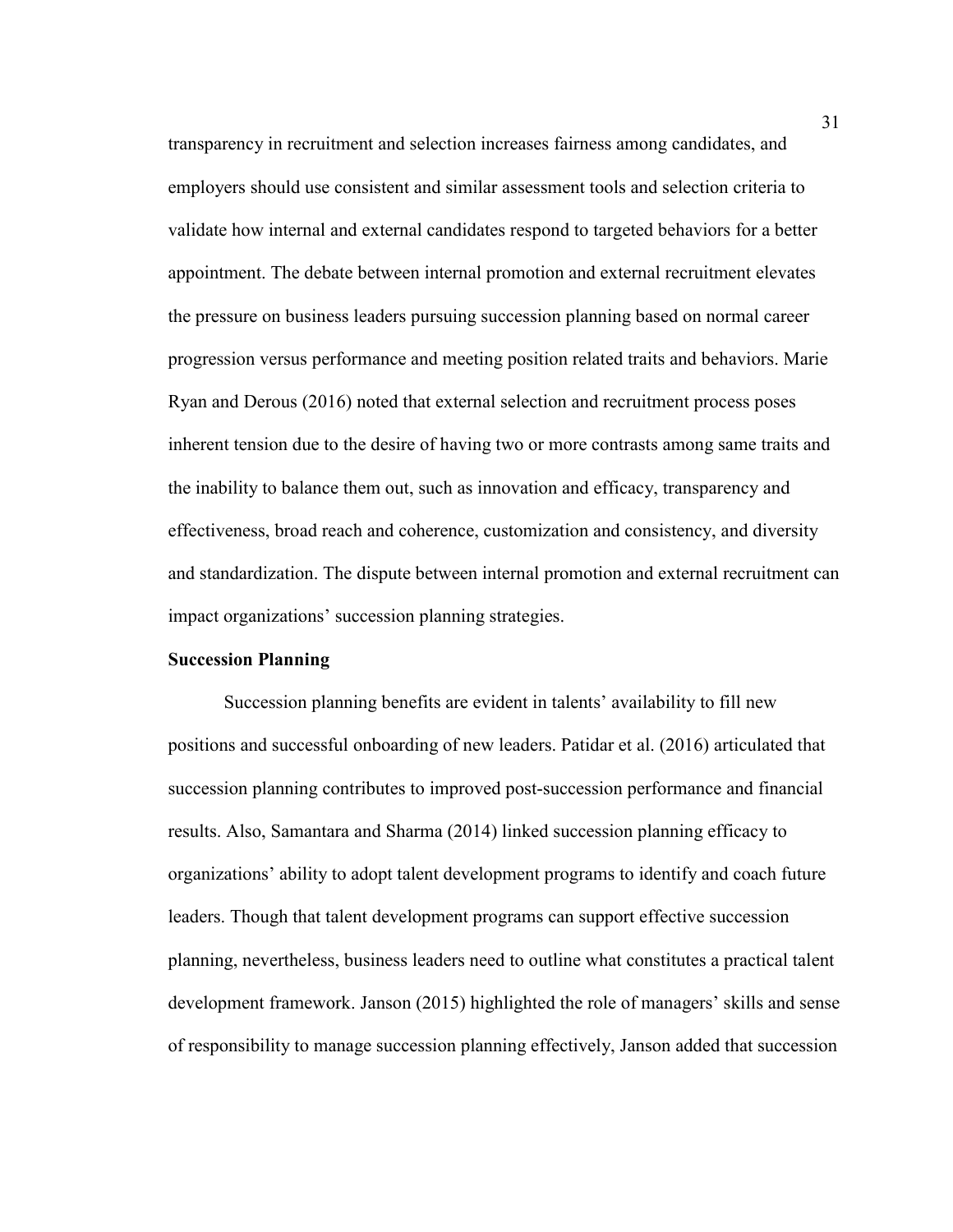transparency in recruitment and selection increases fairness among candidates, and employers should use consistent and similar assessment tools and selection criteria to validate how internal and external candidates respond to targeted behaviors for a better appointment. The debate between internal promotion and external recruitment elevates the pressure on business leaders pursuing succession planning based on normal career progression versus performance and meeting position related traits and behaviors. Marie Ryan and Derous (2016) noted that external selection and recruitment process poses inherent tension due to the desire of having two or more contrasts among same traits and the inability to balance them out, such as innovation and efficacy, transparency and effectiveness, broad reach and coherence, customization and consistency, and diversity and standardization. The dispute between internal promotion and external recruitment can impact organizations' succession planning strategies.

**Succession Planning**

Succession planning benefits are evident in talents' availability to fill new positions and successful onboarding of new leaders. Patidar et al. (2016) articulated that succession planning contributes to improved post-succession performance and financial results. Also, Samantara and Sharma (2014) linked succession planning efficacy to organizations' ability to adopt talent development programs to identify and coach future leaders. Though that talent development programs can support effective succession planning, nevertheless, business leaders need to outline what constitutes a practical talent development framework. Janson (2015) highlighted the role of managers' skills and sense of responsibility to manage succession planning effectively, Janson added that succession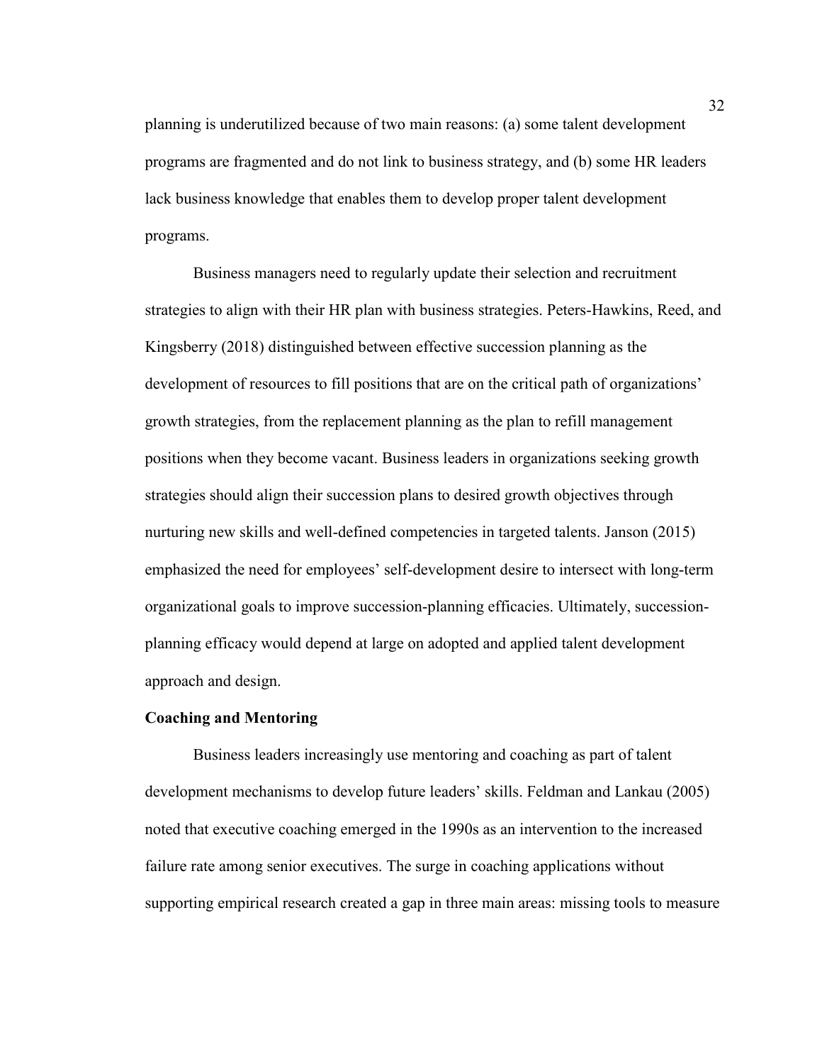planning is underutilized because of two main reasons: (a) some talent development programs are fragmented and do not link to business strategy, and (b) some HR leaders lack business knowledge that enables them to develop proper talent development programs.

Business managers need to regularly update their selection and recruitment strategies to align with their HR plan with business strategies. Peters-Hawkins, Reed, and Kingsberry (2018) distinguished between effective succession planning as the development of resources to fill positions that are on the critical path of organizations' growth strategies, from the replacement planning as the plan to refill management positions when they become vacant. Business leaders in organizations seeking growth strategies should align their succession plans to desired growth objectives through nurturing new skills and well-defined competencies in targeted talents. Janson (2015) emphasized the need for employees' self-development desire to intersect with long-term organizational goals to improve succession-planning efficacies. Ultimately, succession-planning efficacy would depend at large on adopted and applied talent development approach and design.

**Coaching and Mentoring**

Business leaders increasingly use mentoring and coaching as part of talent development mechanisms to develop future leaders' skills. Feldman and Lankau (2005) noted that executive coaching emerged in the 1990s as an intervention to the increased failure rate among senior executives. The surge in coaching applications without supporting empirical research created a gap in three main areas: missing tools to measure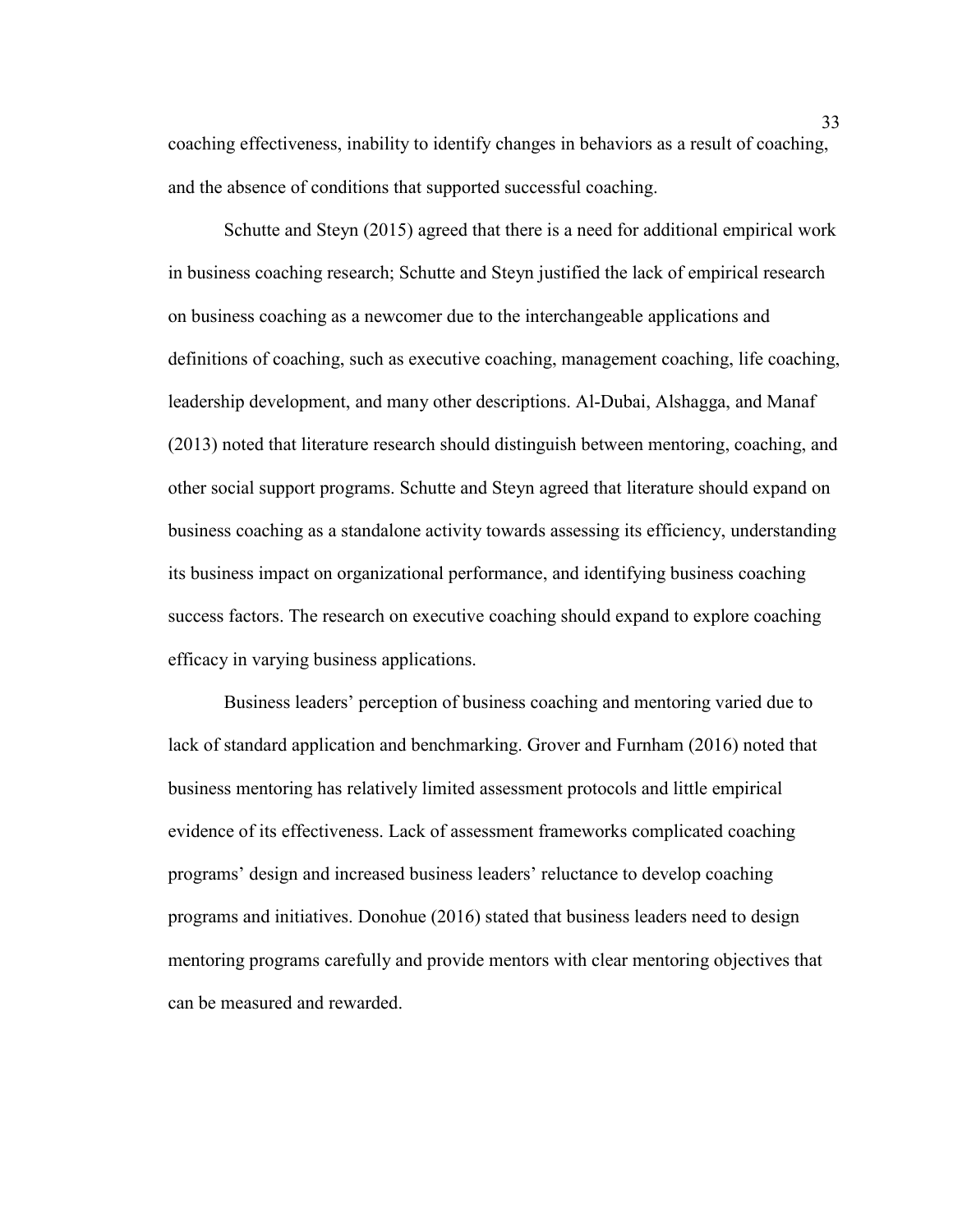coaching effectiveness, inability to identify changes in behaviors as a result of coaching, and the absence of conditions that supported successful coaching.

Schutte and Steyn (2015) agreed that there is a need for additional empirical work in business coaching research; Schutte and Steyn justified the lack of empirical research on business coaching as a newcomer due to the interchangeable applications and definitions of coaching, such as executive coaching, management coaching, life coaching, leadership development, and many other descriptions. Al-Dubai, Alshagga, and Manaf (2013) noted that literature research should distinguish between mentoring, coaching, and other social support programs. Schutte and Steyn agreed that literature should expand on business coaching as a standalone activity towards assessing its efficiency, understanding its business impact on organizational performance, and identifying business coaching success factors. The research on executive coaching should expand to explore coaching efficacy in varying business applications.

Business leaders' perception of business coaching and mentoring varied due to lack of standard application and benchmarking. Grover and Furnham (2016) noted that business mentoring has relatively limited assessment protocols and little empirical evidence of its effectiveness. Lack of assessment frameworks complicated coaching programs' design and increased business leaders' reluctance to develop coaching programs and initiatives. Donohue (2016) stated that business leaders need to design mentoring programs carefully and provide mentors with clear mentoring objectives that can be measured and rewarded.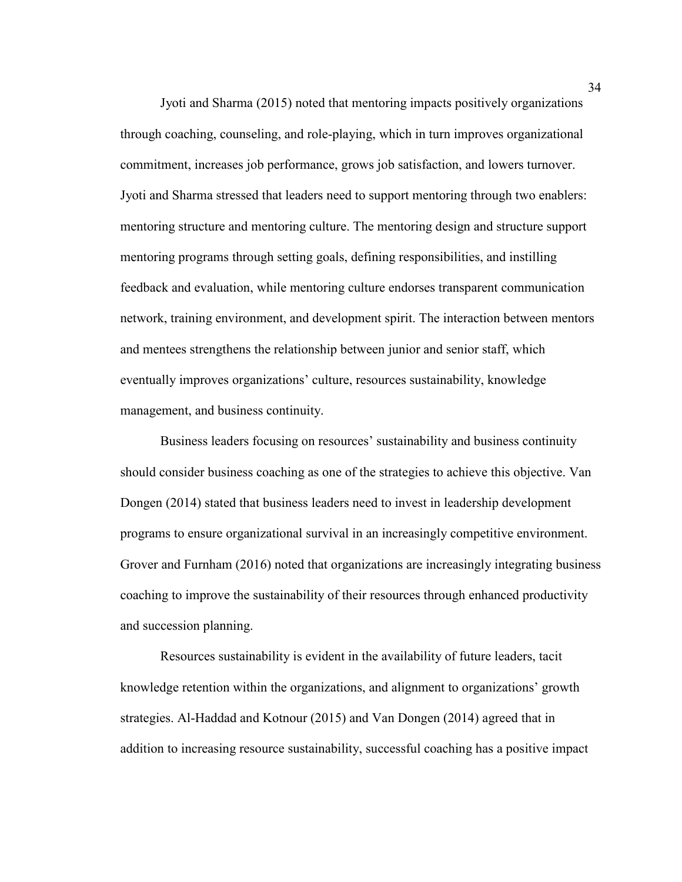Jyoti and Sharma (2015) noted that mentoring impacts positively organizations through coaching, counseling, and role-playing, which in turn improves organizational commitment, increases job performance, grows job satisfaction, and lowers turnover. Jyoti and Sharma stressed that leaders need to support mentoring through two enablers: mentoring structure and mentoring culture. The mentoring design and structure support mentoring programs through setting goals, defining responsibilities, and instilling feedback and evaluation, while mentoring culture endorses transparent communication network, training environment, and development spirit. The interaction between mentors and mentees strengthens the relationship between junior and senior staff, which eventually improves organizations' culture, resources sustainability, knowledge management, and business continuity.

Business leaders focusing on resources' sustainability and business continuity should consider business coaching as one of the strategies to achieve this objective. Van Dongen (2014) stated that business leaders need to invest in leadership development programs to ensure organizational survival in an increasingly competitive environment. Grover and Furnham (2016) noted that organizations are increasingly integrating business coaching to improve the sustainability of their resources through enhanced productivity and succession planning.

Resources sustainability is evident in the availability of future leaders, tacit knowledge retention within the organizations, and alignment to organizations' growth strategies. Al-Haddad and Kotnour (2015) and Van Dongen (2014) agreed that in addition to increasing resource sustainability, successful coaching has a positive impact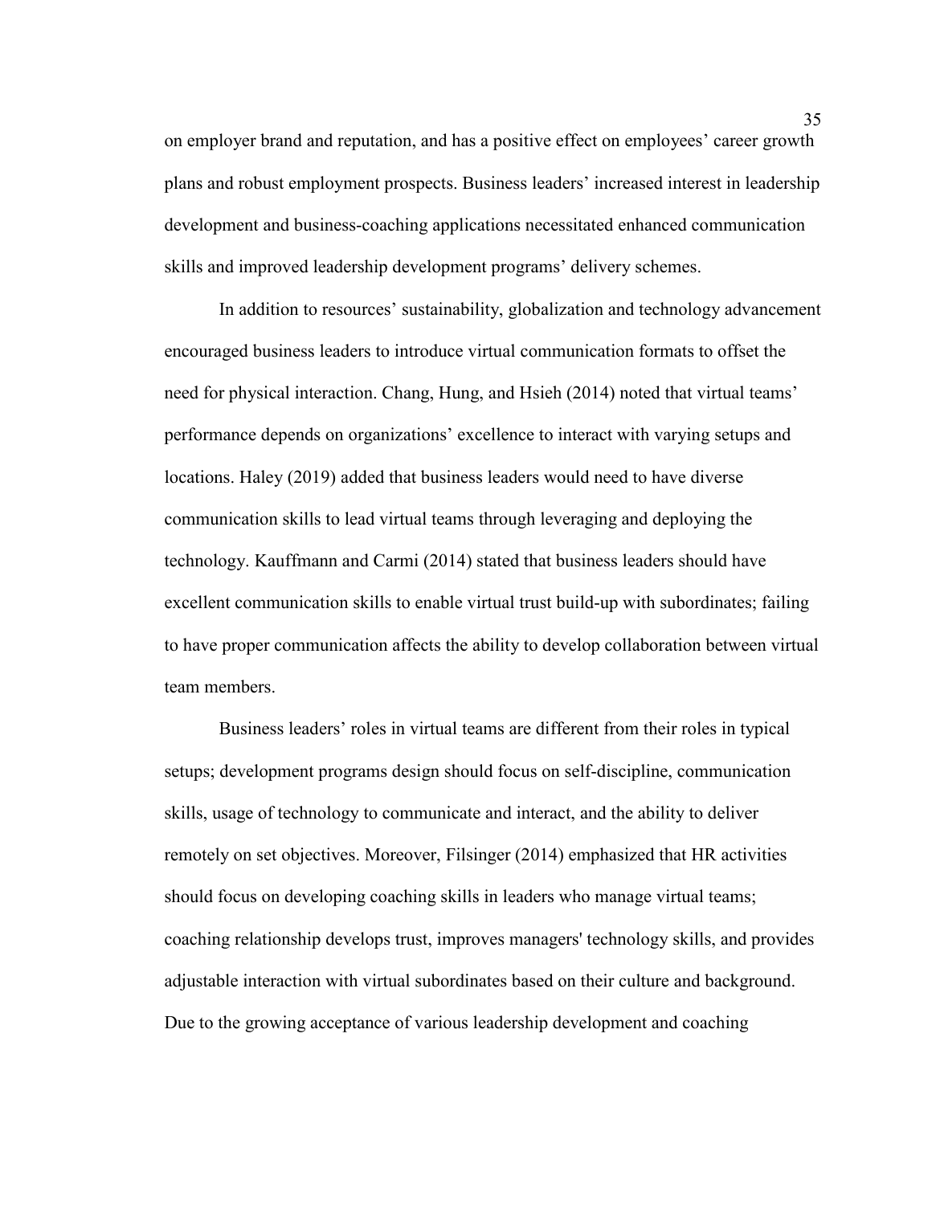on employer brand and reputation, and has a positive effect on employees' career growth plans and robust employment prospects. Business leaders' increased interest in leadership development and business-coaching applications necessitated enhanced communication skills and improved leadership development programs' delivery schemes.

In addition to resources' sustainability, globalization and technology advancement encouraged business leaders to introduce virtual communication formats to offset the need for physical interaction. Chang, Hung, and Hsieh (2014) noted that virtual teams' performance depends on organizations' excellence to interact with varying setups and locations. Haley (2019) added that business leaders would need to have diverse communication skills to lead virtual teams through leveraging and deploying the technology. Kauffmann and Carmi (2014) stated that business leaders should have excellent communication skills to enable virtual trust build-up with subordinates; failing to have proper communication affects the ability to develop collaboration between virtual team members.

Business leaders' roles in virtual teams are different from their roles in typical setups; development programs design should focus on self-discipline, communication skills, usage of technology to communicate and interact, and the ability to deliver remotely on set objectives. Moreover, Filsinger (2014) emphasized that HR activities should focus on developing coaching skills in leaders who manage virtual teams; coaching relationship develops trust, improves managers' technology skills, and provides adjustable interaction with virtual subordinates based on their culture and background. Due to the growing acceptance of various leadership development and coaching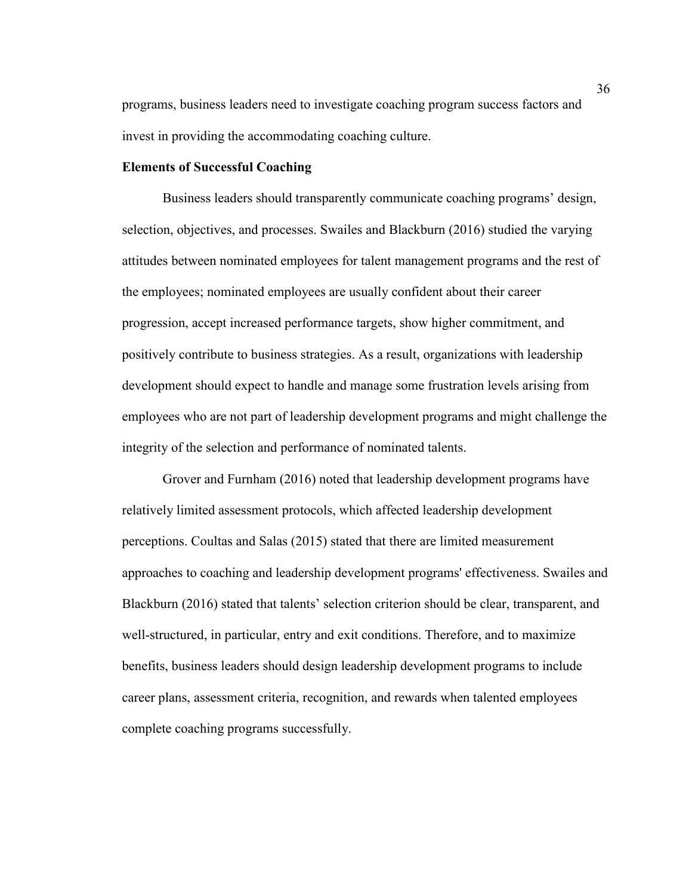programs, business leaders need to investigate coaching program success factors and invest in providing the accommodating coaching culture.

**Elements of Successful Coaching**

Business leaders should transparently communicate coaching programs' design, selection, objectives, and processes. Swailes and Blackburn (2016) studied the varying attitudes between nominated employees for talent management programs and the rest of the employees; nominated employees are usually confident about their career progression, accept increased performance targets, show higher commitment, and positively contribute to business strategies. As a result, organizations with leadership development should expect to handle and manage some frustration levels arising from employees who are not part of leadership development programs and might challenge the integrity of the selection and performance of nominated talents.

Grover and Furnham (2016) noted that leadership development programs have relatively limited assessment protocols, which affected leadership development perceptions. Coultas and Salas (2015) stated that there are limited measurement approaches to coaching and leadership development programs' effectiveness. Swailes and Blackburn (2016) stated that talents' selection criterion should be clear, transparent, and well-structured, in particular, entry and exit conditions. Therefore, and to maximize benefits, business leaders should design leadership development programs to include career plans, assessment criteria, recognition, and rewards when talented employees complete coaching programs successfully.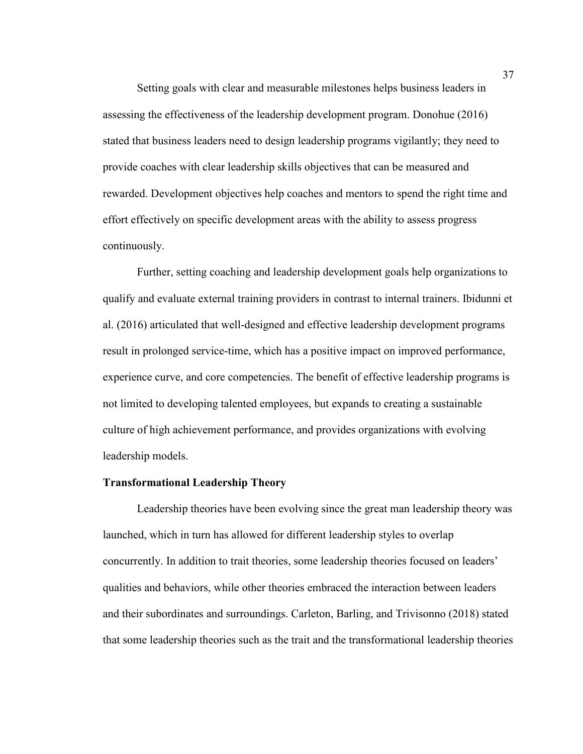Setting goals with clear and measurable milestones helps business leaders in assessing the effectiveness of the leadership development program. Donohue (2016) stated that business leaders need to design leadership programs vigilantly; they need to provide coaches with clear leadership skills objectives that can be measured and rewarded. Development objectives help coaches and mentors to spend the right time and effort effectively on specific development areas with the ability to assess progress continuously.

Further, setting coaching and leadership development goals help organizations to qualify and evaluate external training providers in contrast to internal trainers. Ibidunni et al. (2016) articulated that well-designed and effective leadership development programs result in prolonged service-time, which has a positive impact on improved performance, experience curve, and core competencies. The benefit of effective leadership programs is not limited to developing talented employees, but expands to creating a sustainable culture of high achievement performance, and provides organizations with evolving leadership models.

**Transformational Leadership Theory**

Leadership theories have been evolving since the great man leadership theory was launched, which in turn has allowed for different leadership styles to overlap concurrently. In addition to trait theories, some leadership theories focused on leaders' qualities and behaviors, while other theories embraced the interaction between leaders and their subordinates and surroundings. Carleton, Barling, and Trivisonno (2018) stated that some leadership theories such as the trait and the transformational leadership theories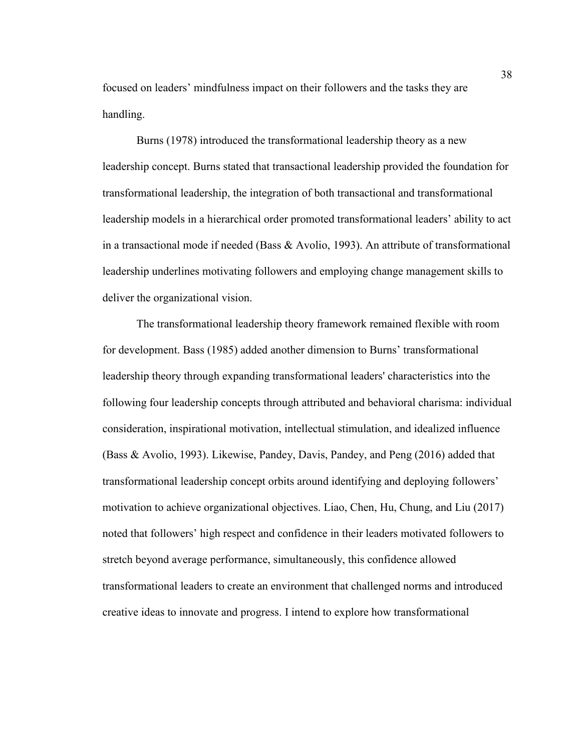focused on leaders' mindfulness impact on their followers and the tasks they are handling.

Burns (1978) introduced the transformational leadership theory as a new leadership concept. Burns stated that transactional leadership provided the foundation for transformational leadership, the integration of both transactional and transformational leadership models in a hierarchical order promoted transformational leaders' ability to act in a transactional mode if needed (Bass & Avolio, 1993). An attribute of transformational leadership underlines motivating followers and employing change management skills to deliver the organizational vision.

The transformational leadership theory framework remained flexible with room for development. Bass (1985) added another dimension to Burns' transformational leadership theory through expanding transformational leaders' characteristics into the following four leadership concepts through attributed and behavioral charisma: individual consideration, inspirational motivation, intellectual stimulation, and idealized influence (Bass & Avolio, 1993). Likewise, Pandey, Davis, Pandey, and Peng (2016) added that transformational leadership concept orbits around identifying and deploying followers' motivation to achieve organizational objectives. Liao, Chen, Hu, Chung, and Liu (2017) noted that followers' high respect and confidence in their leaders motivated followers to stretch beyond average performance, simultaneously, this confidence allowed transformational leaders to create an environment that challenged norms and introduced creative ideas to innovate and progress. I intend to explore how transformational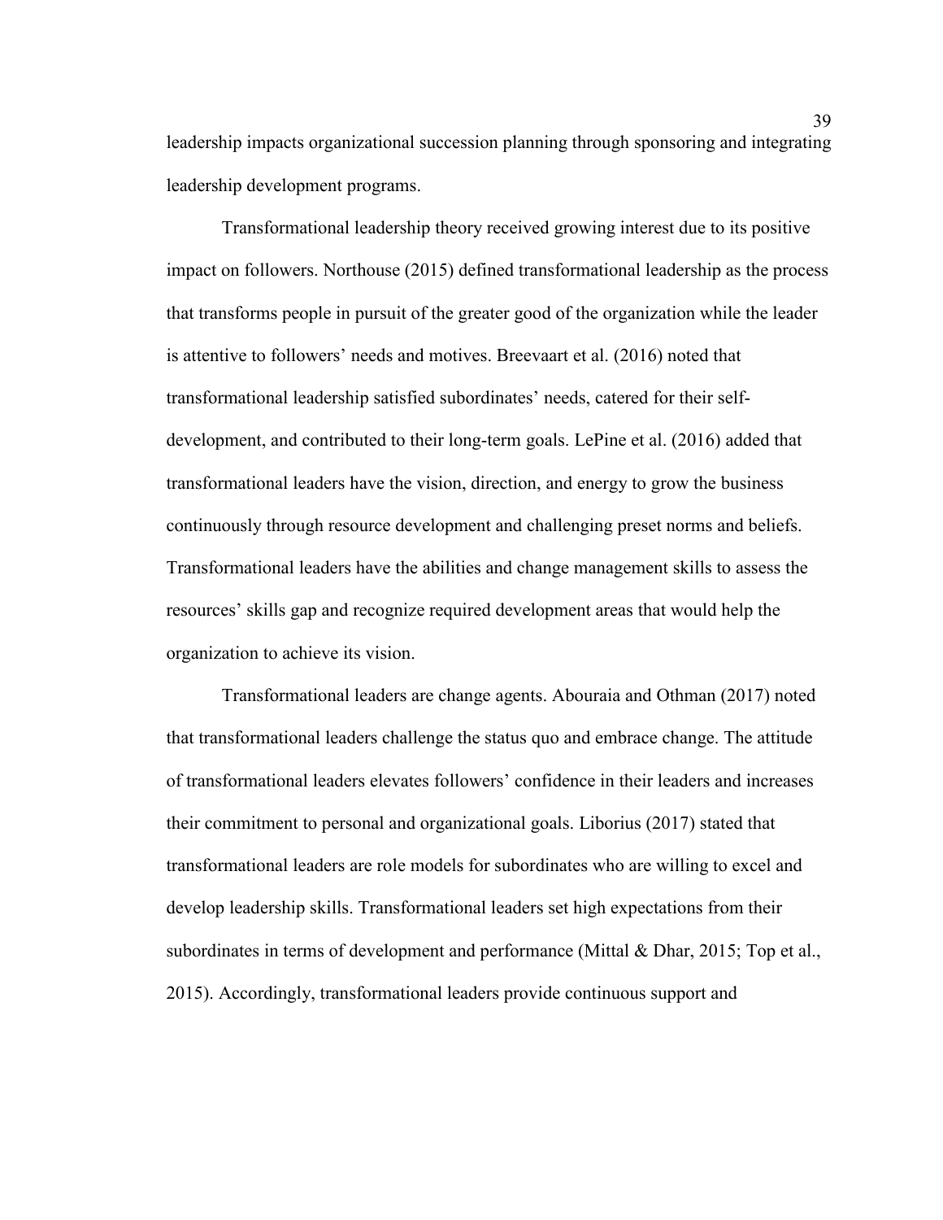leadership impacts organizational succession planning through sponsoring and integrating leadership development programs.

Transformational leadership theory received growing interest due to its positive impact on followers. Northouse (2015) defined transformational leadership as the process that transforms people in pursuit of the greater good of the organization while the leader is attentive to followers' needs and motives. Breevaart et al. (2016) noted that transformational leadership satisfied subordinates' needs, catered for their self-development, and contributed to their long-term goals. LePine et al. (2016) added that transformational leaders have the vision, direction, and energy to grow the business continuously through resource development and challenging preset norms and beliefs. Transformational leaders have the abilities and change management skills to assess the resources' skills gap and recognize required development areas that would help the organization to achieve its vision.

Transformational leaders are change agents. Abouraia and Othman (2017) noted that transformational leaders challenge the status quo and embrace change. The attitude of transformational leaders elevates followers' confidence in their leaders and increases their commitment to personal and organizational goals. Liborius (2017) stated that transformational leaders are role models for subordinates who are willing to excel and develop leadership skills. Transformational leaders set high expectations from their subordinates in terms of development and performance (Mittal & Dhar, 2015; Top et al., 2015). Accordingly, transformational leaders provide continuous support and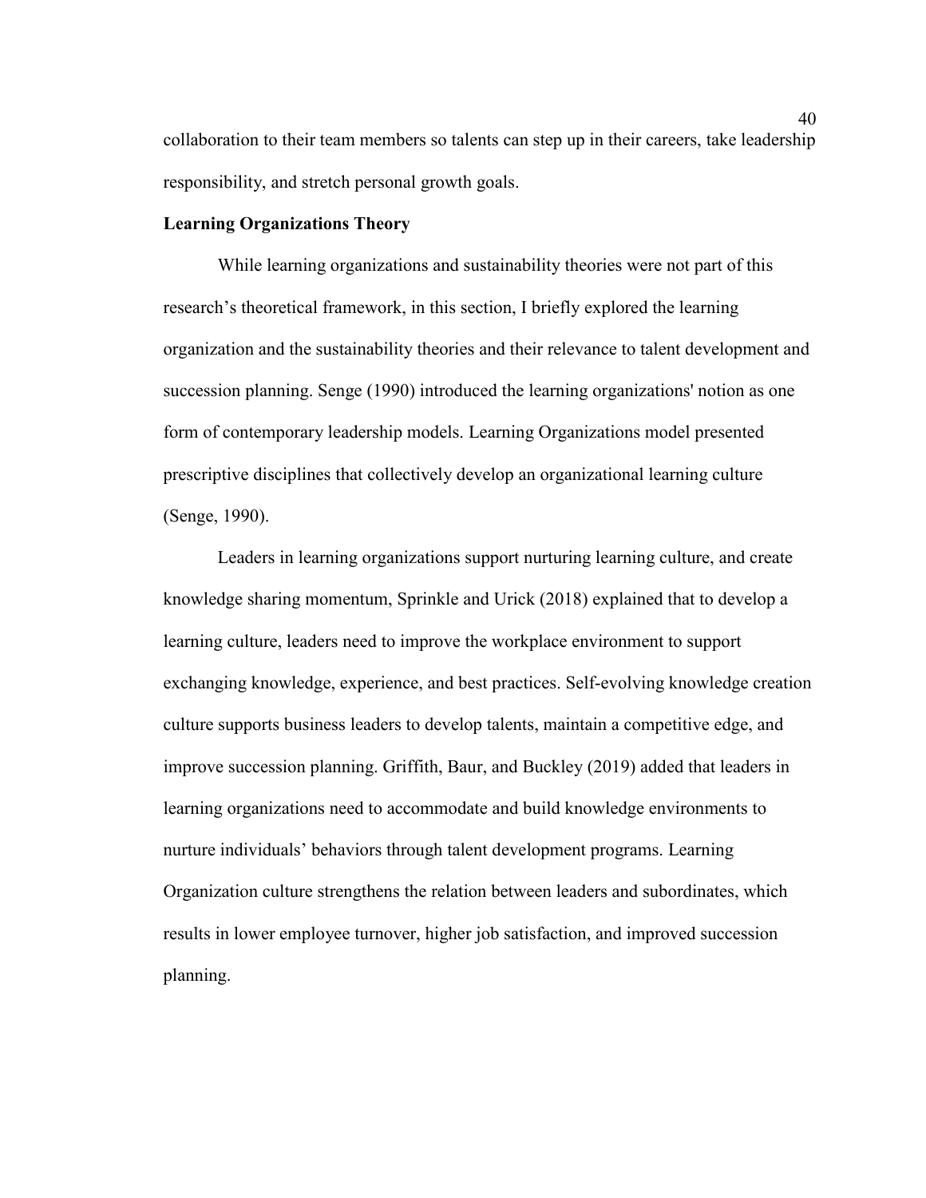collaboration to their team members so talents can step up in their careers, take leadership responsibility, and stretch personal growth goals.

**Learning Organizations Theory**

While learning organizations and sustainability theories were not part of this research's theoretical framework, in this section, I briefly explored the learning organization and the sustainability theories and their relevance to talent development and succession planning. Senge (1990) introduced the learning organizations' notion as one form of contemporary leadership models. Learning Organizations model presented prescriptive disciplines that collectively develop an organizational learning culture (Senge, 1990).

Leaders in learning organizations support nurturing learning culture, and create knowledge sharing momentum, Sprinkle and Urick (2018) explained that to develop a learning culture, leaders need to improve the workplace environment to support exchanging knowledge, experience, and best practices. Self-evolving knowledge creation culture supports business leaders to develop talents, maintain a competitive edge, and improve succession planning. Griffith, Baur, and Buckley (2019) added that leaders in learning organizations need to accommodate and build knowledge environments to nurture individuals' behaviors through talent development programs. Learning Organization culture strengthens the relation between leaders and subordinates, which results in lower employee turnover, higher job satisfaction, and improved succession planning.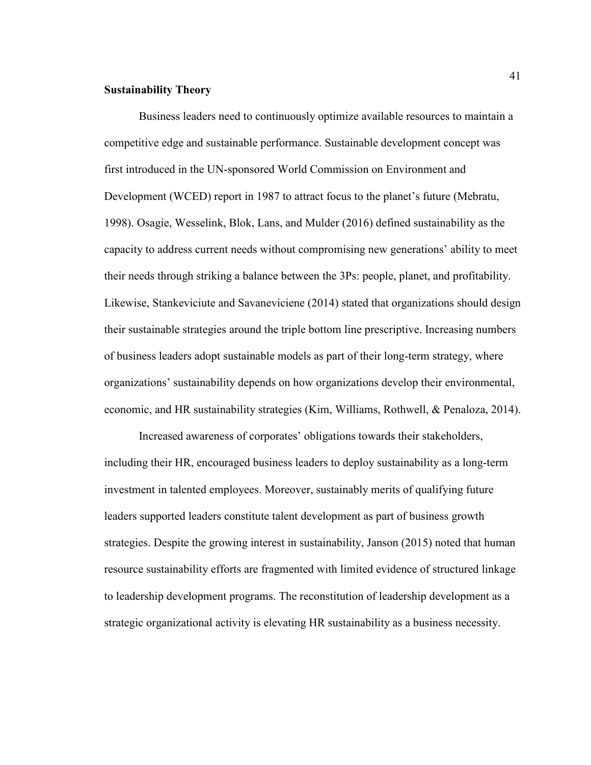### Sustainability Theory

Business leaders need to continuously optimize available resources to maintain a competitive edge and sustainable performance. Sustainable development concept was first introduced in the UN-sponsored World Commission on Environment and Development (WCED) report in 1987 to attract focus to the planet's future (Mebratu, 1998). Osagie, Wesselink, Blok, Lans, and Mulder (2016) defined sustainability as the capacity to address current needs without compromising new generations' ability to meet their needs through striking a balance between the 3Ps: people, planet, and profitability. Likewise, Stankeviciute and Savaneviciene (2014) stated that organizations should design their sustainable strategies around the triple bottom line prescriptive. Increasing numbers of business leaders adopt sustainable models as part of their long-term strategy, where organizations' sustainability depends on how organizations develop their environmental, economic, and HR sustainability strategies (Kim, Williams, Rothwell, & Penaloza, 2014).

Increased awareness of corporates' obligations towards their stakeholders, including their HR, encouraged business leaders to deploy sustainability as a long-term investment in talented employees. Moreover, sustainably merits of qualifying future leaders supported leaders constitute talent development as part of business growth strategies. Despite the growing interest in sustainability, Janson (2015) noted that human resource sustainability efforts are fragmented with limited evidence of structured linkage to leadership development programs. The reconstitution of leadership development as a strategic organizational activity is elevating HR sustainability as a business necessity.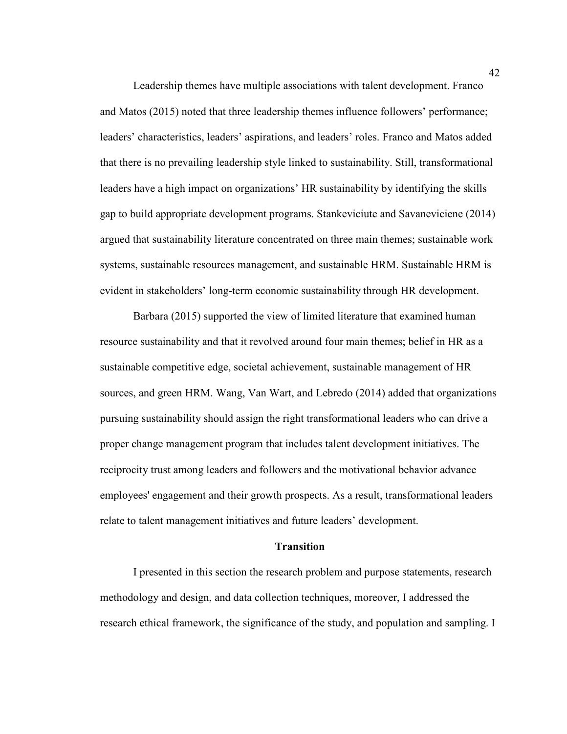Leadership themes have multiple associations with talent development. Franco and Matos (2015) noted that three leadership themes influence followers' performance; leaders' characteristics, leaders' aspirations, and leaders' roles. Franco and Matos added that there is no prevailing leadership style linked to sustainability. Still, transformational leaders have a high impact on organizations' HR sustainability by identifying the skills gap to build appropriate development programs. Stankeviciute and Savaneviciene (2014) argued that sustainability literature concentrated on three main themes; sustainable work systems, sustainable resources management, and sustainable HRM. Sustainable HRM is evident in stakeholders' long-term economic sustainability through HR development.

Barbara (2015) supported the view of limited literature that examined human resource sustainability and that it revolved around four main themes; belief in HR as a sustainable competitive edge, societal achievement, sustainable management of HR sources, and green HRM. Wang, Van Wart, and Lebredo (2014) added that organizations pursuing sustainability should assign the right transformational leaders who can drive a proper change management program that includes talent development initiatives. The reciprocity trust among leaders and followers and the motivational behavior advance employees' engagement and their growth prospects. As a result, transformational leaders relate to talent management initiatives and future leaders' development.

## Transition

I presented in this section the research problem and purpose statements, research methodology and design, and data collection techniques, moreover, I addressed the research ethical framework, the significance of the study, and population and sampling. I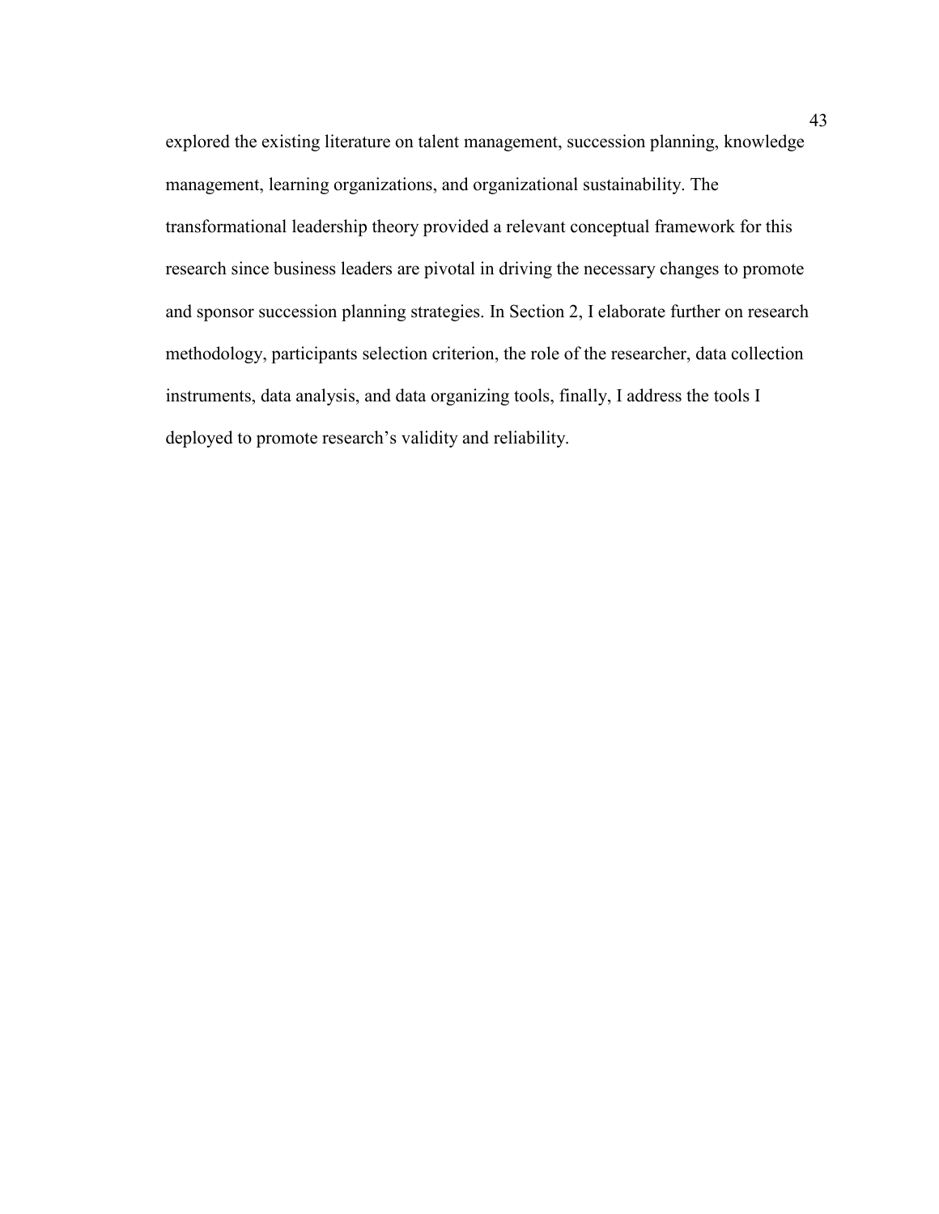explored the existing literature on talent management, succession planning, knowledge management, learning organizations, and organizational sustainability. The transformational leadership theory provided a relevant conceptual framework for this research since business leaders are pivotal in driving the necessary changes to promote and sponsor succession planning strategies. In Section 2, I elaborate further on research methodology, participants selection criterion, the role of the researcher, data collection instruments, data analysis, and data organizing tools, finally, I address the tools I deployed to promote research's validity and reliability.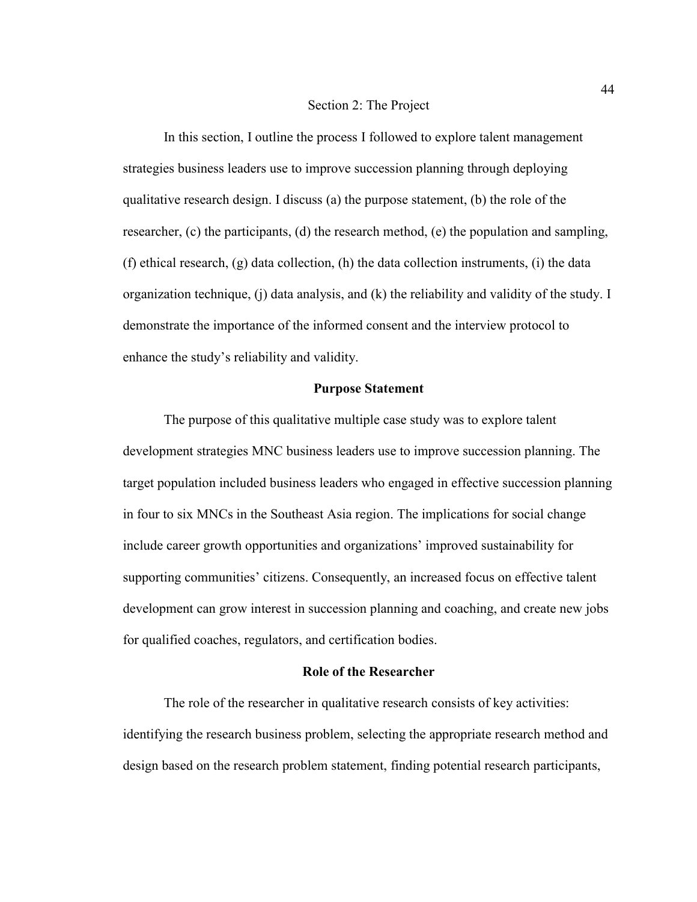# Section 2: The Project

In this section, I outline the process I followed to explore talent management strategies business leaders use to improve succession planning through deploying qualitative research design. I discuss (a) the purpose statement, (b) the role of the researcher, (c) the participants, (d) the research method, (e) the population and sampling, (f) ethical research, (g) data collection, (h) the data collection instruments, (i) the data organization technique, (j) data analysis, and (k) the reliability and validity of the study. I demonstrate the importance of the informed consent and the interview protocol to enhance the study's reliability and validity.

## Purpose Statement

The purpose of this qualitative multiple case study was to explore talent development strategies MNC business leaders use to improve succession planning. The target population included business leaders who engaged in effective succession planning in four to six MNCs in the Southeast Asia region. The implications for social change include career growth opportunities and organizations' improved sustainability for supporting communities' citizens. Consequently, an increased focus on effective talent development can grow interest in succession planning and coaching, and create new jobs for qualified coaches, regulators, and certification bodies.

## Role of the Researcher

The role of the researcher in qualitative research consists of key activities: identifying the research business problem, selecting the appropriate research method and design based on the research problem statement, finding potential research participants,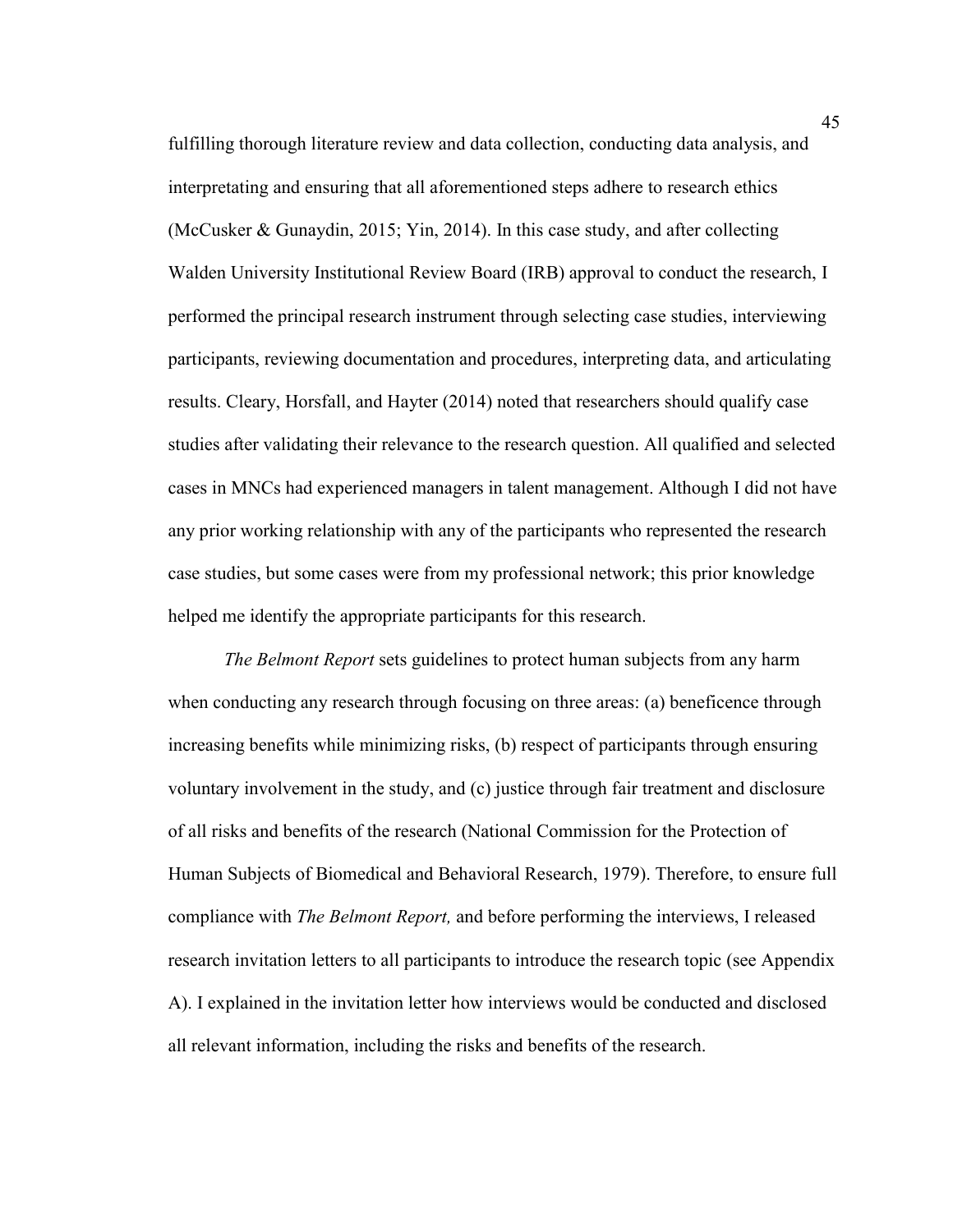fulfilling thorough literature review and data collection, conducting data analysis, and interpretating and ensuring that all aforementioned steps adhere to research ethics (McCusker & Gunaydin, 2015; Yin, 2014). In this case study, and after collecting Walden University Institutional Review Board (IRB) approval to conduct the research, I performed the principal research instrument through selecting case studies, interviewing participants, reviewing documentation and procedures, interpreting data, and articulating results. Cleary, Horsfall, and Hayter (2014) noted that researchers should qualify case studies after validating their relevance to the research question. All qualified and selected cases in MNCs had experienced managers in talent management. Although I did not have any prior working relationship with any of the participants who represented the research case studies, but some cases were from my professional network; this prior knowledge helped me identify the appropriate participants for this research.

*The Belmont Report* sets guidelines to protect human subjects from any harm when conducting any research through focusing on three areas: (a) beneficence through increasing benefits while minimizing risks, (b) respect of participants through ensuring voluntary involvement in the study, and (c) justice through fair treatment and disclosure of all risks and benefits of the research (National Commission for the Protection of Human Subjects of Biomedical and Behavioral Research, 1979). Therefore, to ensure full compliance with *The Belmont Report,* and before performing the interviews, I released research invitation letters to all participants to introduce the research topic (see Appendix A). I explained in the invitation letter how interviews would be conducted and disclosed all relevant information, including the risks and benefits of the research.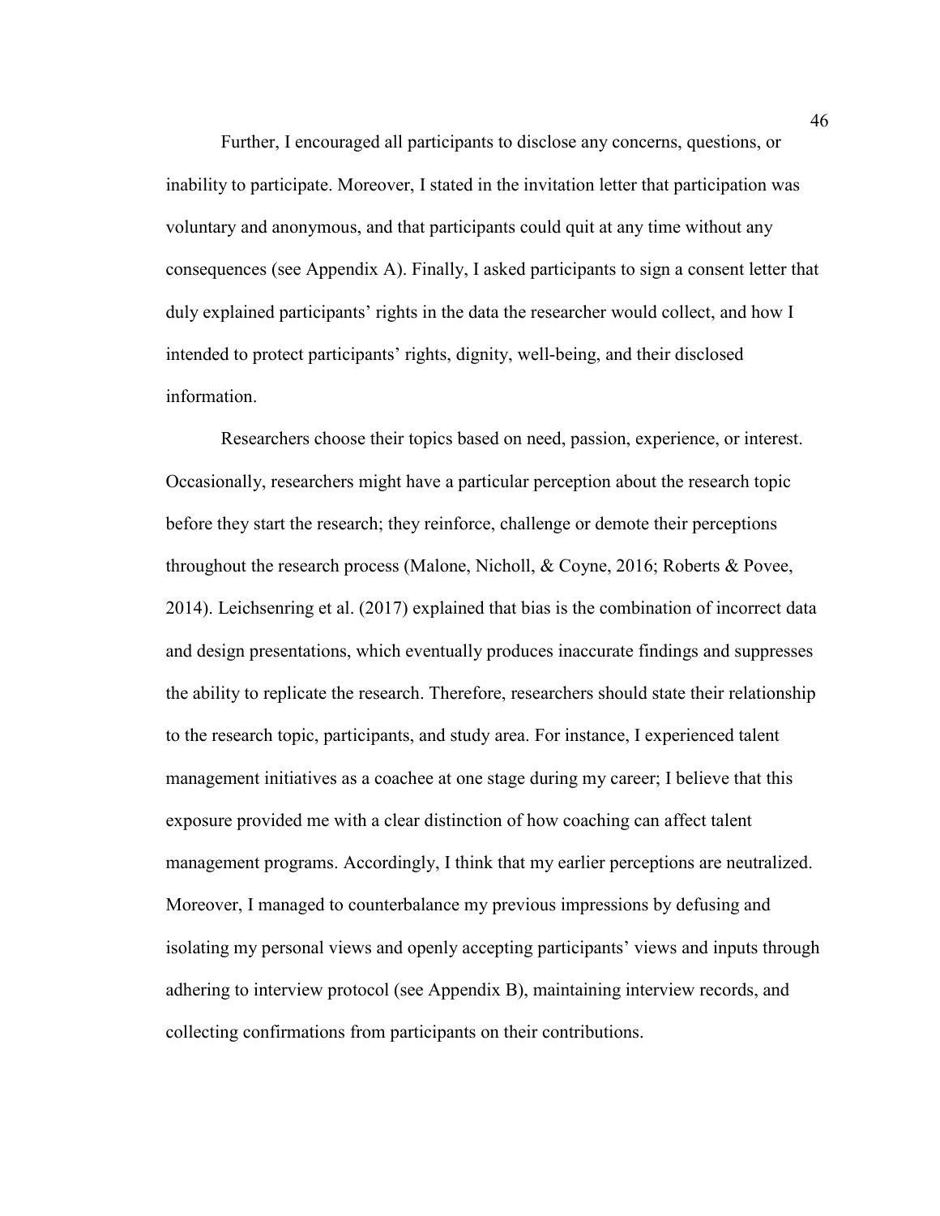Further, I encouraged all participants to disclose any concerns, questions, or inability to participate. Moreover, I stated in the invitation letter that participation was voluntary and anonymous, and that participants could quit at any time without any consequences (see Appendix A). Finally, I asked participants to sign a consent letter that duly explained participants' rights in the data the researcher would collect, and how I intended to protect participants' rights, dignity, well-being, and their disclosed information.

Researchers choose their topics based on need, passion, experience, or interest. Occasionally, researchers might have a particular perception about the research topic before they start the research; they reinforce, challenge or demote their perceptions throughout the research process (Malone, Nicholl, & Coyne, 2016; Roberts & Povee, 2014). Leichsenring et al. (2017) explained that bias is the combination of incorrect data and design presentations, which eventually produces inaccurate findings and suppresses the ability to replicate the research. Therefore, researchers should state their relationship to the research topic, participants, and study area. For instance, I experienced talent management initiatives as a coachee at one stage during my career; I believe that this exposure provided me with a clear distinction of how coaching can affect talent management programs. Accordingly, I think that my earlier perceptions are neutralized. Moreover, I managed to counterbalance my previous impressions by defusing and isolating my personal views and openly accepting participants' views and inputs through adhering to interview protocol (see Appendix B), maintaining interview records, and collecting confirmations from participants on their contributions.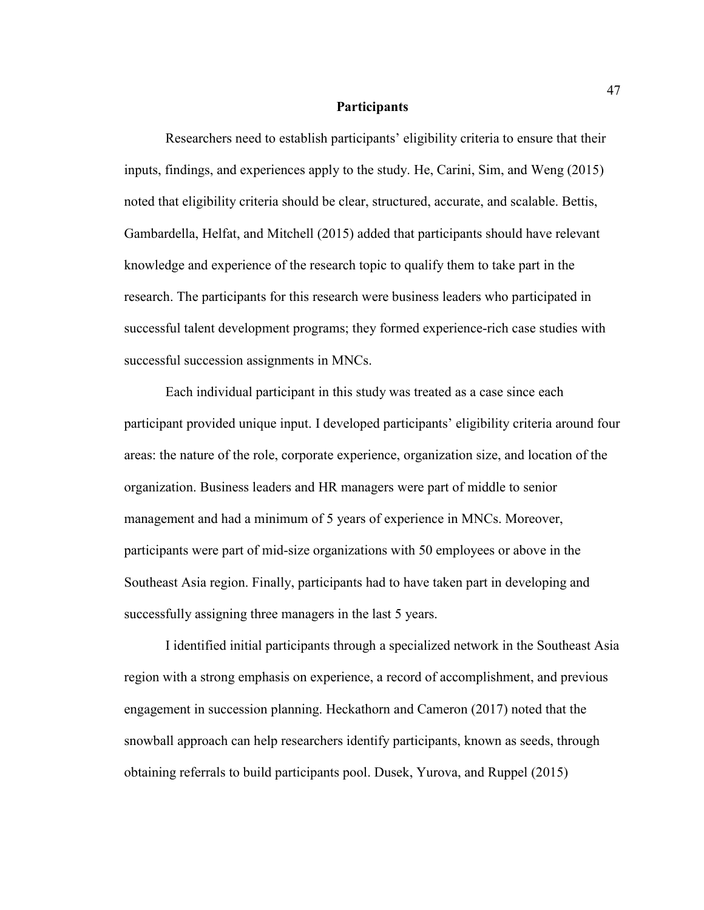## Participants

Researchers need to establish participants' eligibility criteria to ensure that their inputs, findings, and experiences apply to the study. He, Carini, Sim, and Weng (2015) noted that eligibility criteria should be clear, structured, accurate, and scalable. Bettis, Gambardella, Helfat, and Mitchell (2015) added that participants should have relevant knowledge and experience of the research topic to qualify them to take part in the research. The participants for this research were business leaders who participated in successful talent development programs; they formed experience-rich case studies with successful succession assignments in MNCs.

Each individual participant in this study was treated as a case since each participant provided unique input. I developed participants' eligibility criteria around four areas: the nature of the role, corporate experience, organization size, and location of the organization. Business leaders and HR managers were part of middle to senior management and had a minimum of 5 years of experience in MNCs. Moreover, participants were part of mid-size organizations with 50 employees or above in the Southeast Asia region. Finally, participants had to have taken part in developing and successfully assigning three managers in the last 5 years.

I identified initial participants through a specialized network in the Southeast Asia region with a strong emphasis on experience, a record of accomplishment, and previous engagement in succession planning. Heckathorn and Cameron (2017) noted that the snowball approach can help researchers identify participants, known as seeds, through obtaining referrals to build participants pool. Dusek, Yurova, and Ruppel (2015)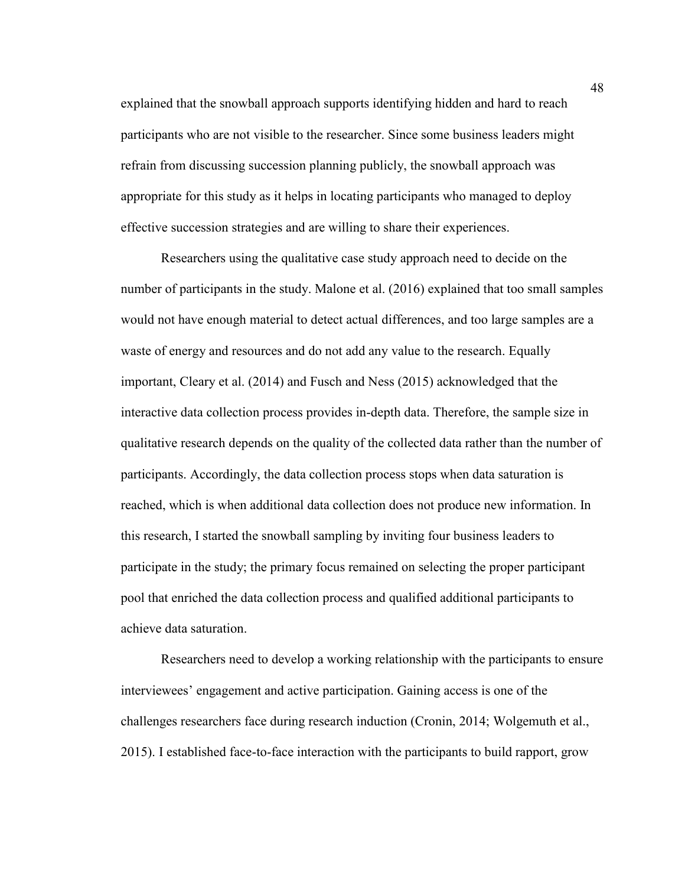explained that the snowball approach supports identifying hidden and hard to reach participants who are not visible to the researcher. Since some business leaders might refrain from discussing succession planning publicly, the snowball approach was appropriate for this study as it helps in locating participants who managed to deploy effective succession strategies and are willing to share their experiences.

Researchers using the qualitative case study approach need to decide on the number of participants in the study. Malone et al. (2016) explained that too small samples would not have enough material to detect actual differences, and too large samples are a waste of energy and resources and do not add any value to the research. Equally important, Cleary et al. (2014) and Fusch and Ness (2015) acknowledged that the interactive data collection process provides in-depth data. Therefore, the sample size in qualitative research depends on the quality of the collected data rather than the number of participants. Accordingly, the data collection process stops when data saturation is reached, which is when additional data collection does not produce new information. In this research, I started the snowball sampling by inviting four business leaders to participate in the study; the primary focus remained on selecting the proper participant pool that enriched the data collection process and qualified additional participants to achieve data saturation.

Researchers need to develop a working relationship with the participants to ensure interviewees' engagement and active participation. Gaining access is one of the challenges researchers face during research induction (Cronin, 2014; Wolgemuth et al., 2015). I established face-to-face interaction with the participants to build rapport, grow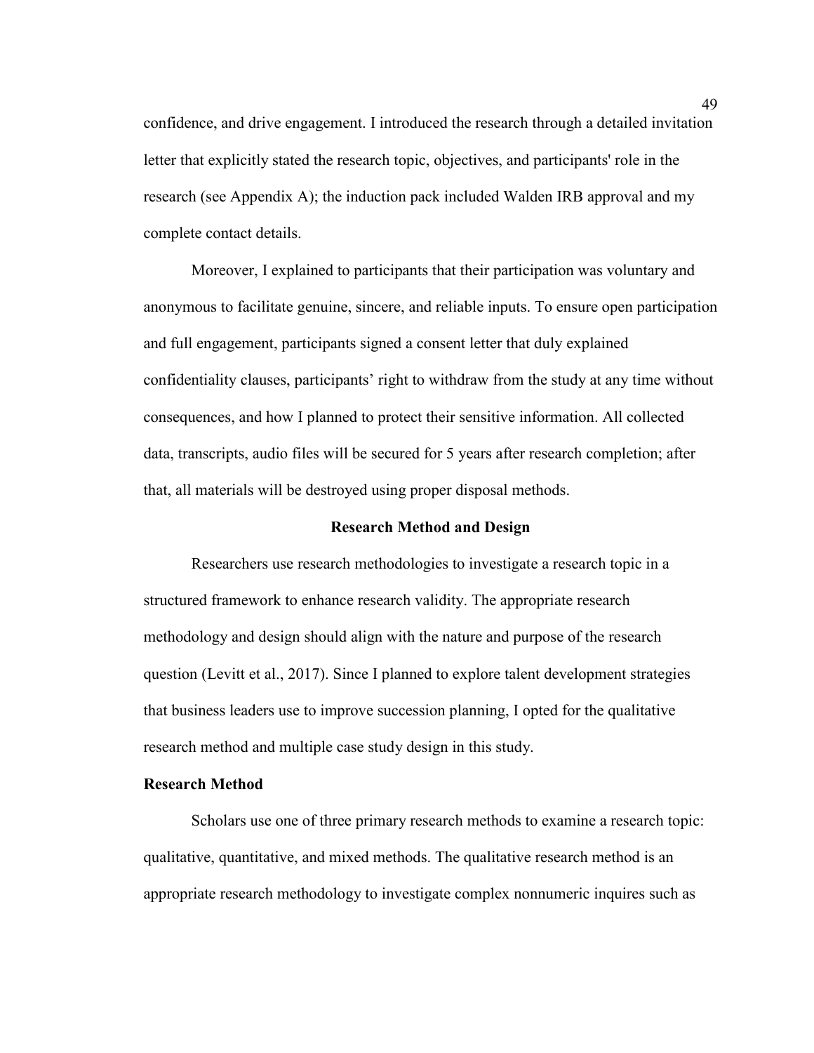confidence, and drive engagement. I introduced the research through a detailed invitation letter that explicitly stated the research topic, objectives, and participants' role in the research (see Appendix A); the induction pack included Walden IRB approval and my complete contact details.

Moreover, I explained to participants that their participation was voluntary and anonymous to facilitate genuine, sincere, and reliable inputs. To ensure open participation and full engagement, participants signed a consent letter that duly explained confidentiality clauses, participants' right to withdraw from the study at any time without consequences, and how I planned to protect their sensitive information. All collected data, transcripts, audio files will be secured for 5 years after research completion; after that, all materials will be destroyed using proper disposal methods.

## Research Method and Design

Researchers use research methodologies to investigate a research topic in a structured framework to enhance research validity. The appropriate research methodology and design should align with the nature and purpose of the research question (Levitt et al., 2017). Since I planned to explore talent development strategies that business leaders use to improve succession planning, I opted for the qualitative research method and multiple case study design in this study.

### Research Method

Scholars use one of three primary research methods to examine a research topic: qualitative, quantitative, and mixed methods. The qualitative research method is an appropriate research methodology to investigate complex nonnumeric inquires such as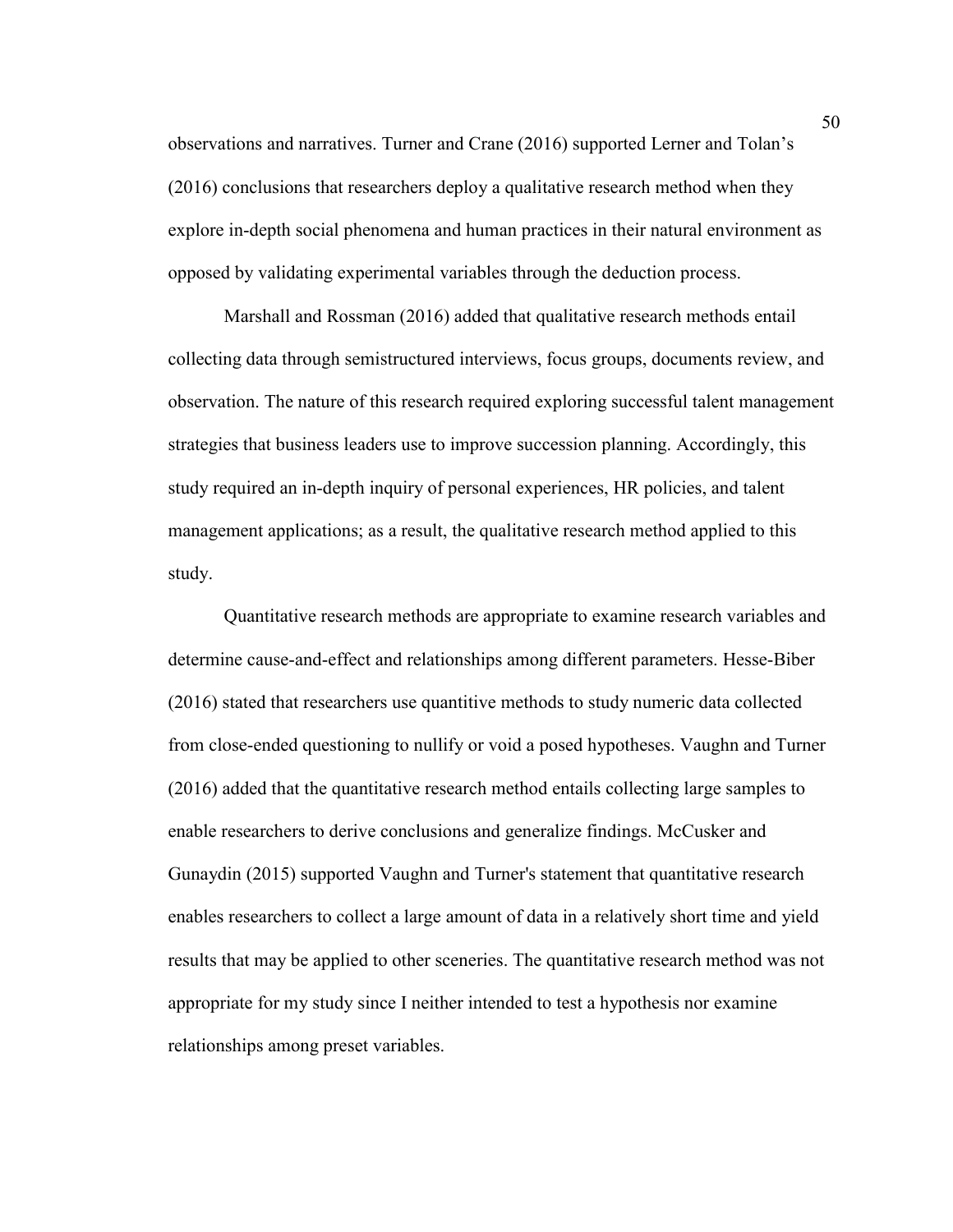observations and narratives. Turner and Crane (2016) supported Lerner and Tolan's (2016) conclusions that researchers deploy a qualitative research method when they explore in-depth social phenomena and human practices in their natural environment as opposed by validating experimental variables through the deduction process.

Marshall and Rossman (2016) added that qualitative research methods entail collecting data through semistructured interviews, focus groups, documents review, and observation. The nature of this research required exploring successful talent management strategies that business leaders use to improve succession planning. Accordingly, this study required an in-depth inquiry of personal experiences, HR policies, and talent management applications; as a result, the qualitative research method applied to this study.

Quantitative research methods are appropriate to examine research variables and determine cause-and-effect and relationships among different parameters. Hesse-Biber (2016) stated that researchers use quantitive methods to study numeric data collected from close-ended questioning to nullify or void a posed hypotheses. Vaughn and Turner (2016) added that the quantitative research method entails collecting large samples to enable researchers to derive conclusions and generalize findings. McCusker and Gunaydin (2015) supported Vaughn and Turner's statement that quantitative research enables researchers to collect a large amount of data in a relatively short time and yield results that may be applied to other sceneries. The quantitative research method was not appropriate for my study since I neither intended to test a hypothesis nor examine relationships among preset variables.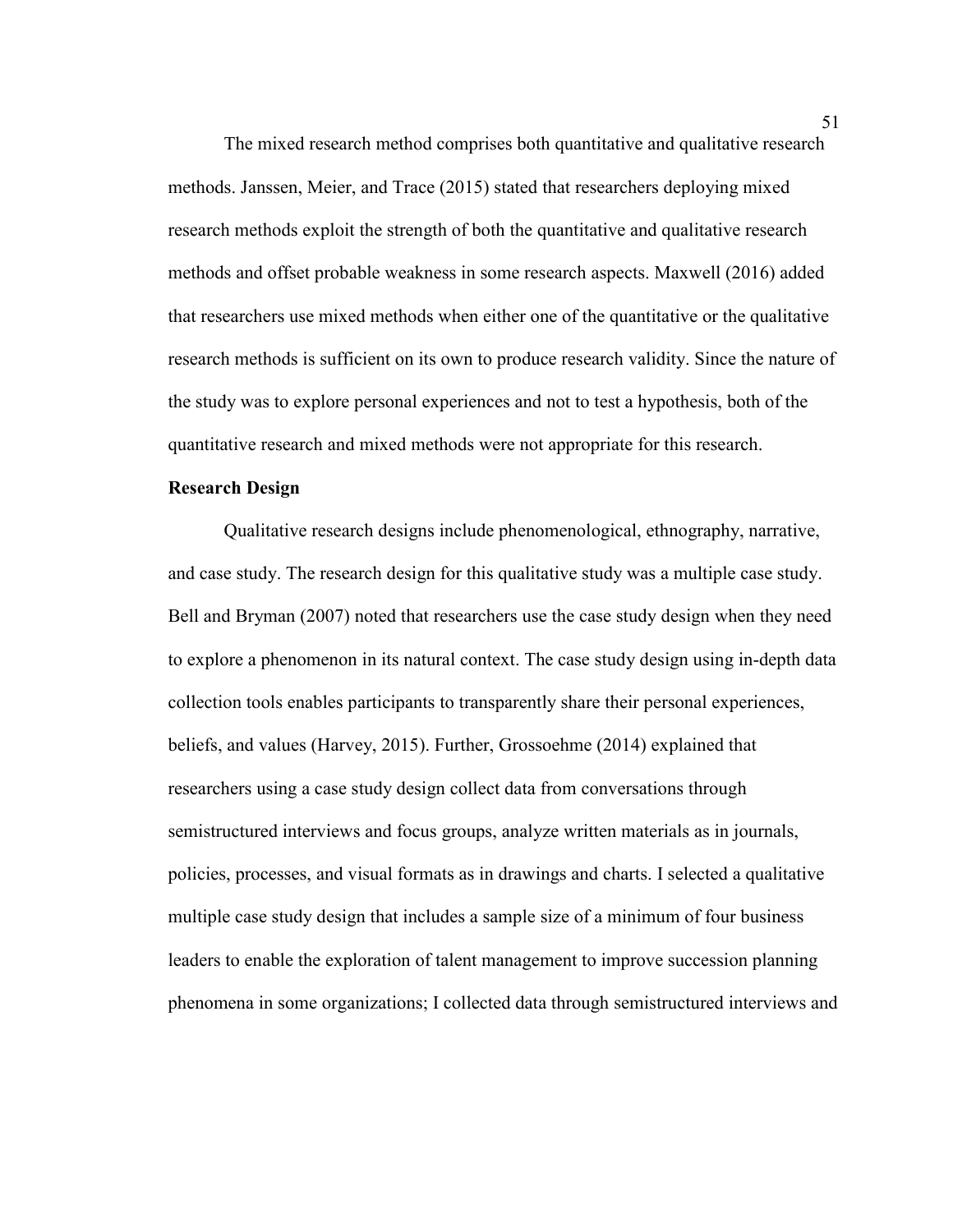The mixed research method comprises both quantitative and qualitative research methods. Janssen, Meier, and Trace (2015) stated that researchers deploying mixed research methods exploit the strength of both the quantitative and qualitative research methods and offset probable weakness in some research aspects. Maxwell (2016) added that researchers use mixed methods when either one of the quantitative or the qualitative research methods is sufficient on its own to produce research validity. Since the nature of the study was to explore personal experiences and not to test a hypothesis, both of the quantitative research and mixed methods were not appropriate for this research.

**Research Design**

Qualitative research designs include phenomenological, ethnography, narrative, and case study. The research design for this qualitative study was a multiple case study. Bell and Bryman (2007) noted that researchers use the case study design when they need to explore a phenomenon in its natural context. The case study design using in-depth data collection tools enables participants to transparently share their personal experiences, beliefs, and values (Harvey, 2015). Further, Grossoehme (2014) explained that researchers using a case study design collect data from conversations through semistructured interviews and focus groups, analyze written materials as in journals, policies, processes, and visual formats as in drawings and charts. I selected a qualitative multiple case study design that includes a sample size of a minimum of four business leaders to enable the exploration of talent management to improve succession planning phenomena in some organizations; I collected data through semistructured interviews and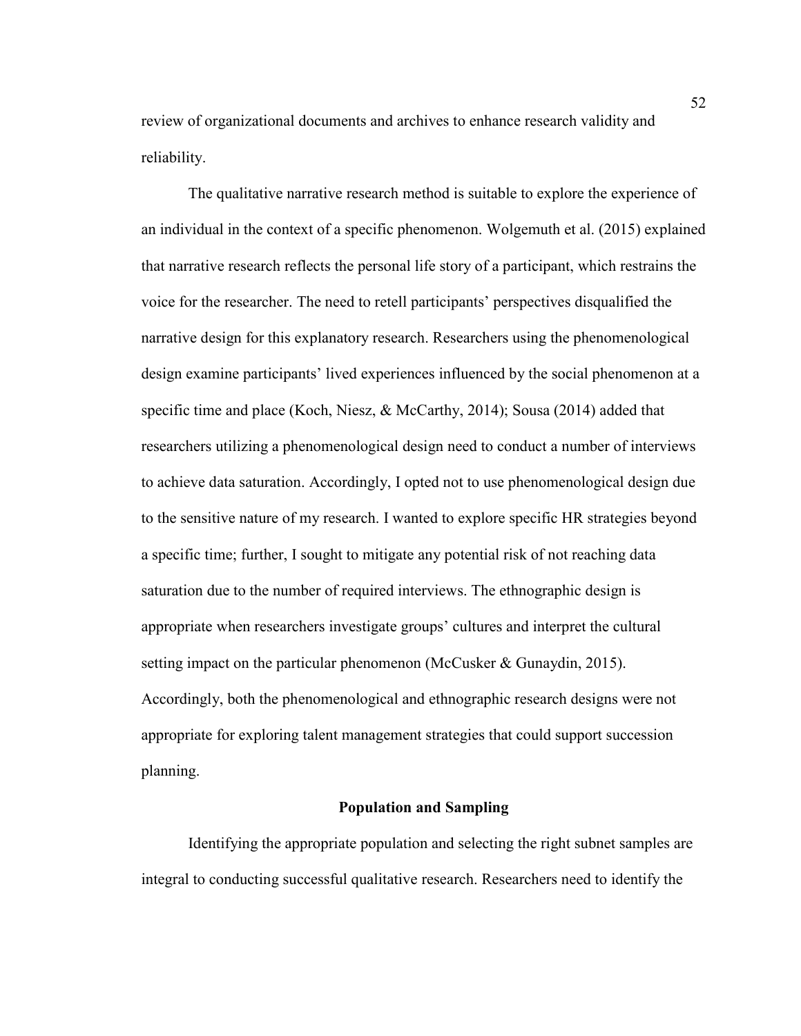review of organizational documents and archives to enhance research validity and reliability.

The qualitative narrative research method is suitable to explore the experience of an individual in the context of a specific phenomenon. Wolgemuth et al. (2015) explained that narrative research reflects the personal life story of a participant, which restrains the voice for the researcher. The need to retell participants' perspectives disqualified the narrative design for this explanatory research. Researchers using the phenomenological design examine participants' lived experiences influenced by the social phenomenon at a specific time and place (Koch, Niesz, & McCarthy, 2014); Sousa (2014) added that researchers utilizing a phenomenological design need to conduct a number of interviews to achieve data saturation. Accordingly, I opted not to use phenomenological design due to the sensitive nature of my research. I wanted to explore specific HR strategies beyond a specific time; further, I sought to mitigate any potential risk of not reaching data saturation due to the number of required interviews. The ethnographic design is appropriate when researchers investigate groups' cultures and interpret the cultural setting impact on the particular phenomenon (McCusker & Gunaydin, 2015). Accordingly, both the phenomenological and ethnographic research designs were not appropriate for exploring talent management strategies that could support succession planning.

## Population and Sampling

Identifying the appropriate population and selecting the right subnet samples are integral to conducting successful qualitative research. Researchers need to identify the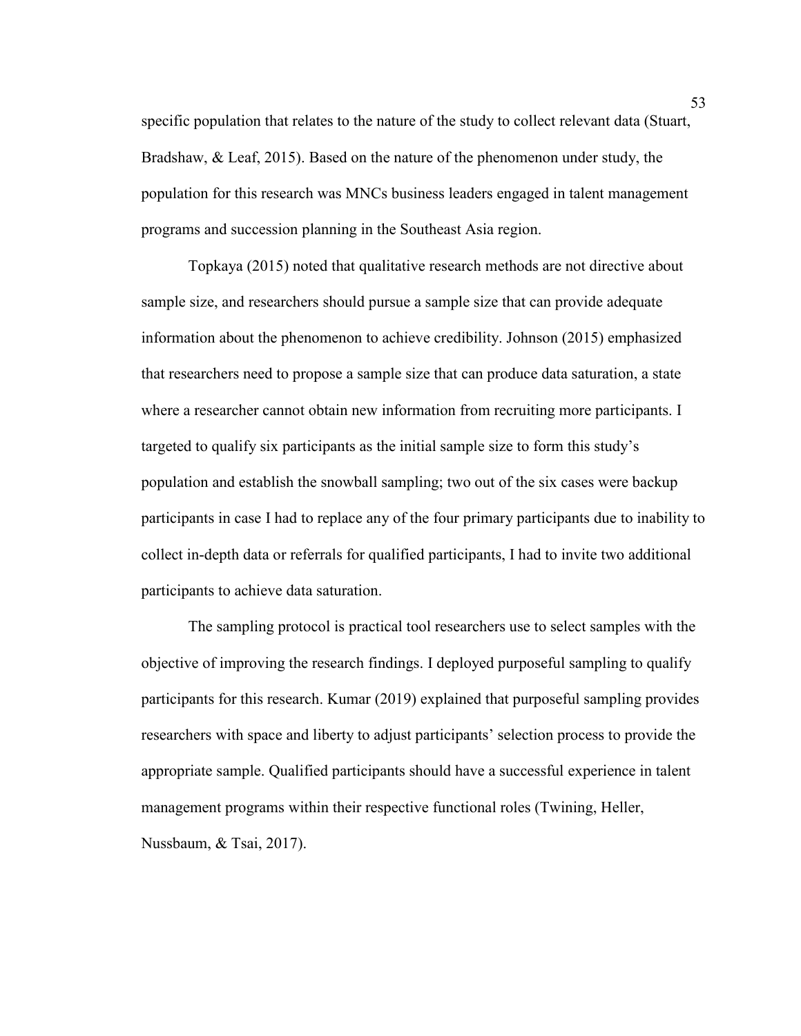specific population that relates to the nature of the study to collect relevant data (Stuart, Bradshaw, & Leaf, 2015). Based on the nature of the phenomenon under study, the population for this research was MNCs business leaders engaged in talent management programs and succession planning in the Southeast Asia region.

Topkaya (2015) noted that qualitative research methods are not directive about sample size, and researchers should pursue a sample size that can provide adequate information about the phenomenon to achieve credibility. Johnson (2015) emphasized that researchers need to propose a sample size that can produce data saturation, a state where a researcher cannot obtain new information from recruiting more participants. I targeted to qualify six participants as the initial sample size to form this study's population and establish the snowball sampling; two out of the six cases were backup participants in case I had to replace any of the four primary participants due to inability to collect in-depth data or referrals for qualified participants, I had to invite two additional participants to achieve data saturation.

The sampling protocol is practical tool researchers use to select samples with the objective of improving the research findings. I deployed purposeful sampling to qualify participants for this research. Kumar (2019) explained that purposeful sampling provides researchers with space and liberty to adjust participants' selection process to provide the appropriate sample. Qualified participants should have a successful experience in talent management programs within their respective functional roles (Twining, Heller, Nussbaum, & Tsai, 2017).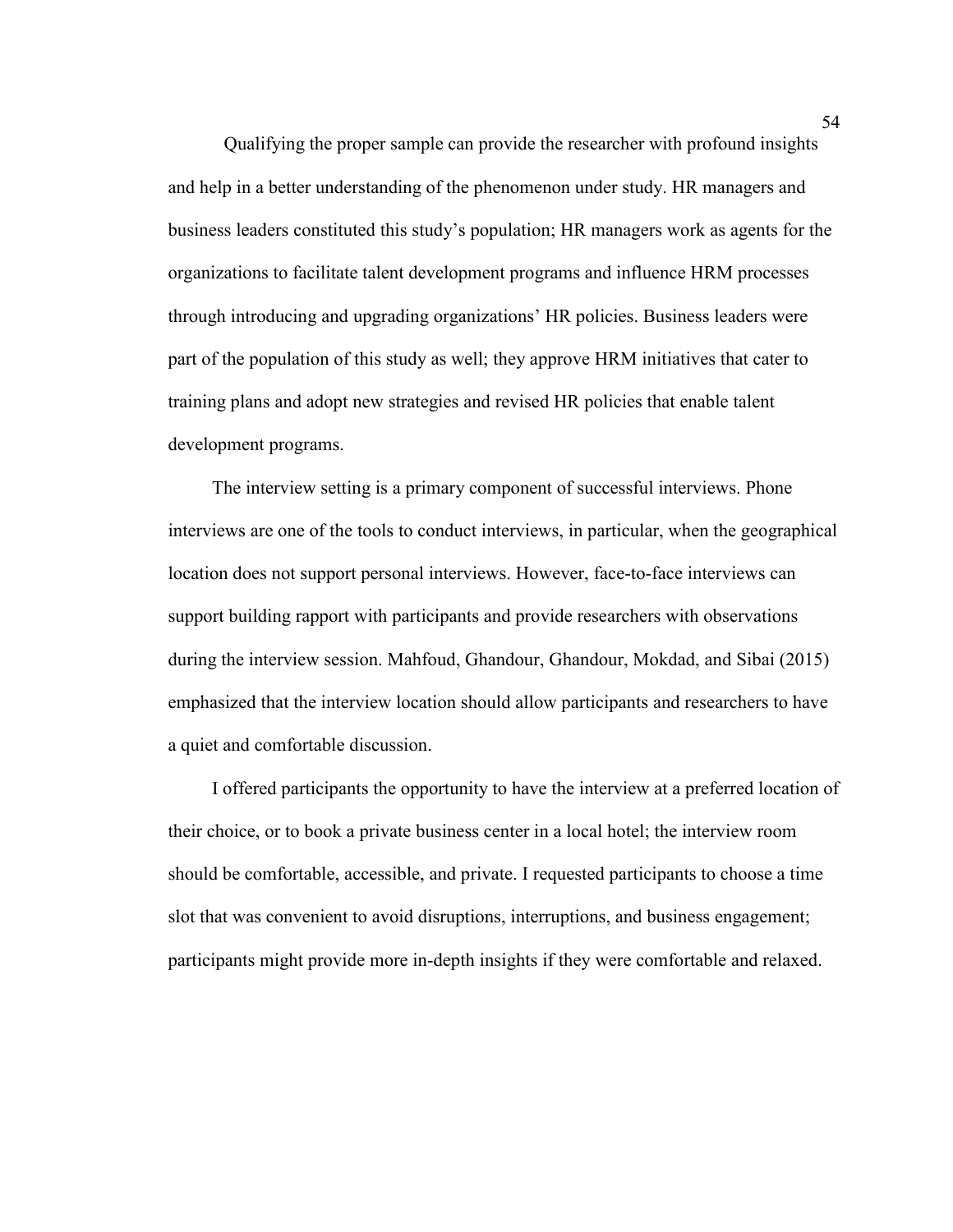Qualifying the proper sample can provide the researcher with profound insights and help in a better understanding of the phenomenon under study. HR managers and business leaders constituted this study's population; HR managers work as agents for the organizations to facilitate talent development programs and influence HRM processes through introducing and upgrading organizations' HR policies. Business leaders were part of the population of this study as well; they approve HRM initiatives that cater to training plans and adopt new strategies and revised HR policies that enable talent development programs.

The interview setting is a primary component of successful interviews. Phone interviews are one of the tools to conduct interviews, in particular, when the geographical location does not support personal interviews. However, face-to-face interviews can support building rapport with participants and provide researchers with observations during the interview session. Mahfoud, Ghandour, Ghandour, Mokdad, and Sibai (2015) emphasized that the interview location should allow participants and researchers to have a quiet and comfortable discussion.

I offered participants the opportunity to have the interview at a preferred location of their choice, or to book a private business center in a local hotel; the interview room should be comfortable, accessible, and private. I requested participants to choose a time slot that was convenient to avoid disruptions, interruptions, and business engagement; participants might provide more in-depth insights if they were comfortable and relaxed.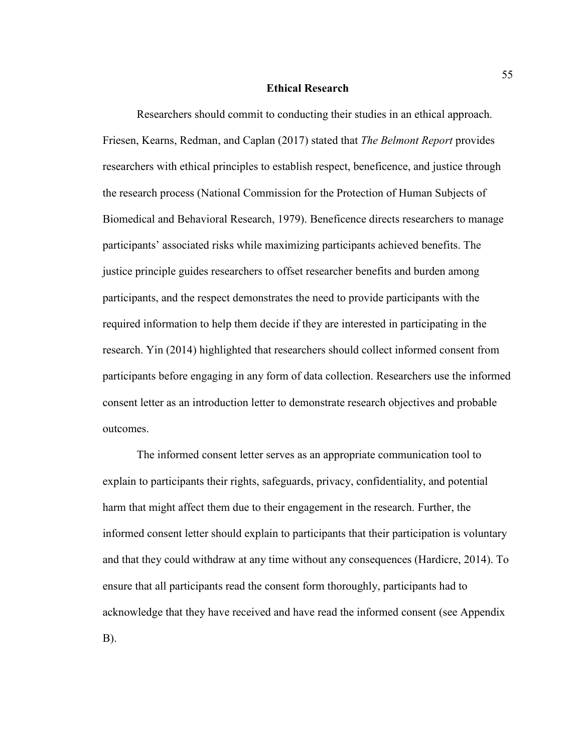## Ethical Research

Researchers should commit to conducting their studies in an ethical approach. Friesen, Kearns, Redman, and Caplan (2017) stated that *The Belmont Report* provides researchers with ethical principles to establish respect, beneficence, and justice through the research process (National Commission for the Protection of Human Subjects of Biomedical and Behavioral Research, 1979). Beneficence directs researchers to manage participants' associated risks while maximizing participants achieved benefits. The justice principle guides researchers to offset researcher benefits and burden among participants, and the respect demonstrates the need to provide participants with the required information to help them decide if they are interested in participating in the research. Yin (2014) highlighted that researchers should collect informed consent from participants before engaging in any form of data collection. Researchers use the informed consent letter as an introduction letter to demonstrate research objectives and probable outcomes.

The informed consent letter serves as an appropriate communication tool to explain to participants their rights, safeguards, privacy, confidentiality, and potential harm that might affect them due to their engagement in the research. Further, the informed consent letter should explain to participants that their participation is voluntary and that they could withdraw at any time without any consequences (Hardicre, 2014). To ensure that all participants read the consent form thoroughly, participants had to acknowledge that they have received and have read the informed consent (see Appendix B).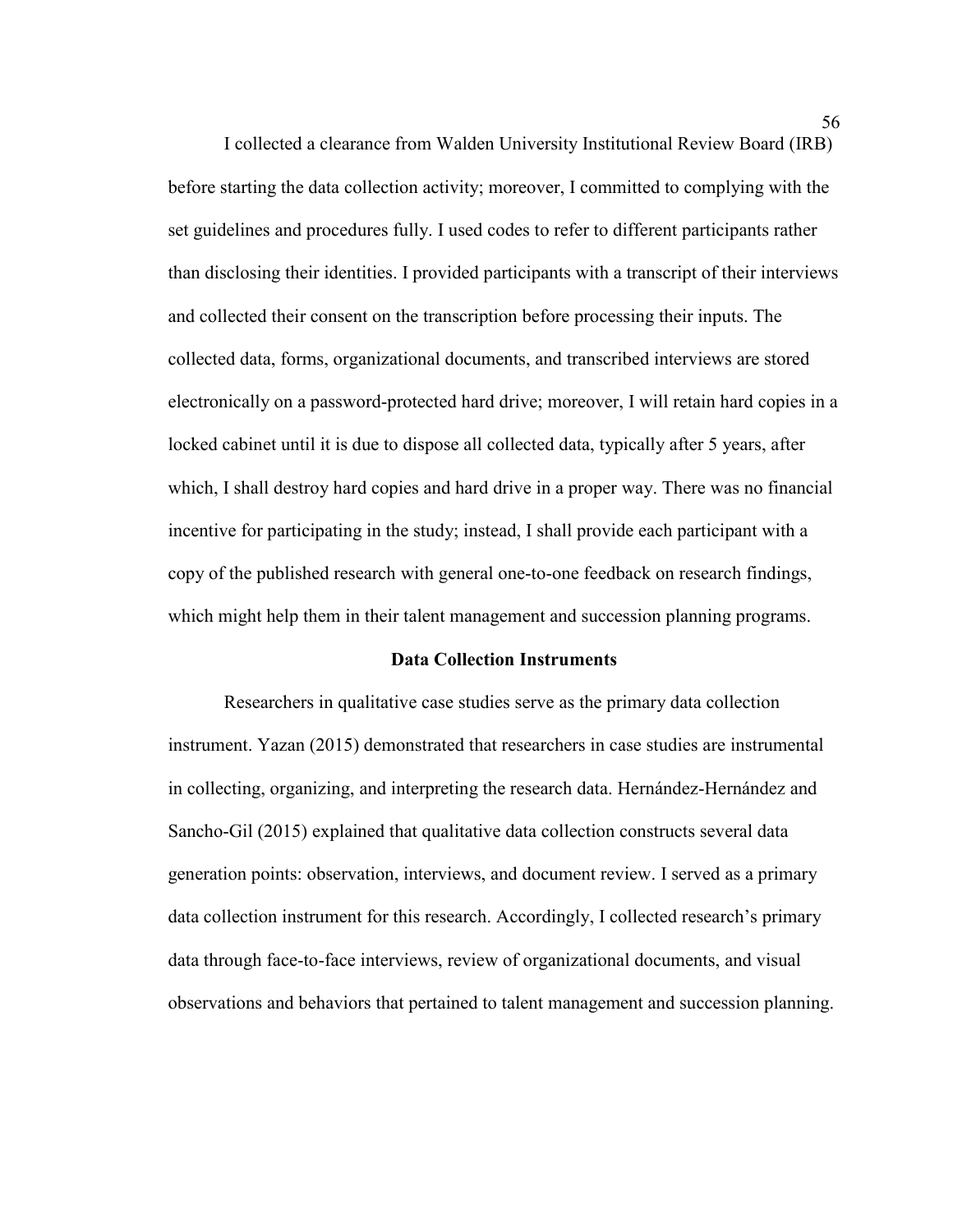I collected a clearance from Walden University Institutional Review Board (IRB) before starting the data collection activity; moreover, I committed to complying with the set guidelines and procedures fully. I used codes to refer to different participants rather than disclosing their identities. I provided participants with a transcript of their interviews and collected their consent on the transcription before processing their inputs. The collected data, forms, organizational documents, and transcribed interviews are stored electronically on a password-protected hard drive; moreover, I will retain hard copies in a locked cabinet until it is due to dispose all collected data, typically after 5 years, after which, I shall destroy hard copies and hard drive in a proper way. There was no financial incentive for participating in the study; instead, I shall provide each participant with a copy of the published research with general one-to-one feedback on research findings, which might help them in their talent management and succession planning programs.

## Data Collection Instruments

Researchers in qualitative case studies serve as the primary data collection instrument. Yazan (2015) demonstrated that researchers in case studies are instrumental in collecting, organizing, and interpreting the research data. Hernández-Hernández and Sancho-Gil (2015) explained that qualitative data collection constructs several data generation points: observation, interviews, and document review. I served as a primary data collection instrument for this research. Accordingly, I collected research's primary data through face-to-face interviews, review of organizational documents, and visual observations and behaviors that pertained to talent management and succession planning.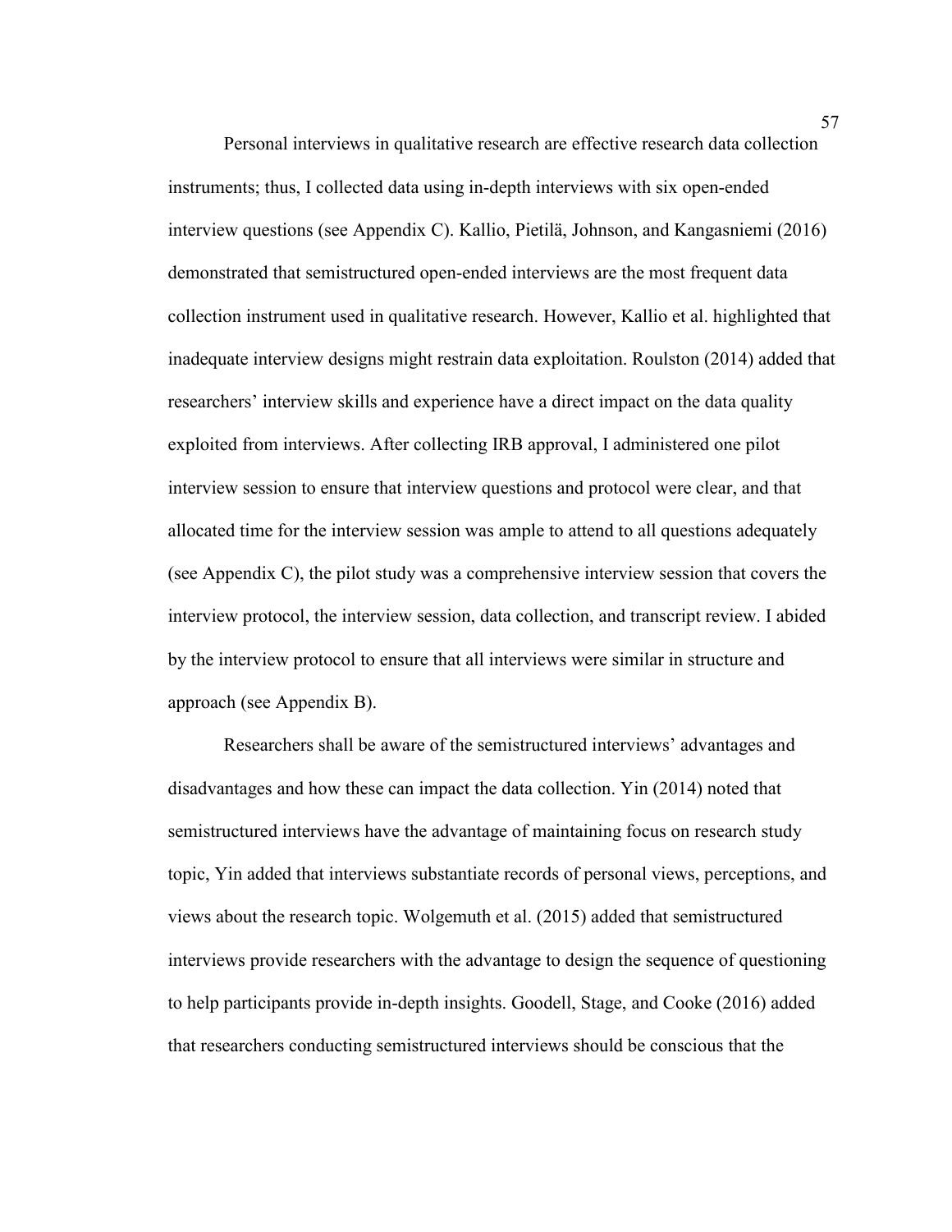Personal interviews in qualitative research are effective research data collection instruments; thus, I collected data using in-depth interviews with six open-ended interview questions (see Appendix C). Kallio, Pietilä, Johnson, and Kangasniemi (2016) demonstrated that semistructured open-ended interviews are the most frequent data collection instrument used in qualitative research. However, Kallio et al. highlighted that inadequate interview designs might restrain data exploitation. Roulston (2014) added that researchers' interview skills and experience have a direct impact on the data quality exploited from interviews. After collecting IRB approval, I administered one pilot interview session to ensure that interview questions and protocol were clear, and that allocated time for the interview session was ample to attend to all questions adequately (see Appendix C), the pilot study was a comprehensive interview session that covers the interview protocol, the interview session, data collection, and transcript review. I abided by the interview protocol to ensure that all interviews were similar in structure and approach (see Appendix B).

Researchers shall be aware of the semistructured interviews' advantages and disadvantages and how these can impact the data collection. Yin (2014) noted that semistructured interviews have the advantage of maintaining focus on research study topic, Yin added that interviews substantiate records of personal views, perceptions, and views about the research topic. Wolgemuth et al. (2015) added that semistructured interviews provide researchers with the advantage to design the sequence of questioning to help participants provide in-depth insights. Goodell, Stage, and Cooke (2016) added that researchers conducting semistructured interviews should be conscious that the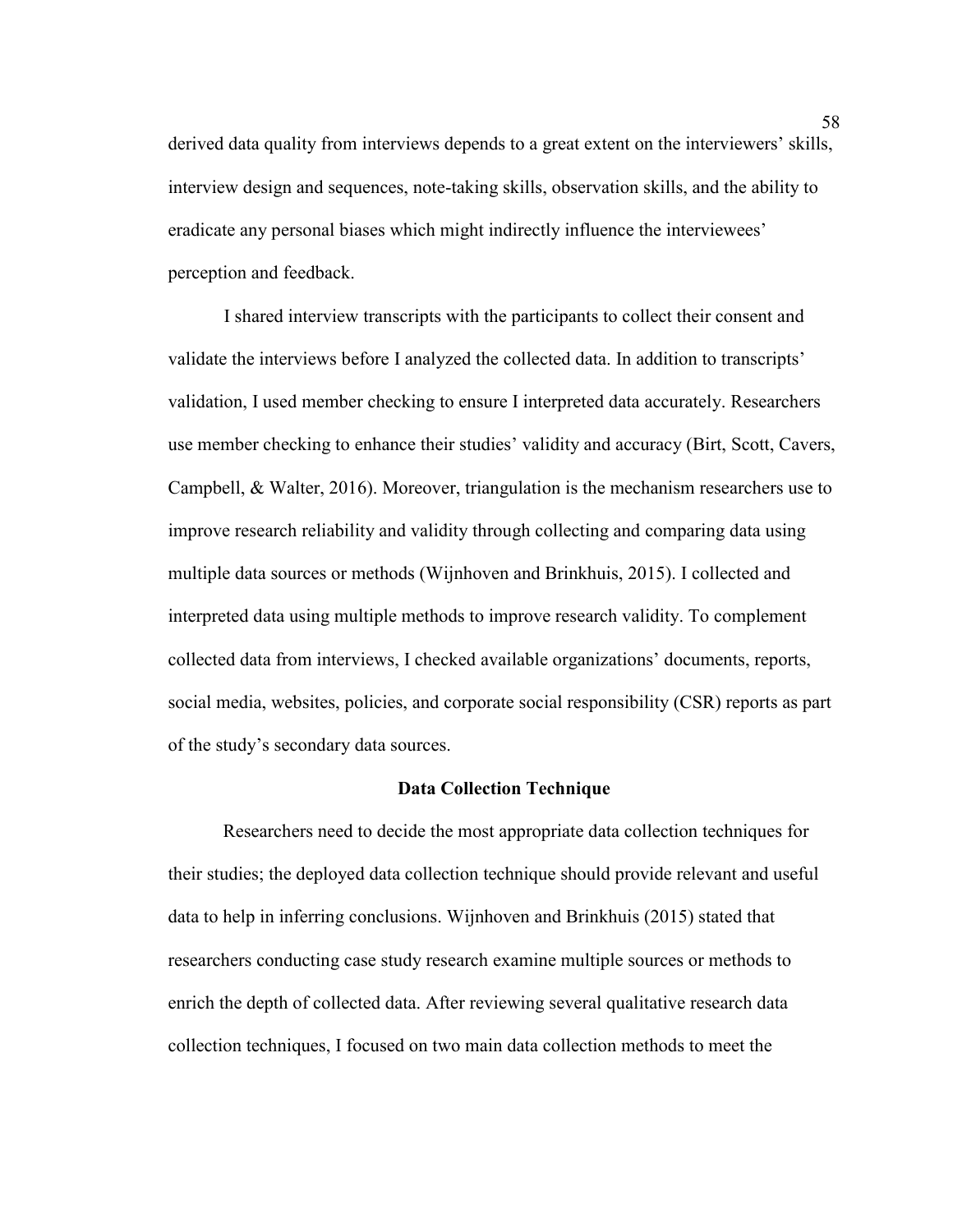derived data quality from interviews depends to a great extent on the interviewers' skills, interview design and sequences, note-taking skills, observation skills, and the ability to eradicate any personal biases which might indirectly influence the interviewees' perception and feedback.

I shared interview transcripts with the participants to collect their consent and validate the interviews before I analyzed the collected data. In addition to transcripts' validation, I used member checking to ensure I interpreted data accurately. Researchers use member checking to enhance their studies' validity and accuracy (Birt, Scott, Cavers, Campbell, & Walter, 2016). Moreover, triangulation is the mechanism researchers use to improve research reliability and validity through collecting and comparing data using multiple data sources or methods (Wijnhoven and Brinkhuis, 2015). I collected and interpreted data using multiple methods to improve research validity. To complement collected data from interviews, I checked available organizations' documents, reports, social media, websites, policies, and corporate social responsibility (CSR) reports as part of the study's secondary data sources.

## Data Collection Technique

Researchers need to decide the most appropriate data collection techniques for their studies; the deployed data collection technique should provide relevant and useful data to help in inferring conclusions. Wijnhoven and Brinkhuis (2015) stated that researchers conducting case study research examine multiple sources or methods to enrich the depth of collected data. After reviewing several qualitative research data collection techniques, I focused on two main data collection methods to meet the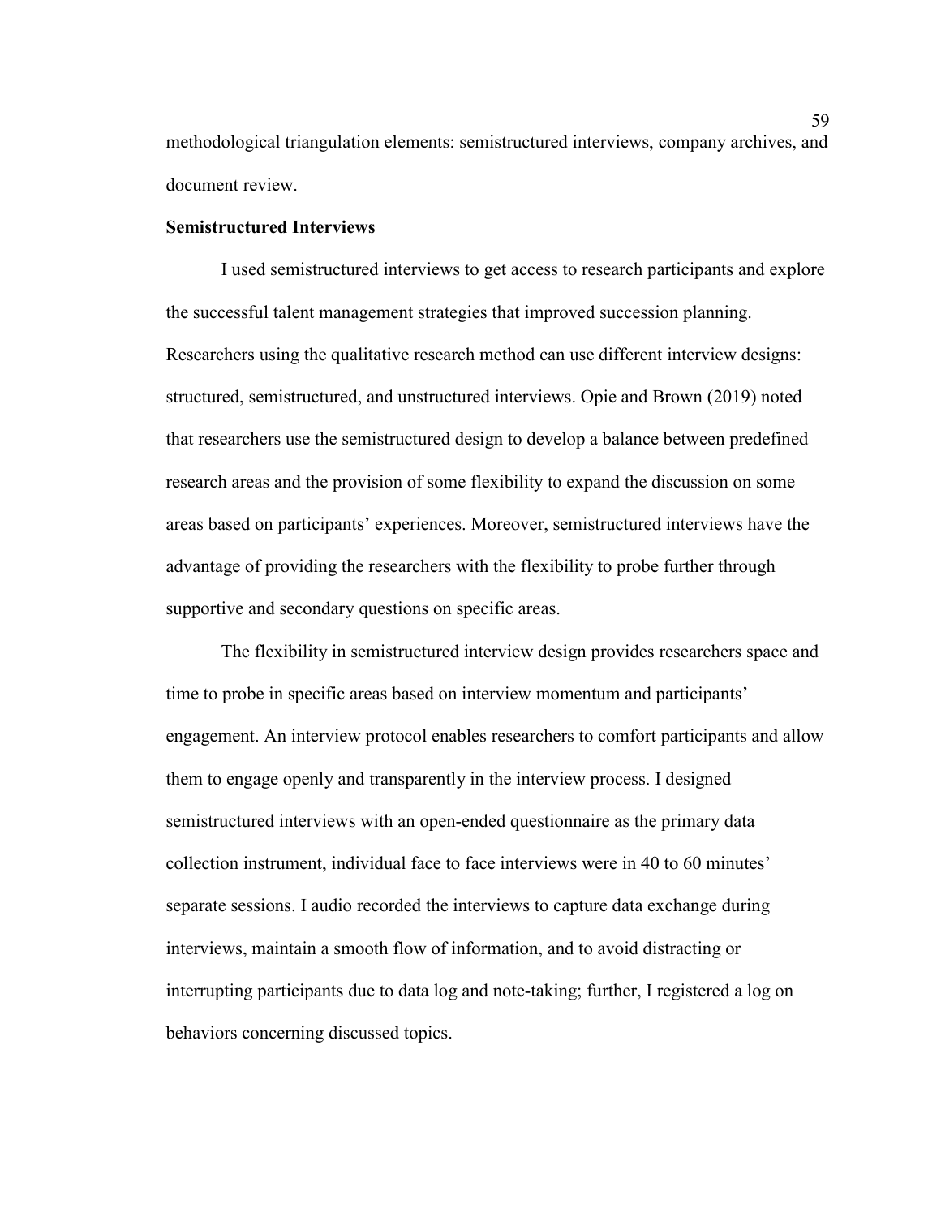methodological triangulation elements: semistructured interviews, company archives, and document review.

### Semistructured Interviews

I used semistructured interviews to get access to research participants and explore the successful talent management strategies that improved succession planning. Researchers using the qualitative research method can use different interview designs: structured, semistructured, and unstructured interviews. Opie and Brown (2019) noted that researchers use the semistructured design to develop a balance between predefined research areas and the provision of some flexibility to expand the discussion on some areas based on participants' experiences. Moreover, semistructured interviews have the advantage of providing the researchers with the flexibility to probe further through supportive and secondary questions on specific areas.

The flexibility in semistructured interview design provides researchers space and time to probe in specific areas based on interview momentum and participants' engagement. An interview protocol enables researchers to comfort participants and allow them to engage openly and transparently in the interview process. I designed semistructured interviews with an open-ended questionnaire as the primary data collection instrument, individual face to face interviews were in 40 to 60 minutes' separate sessions. I audio recorded the interviews to capture data exchange during interviews, maintain a smooth flow of information, and to avoid distracting or interrupting participants due to data log and note-taking; further, I registered a log on behaviors concerning discussed topics.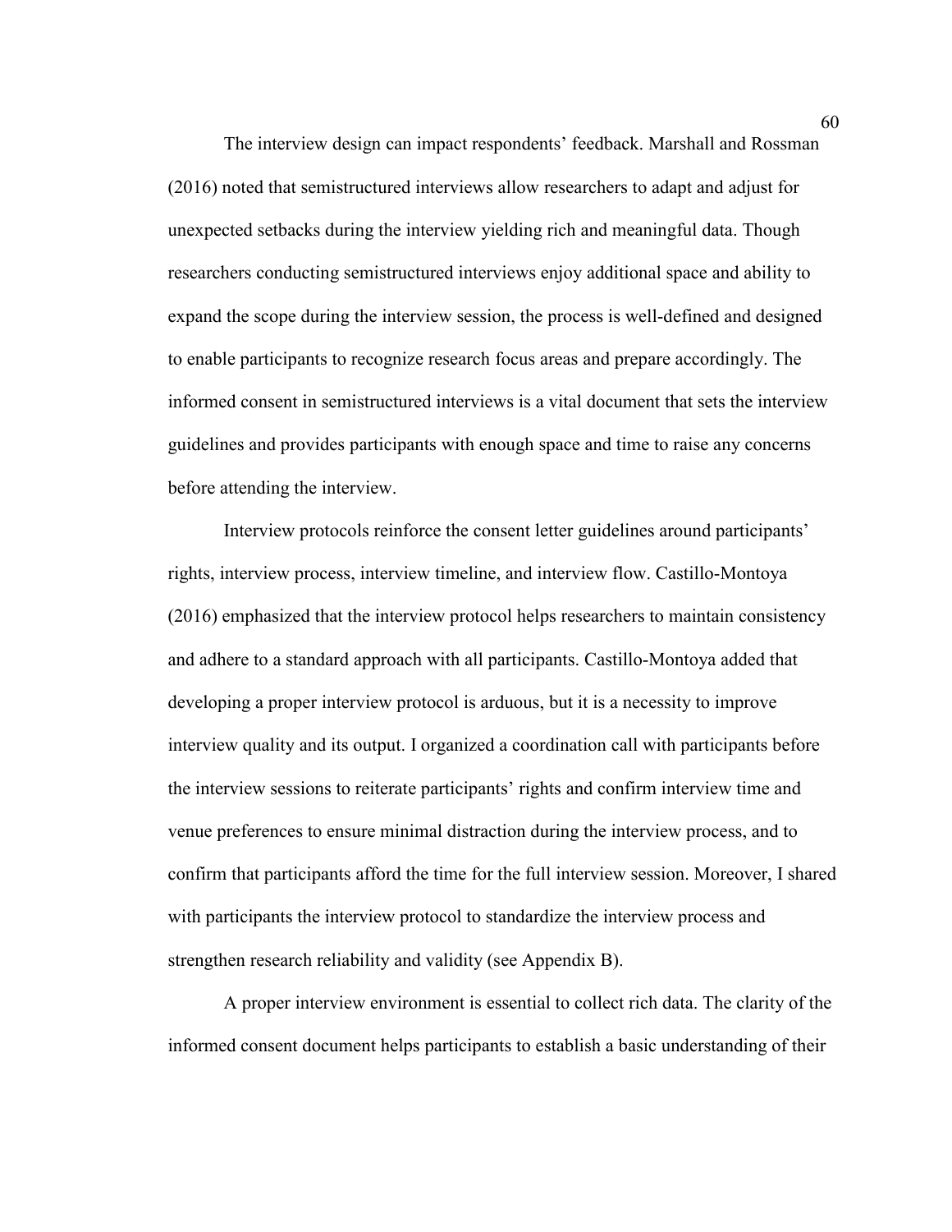The interview design can impact respondents' feedback. Marshall and Rossman (2016) noted that semistructured interviews allow researchers to adapt and adjust for unexpected setbacks during the interview yielding rich and meaningful data. Though researchers conducting semistructured interviews enjoy additional space and ability to expand the scope during the interview session, the process is well-defined and designed to enable participants to recognize research focus areas and prepare accordingly. The informed consent in semistructured interviews is a vital document that sets the interview guidelines and provides participants with enough space and time to raise any concerns before attending the interview.

Interview protocols reinforce the consent letter guidelines around participants' rights, interview process, interview timeline, and interview flow. Castillo-Montoya (2016) emphasized that the interview protocol helps researchers to maintain consistency and adhere to a standard approach with all participants. Castillo-Montoya added that developing a proper interview protocol is arduous, but it is a necessity to improve interview quality and its output. I organized a coordination call with participants before the interview sessions to reiterate participants' rights and confirm interview time and venue preferences to ensure minimal distraction during the interview process, and to confirm that participants afford the time for the full interview session. Moreover, I shared with participants the interview protocol to standardize the interview process and strengthen research reliability and validity (see Appendix B).

A proper interview environment is essential to collect rich data. The clarity of the informed consent document helps participants to establish a basic understanding of their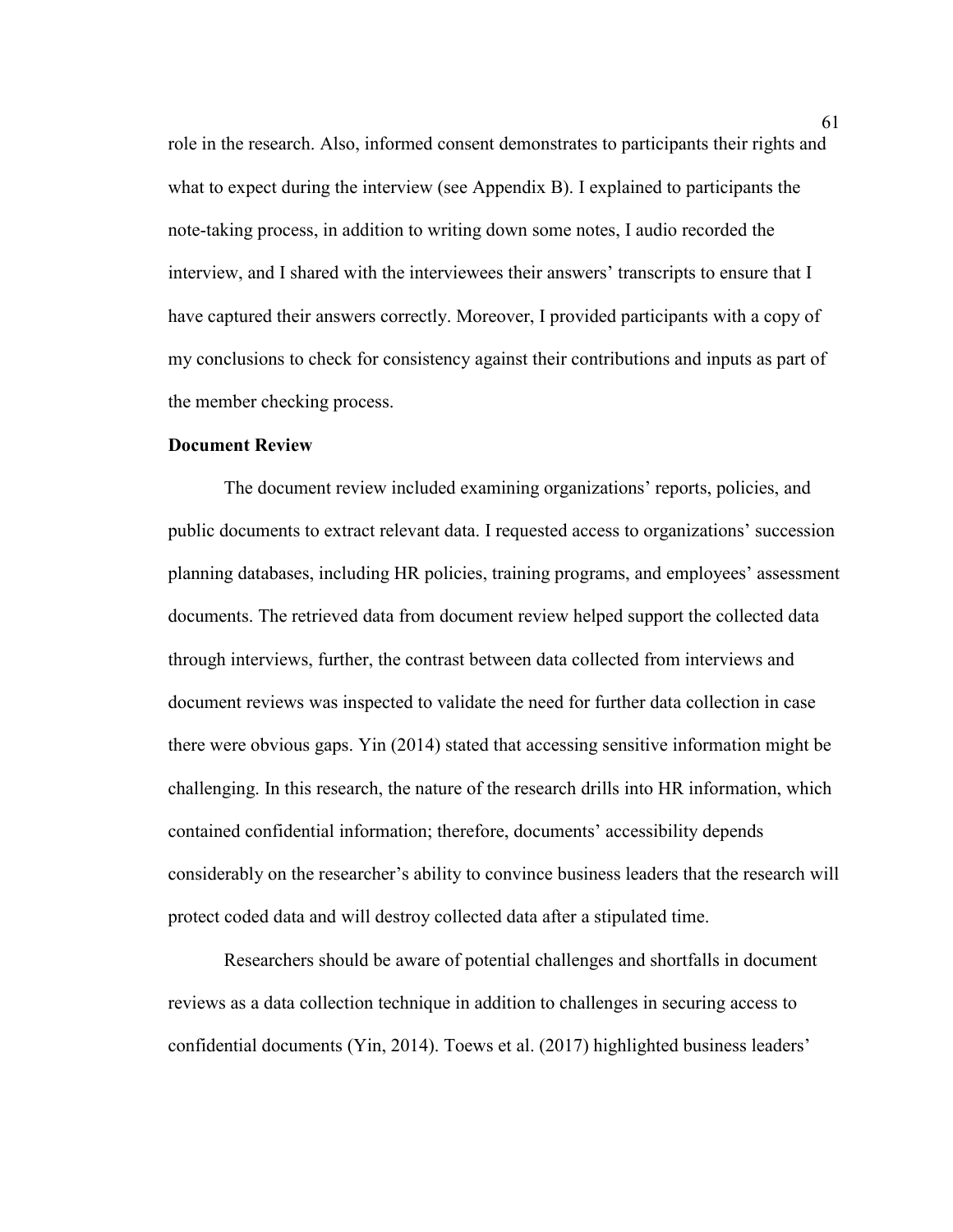role in the research. Also, informed consent demonstrates to participants their rights and what to expect during the interview (see Appendix B). I explained to participants the note-taking process, in addition to writing down some notes, I audio recorded the interview, and I shared with the interviewees their answers' transcripts to ensure that I have captured their answers correctly. Moreover, I provided participants with a copy of my conclusions to check for consistency against their contributions and inputs as part of the member checking process.

**Document Review**

The document review included examining organizations' reports, policies, and public documents to extract relevant data. I requested access to organizations' succession planning databases, including HR policies, training programs, and employees' assessment documents. The retrieved data from document review helped support the collected data through interviews, further, the contrast between data collected from interviews and document reviews was inspected to validate the need for further data collection in case there were obvious gaps. Yin (2014) stated that accessing sensitive information might be challenging. In this research, the nature of the research drills into HR information, which contained confidential information; therefore, documents' accessibility depends considerably on the researcher's ability to convince business leaders that the research will protect coded data and will destroy collected data after a stipulated time.

Researchers should be aware of potential challenges and shortfalls in document reviews as a data collection technique in addition to challenges in securing access to confidential documents (Yin, 2014). Toews et al. (2017) highlighted business leaders'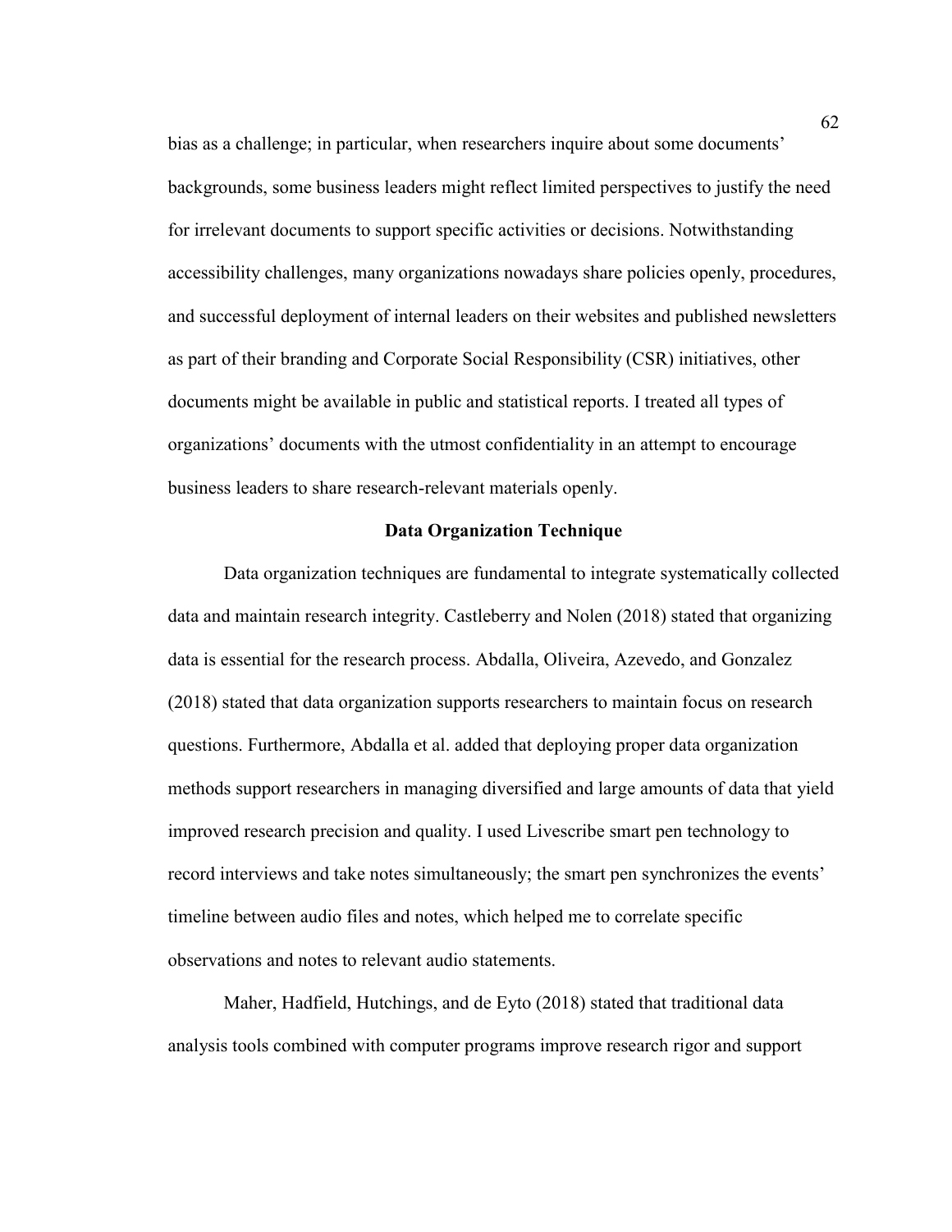bias as a challenge; in particular, when researchers inquire about some documents' backgrounds, some business leaders might reflect limited perspectives to justify the need for irrelevant documents to support specific activities or decisions. Notwithstanding accessibility challenges, many organizations nowadays share policies openly, procedures, and successful deployment of internal leaders on their websites and published newsletters as part of their branding and Corporate Social Responsibility (CSR) initiatives, other documents might be available in public and statistical reports. I treated all types of organizations' documents with the utmost confidentiality in an attempt to encourage business leaders to share research-relevant materials openly.

## Data Organization Technique

Data organization techniques are fundamental to integrate systematically collected data and maintain research integrity. Castleberry and Nolen (2018) stated that organizing data is essential for the research process. Abdalla, Oliveira, Azevedo, and Gonzalez (2018) stated that data organization supports researchers to maintain focus on research questions. Furthermore, Abdalla et al. added that deploying proper data organization methods support researchers in managing diversified and large amounts of data that yield improved research precision and quality. I used Livescribe smart pen technology to record interviews and take notes simultaneously; the smart pen synchronizes the events' timeline between audio files and notes, which helped me to correlate specific observations and notes to relevant audio statements.

Maher, Hadfield, Hutchings, and de Eyto (2018) stated that traditional data analysis tools combined with computer programs improve research rigor and support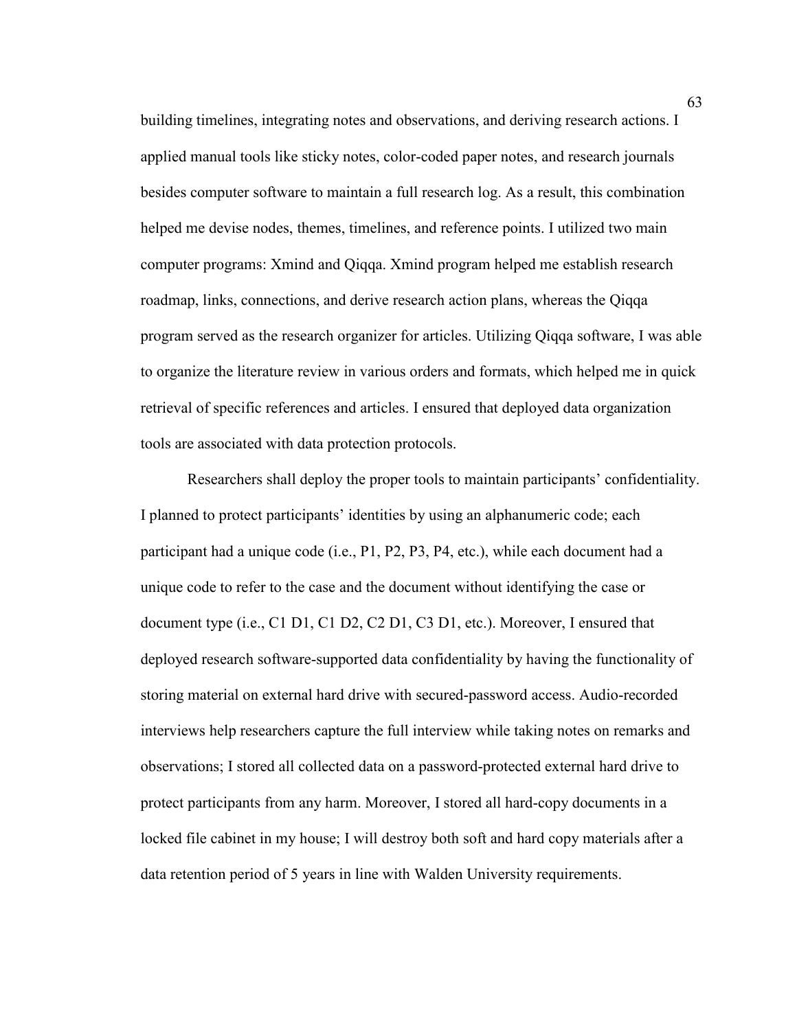building timelines, integrating notes and observations, and deriving research actions. I applied manual tools like sticky notes, color-coded paper notes, and research journals besides computer software to maintain a full research log. As a result, this combination helped me devise nodes, themes, timelines, and reference points. I utilized two main computer programs: Xmind and Qiqqa. Xmind program helped me establish research roadmap, links, connections, and derive research action plans, whereas the Qiqqa program served as the research organizer for articles. Utilizing Qiqqa software, I was able to organize the literature review in various orders and formats, which helped me in quick retrieval of specific references and articles. I ensured that deployed data organization tools are associated with data protection protocols.

Researchers shall deploy the proper tools to maintain participants' confidentiality. I planned to protect participants' identities by using an alphanumeric code; each participant had a unique code (i.e., P1, P2, P3, P4, etc.), while each document had a unique code to refer to the case and the document without identifying the case or document type (i.e., C1 D1, C1 D2, C2 D1, C3 D1, etc.). Moreover, I ensured that deployed research software-supported data confidentiality by having the functionality of storing material on external hard drive with secured-password access. Audio-recorded interviews help researchers capture the full interview while taking notes on remarks and observations; I stored all collected data on a password-protected external hard drive to protect participants from any harm. Moreover, I stored all hard-copy documents in a locked file cabinet in my house; I will destroy both soft and hard copy materials after a data retention period of 5 years in line with Walden University requirements.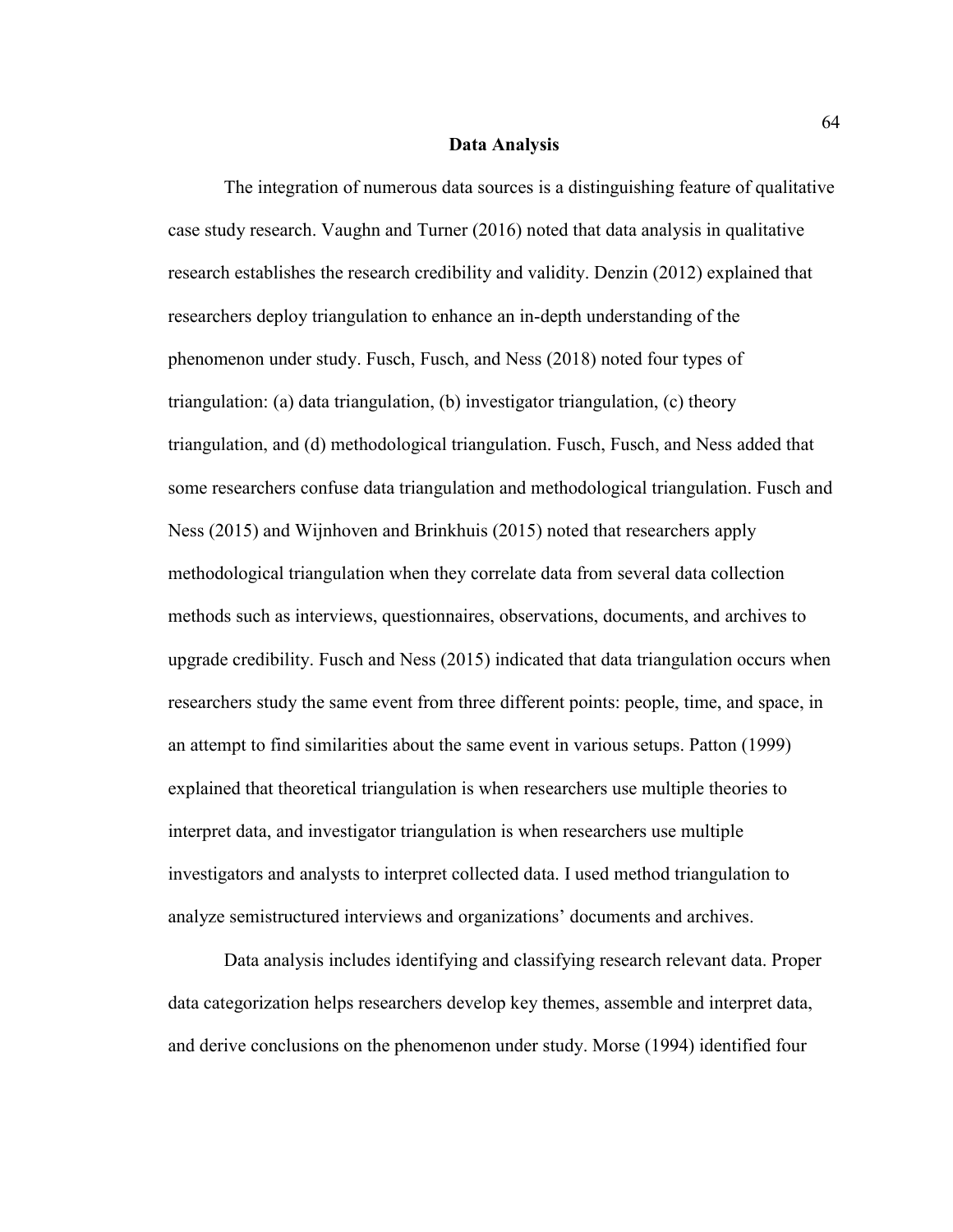## Data Analysis

The integration of numerous data sources is a distinguishing feature of qualitative case study research. Vaughn and Turner (2016) noted that data analysis in qualitative research establishes the research credibility and validity. Denzin (2012) explained that researchers deploy triangulation to enhance an in-depth understanding of the phenomenon under study. Fusch, Fusch, and Ness (2018) noted four types of triangulation: (a) data triangulation, (b) investigator triangulation, (c) theory triangulation, and (d) methodological triangulation. Fusch, Fusch, and Ness added that some researchers confuse data triangulation and methodological triangulation. Fusch and Ness (2015) and Wijnhoven and Brinkhuis (2015) noted that researchers apply methodological triangulation when they correlate data from several data collection methods such as interviews, questionnaires, observations, documents, and archives to upgrade credibility. Fusch and Ness (2015) indicated that data triangulation occurs when researchers study the same event from three different points: people, time, and space, in an attempt to find similarities about the same event in various setups. Patton (1999) explained that theoretical triangulation is when researchers use multiple theories to interpret data, and investigator triangulation is when researchers use multiple investigators and analysts to interpret collected data. I used method triangulation to analyze semistructured interviews and organizations' documents and archives.

Data analysis includes identifying and classifying research relevant data. Proper data categorization helps researchers develop key themes, assemble and interpret data, and derive conclusions on the phenomenon under study. Morse (1994) identified four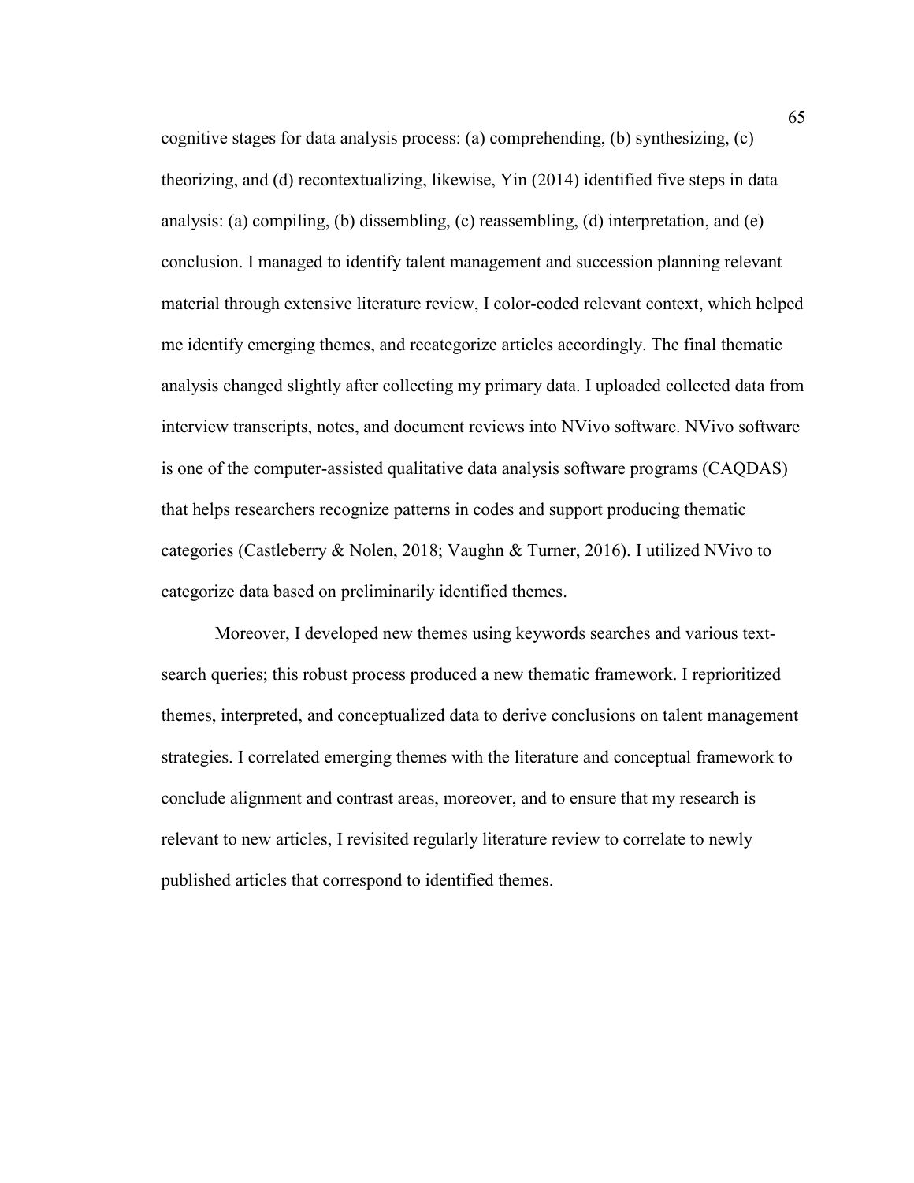cognitive stages for data analysis process: (a) comprehending, (b) synthesizing, (c) theorizing, and (d) recontextualizing, likewise, Yin (2014) identified five steps in data analysis: (a) compiling, (b) dissembling, (c) reassembling, (d) interpretation, and (e) conclusion. I managed to identify talent management and succession planning relevant material through extensive literature review, I color-coded relevant context, which helped me identify emerging themes, and recategorize articles accordingly. The final thematic analysis changed slightly after collecting my primary data. I uploaded collected data from interview transcripts, notes, and document reviews into NVivo software. NVivo software is one of the computer-assisted qualitative data analysis software programs (CAQDAS) that helps researchers recognize patterns in codes and support producing thematic categories (Castleberry & Nolen, 2018; Vaughn & Turner, 2016). I utilized NVivo to categorize data based on preliminarily identified themes.

Moreover, I developed new themes using keywords searches and various text-search queries; this robust process produced a new thematic framework. I reprioritized themes, interpreted, and conceptualized data to derive conclusions on talent management strategies. I correlated emerging themes with the literature and conceptual framework to conclude alignment and contrast areas, moreover, and to ensure that my research is relevant to new articles, I revisited regularly literature review to correlate to newly published articles that correspond to identified themes.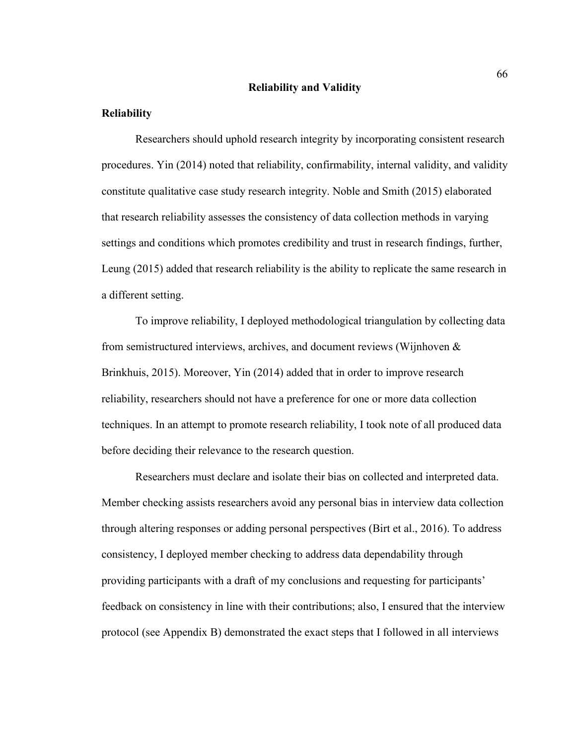## Reliability and Validity

### Reliability

Researchers should uphold research integrity by incorporating consistent research procedures. Yin (2014) noted that reliability, confirmability, internal validity, and validity constitute qualitative case study research integrity. Noble and Smith (2015) elaborated that research reliability assesses the consistency of data collection methods in varying settings and conditions which promotes credibility and trust in research findings, further, Leung (2015) added that research reliability is the ability to replicate the same research in a different setting.

To improve reliability, I deployed methodological triangulation by collecting data from semistructured interviews, archives, and document reviews (Wijnhoven & Brinkhuis, 2015). Moreover, Yin (2014) added that in order to improve research reliability, researchers should not have a preference for one or more data collection techniques. In an attempt to promote research reliability, I took note of all produced data before deciding their relevance to the research question.

Researchers must declare and isolate their bias on collected and interpreted data. Member checking assists researchers avoid any personal bias in interview data collection through altering responses or adding personal perspectives (Birt et al., 2016). To address consistency, I deployed member checking to address data dependability through providing participants with a draft of my conclusions and requesting for participants' feedback on consistency in line with their contributions; also, I ensured that the interview protocol (see Appendix B) demonstrated the exact steps that I followed in all interviews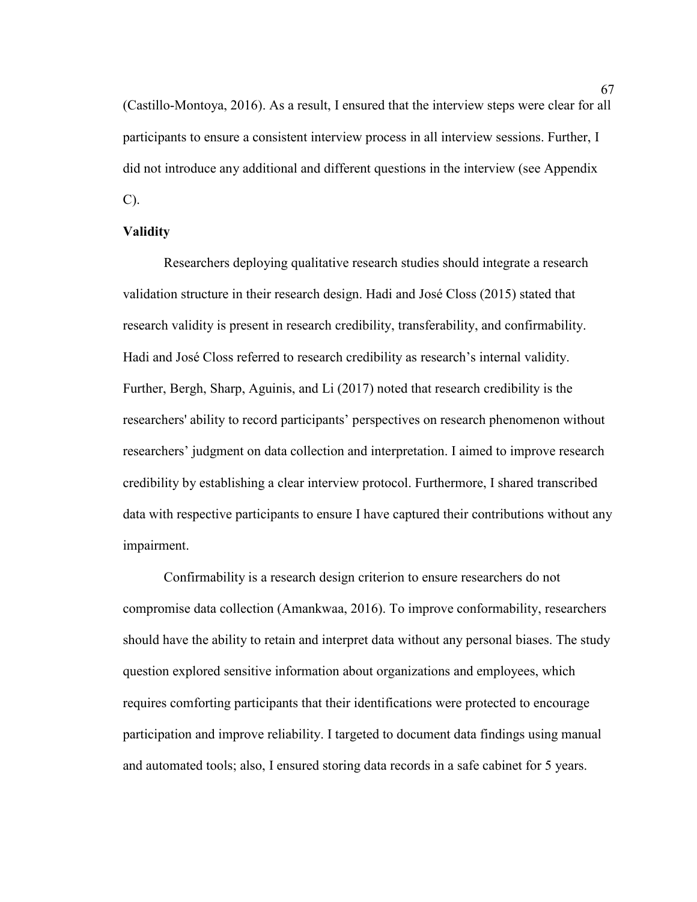(Castillo-Montoya, 2016). As a result, I ensured that the interview steps were clear for all participants to ensure a consistent interview process in all interview sessions. Further, I did not introduce any additional and different questions in the interview (see Appendix C).

### Validity

Researchers deploying qualitative research studies should integrate a research validation structure in their research design. Hadi and José Closs (2015) stated that research validity is present in research credibility, transferability, and confirmability. Hadi and José Closs referred to research credibility as research's internal validity. Further, Bergh, Sharp, Aguinis, and Li (2017) noted that research credibility is the researchers' ability to record participants' perspectives on research phenomenon without researchers' judgment on data collection and interpretation. I aimed to improve research credibility by establishing a clear interview protocol. Furthermore, I shared transcribed data with respective participants to ensure I have captured their contributions without any impairment.

Confirmability is a research design criterion to ensure researchers do not compromise data collection (Amankwaa, 2016). To improve conformability, researchers should have the ability to retain and interpret data without any personal biases. The study question explored sensitive information about organizations and employees, which requires comforting participants that their identifications were protected to encourage participation and improve reliability. I targeted to document data findings using manual and automated tools; also, I ensured storing data records in a safe cabinet for 5 years.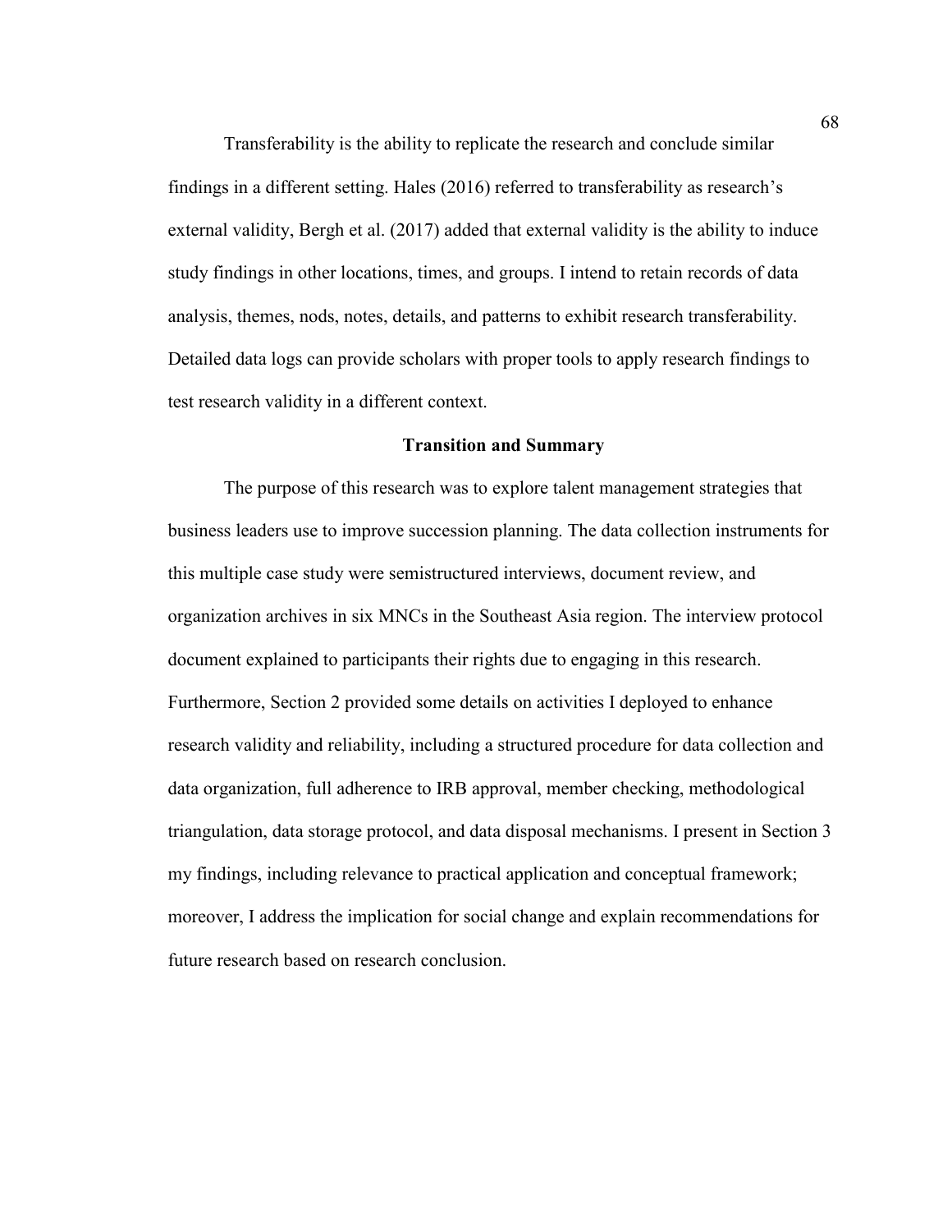Transferability is the ability to replicate the research and conclude similar findings in a different setting. Hales (2016) referred to transferability as research's external validity, Bergh et al. (2017) added that external validity is the ability to induce study findings in other locations, times, and groups. I intend to retain records of data analysis, themes, nods, notes, details, and patterns to exhibit research transferability. Detailed data logs can provide scholars with proper tools to apply research findings to test research validity in a different context.

## Transition and Summary

The purpose of this research was to explore talent management strategies that business leaders use to improve succession planning. The data collection instruments for this multiple case study were semistructured interviews, document review, and organization archives in six MNCs in the Southeast Asia region. The interview protocol document explained to participants their rights due to engaging in this research. Furthermore, Section 2 provided some details on activities I deployed to enhance research validity and reliability, including a structured procedure for data collection and data organization, full adherence to IRB approval, member checking, methodological triangulation, data storage protocol, and data disposal mechanisms. I present in Section 3 my findings, including relevance to practical application and conceptual framework; moreover, I address the implication for social change and explain recommendations for future research based on research conclusion.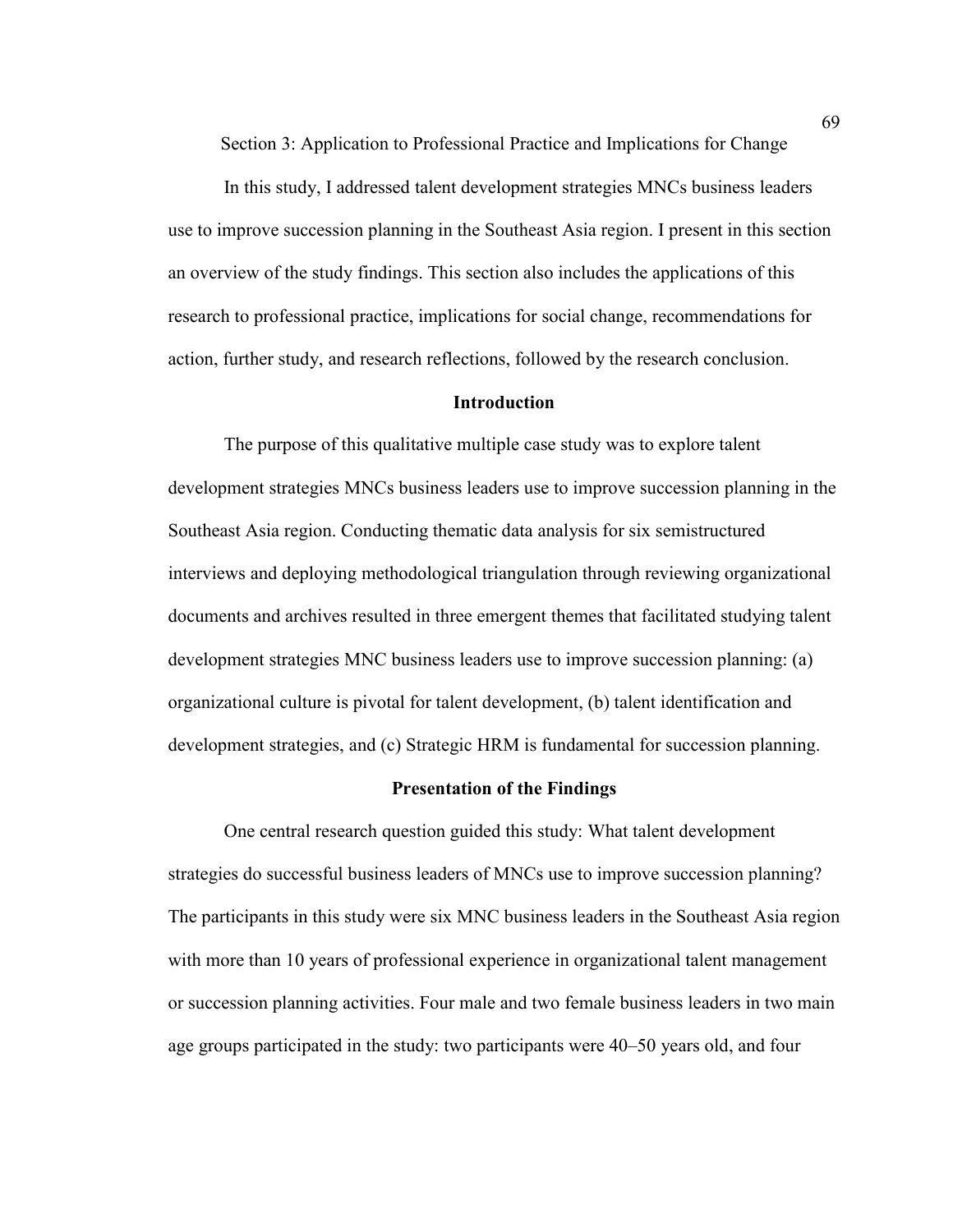# Section 3: Application to Professional Practice and Implications for Change

In this study, I addressed talent development strategies MNCs business leaders use to improve succession planning in the Southeast Asia region. I present in this section an overview of the study findings. This section also includes the applications of this research to professional practice, implications for social change, recommendations for action, further study, and research reflections, followed by the research conclusion.

## Introduction

The purpose of this qualitative multiple case study was to explore talent development strategies MNCs business leaders use to improve succession planning in the Southeast Asia region. Conducting thematic data analysis for six semistructured interviews and deploying methodological triangulation through reviewing organizational documents and archives resulted in three emergent themes that facilitated studying talent development strategies MNC business leaders use to improve succession planning: (a) organizational culture is pivotal for talent development, (b) talent identification and development strategies, and (c) Strategic HRM is fundamental for succession planning.

## Presentation of the Findings

One central research question guided this study: What talent development strategies do successful business leaders of MNCs use to improve succession planning? The participants in this study were six MNC business leaders in the Southeast Asia region with more than 10 years of professional experience in organizational talent management or succession planning activities. Four male and two female business leaders in two main age groups participated in the study: two participants were 40–50 years old, and four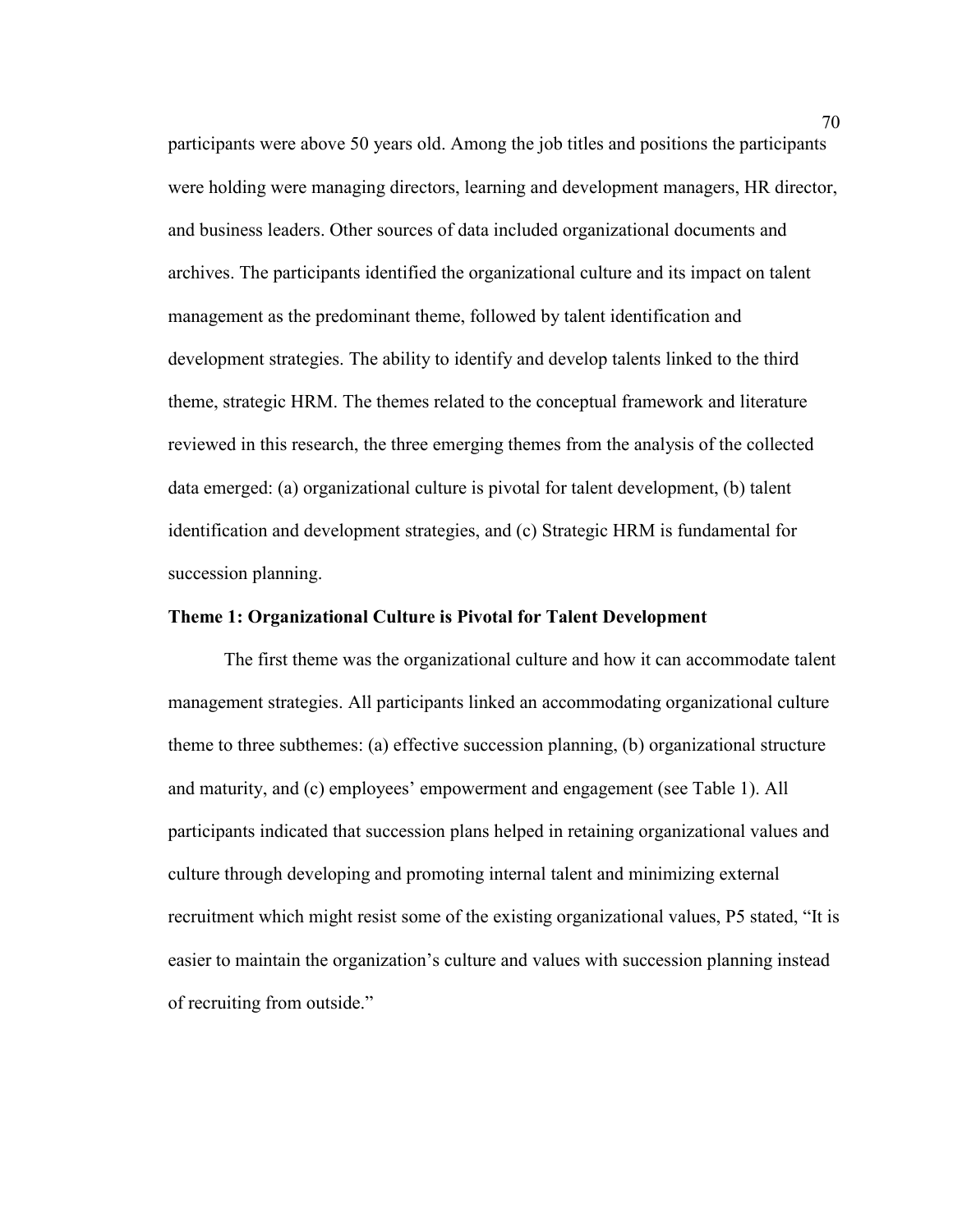participants were above 50 years old. Among the job titles and positions the participants were holding were managing directors, learning and development managers, HR director, and business leaders. Other sources of data included organizational documents and archives. The participants identified the organizational culture and its impact on talent management as the predominant theme, followed by talent identification and development strategies. The ability to identify and develop talents linked to the third theme, strategic HRM. The themes related to the conceptual framework and literature reviewed in this research, the three emerging themes from the analysis of the collected data emerged: (a) organizational culture is pivotal for talent development, (b) talent identification and development strategies, and (c) Strategic HRM is fundamental for succession planning.

## Theme 1: Organizational Culture is Pivotal for Talent Development

The first theme was the organizational culture and how it can accommodate talent management strategies. All participants linked an accommodating organizational culture theme to three subthemes: (a) effective succession planning, (b) organizational structure and maturity, and (c) employees' empowerment and engagement (see Table 1). All participants indicated that succession plans helped in retaining organizational values and culture through developing and promoting internal talent and minimizing external recruitment which might resist some of the existing organizational values, P5 stated, "It is easier to maintain the organization's culture and values with succession planning instead of recruiting from outside."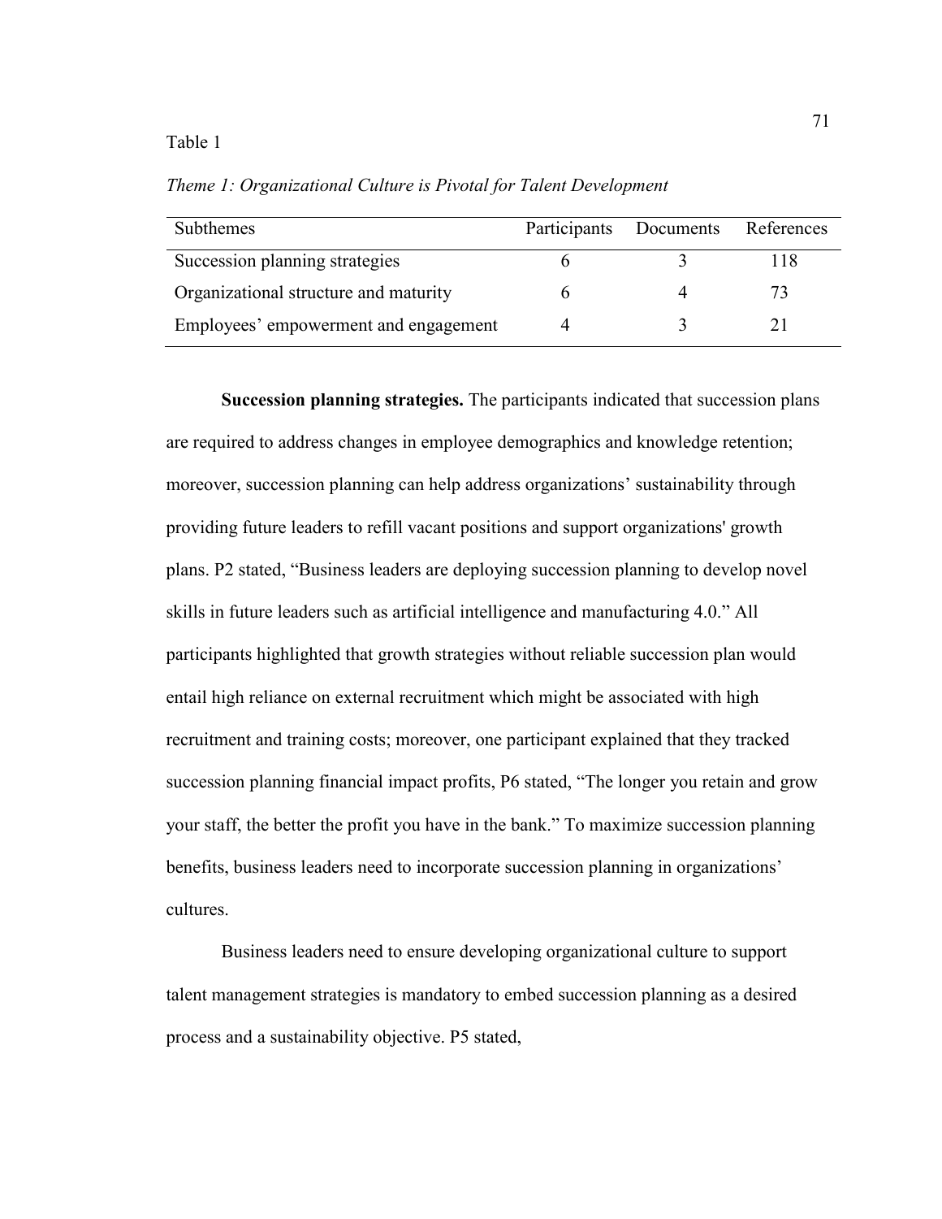Table 1

*Theme 1: Organizational Culture is Pivotal for Talent Development*

| Subthemes | Participants | Documents | References |
|---|---|---|---|
| Succession planning strategies | 6 | 3 | 118 |
| Organizational structure and maturity | 6 | 4 | 73 |
| Employees' empowerment and engagement | 4 | 3 | 21 |

**Succession planning strategies.** The participants indicated that succession plans are required to address changes in employee demographics and knowledge retention; moreover, succession planning can help address organizations' sustainability through providing future leaders to refill vacant positions and support organizations' growth plans. P2 stated, "Business leaders are deploying succession planning to develop novel skills in future leaders such as artificial intelligence and manufacturing 4.0." All participants highlighted that growth strategies without reliable succession plan would entail high reliance on external recruitment which might be associated with high recruitment and training costs; moreover, one participant explained that they tracked succession planning financial impact profits, P6 stated, "The longer you retain and grow your staff, the better the profit you have in the bank." To maximize succession planning benefits, business leaders need to incorporate succession planning in organizations' cultures.

Business leaders need to ensure developing organizational culture to support talent management strategies is mandatory to embed succession planning as a desired process and a sustainability objective. P5 stated,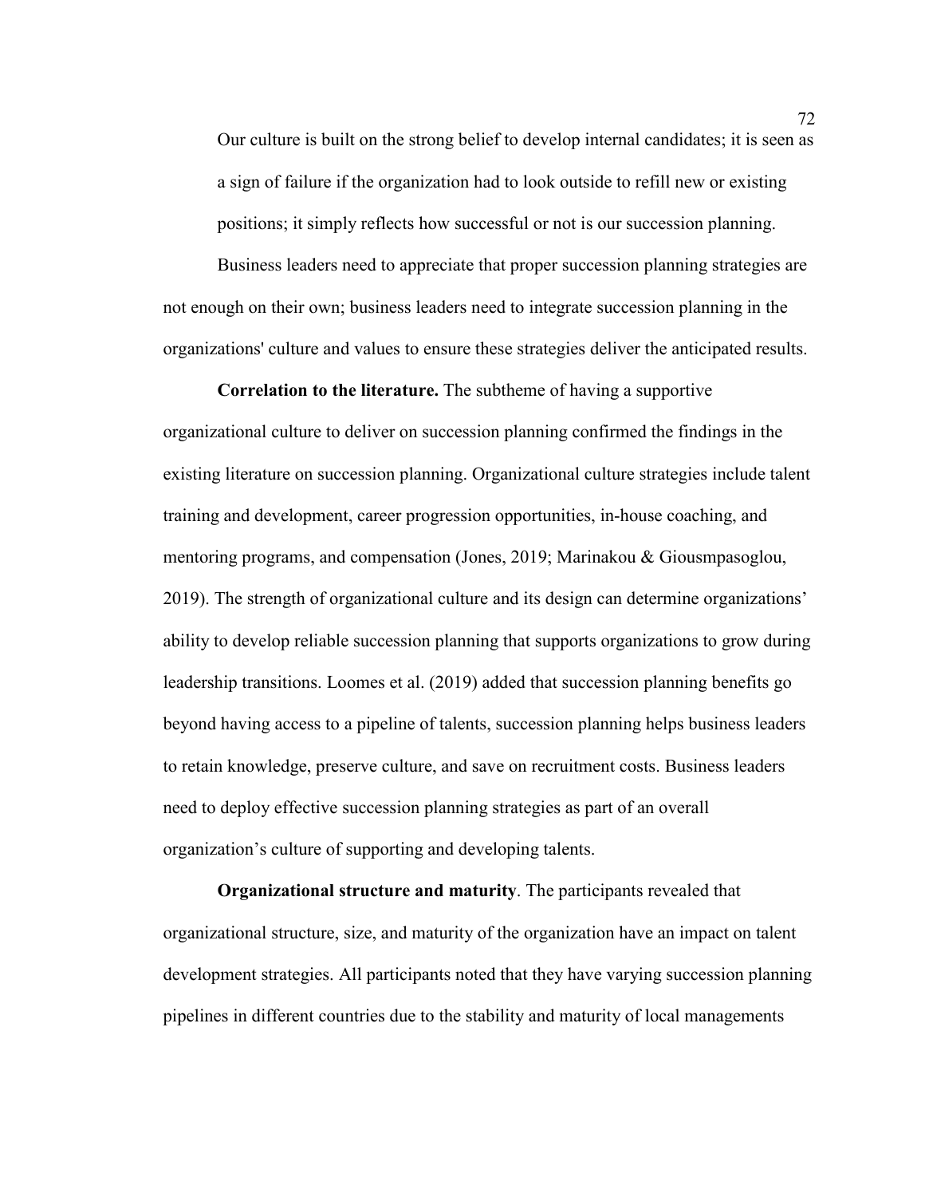> Our culture is built on the strong belief to develop internal candidates; it is seen as a sign of failure if the organization had to look outside to refill new or existing positions; it simply reflects how successful or not is our succession planning.

Business leaders need to appreciate that proper succession planning strategies are not enough on their own; business leaders need to integrate succession planning in the organizations' culture and values to ensure these strategies deliver the anticipated results.

**Correlation to the literature.** The subtheme of having a supportive organizational culture to deliver on succession planning confirmed the findings in the existing literature on succession planning. Organizational culture strategies include talent training and development, career progression opportunities, in-house coaching, and mentoring programs, and compensation (Jones, 2019; Marinakou & Giousmpasoglou, 2019). The strength of organizational culture and its design can determine organizations' ability to develop reliable succession planning that supports organizations to grow during leadership transitions. Loomes et al. (2019) added that succession planning benefits go beyond having access to a pipeline of talents, succession planning helps business leaders to retain knowledge, preserve culture, and save on recruitment costs. Business leaders need to deploy effective succession planning strategies as part of an overall organization's culture of supporting and developing talents.

**Organizational structure and maturity**. The participants revealed that organizational structure, size, and maturity of the organization have an impact on talent development strategies. All participants noted that they have varying succession planning pipelines in different countries due to the stability and maturity of local managements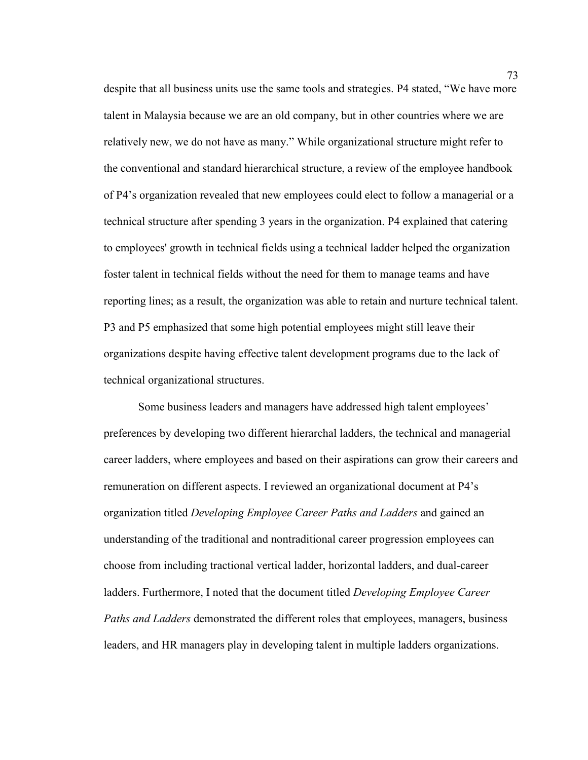despite that all business units use the same tools and strategies. P4 stated, "We have more talent in Malaysia because we are an old company, but in other countries where we are relatively new, we do not have as many." While organizational structure might refer to the conventional and standard hierarchical structure, a review of the employee handbook of P4's organization revealed that new employees could elect to follow a managerial or a technical structure after spending 3 years in the organization. P4 explained that catering to employees' growth in technical fields using a technical ladder helped the organization foster talent in technical fields without the need for them to manage teams and have reporting lines; as a result, the organization was able to retain and nurture technical talent. P3 and P5 emphasized that some high potential employees might still leave their organizations despite having effective talent development programs due to the lack of technical organizational structures.

Some business leaders and managers have addressed high talent employees' preferences by developing two different hierarchal ladders, the technical and managerial career ladders, where employees and based on their aspirations can grow their careers and remuneration on different aspects. I reviewed an organizational document at P4's organization titled *Developing Employee Career Paths and Ladders* and gained an understanding of the traditional and nontraditional career progression employees can choose from including tractional vertical ladder, horizontal ladders, and dual-career ladders. Furthermore, I noted that the document titled *Developing Employee Career Paths and Ladders* demonstrated the different roles that employees, managers, business leaders, and HR managers play in developing talent in multiple ladders organizations.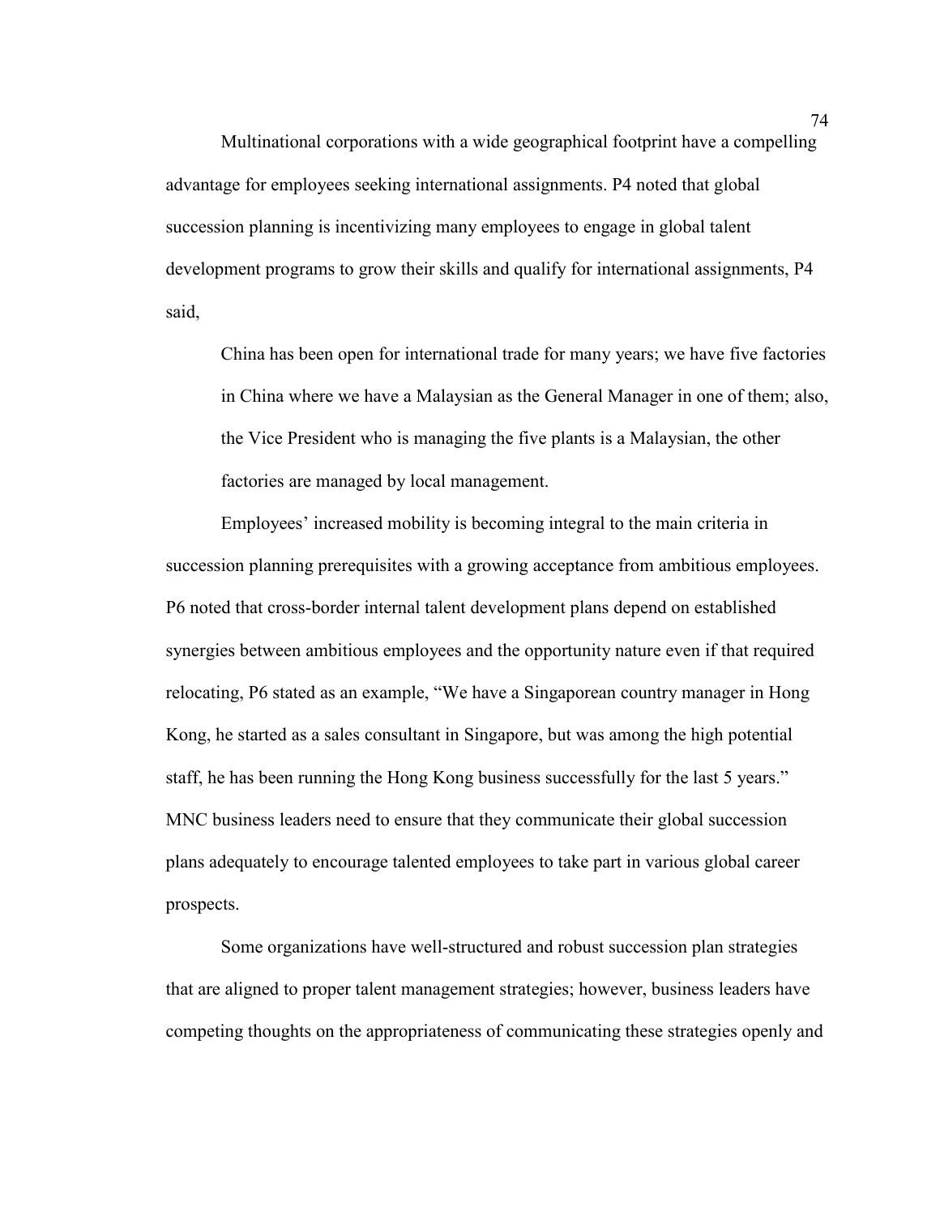Multinational corporations with a wide geographical footprint have a compelling advantage for employees seeking international assignments. P4 noted that global succession planning is incentivizing many employees to engage in global talent development programs to grow their skills and qualify for international assignments, P4 said,

> China has been open for international trade for many years; we have five factories in China where we have a Malaysian as the General Manager in one of them; also, the Vice President who is managing the five plants is a Malaysian, the other factories are managed by local management.

Employees' increased mobility is becoming integral to the main criteria in succession planning prerequisites with a growing acceptance from ambitious employees. P6 noted that cross-border internal talent development plans depend on established synergies between ambitious employees and the opportunity nature even if that required relocating, P6 stated as an example, "We have a Singaporean country manager in Hong Kong, he started as a sales consultant in Singapore, but was among the high potential staff, he has been running the Hong Kong business successfully for the last 5 years." MNC business leaders need to ensure that they communicate their global succession plans adequately to encourage talented employees to take part in various global career prospects.

Some organizations have well-structured and robust succession plan strategies that are aligned to proper talent management strategies; however, business leaders have competing thoughts on the appropriateness of communicating these strategies openly and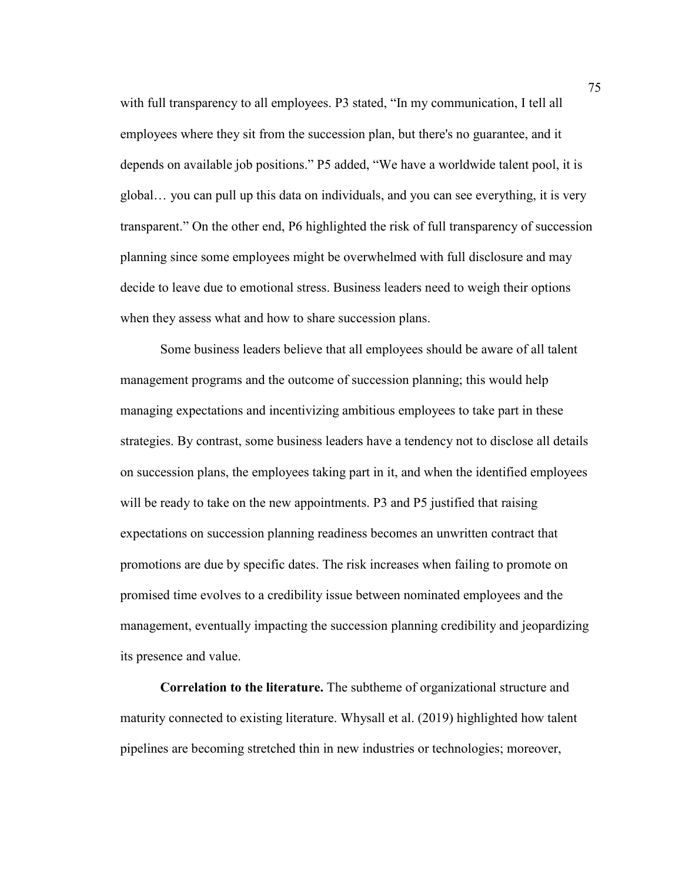with full transparency to all employees. P3 stated, "In my communication, I tell all employees where they sit from the succession plan, but there's no guarantee, and it depends on available job positions." P5 added, "We have a worldwide talent pool, it is global… you can pull up this data on individuals, and you can see everything, it is very transparent." On the other end, P6 highlighted the risk of full transparency of succession planning since some employees might be overwhelmed with full disclosure and may decide to leave due to emotional stress. Business leaders need to weigh their options when they assess what and how to share succession plans.

Some business leaders believe that all employees should be aware of all talent management programs and the outcome of succession planning; this would help managing expectations and incentivizing ambitious employees to take part in these strategies. By contrast, some business leaders have a tendency not to disclose all details on succession plans, the employees taking part in it, and when the identified employees will be ready to take on the new appointments. P3 and P5 justified that raising expectations on succession planning readiness becomes an unwritten contract that promotions are due by specific dates. The risk increases when failing to promote on promised time evolves to a credibility issue between nominated employees and the management, eventually impacting the succession planning credibility and jeopardizing its presence and value.

**Correlation to the literature.** The subtheme of organizational structure and maturity connected to existing literature. Whysall et al. (2019) highlighted how talent pipelines are becoming stretched thin in new industries or technologies; moreover,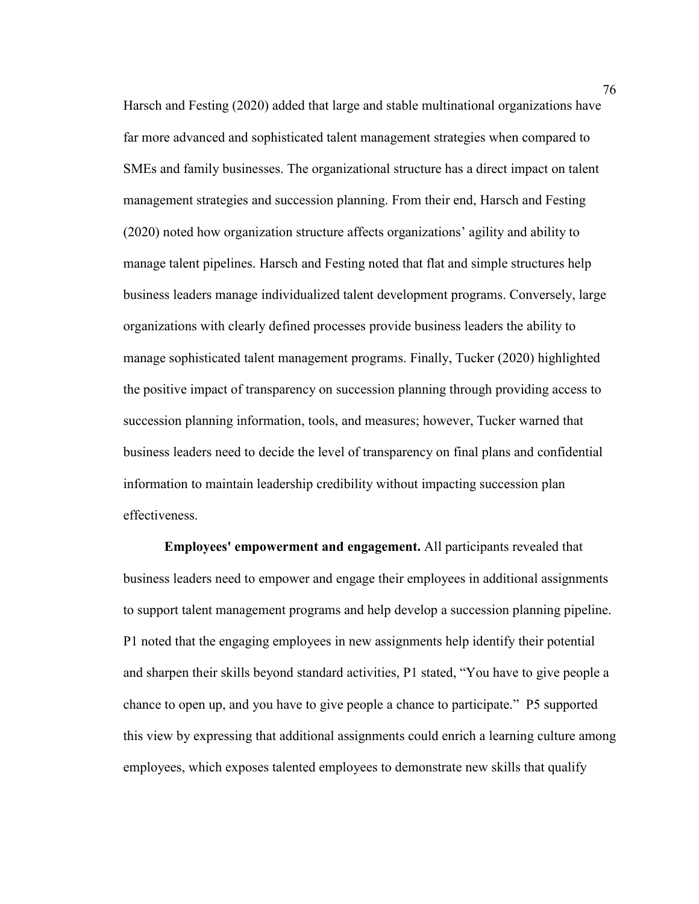Harsch and Festing (2020) added that large and stable multinational organizations have far more advanced and sophisticated talent management strategies when compared to SMEs and family businesses. The organizational structure has a direct impact on talent management strategies and succession planning. From their end, Harsch and Festing (2020) noted how organization structure affects organizations' agility and ability to manage talent pipelines. Harsch and Festing noted that flat and simple structures help business leaders manage individualized talent development programs. Conversely, large organizations with clearly defined processes provide business leaders the ability to manage sophisticated talent management programs. Finally, Tucker (2020) highlighted the positive impact of transparency on succession planning through providing access to succession planning information, tools, and measures; however, Tucker warned that business leaders need to decide the level of transparency on final plans and confidential information to maintain leadership credibility without impacting succession plan effectiveness.

**Employees' empowerment and engagement.** All participants revealed that business leaders need to empower and engage their employees in additional assignments to support talent management programs and help develop a succession planning pipeline. P1 noted that the engaging employees in new assignments help identify their potential and sharpen their skills beyond standard activities, P1 stated, "You have to give people a chance to open up, and you have to give people a chance to participate." P5 supported this view by expressing that additional assignments could enrich a learning culture among employees, which exposes talented employees to demonstrate new skills that qualify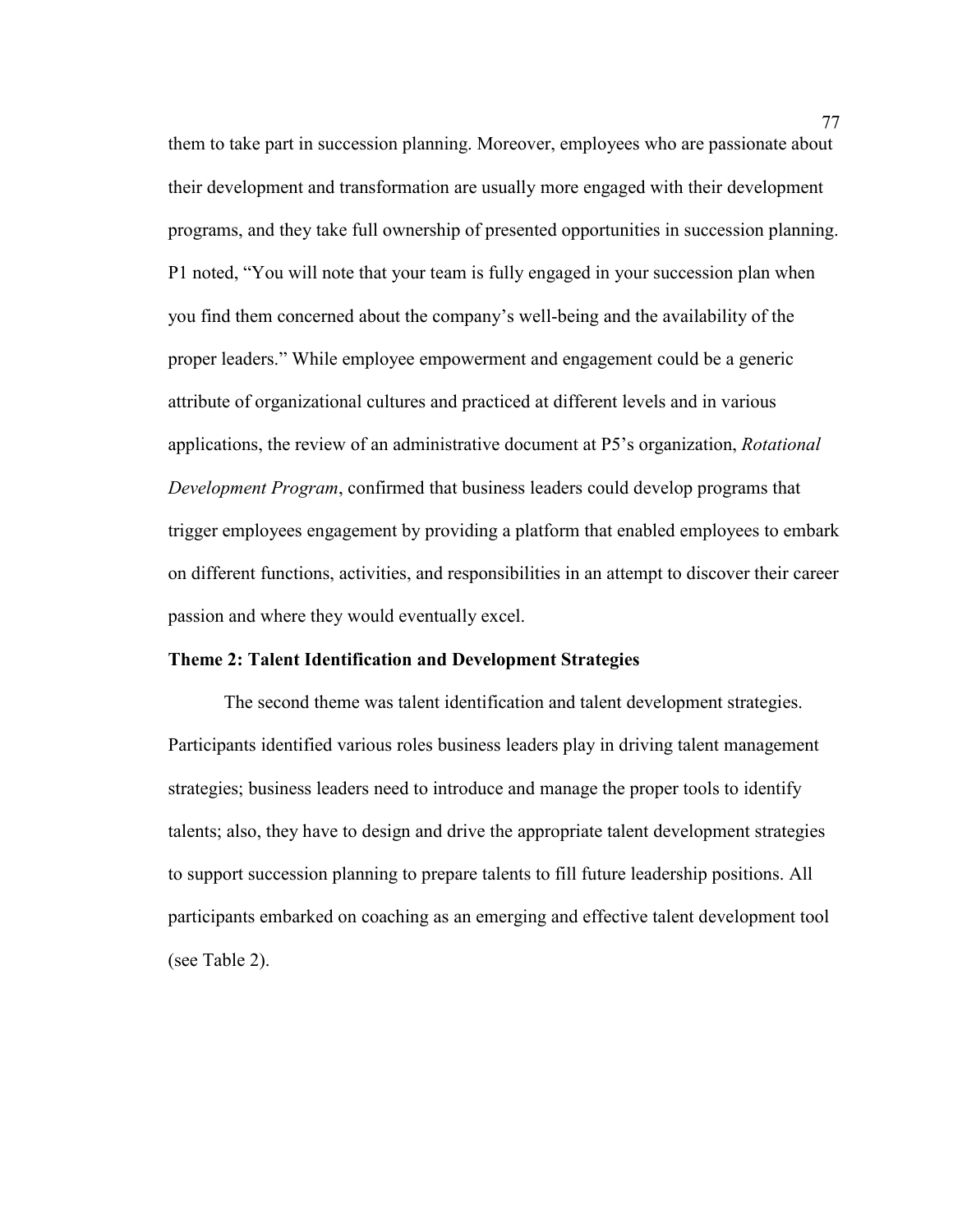them to take part in succession planning. Moreover, employees who are passionate about their development and transformation are usually more engaged with their development programs, and they take full ownership of presented opportunities in succession planning. P1 noted, “You will note that your team is fully engaged in your succession plan when you find them concerned about the company’s well-being and the availability of the proper leaders.” While employee empowerment and engagement could be a generic attribute of organizational cultures and practiced at different levels and in various applications, the review of an administrative document at P5’s organization, *Rotational Development Program*, confirmed that business leaders could develop programs that trigger employees engagement by providing a platform that enabled employees to embark on different functions, activities, and responsibilities in an attempt to discover their career passion and where they would eventually excel.

### Theme 2: Talent Identification and Development Strategies

The second theme was talent identification and talent development strategies. Participants identified various roles business leaders play in driving talent management strategies; business leaders need to introduce and manage the proper tools to identify talents; also, they have to design and drive the appropriate talent development strategies to support succession planning to prepare talents to fill future leadership positions. All participants embarked on coaching as an emerging and effective talent development tool (see Table 2).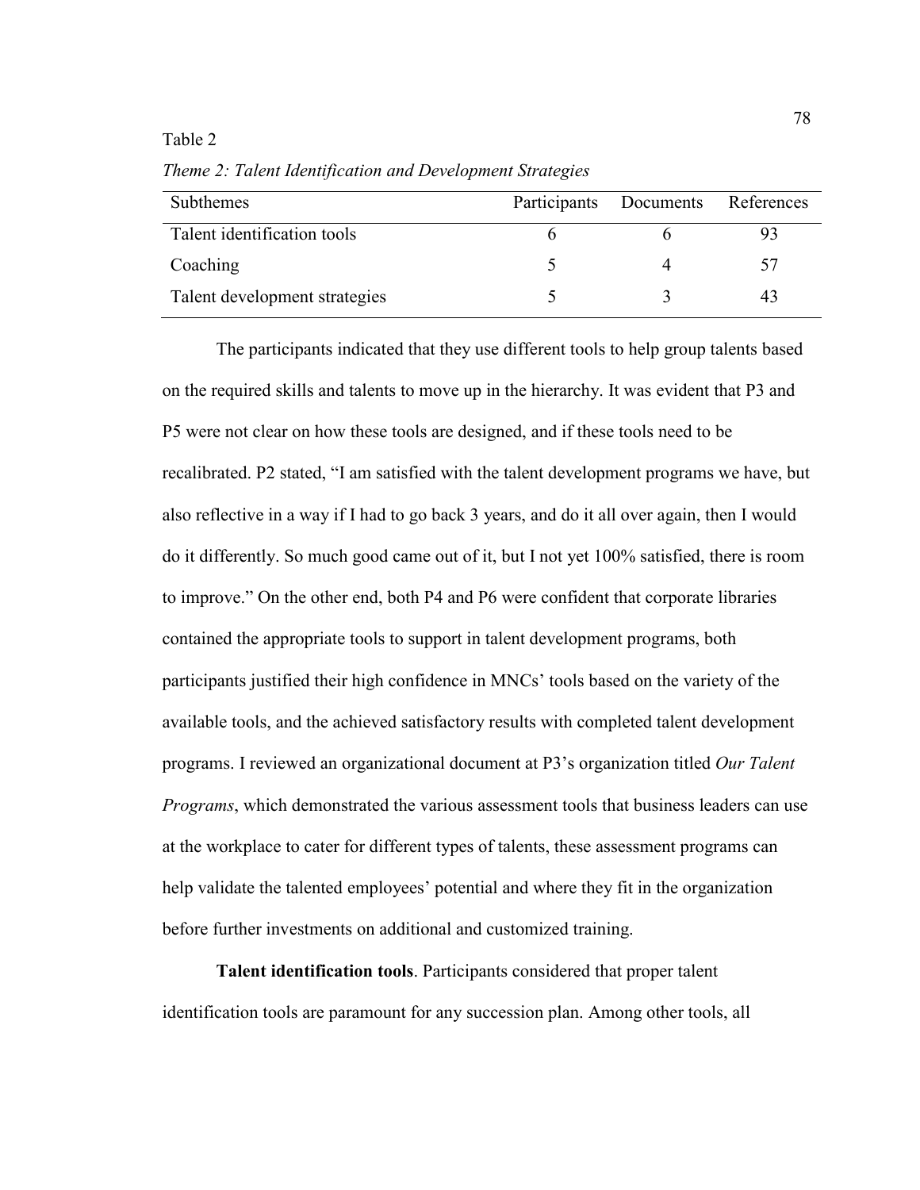Table 2

*Theme 2: Talent Identification and Development Strategies*

| Subthemes | Participants | Documents | References |
|---|---|---|---|
| Talent identification tools | 6 | 6 | 93 |
| Coaching | 5 | 4 | 57 |
| Talent development strategies | 5 | 3 | 43 |

The participants indicated that they use different tools to help group talents based on the required skills and talents to move up in the hierarchy. It was evident that P3 and P5 were not clear on how these tools are designed, and if these tools need to be recalibrated. P2 stated, "I am satisfied with the talent development programs we have, but also reflective in a way if I had to go back 3 years, and do it all over again, then I would do it differently. So much good came out of it, but I not yet 100% satisfied, there is room to improve." On the other end, both P4 and P6 were confident that corporate libraries contained the appropriate tools to support in talent development programs, both participants justified their high confidence in MNCs' tools based on the variety of the available tools, and the achieved satisfactory results with completed talent development programs. I reviewed an organizational document at P3's organization titled *Our Talent Programs*, which demonstrated the various assessment tools that business leaders can use at the workplace to cater for different types of talents, these assessment programs can help validate the talented employees' potential and where they fit in the organization before further investments on additional and customized training.

**Talent identification tools**. Participants considered that proper talent identification tools are paramount for any succession plan. Among other tools, all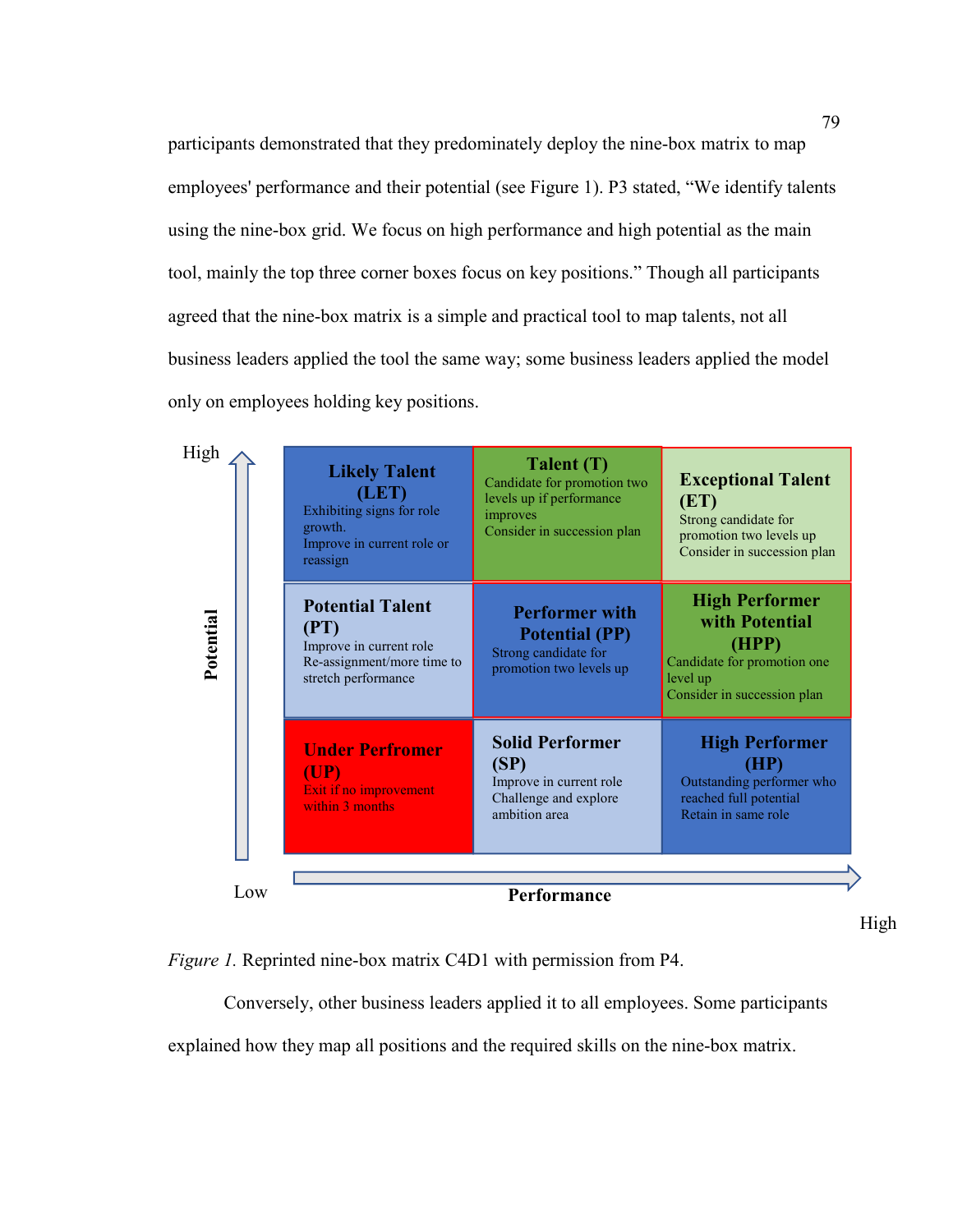participants demonstrated that they predominately deploy the nine-box matrix to map employees' performance and their potential (see Figure 1). P3 stated, "We identify talents using the nine-box grid. We focus on high performance and high potential as the main tool, mainly the top three corner boxes focus on key positions." Though all participants agreed that the nine-box matrix is a simple and practical tool to map talents, not all business leaders applied the tool the same way; some business leaders applied the model only on employees holding key positions.

| Potential ↑ / Performance → | Low | | High |
|---|---|---|---|
| High | **Likely Talent (LET)** Exhibiting signs for role growth. Improve in current role or reassign | **Talent (T)** Candidate for promotion two levels up if performance improves Consider in succession plan | **Exceptional Talent (ET)** Strong candidate for promotion two levels up Consider in succession plan |
| | **Potential Talent (PT)** Improve in current role Re-assignment/more time to stretch performance | **Performer with Potential (PP)** Strong candidate for promotion two levels up | **High Performer with Potential (HPP)** Candidate for promotion one level up Consider in succession plan |
| Low | **Under Performer (UP)** Exit if no improvement within 3 months | **Solid Performer (SP)** Improve in current role Challenge and explore ambition area | **High Performer (HP)** Outstanding performer who reached full potential Retain in same role |

*Figure 1.* Reprinted nine-box matrix C4D1 with permission from P4.

Conversely, other business leaders applied it to all employees. Some participants explained how they map all positions and the required skills on the nine-box matrix.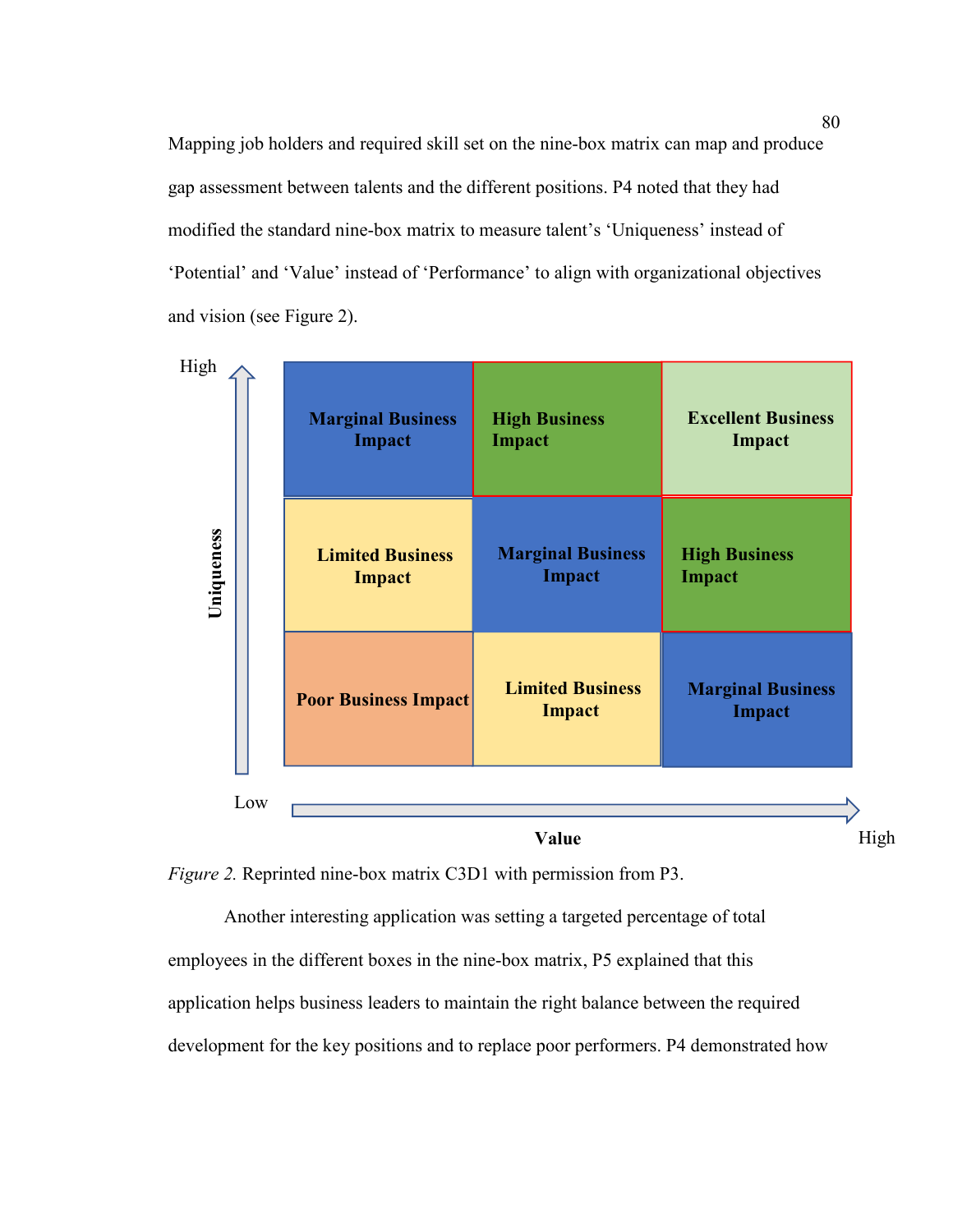Mapping job holders and required skill set on the nine-box matrix can map and produce gap assessment between talents and the different positions. P4 noted that they had modified the standard nine-box matrix to measure talent's 'Uniqueness' instead of 'Potential' and 'Value' instead of 'Performance' to align with organizational objectives and vision (see Figure 2).

| Uniqueness \ Value (Low → High) | | | |
|---|---|---|---|
| High | Marginal Business Impact | High Business Impact | Excellent Business Impact |
| | Limited Business Impact | Marginal Business Impact | High Business Impact |
| Low | Poor Business Impact | Limited Business Impact | Marginal Business Impact |

*Figure 2.* Reprinted nine-box matrix C3D1 with permission from P3.

Another interesting application was setting a targeted percentage of total employees in the different boxes in the nine-box matrix, P5 explained that this application helps business leaders to maintain the right balance between the required development for the key positions and to replace poor performers. P4 demonstrated how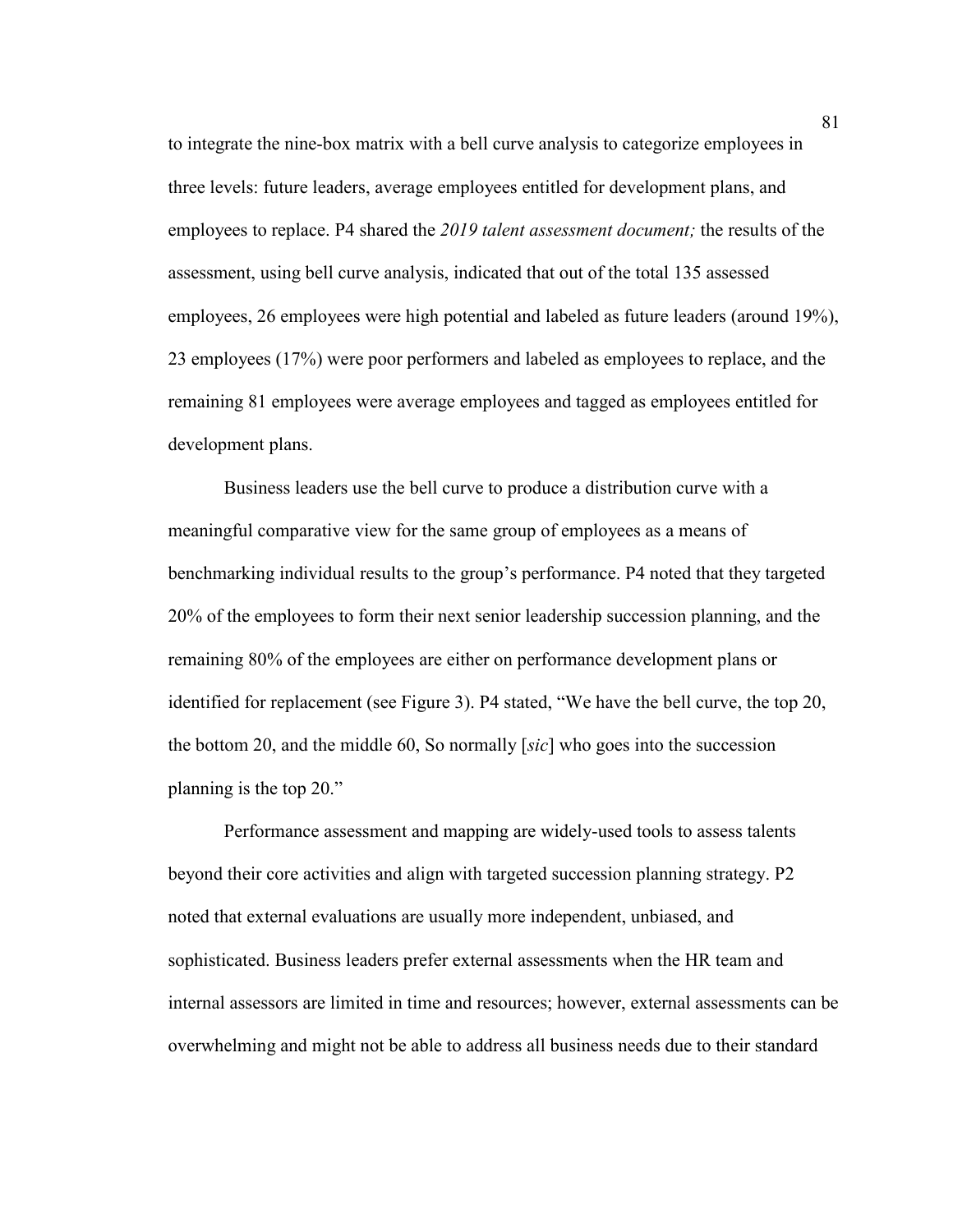to integrate the nine-box matrix with a bell curve analysis to categorize employees in three levels: future leaders, average employees entitled for development plans, and employees to replace. P4 shared the *2019 talent assessment document;* the results of the assessment, using bell curve analysis, indicated that out of the total 135 assessed employees, 26 employees were high potential and labeled as future leaders (around 19%), 23 employees (17%) were poor performers and labeled as employees to replace, and the remaining 81 employees were average employees and tagged as employees entitled for development plans.

Business leaders use the bell curve to produce a distribution curve with a meaningful comparative view for the same group of employees as a means of benchmarking individual results to the group's performance. P4 noted that they targeted 20% of the employees to form their next senior leadership succession planning, and the remaining 80% of the employees are either on performance development plans or identified for replacement (see Figure 3). P4 stated, "We have the bell curve, the top 20, the bottom 20, and the middle 60, So normally [*sic*] who goes into the succession planning is the top 20."

Performance assessment and mapping are widely-used tools to assess talents beyond their core activities and align with targeted succession planning strategy. P2 noted that external evaluations are usually more independent, unbiased, and sophisticated. Business leaders prefer external assessments when the HR team and internal assessors are limited in time and resources; however, external assessments can be overwhelming and might not be able to address all business needs due to their standard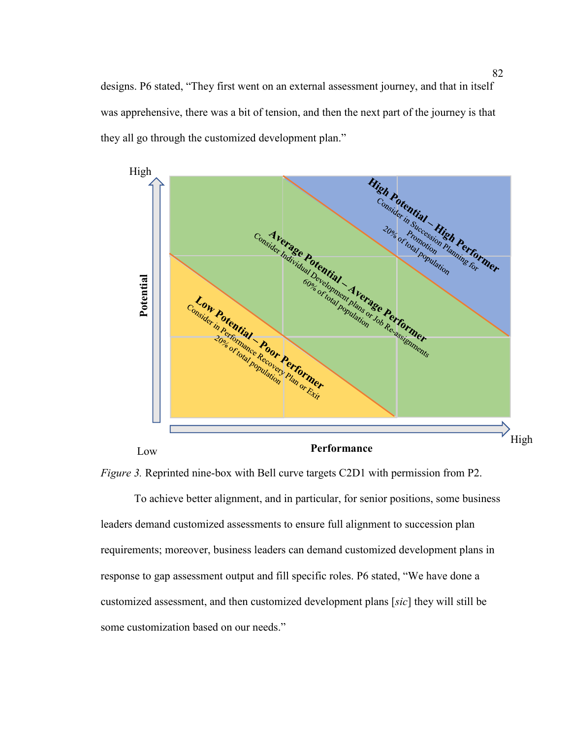designs. P6 stated, "They first went on an external assessment journey, and that in itself was apprehensive, there was a bit of tension, and then the next part of the journey is that they all go through the customized development plan."

High

Potential

Low

Performance

High

**High Potential – High Performer**
Consider in Succession Planning for Promotion
20% of total population

**Average Potential – Average Performer**
Consider Individual Development plans or Job Re-assignments
60% of total population

**Low Potential – Poor Performer**
Consider in Performance Recovery Plan or Exit
20% of total population

*Figure 3.* Reprinted nine-box with Bell curve targets C2D1 with permission from P2.

To achieve better alignment, and in particular, for senior positions, some business leaders demand customized assessments to ensure full alignment to succession plan requirements; moreover, business leaders can demand customized development plans in response to gap assessment output and fill specific roles. P6 stated, "We have done a customized assessment, and then customized development plans [*sic*] they will still be some customization based on our needs."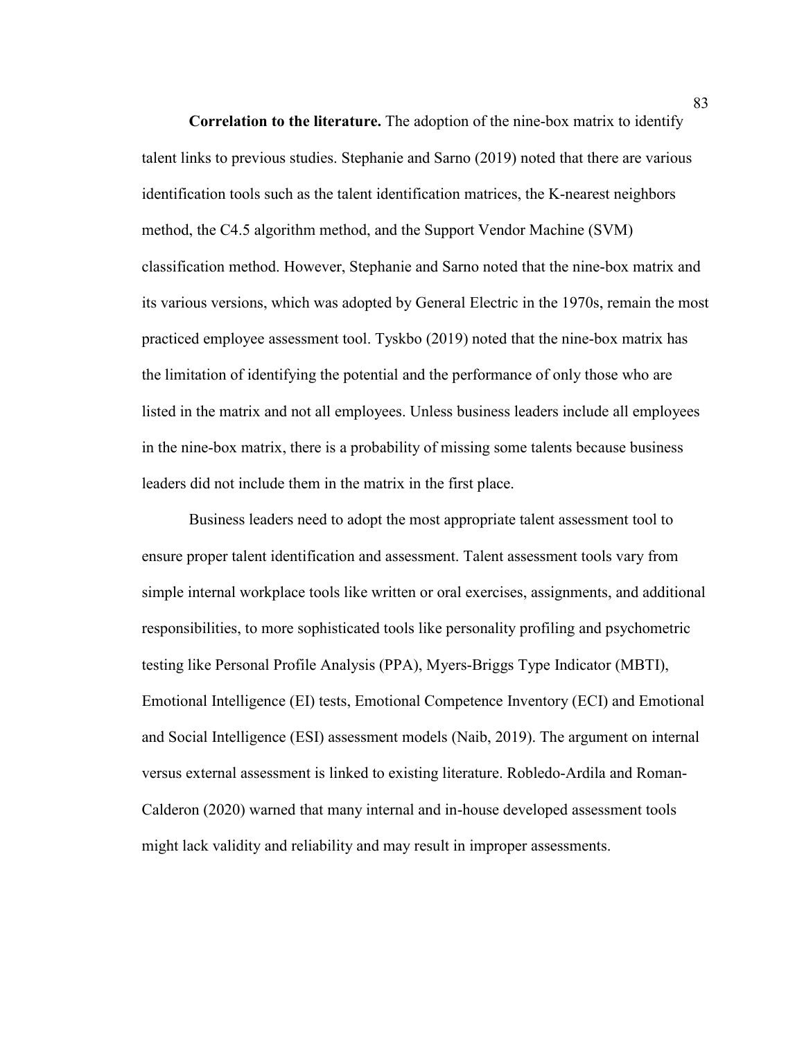**Correlation to the literature.** The adoption of the nine-box matrix to identify talent links to previous studies. Stephanie and Sarno (2019) noted that there are various identification tools such as the talent identification matrices, the K-nearest neighbors method, the C4.5 algorithm method, and the Support Vendor Machine (SVM) classification method. However, Stephanie and Sarno noted that the nine-box matrix and its various versions, which was adopted by General Electric in the 1970s, remain the most practiced employee assessment tool. Tyskbo (2019) noted that the nine-box matrix has the limitation of identifying the potential and the performance of only those who are listed in the matrix and not all employees. Unless business leaders include all employees in the nine-box matrix, there is a probability of missing some talents because business leaders did not include them in the matrix in the first place.

Business leaders need to adopt the most appropriate talent assessment tool to ensure proper talent identification and assessment. Talent assessment tools vary from simple internal workplace tools like written or oral exercises, assignments, and additional responsibilities, to more sophisticated tools like personality profiling and psychometric testing like Personal Profile Analysis (PPA), Myers-Briggs Type Indicator (MBTI), Emotional Intelligence (EI) tests, Emotional Competence Inventory (ECI) and Emotional and Social Intelligence (ESI) assessment models (Naib, 2019). The argument on internal versus external assessment is linked to existing literature. Robledo-Ardila and Roman-Calderon (2020) warned that many internal and in-house developed assessment tools might lack validity and reliability and may result in improper assessments.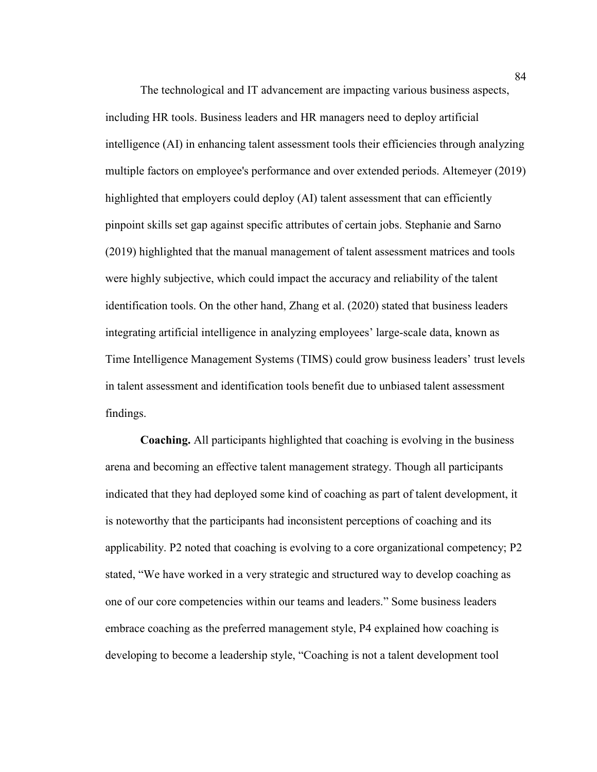The technological and IT advancement are impacting various business aspects, including HR tools. Business leaders and HR managers need to deploy artificial intelligence (AI) in enhancing talent assessment tools their efficiencies through analyzing multiple factors on employee's performance and over extended periods. Altemeyer (2019) highlighted that employers could deploy (AI) talent assessment that can efficiently pinpoint skills set gap against specific attributes of certain jobs. Stephanie and Sarno (2019) highlighted that the manual management of talent assessment matrices and tools were highly subjective, which could impact the accuracy and reliability of the talent identification tools. On the other hand, Zhang et al. (2020) stated that business leaders integrating artificial intelligence in analyzing employees' large-scale data, known as Time Intelligence Management Systems (TIMS) could grow business leaders' trust levels in talent assessment and identification tools benefit due to unbiased talent assessment findings.

**Coaching.** All participants highlighted that coaching is evolving in the business arena and becoming an effective talent management strategy. Though all participants indicated that they had deployed some kind of coaching as part of talent development, it is noteworthy that the participants had inconsistent perceptions of coaching and its applicability. P2 noted that coaching is evolving to a core organizational competency; P2 stated, "We have worked in a very strategic and structured way to develop coaching as one of our core competencies within our teams and leaders." Some business leaders embrace coaching as the preferred management style, P4 explained how coaching is developing to become a leadership style, "Coaching is not a talent development tool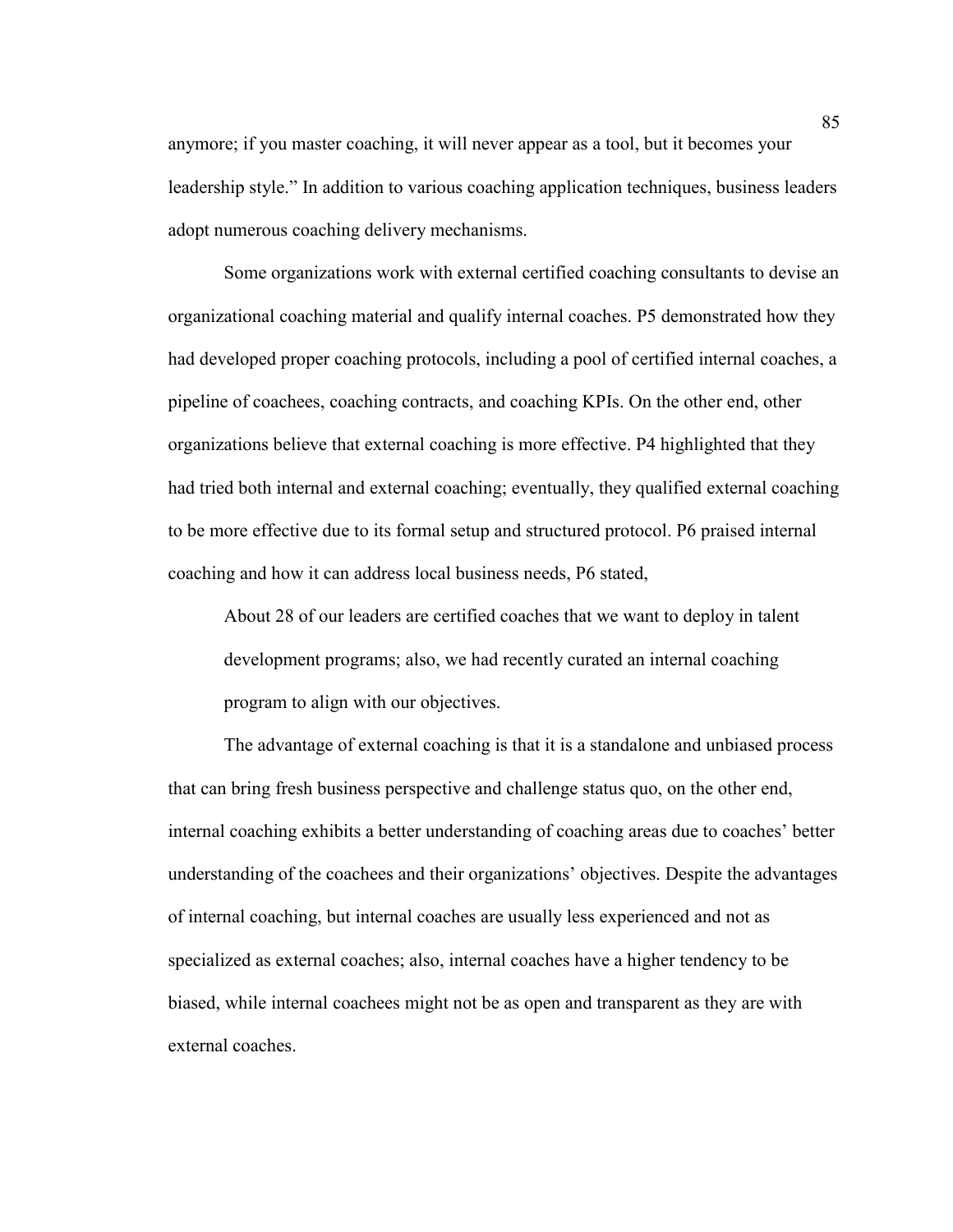anymore; if you master coaching, it will never appear as a tool, but it becomes your leadership style." In addition to various coaching application techniques, business leaders adopt numerous coaching delivery mechanisms.

Some organizations work with external certified coaching consultants to devise an organizational coaching material and qualify internal coaches. P5 demonstrated how they had developed proper coaching protocols, including a pool of certified internal coaches, a pipeline of coachees, coaching contracts, and coaching KPIs. On the other end, other organizations believe that external coaching is more effective. P4 highlighted that they had tried both internal and external coaching; eventually, they qualified external coaching to be more effective due to its formal setup and structured protocol. P6 praised internal coaching and how it can address local business needs, P6 stated,

> About 28 of our leaders are certified coaches that we want to deploy in talent development programs; also, we had recently curated an internal coaching program to align with our objectives.

The advantage of external coaching is that it is a standalone and unbiased process that can bring fresh business perspective and challenge status quo, on the other end, internal coaching exhibits a better understanding of coaching areas due to coaches' better understanding of the coachees and their organizations' objectives. Despite the advantages of internal coaching, but internal coaches are usually less experienced and not as specialized as external coaches; also, internal coaches have a higher tendency to be biased, while internal coachees might not be as open and transparent as they are with external coaches.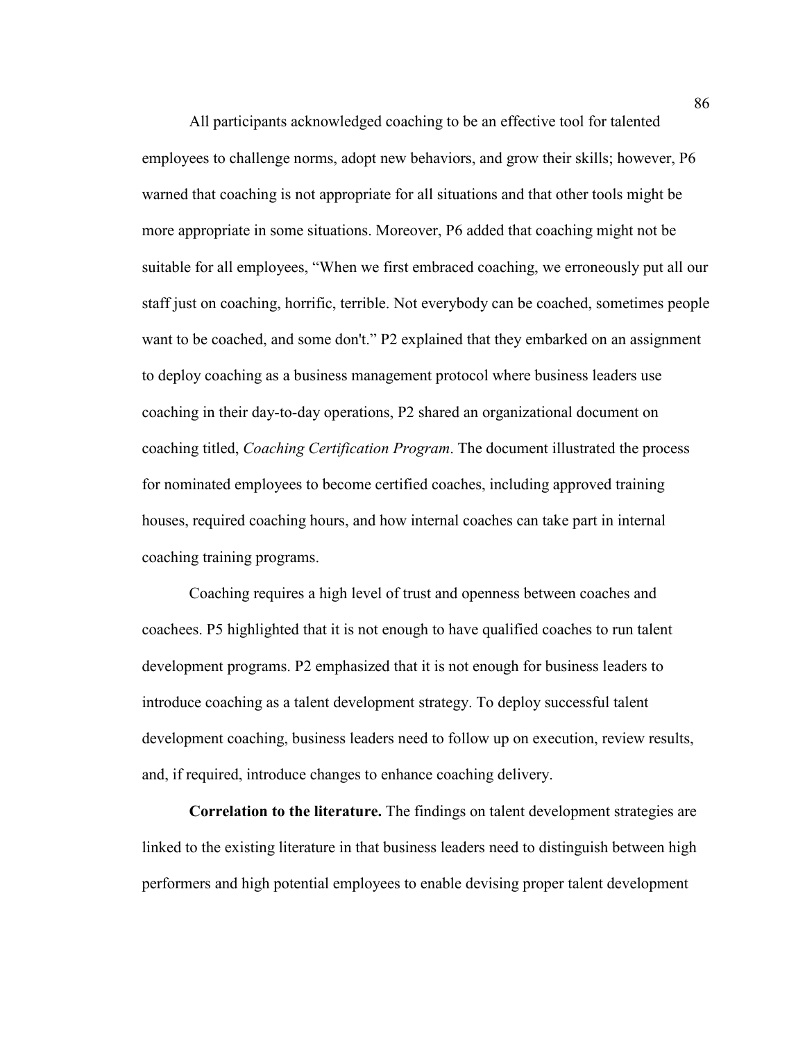All participants acknowledged coaching to be an effective tool for talented employees to challenge norms, adopt new behaviors, and grow their skills; however, P6 warned that coaching is not appropriate for all situations and that other tools might be more appropriate in some situations. Moreover, P6 added that coaching might not be suitable for all employees, "When we first embraced coaching, we erroneously put all our staff just on coaching, horrific, terrible. Not everybody can be coached, sometimes people want to be coached, and some don't." P2 explained that they embarked on an assignment to deploy coaching as a business management protocol where business leaders use coaching in their day-to-day operations, P2 shared an organizational document on coaching titled, *Coaching Certification Program*. The document illustrated the process for nominated employees to become certified coaches, including approved training houses, required coaching hours, and how internal coaches can take part in internal coaching training programs.

Coaching requires a high level of trust and openness between coaches and coachees. P5 highlighted that it is not enough to have qualified coaches to run talent development programs. P2 emphasized that it is not enough for business leaders to introduce coaching as a talent development strategy. To deploy successful talent development coaching, business leaders need to follow up on execution, review results, and, if required, introduce changes to enhance coaching delivery.

**Correlation to the literature.** The findings on talent development strategies are linked to the existing literature in that business leaders need to distinguish between high performers and high potential employees to enable devising proper talent development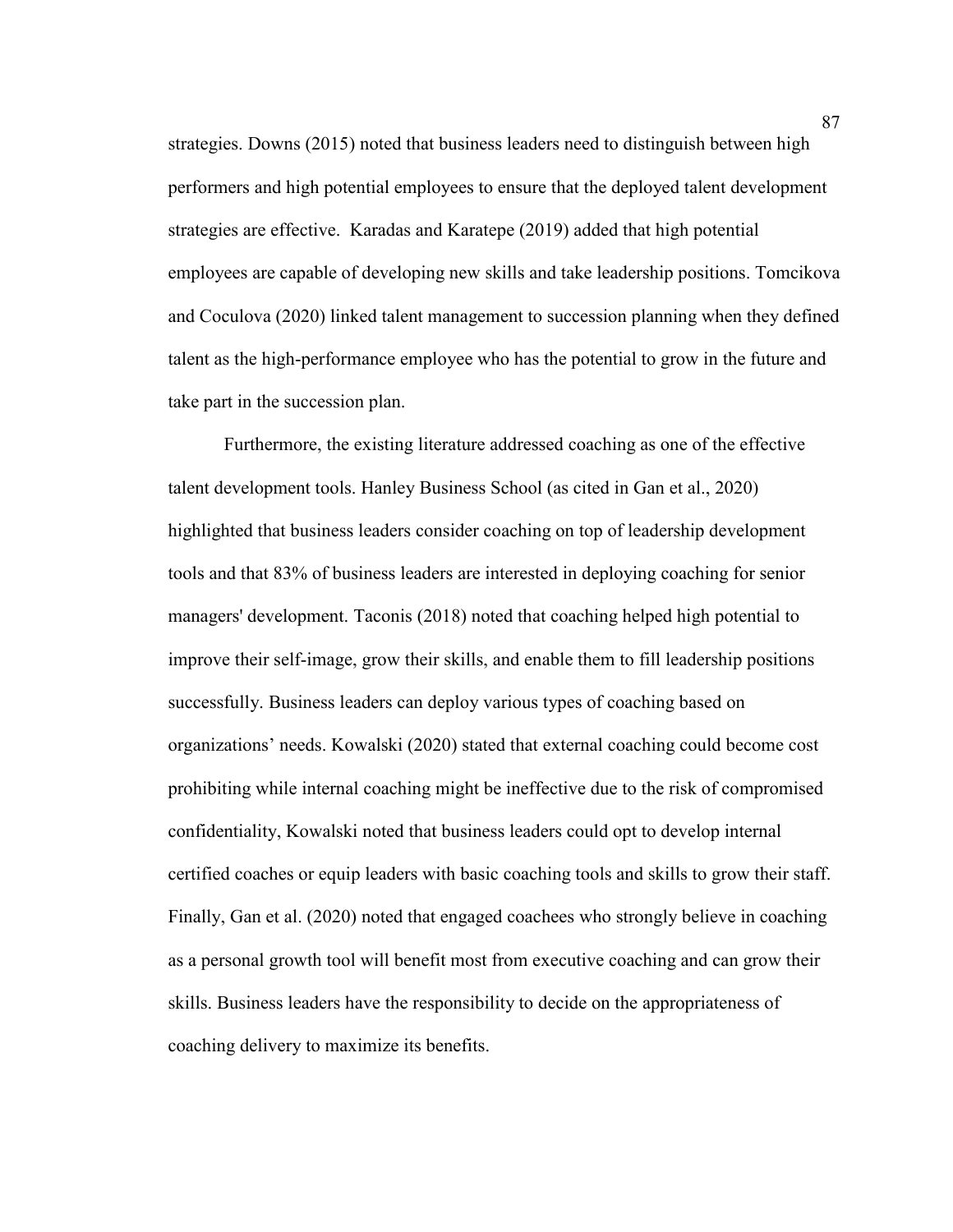strategies. Downs (2015) noted that business leaders need to distinguish between high performers and high potential employees to ensure that the deployed talent development strategies are effective. Karadas and Karatepe (2019) added that high potential employees are capable of developing new skills and take leadership positions. Tomcikova and Coculova (2020) linked talent management to succession planning when they defined talent as the high-performance employee who has the potential to grow in the future and take part in the succession plan.

Furthermore, the existing literature addressed coaching as one of the effective talent development tools. Hanley Business School (as cited in Gan et al., 2020) highlighted that business leaders consider coaching on top of leadership development tools and that 83% of business leaders are interested in deploying coaching for senior managers' development. Taconis (2018) noted that coaching helped high potential to improve their self-image, grow their skills, and enable them to fill leadership positions successfully. Business leaders can deploy various types of coaching based on organizations' needs. Kowalski (2020) stated that external coaching could become cost prohibiting while internal coaching might be ineffective due to the risk of compromised confidentiality, Kowalski noted that business leaders could opt to develop internal certified coaches or equip leaders with basic coaching tools and skills to grow their staff. Finally, Gan et al. (2020) noted that engaged coachees who strongly believe in coaching as a personal growth tool will benefit most from executive coaching and can grow their skills. Business leaders have the responsibility to decide on the appropriateness of coaching delivery to maximize its benefits.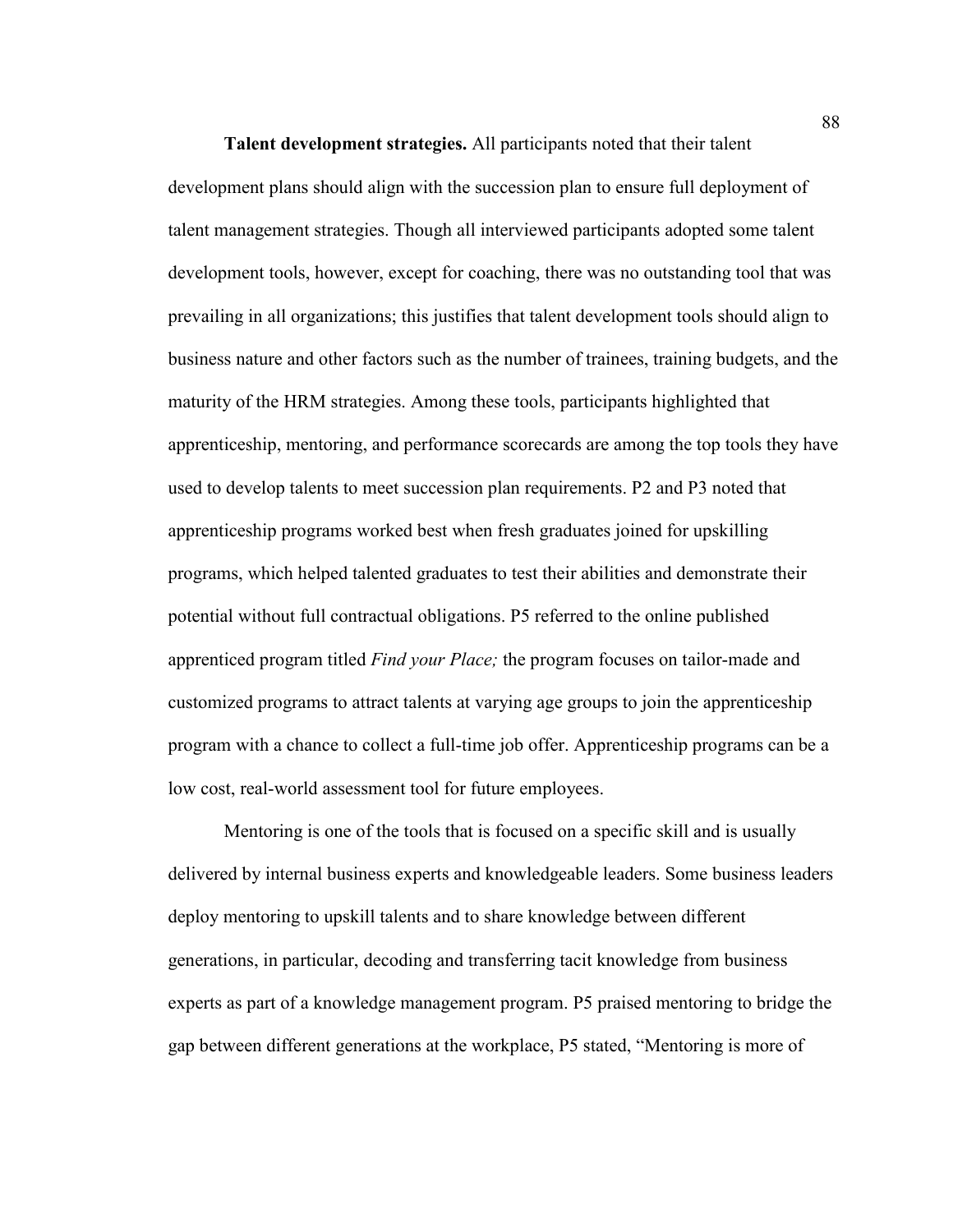**Talent development strategies.** All participants noted that their talent development plans should align with the succession plan to ensure full deployment of talent management strategies. Though all interviewed participants adopted some talent development tools, however, except for coaching, there was no outstanding tool that was prevailing in all organizations; this justifies that talent development tools should align to business nature and other factors such as the number of trainees, training budgets, and the maturity of the HRM strategies. Among these tools, participants highlighted that apprenticeship, mentoring, and performance scorecards are among the top tools they have used to develop talents to meet succession plan requirements. P2 and P3 noted that apprenticeship programs worked best when fresh graduates joined for upskilling programs, which helped talented graduates to test their abilities and demonstrate their potential without full contractual obligations. P5 referred to the online published apprenticed program titled *Find your Place;* the program focuses on tailor-made and customized programs to attract talents at varying age groups to join the apprenticeship program with a chance to collect a full-time job offer. Apprenticeship programs can be a low cost, real-world assessment tool for future employees.

Mentoring is one of the tools that is focused on a specific skill and is usually delivered by internal business experts and knowledgeable leaders. Some business leaders deploy mentoring to upskill talents and to share knowledge between different generations, in particular, decoding and transferring tacit knowledge from business experts as part of a knowledge management program. P5 praised mentoring to bridge the gap between different generations at the workplace, P5 stated, "Mentoring is more of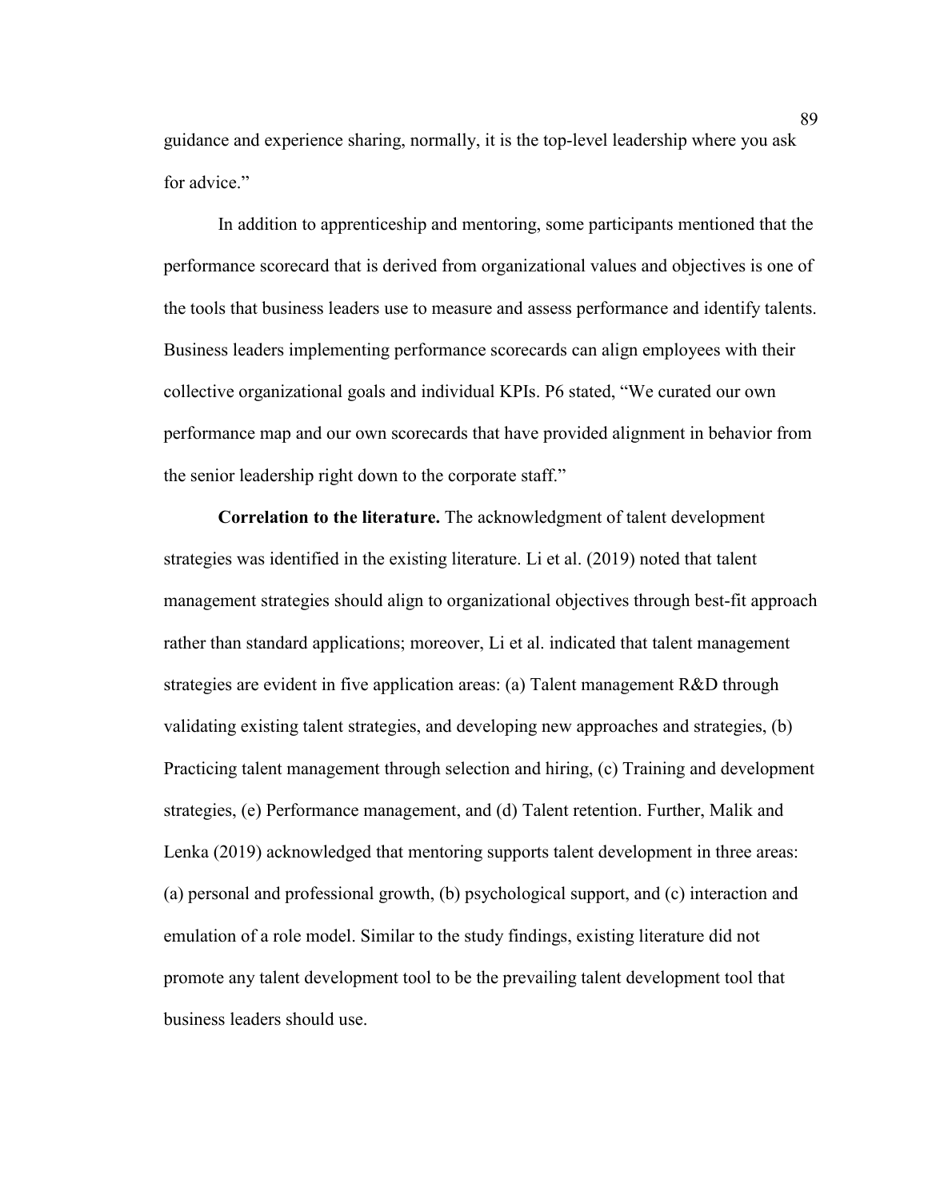guidance and experience sharing, normally, it is the top-level leadership where you ask for advice."

In addition to apprenticeship and mentoring, some participants mentioned that the performance scorecard that is derived from organizational values and objectives is one of the tools that business leaders use to measure and assess performance and identify talents. Business leaders implementing performance scorecards can align employees with their collective organizational goals and individual KPIs. P6 stated, "We curated our own performance map and our own scorecards that have provided alignment in behavior from the senior leadership right down to the corporate staff."

**Correlation to the literature.** The acknowledgment of talent development strategies was identified in the existing literature. Li et al. (2019) noted that talent management strategies should align to organizational objectives through best-fit approach rather than standard applications; moreover, Li et al. indicated that talent management strategies are evident in five application areas: (a) Talent management R&D through validating existing talent strategies, and developing new approaches and strategies, (b) Practicing talent management through selection and hiring, (c) Training and development strategies, (e) Performance management, and (d) Talent retention. Further, Malik and Lenka (2019) acknowledged that mentoring supports talent development in three areas: (a) personal and professional growth, (b) psychological support, and (c) interaction and emulation of a role model. Similar to the study findings, existing literature did not promote any talent development tool to be the prevailing talent development tool that business leaders should use.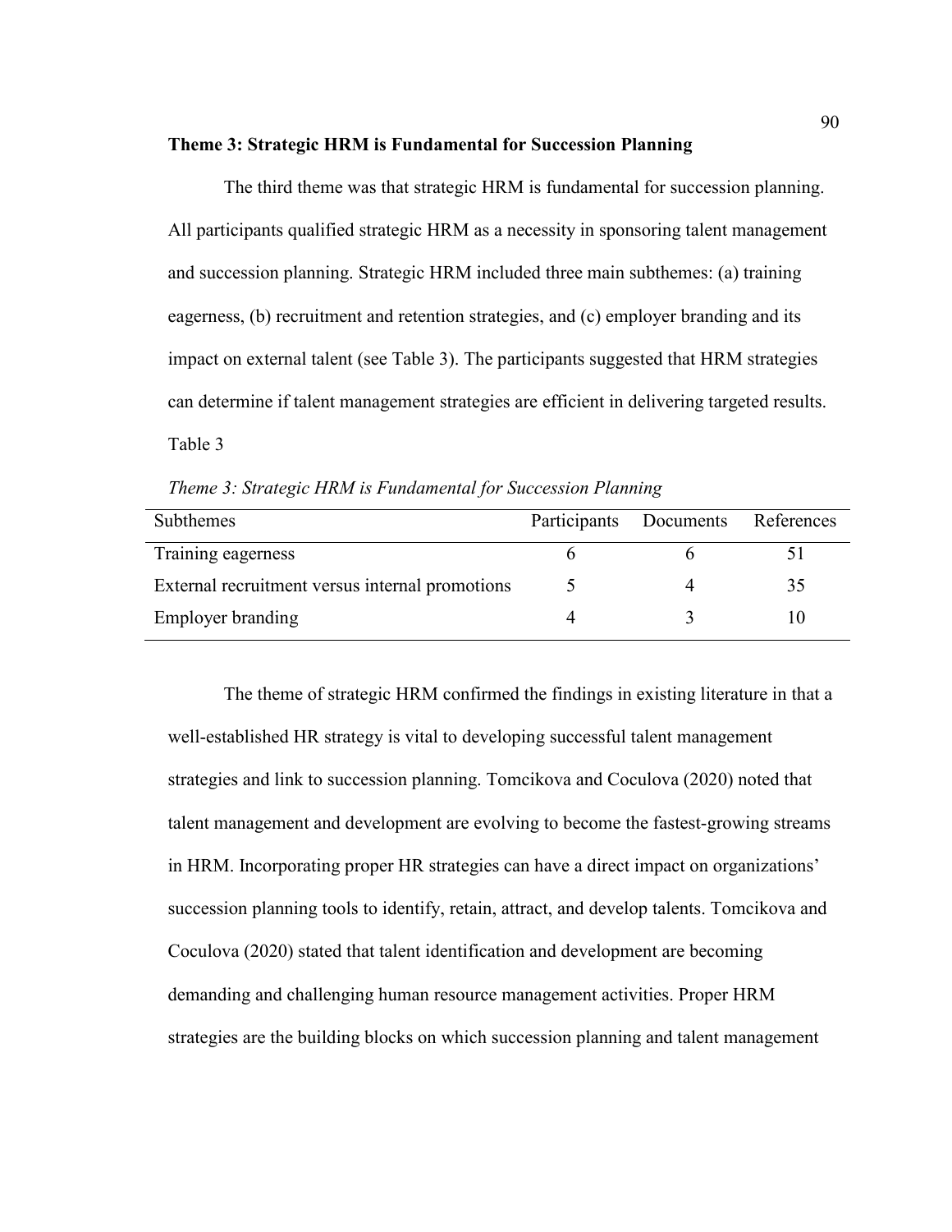**Theme 3: Strategic HRM is Fundamental for Succession Planning**

The third theme was that strategic HRM is fundamental for succession planning. All participants qualified strategic HRM as a necessity in sponsoring talent management and succession planning. Strategic HRM included three main subthemes: (a) training eagerness, (b) recruitment and retention strategies, and (c) employer branding and its impact on external talent (see Table 3). The participants suggested that HRM strategies can determine if talent management strategies are efficient in delivering targeted results.

Table 3

*Theme 3: Strategic HRM is Fundamental for Succession Planning*

| Subthemes | Participants | Documents | References |
|---|---|---|---|
| Training eagerness | 6 | 6 | 51 |
| External recruitment versus internal promotions | 5 | 4 | 35 |
| Employer branding | 4 | 3 | 10 |

The theme of strategic HRM confirmed the findings in existing literature in that a well-established HR strategy is vital to developing successful talent management strategies and link to succession planning. Tomcikova and Coculova (2020) noted that talent management and development are evolving to become the fastest-growing streams in HRM. Incorporating proper HR strategies can have a direct impact on organizations' succession planning tools to identify, retain, attract, and develop talents. Tomcikova and Coculova (2020) stated that talent identification and development are becoming demanding and challenging human resource management activities. Proper HRM strategies are the building blocks on which succession planning and talent management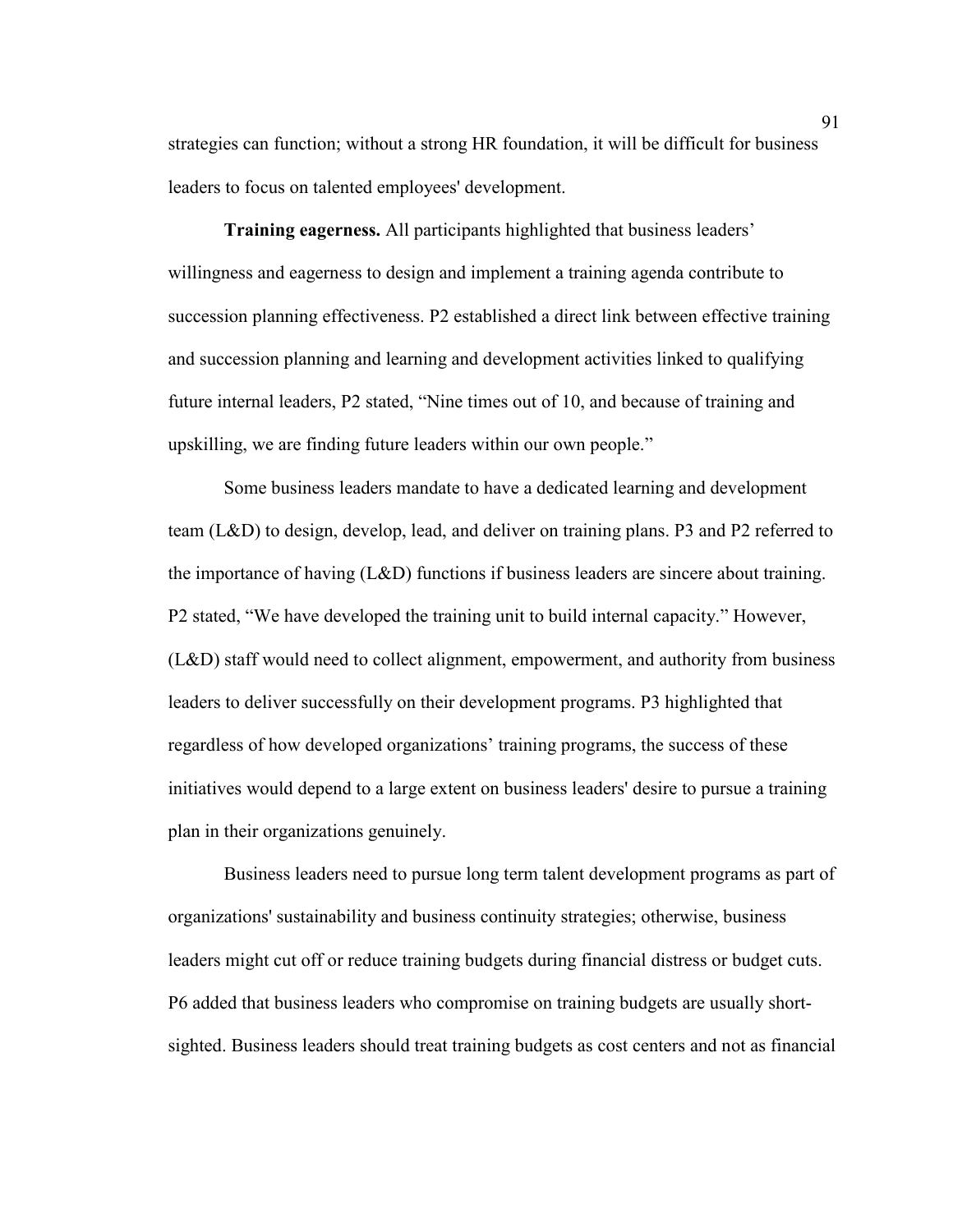strategies can function; without a strong HR foundation, it will be difficult for business leaders to focus on talented employees' development.

**Training eagerness.** All participants highlighted that business leaders' willingness and eagerness to design and implement a training agenda contribute to succession planning effectiveness. P2 established a direct link between effective training and succession planning and learning and development activities linked to qualifying future internal leaders, P2 stated, "Nine times out of 10, and because of training and upskilling, we are finding future leaders within our own people."

Some business leaders mandate to have a dedicated learning and development team (L&D) to design, develop, lead, and deliver on training plans. P3 and P2 referred to the importance of having (L&D) functions if business leaders are sincere about training. P2 stated, "We have developed the training unit to build internal capacity." However, (L&D) staff would need to collect alignment, empowerment, and authority from business leaders to deliver successfully on their development programs. P3 highlighted that regardless of how developed organizations' training programs, the success of these initiatives would depend to a large extent on business leaders' desire to pursue a training plan in their organizations genuinely.

Business leaders need to pursue long term talent development programs as part of organizations' sustainability and business continuity strategies; otherwise, business leaders might cut off or reduce training budgets during financial distress or budget cuts. P6 added that business leaders who compromise on training budgets are usually short-sighted. Business leaders should treat training budgets as cost centers and not as financial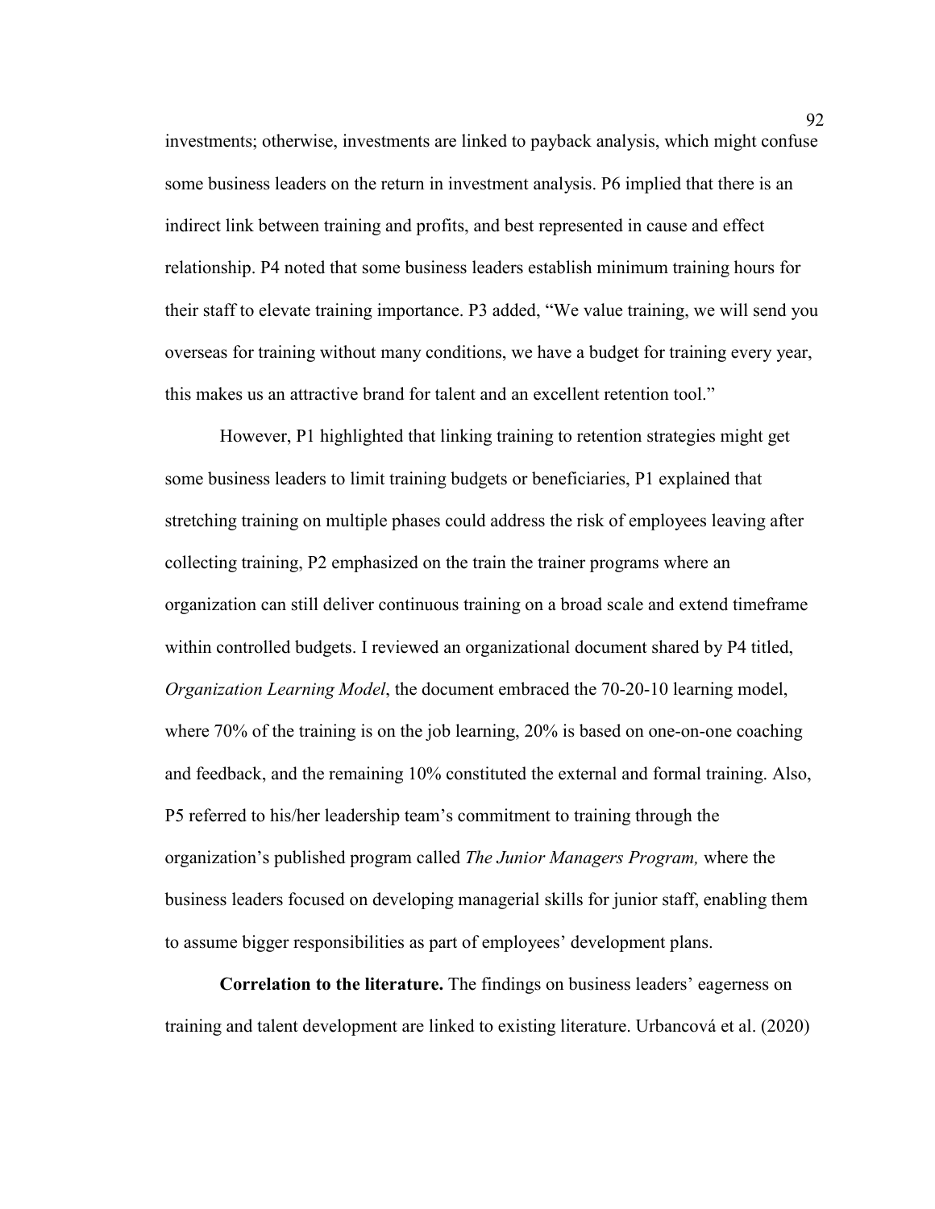investments; otherwise, investments are linked to payback analysis, which might confuse some business leaders on the return in investment analysis. P6 implied that there is an indirect link between training and profits, and best represented in cause and effect relationship. P4 noted that some business leaders establish minimum training hours for their staff to elevate training importance. P3 added, "We value training, we will send you overseas for training without many conditions, we have a budget for training every year, this makes us an attractive brand for talent and an excellent retention tool."

However, P1 highlighted that linking training to retention strategies might get some business leaders to limit training budgets or beneficiaries, P1 explained that stretching training on multiple phases could address the risk of employees leaving after collecting training, P2 emphasized on the train the trainer programs where an organization can still deliver continuous training on a broad scale and extend timeframe within controlled budgets. I reviewed an organizational document shared by P4 titled, *Organization Learning Model*, the document embraced the 70-20-10 learning model, where 70% of the training is on the job learning, 20% is based on one-on-one coaching and feedback, and the remaining 10% constituted the external and formal training. Also, P5 referred to his/her leadership team's commitment to training through the organization's published program called *The Junior Managers Program,* where the business leaders focused on developing managerial skills for junior staff, enabling them to assume bigger responsibilities as part of employees' development plans.

**Correlation to the literature.** The findings on business leaders' eagerness on training and talent development are linked to existing literature. Urbancová et al. (2020)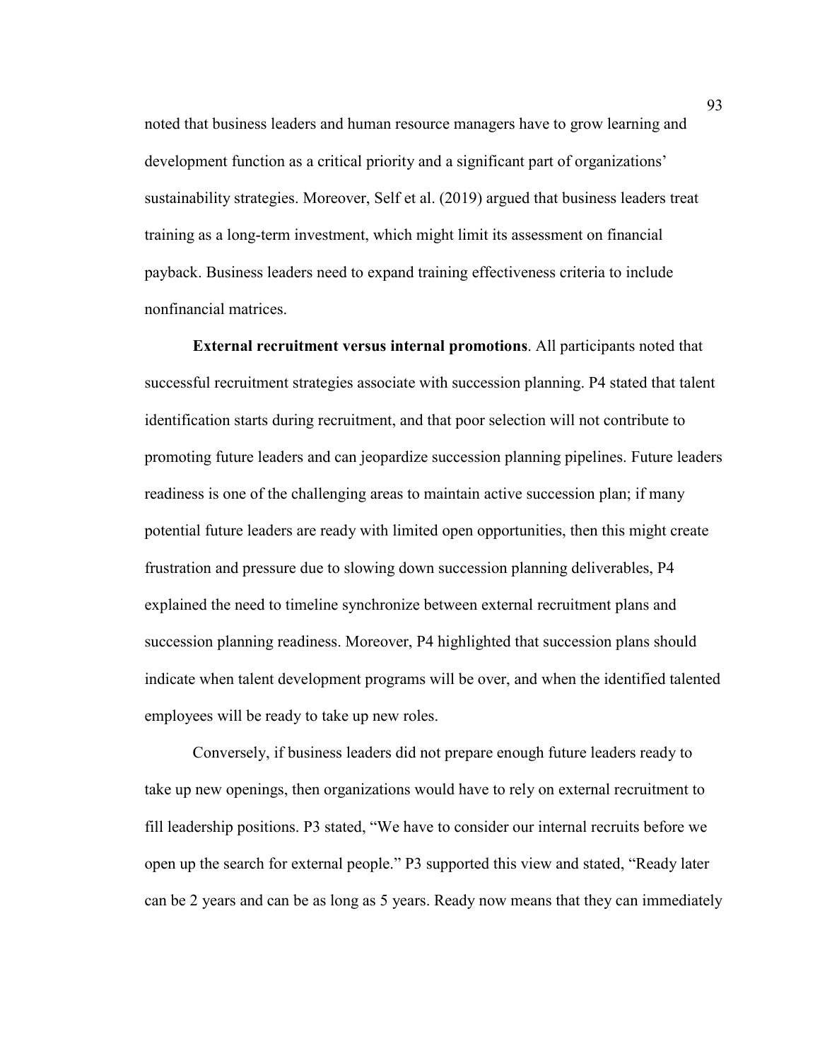noted that business leaders and human resource managers have to grow learning and development function as a critical priority and a significant part of organizations' sustainability strategies. Moreover, Self et al. (2019) argued that business leaders treat training as a long-term investment, which might limit its assessment on financial payback. Business leaders need to expand training effectiveness criteria to include nonfinancial matrices.

**External recruitment versus internal promotions**. All participants noted that successful recruitment strategies associate with succession planning. P4 stated that talent identification starts during recruitment, and that poor selection will not contribute to promoting future leaders and can jeopardize succession planning pipelines. Future leaders readiness is one of the challenging areas to maintain active succession plan; if many potential future leaders are ready with limited open opportunities, then this might create frustration and pressure due to slowing down succession planning deliverables, P4 explained the need to timeline synchronize between external recruitment plans and succession planning readiness. Moreover, P4 highlighted that succession plans should indicate when talent development programs will be over, and when the identified talented employees will be ready to take up new roles.

Conversely, if business leaders did not prepare enough future leaders ready to take up new openings, then organizations would have to rely on external recruitment to fill leadership positions. P3 stated, "We have to consider our internal recruits before we open up the search for external people." P3 supported this view and stated, "Ready later can be 2 years and can be as long as 5 years. Ready now means that they can immediately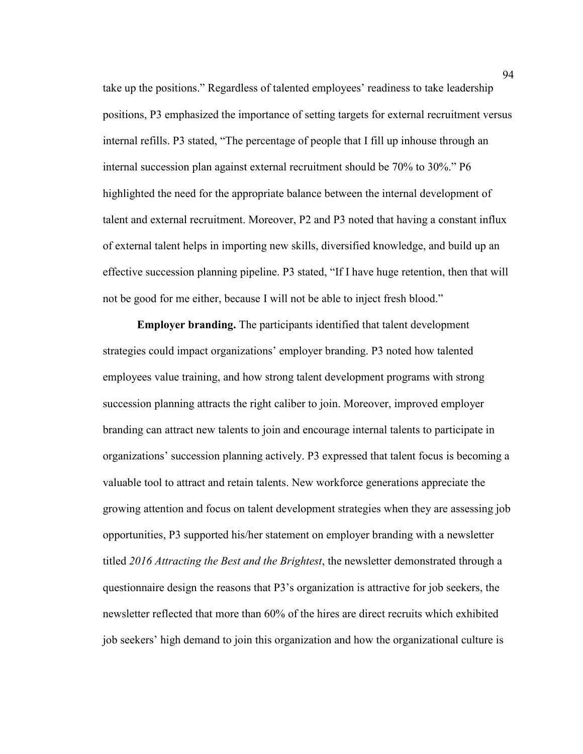take up the positions." Regardless of talented employees' readiness to take leadership positions, P3 emphasized the importance of setting targets for external recruitment versus internal refills. P3 stated, "The percentage of people that I fill up inhouse through an internal succession plan against external recruitment should be 70% to 30%." P6 highlighted the need for the appropriate balance between the internal development of talent and external recruitment. Moreover, P2 and P3 noted that having a constant influx of external talent helps in importing new skills, diversified knowledge, and build up an effective succession planning pipeline. P3 stated, "If I have huge retention, then that will not be good for me either, because I will not be able to inject fresh blood."

**Employer branding.** The participants identified that talent development strategies could impact organizations' employer branding. P3 noted how talented employees value training, and how strong talent development programs with strong succession planning attracts the right caliber to join. Moreover, improved employer branding can attract new talents to join and encourage internal talents to participate in organizations' succession planning actively. P3 expressed that talent focus is becoming a valuable tool to attract and retain talents. New workforce generations appreciate the growing attention and focus on talent development strategies when they are assessing job opportunities, P3 supported his/her statement on employer branding with a newsletter titled *2016 Attracting the Best and the Brightest*, the newsletter demonstrated through a questionnaire design the reasons that P3's organization is attractive for job seekers, the newsletter reflected that more than 60% of the hires are direct recruits which exhibited job seekers' high demand to join this organization and how the organizational culture is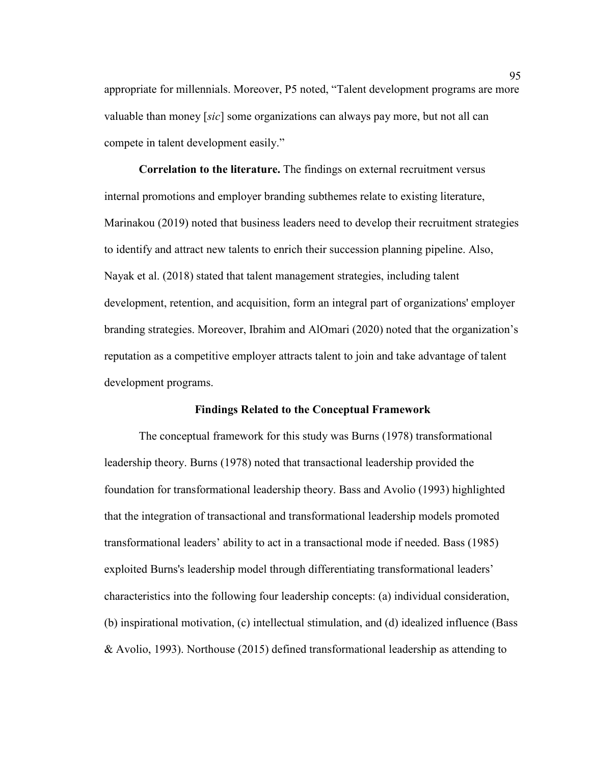appropriate for millennials. Moreover, P5 noted, "Talent development programs are more valuable than money [*sic*] some organizations can always pay more, but not all can compete in talent development easily."

**Correlation to the literature.** The findings on external recruitment versus internal promotions and employer branding subthemes relate to existing literature, Marinakou (2019) noted that business leaders need to develop their recruitment strategies to identify and attract new talents to enrich their succession planning pipeline. Also, Nayak et al. (2018) stated that talent management strategies, including talent development, retention, and acquisition, form an integral part of organizations' employer branding strategies. Moreover, Ibrahim and AlOmari (2020) noted that the organization's reputation as a competitive employer attracts talent to join and take advantage of talent development programs.

## Findings Related to the Conceptual Framework

The conceptual framework for this study was Burns (1978) transformational leadership theory. Burns (1978) noted that transactional leadership provided the foundation for transformational leadership theory. Bass and Avolio (1993) highlighted that the integration of transactional and transformational leadership models promoted transformational leaders' ability to act in a transactional mode if needed. Bass (1985) exploited Burns's leadership model through differentiating transformational leaders' characteristics into the following four leadership concepts: (a) individual consideration, (b) inspirational motivation, (c) intellectual stimulation, and (d) idealized influence (Bass & Avolio, 1993). Northouse (2015) defined transformational leadership as attending to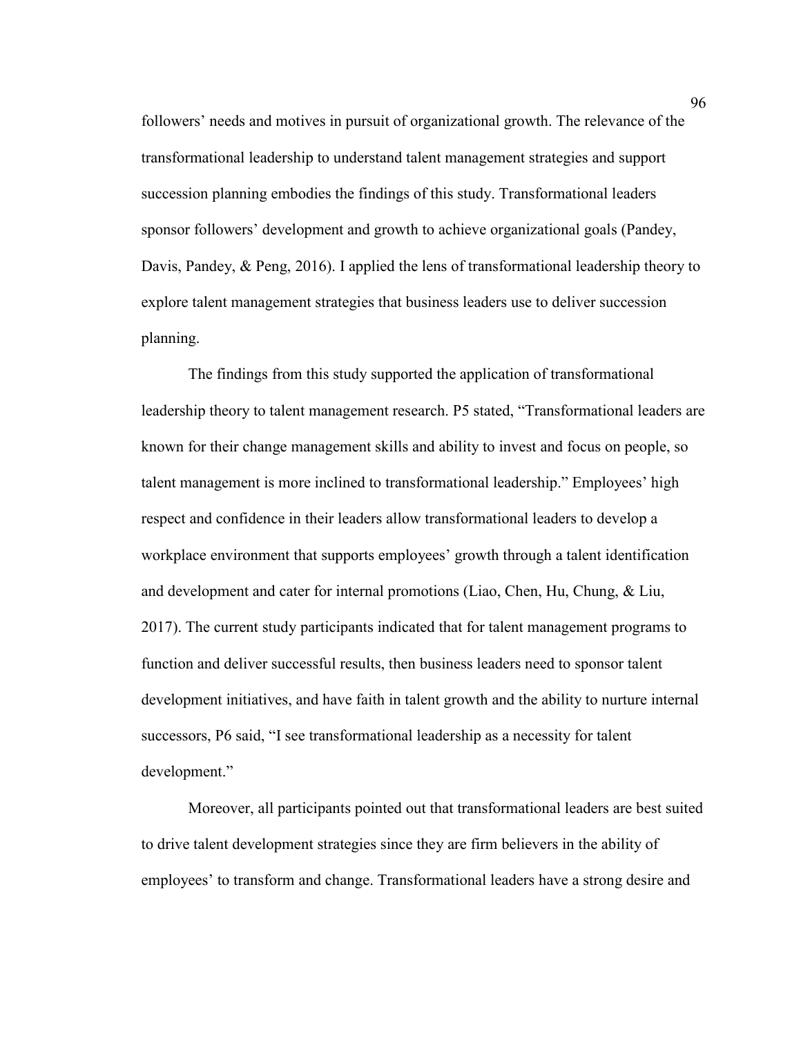followers' needs and motives in pursuit of organizational growth. The relevance of the transformational leadership to understand talent management strategies and support succession planning embodies the findings of this study. Transformational leaders sponsor followers' development and growth to achieve organizational goals (Pandey, Davis, Pandey, & Peng, 2016). I applied the lens of transformational leadership theory to explore talent management strategies that business leaders use to deliver succession planning.

The findings from this study supported the application of transformational leadership theory to talent management research. P5 stated, "Transformational leaders are known for their change management skills and ability to invest and focus on people, so talent management is more inclined to transformational leadership." Employees' high respect and confidence in their leaders allow transformational leaders to develop a workplace environment that supports employees' growth through a talent identification and development and cater for internal promotions (Liao, Chen, Hu, Chung, & Liu, 2017). The current study participants indicated that for talent management programs to function and deliver successful results, then business leaders need to sponsor talent development initiatives, and have faith in talent growth and the ability to nurture internal successors, P6 said, "I see transformational leadership as a necessity for talent development."

Moreover, all participants pointed out that transformational leaders are best suited to drive talent development strategies since they are firm believers in the ability of employees' to transform and change. Transformational leaders have a strong desire and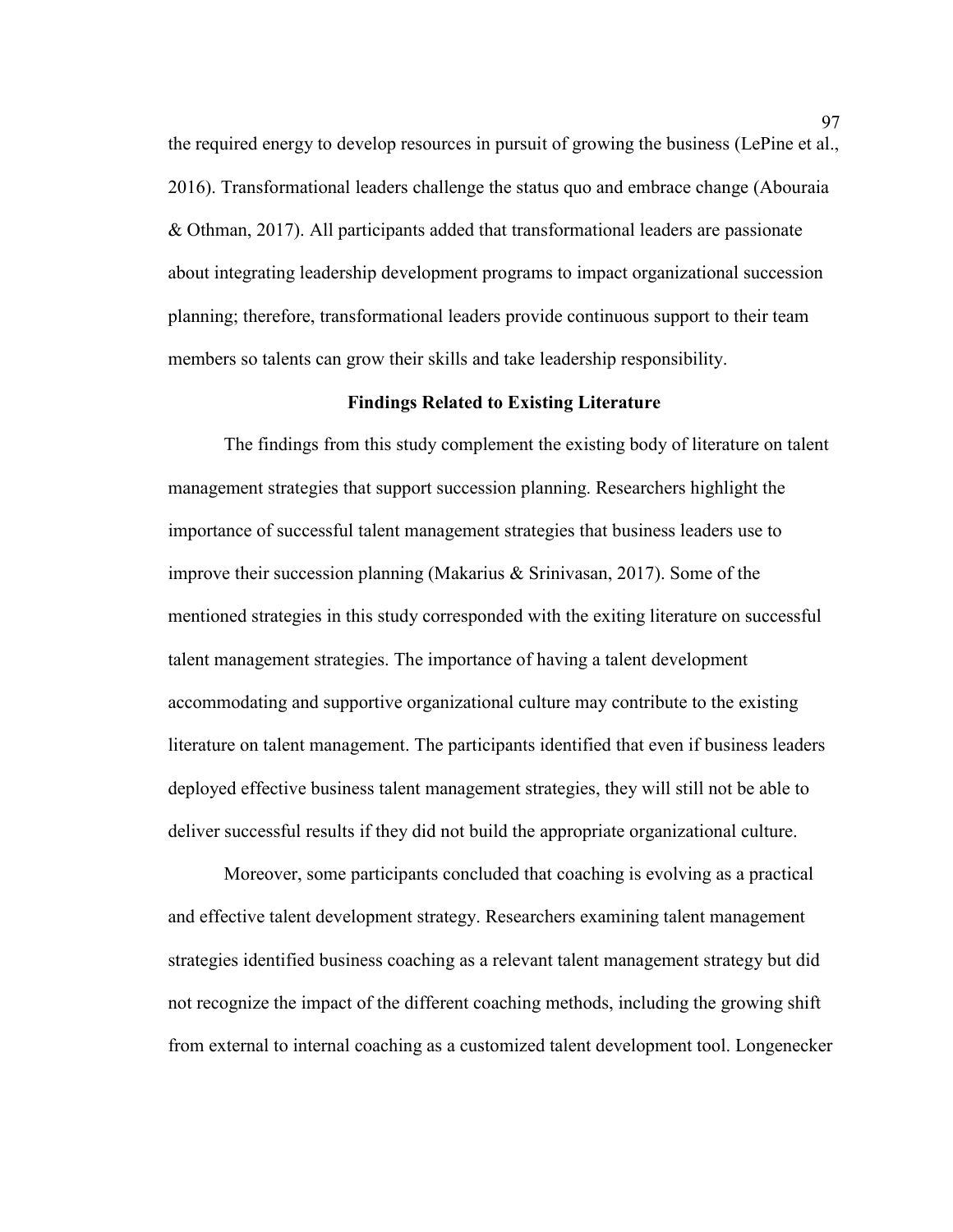the required energy to develop resources in pursuit of growing the business (LePine et al., 2016). Transformational leaders challenge the status quo and embrace change (Abouraia & Othman, 2017). All participants added that transformational leaders are passionate about integrating leadership development programs to impact organizational succession planning; therefore, transformational leaders provide continuous support to their team members so talents can grow their skills and take leadership responsibility.

## Findings Related to Existing Literature

The findings from this study complement the existing body of literature on talent management strategies that support succession planning. Researchers highlight the importance of successful talent management strategies that business leaders use to improve their succession planning (Makarius & Srinivasan, 2017). Some of the mentioned strategies in this study corresponded with the exiting literature on successful talent management strategies. The importance of having a talent development accommodating and supportive organizational culture may contribute to the existing literature on talent management. The participants identified that even if business leaders deployed effective business talent management strategies, they will still not be able to deliver successful results if they did not build the appropriate organizational culture.

Moreover, some participants concluded that coaching is evolving as a practical and effective talent development strategy. Researchers examining talent management strategies identified business coaching as a relevant talent management strategy but did not recognize the impact of the different coaching methods, including the growing shift from external to internal coaching as a customized talent development tool. Longenecker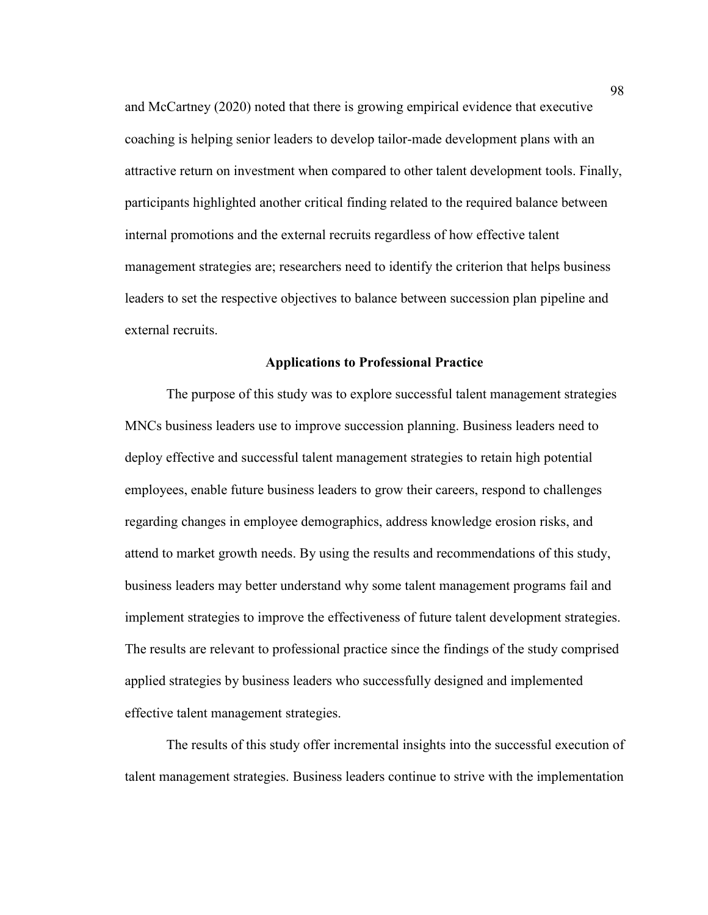and McCartney (2020) noted that there is growing empirical evidence that executive coaching is helping senior leaders to develop tailor-made development plans with an attractive return on investment when compared to other talent development tools. Finally, participants highlighted another critical finding related to the required balance between internal promotions and the external recruits regardless of how effective talent management strategies are; researchers need to identify the criterion that helps business leaders to set the respective objectives to balance between succession plan pipeline and external recruits.

## Applications to Professional Practice

The purpose of this study was to explore successful talent management strategies MNCs business leaders use to improve succession planning. Business leaders need to deploy effective and successful talent management strategies to retain high potential employees, enable future business leaders to grow their careers, respond to challenges regarding changes in employee demographics, address knowledge erosion risks, and attend to market growth needs. By using the results and recommendations of this study, business leaders may better understand why some talent management programs fail and implement strategies to improve the effectiveness of future talent development strategies. The results are relevant to professional practice since the findings of the study comprised applied strategies by business leaders who successfully designed and implemented effective talent management strategies.

The results of this study offer incremental insights into the successful execution of talent management strategies. Business leaders continue to strive with the implementation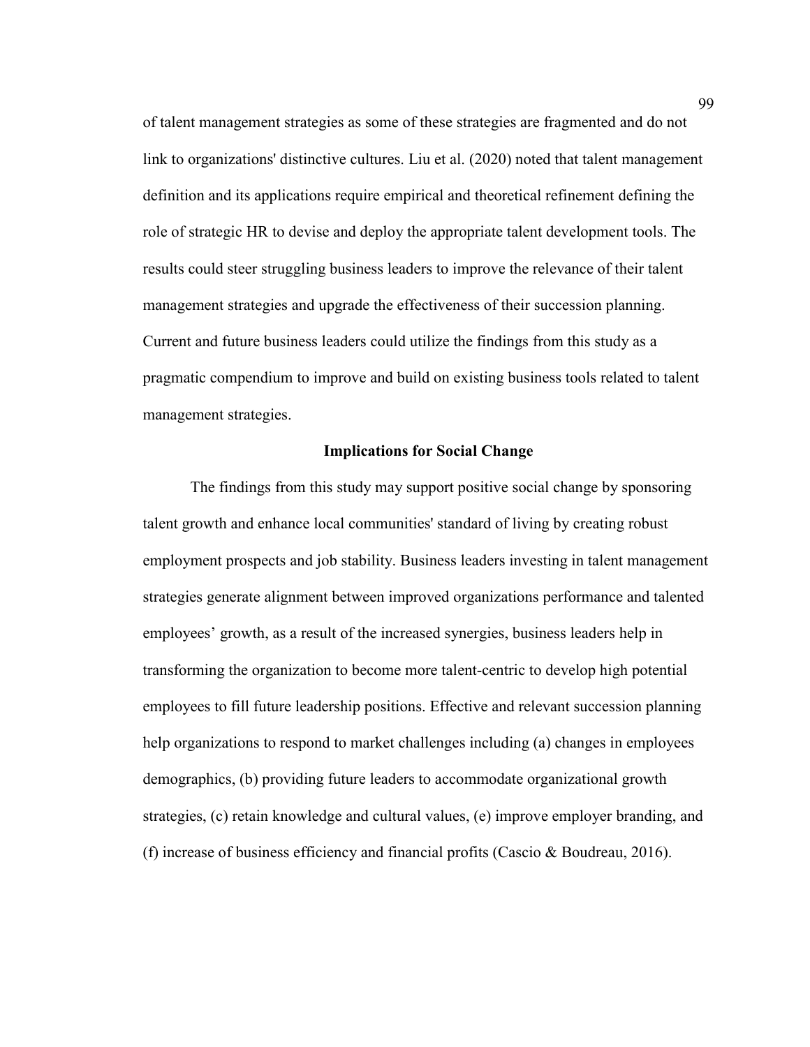of talent management strategies as some of these strategies are fragmented and do not link to organizations' distinctive cultures. Liu et al. (2020) noted that talent management definition and its applications require empirical and theoretical refinement defining the role of strategic HR to devise and deploy the appropriate talent development tools. The results could steer struggling business leaders to improve the relevance of their talent management strategies and upgrade the effectiveness of their succession planning. Current and future business leaders could utilize the findings from this study as a pragmatic compendium to improve and build on existing business tools related to talent management strategies.

## Implications for Social Change

The findings from this study may support positive social change by sponsoring talent growth and enhance local communities' standard of living by creating robust employment prospects and job stability. Business leaders investing in talent management strategies generate alignment between improved organizations performance and talented employees' growth, as a result of the increased synergies, business leaders help in transforming the organization to become more talent-centric to develop high potential employees to fill future leadership positions. Effective and relevant succession planning help organizations to respond to market challenges including (a) changes in employees demographics, (b) providing future leaders to accommodate organizational growth strategies, (c) retain knowledge and cultural values, (e) improve employer branding, and (f) increase of business efficiency and financial profits (Cascio & Boudreau, 2016).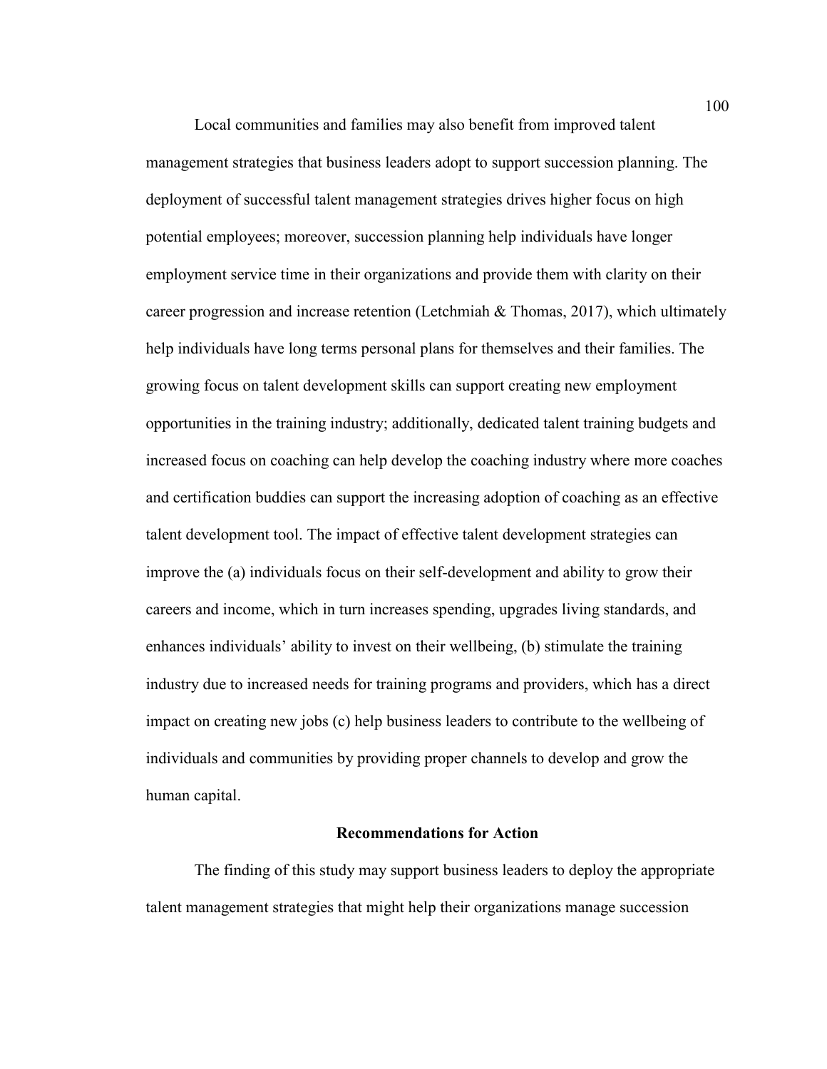Local communities and families may also benefit from improved talent management strategies that business leaders adopt to support succession planning. The deployment of successful talent management strategies drives higher focus on high potential employees; moreover, succession planning help individuals have longer employment service time in their organizations and provide them with clarity on their career progression and increase retention (Letchmiah & Thomas, 2017), which ultimately help individuals have long terms personal plans for themselves and their families. The growing focus on talent development skills can support creating new employment opportunities in the training industry; additionally, dedicated talent training budgets and increased focus on coaching can help develop the coaching industry where more coaches and certification buddies can support the increasing adoption of coaching as an effective talent development tool. The impact of effective talent development strategies can improve the (a) individuals focus on their self-development and ability to grow their careers and income, which in turn increases spending, upgrades living standards, and enhances individuals' ability to invest on their wellbeing, (b) stimulate the training industry due to increased needs for training programs and providers, which has a direct impact on creating new jobs (c) help business leaders to contribute to the wellbeing of individuals and communities by providing proper channels to develop and grow the human capital.

## Recommendations for Action

The finding of this study may support business leaders to deploy the appropriate talent management strategies that might help their organizations manage succession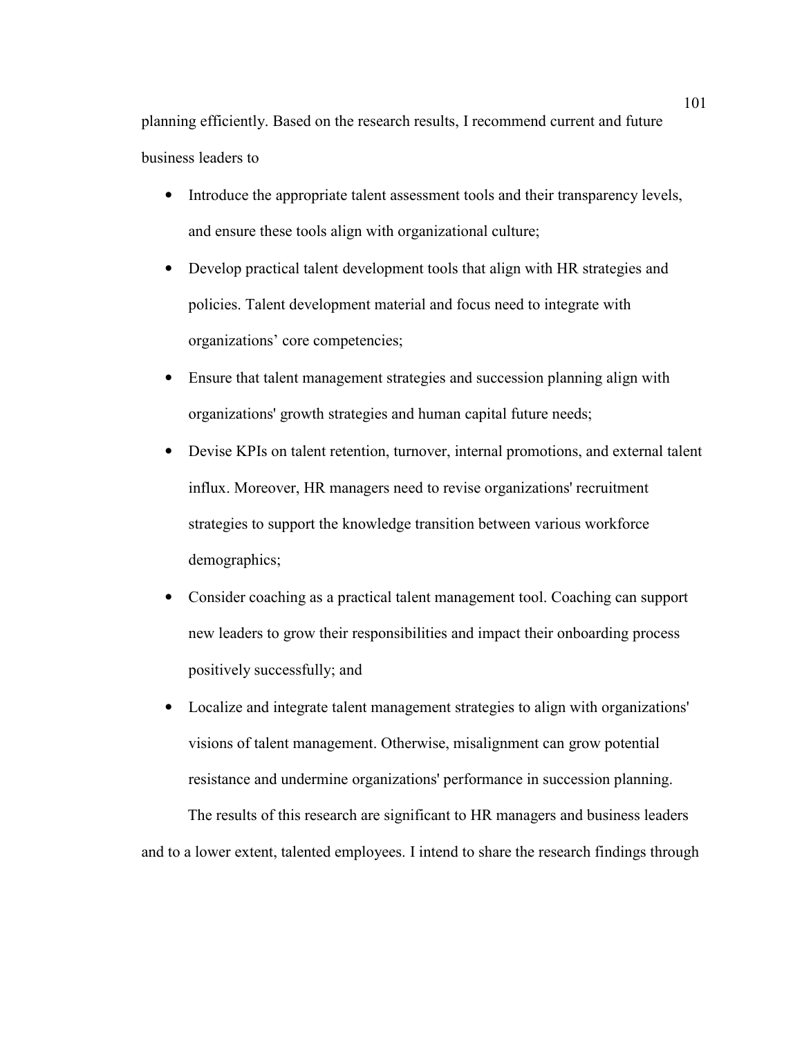planning efficiently. Based on the research results, I recommend current and future business leaders to

- Introduce the appropriate talent assessment tools and their transparency levels, and ensure these tools align with organizational culture;
- Develop practical talent development tools that align with HR strategies and policies. Talent development material and focus need to integrate with organizations' core competencies;
- Ensure that talent management strategies and succession planning align with organizations' growth strategies and human capital future needs;
- Devise KPIs on talent retention, turnover, internal promotions, and external talent influx. Moreover, HR managers need to revise organizations' recruitment strategies to support the knowledge transition between various workforce demographics;
- Consider coaching as a practical talent management tool. Coaching can support new leaders to grow their responsibilities and impact their onboarding process positively successfully; and
- Localize and integrate talent management strategies to align with organizations' visions of talent management. Otherwise, misalignment can grow potential resistance and undermine organizations' performance in succession planning.

The results of this research are significant to HR managers and business leaders and to a lower extent, talented employees. I intend to share the research findings through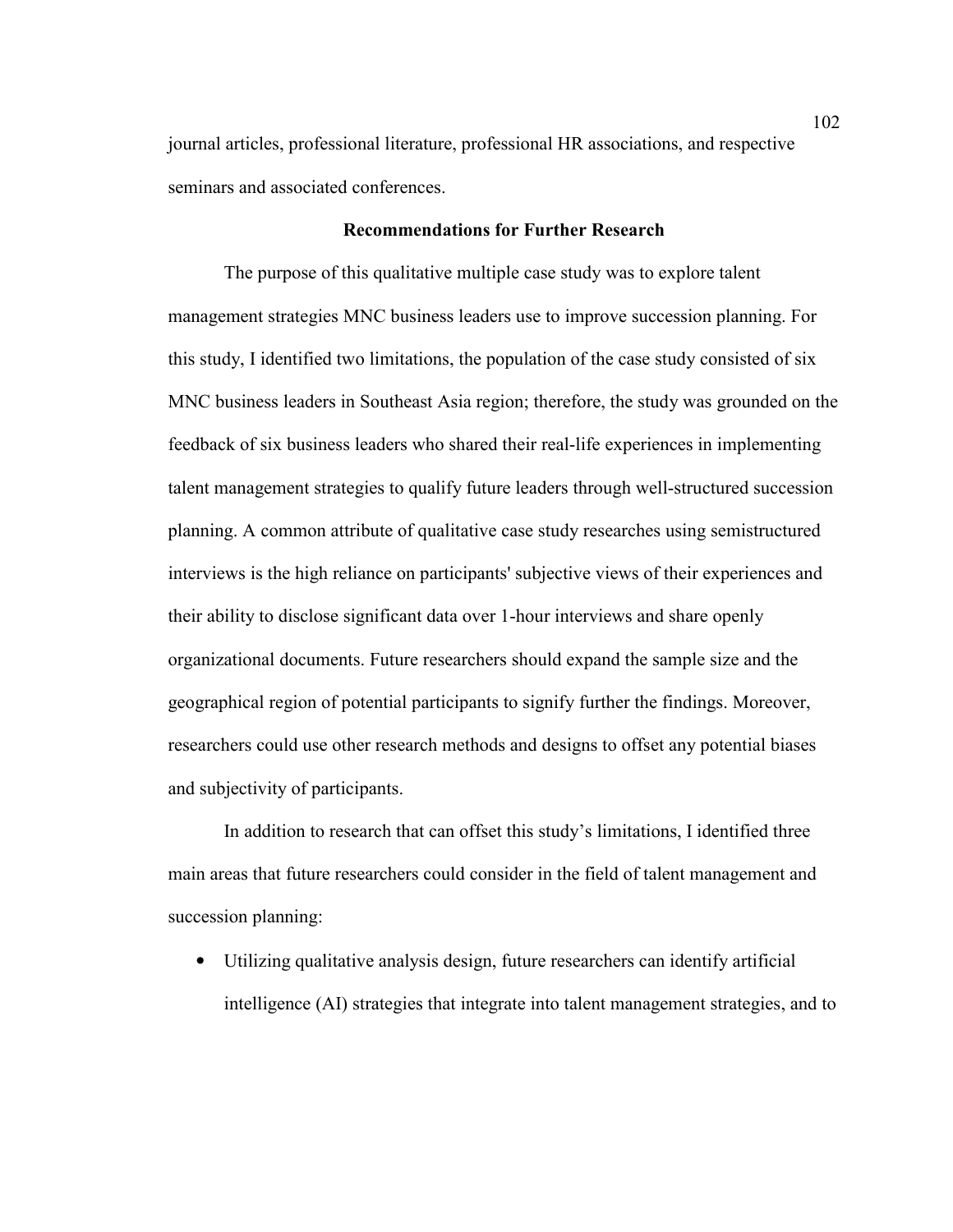journal articles, professional literature, professional HR associations, and respective seminars and associated conferences.

## Recommendations for Further Research

The purpose of this qualitative multiple case study was to explore talent management strategies MNC business leaders use to improve succession planning. For this study, I identified two limitations, the population of the case study consisted of six MNC business leaders in Southeast Asia region; therefore, the study was grounded on the feedback of six business leaders who shared their real-life experiences in implementing talent management strategies to qualify future leaders through well-structured succession planning. A common attribute of qualitative case study researches using semistructured interviews is the high reliance on participants' subjective views of their experiences and their ability to disclose significant data over 1-hour interviews and share openly organizational documents. Future researchers should expand the sample size and the geographical region of potential participants to signify further the findings. Moreover, researchers could use other research methods and designs to offset any potential biases and subjectivity of participants.

In addition to research that can offset this study's limitations, I identified three main areas that future researchers could consider in the field of talent management and succession planning:

- Utilizing qualitative analysis design, future researchers can identify artificial intelligence (AI) strategies that integrate into talent management strategies, and to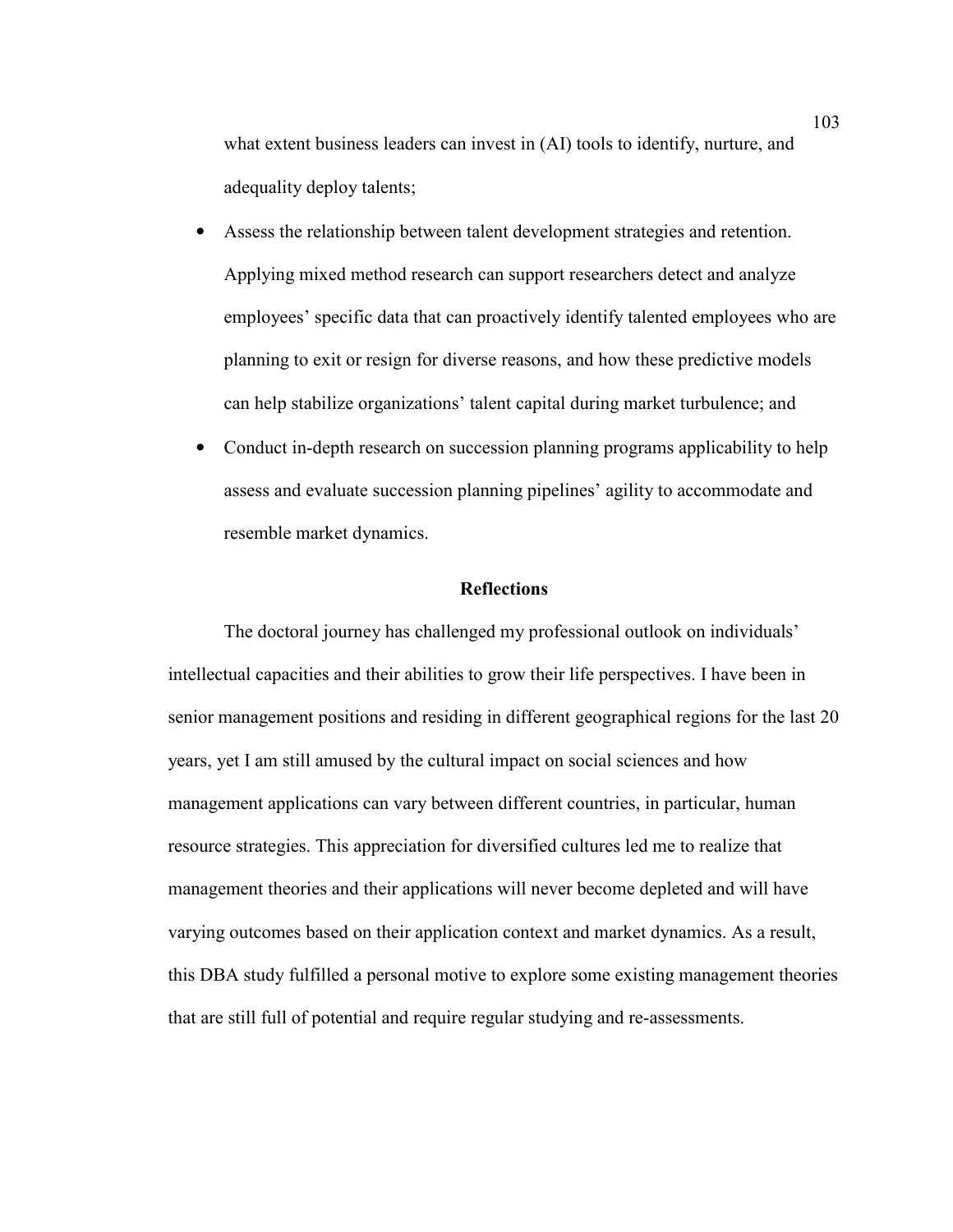what extent business leaders can invest in (AI) tools to identify, nurture, and adequality deploy talents;

- Assess the relationship between talent development strategies and retention. Applying mixed method research can support researchers detect and analyze employees' specific data that can proactively identify talented employees who are planning to exit or resign for diverse reasons, and how these predictive models can help stabilize organizations' talent capital during market turbulence; and
- Conduct in-depth research on succession planning programs applicability to help assess and evaluate succession planning pipelines' agility to accommodate and resemble market dynamics.

## Reflections

The doctoral journey has challenged my professional outlook on individuals' intellectual capacities and their abilities to grow their life perspectives. I have been in senior management positions and residing in different geographical regions for the last 20 years, yet I am still amused by the cultural impact on social sciences and how management applications can vary between different countries, in particular, human resource strategies. This appreciation for diversified cultures led me to realize that management theories and their applications will never become depleted and will have varying outcomes based on their application context and market dynamics. As a result, this DBA study fulfilled a personal motive to explore some existing management theories that are still full of potential and require regular studying and re-assessments.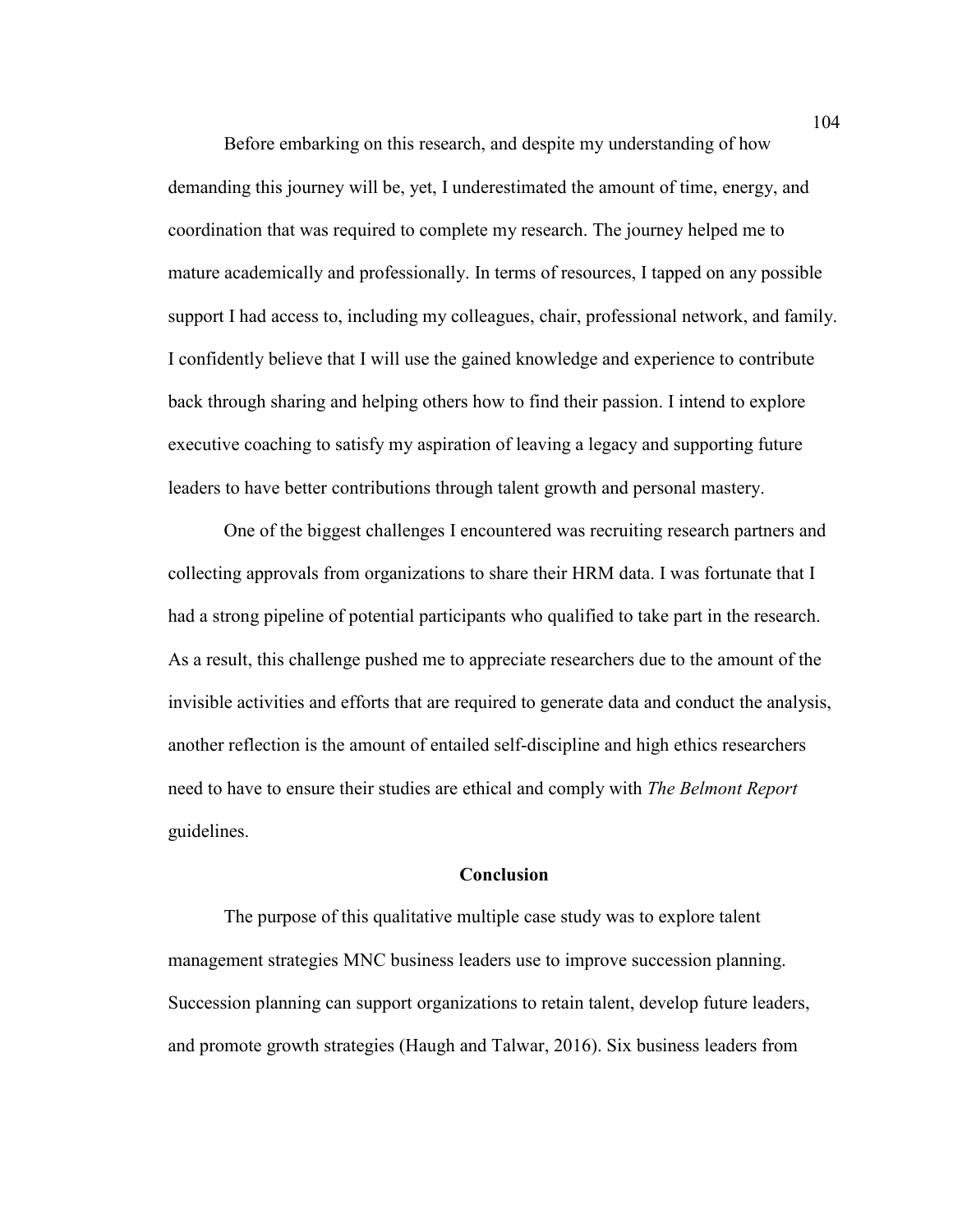Before embarking on this research, and despite my understanding of how demanding this journey will be, yet, I underestimated the amount of time, energy, and coordination that was required to complete my research. The journey helped me to mature academically and professionally. In terms of resources, I tapped on any possible support I had access to, including my colleagues, chair, professional network, and family. I confidently believe that I will use the gained knowledge and experience to contribute back through sharing and helping others how to find their passion. I intend to explore executive coaching to satisfy my aspiration of leaving a legacy and supporting future leaders to have better contributions through talent growth and personal mastery.

One of the biggest challenges I encountered was recruiting research partners and collecting approvals from organizations to share their HRM data. I was fortunate that I had a strong pipeline of potential participants who qualified to take part in the research. As a result, this challenge pushed me to appreciate researchers due to the amount of the invisible activities and efforts that are required to generate data and conduct the analysis, another reflection is the amount of entailed self-discipline and high ethics researchers need to have to ensure their studies are ethical and comply with *The Belmont Report* guidelines.

## Conclusion

The purpose of this qualitative multiple case study was to explore talent management strategies MNC business leaders use to improve succession planning. Succession planning can support organizations to retain talent, develop future leaders, and promote growth strategies (Haugh and Talwar, 2016). Six business leaders from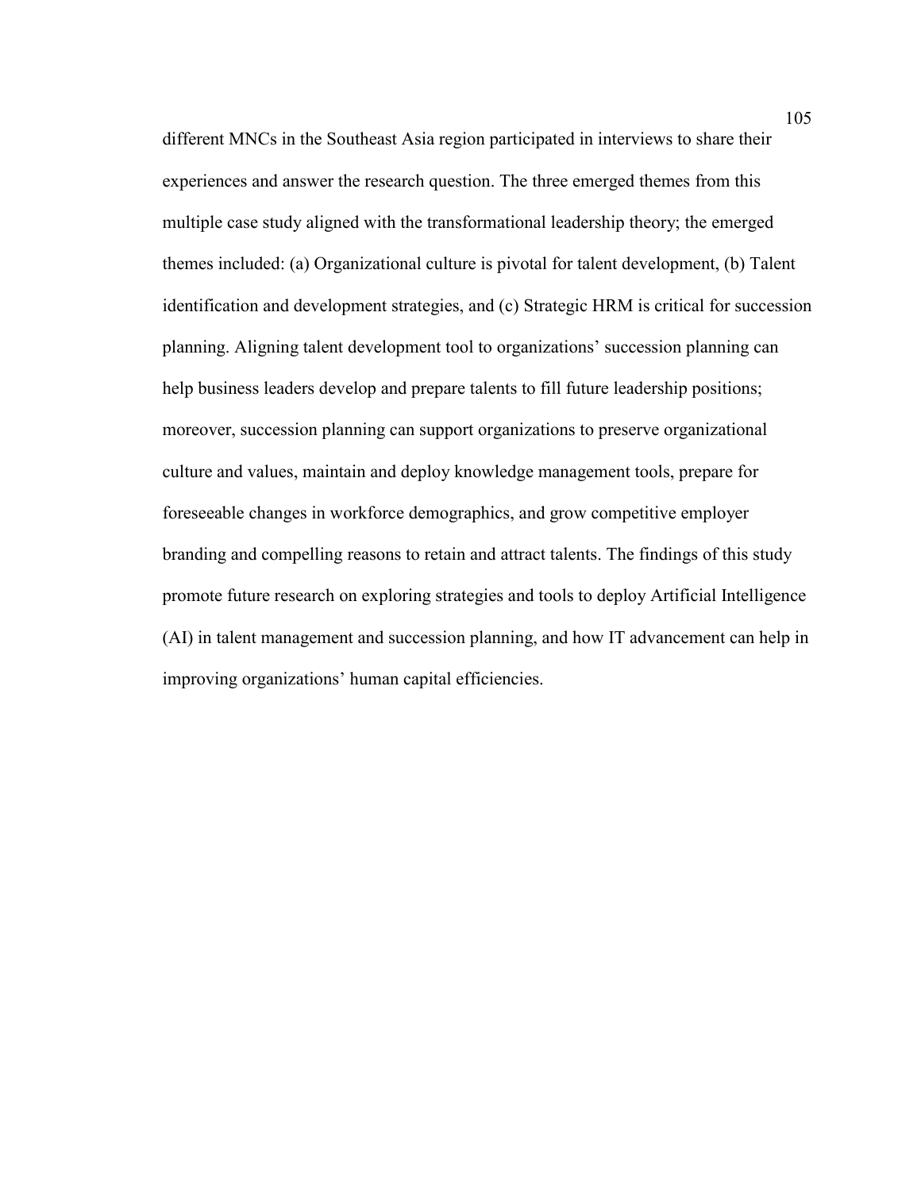different MNCs in the Southeast Asia region participated in interviews to share their experiences and answer the research question. The three emerged themes from this multiple case study aligned with the transformational leadership theory; the emerged themes included: (a) Organizational culture is pivotal for talent development, (b) Talent identification and development strategies, and (c) Strategic HRM is critical for succession planning. Aligning talent development tool to organizations' succession planning can help business leaders develop and prepare talents to fill future leadership positions; moreover, succession planning can support organizations to preserve organizational culture and values, maintain and deploy knowledge management tools, prepare for foreseeable changes in workforce demographics, and grow competitive employer branding and compelling reasons to retain and attract talents. The findings of this study promote future research on exploring strategies and tools to deploy Artificial Intelligence (AI) in talent management and succession planning, and how IT advancement can help in improving organizations' human capital efficiencies.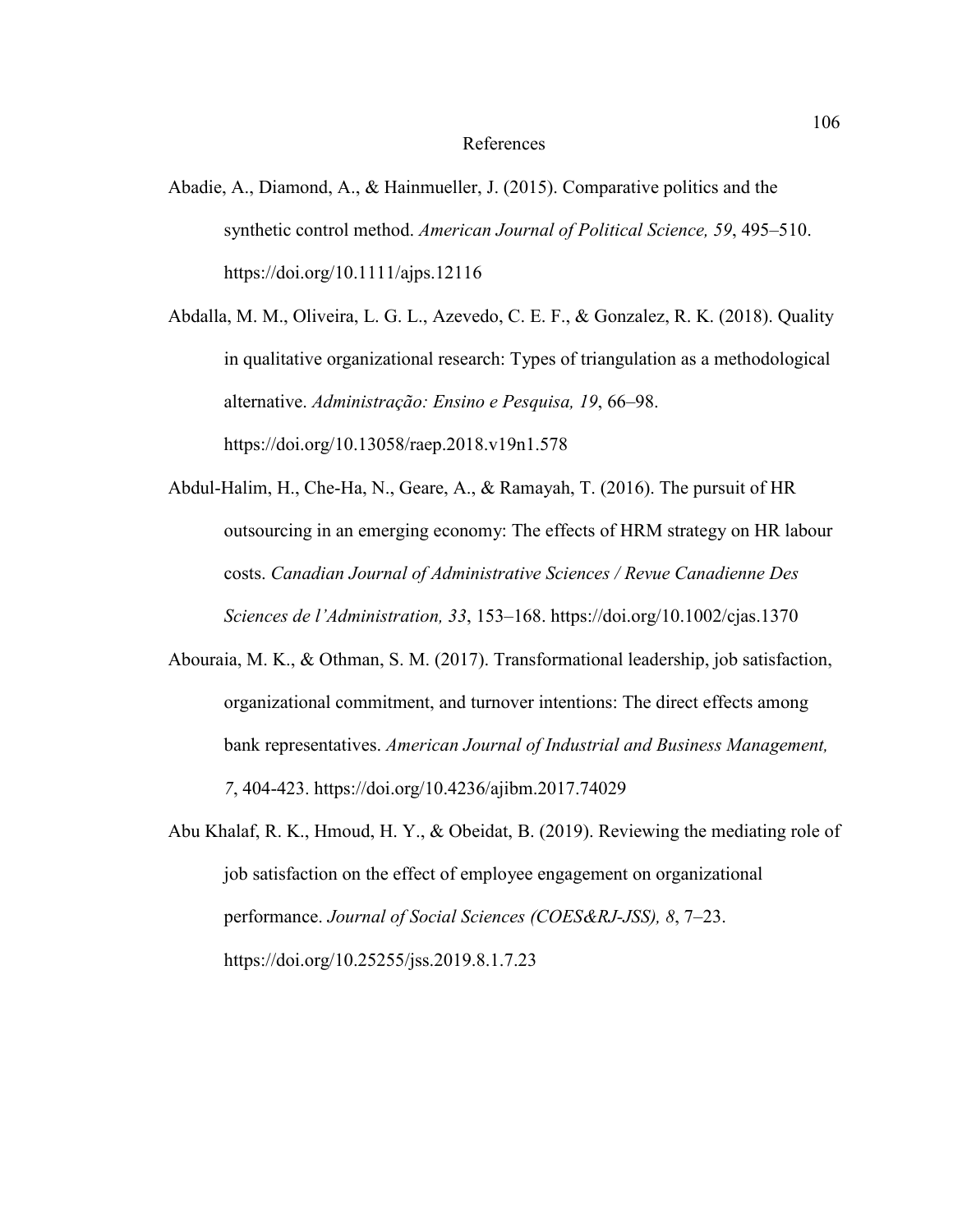# References

Abadie, A., Diamond, A., & Hainmueller, J. (2015). Comparative politics and the synthetic control method. *American Journal of Political Science, 59*, 495–510. https://doi.org/10.1111/ajps.12116

Abdalla, M. M., Oliveira, L. G. L., Azevedo, C. E. F., & Gonzalez, R. K. (2018). Quality in qualitative organizational research: Types of triangulation as a methodological alternative. *Administração: Ensino e Pesquisa, 19*, 66–98. https://doi.org/10.13058/raep.2018.v19n1.578

Abdul-Halim, H., Che-Ha, N., Geare, A., & Ramayah, T. (2016). The pursuit of HR outsourcing in an emerging economy: The effects of HRM strategy on HR labour costs. *Canadian Journal of Administrative Sciences / Revue Canadienne Des Sciences de l'Administration, 33*, 153–168. https://doi.org/10.1002/cjas.1370

Abouraia, M. K., & Othman, S. M. (2017). Transformational leadership, job satisfaction, organizational commitment, and turnover intentions: The direct effects among bank representatives. *American Journal of Industrial and Business Management, 7*, 404-423. https://doi.org/10.4236/ajibm.2017.74029

Abu Khalaf, R. K., Hmoud, H. Y., & Obeidat, B. (2019). Reviewing the mediating role of job satisfaction on the effect of employee engagement on organizational performance. *Journal of Social Sciences (COES&RJ-JSS), 8*, 7–23. https://doi.org/10.25255/jss.2019.8.1.7.23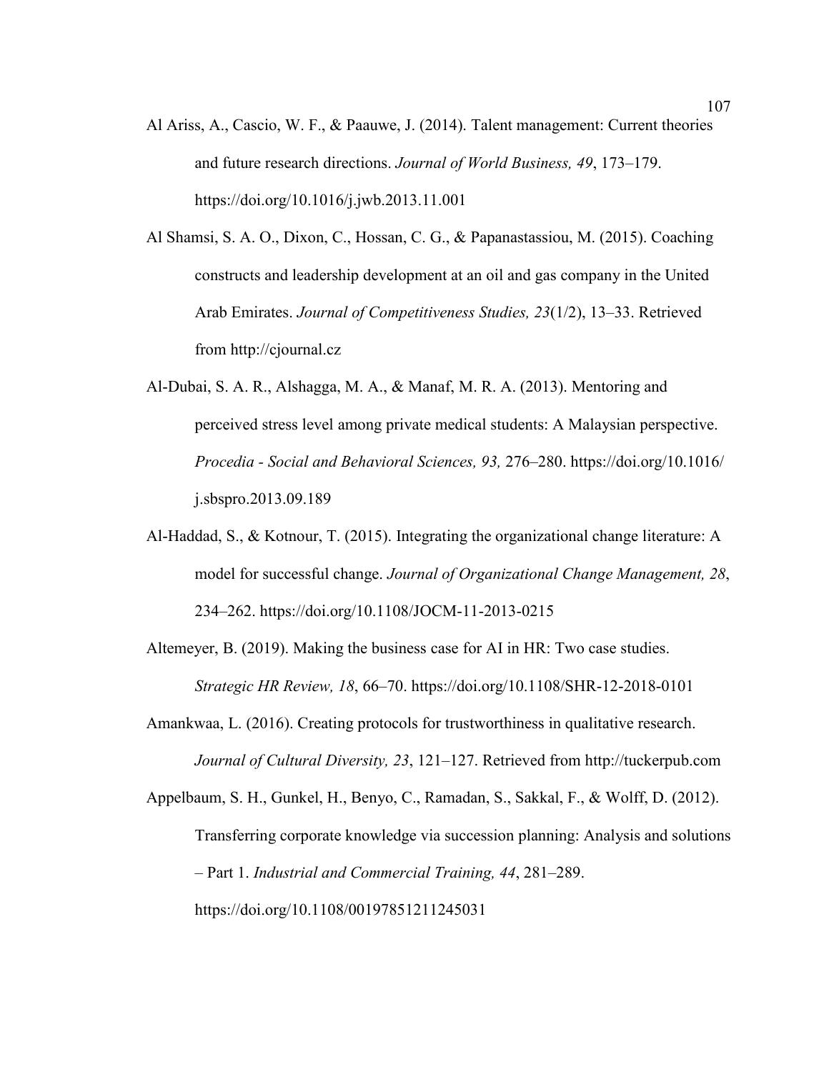Al Ariss, A., Cascio, W. F., & Paauwe, J. (2014). Talent management: Current theories and future research directions. *Journal of World Business, 49*, 173–179. https://doi.org/10.1016/j.jwb.2013.11.001

Al Shamsi, S. A. O., Dixon, C., Hossan, C. G., & Papanastassiou, M. (2015). Coaching constructs and leadership development at an oil and gas company in the United Arab Emirates. *Journal of Competitiveness Studies, 23*(1/2), 13–33. Retrieved from http://cjournal.cz

Al-Dubai, S. A. R., Alshagga, M. A., & Manaf, M. R. A. (2013). Mentoring and perceived stress level among private medical students: A Malaysian perspective. *Procedia - Social and Behavioral Sciences, 93,* 276–280. https://doi.org/10.1016/j.sbspro.2013.09.189

Al-Haddad, S., & Kotnour, T. (2015). Integrating the organizational change literature: A model for successful change. *Journal of Organizational Change Management, 28*, 234–262. https://doi.org/10.1108/JOCM-11-2013-0215

Altemeyer, B. (2019). Making the business case for AI in HR: Two case studies. *Strategic HR Review, 18*, 66–70. https://doi.org/10.1108/SHR-12-2018-0101

Amankwaa, L. (2016). Creating protocols for trustworthiness in qualitative research. *Journal of Cultural Diversity, 23*, 121–127. Retrieved from http://tuckerpub.com

Appelbaum, S. H., Gunkel, H., Benyo, C., Ramadan, S., Sakkal, F., & Wolff, D. (2012). Transferring corporate knowledge via succession planning: Analysis and solutions – Part 1. *Industrial and Commercial Training, 44*, 281–289. https://doi.org/10.1108/00197851211245031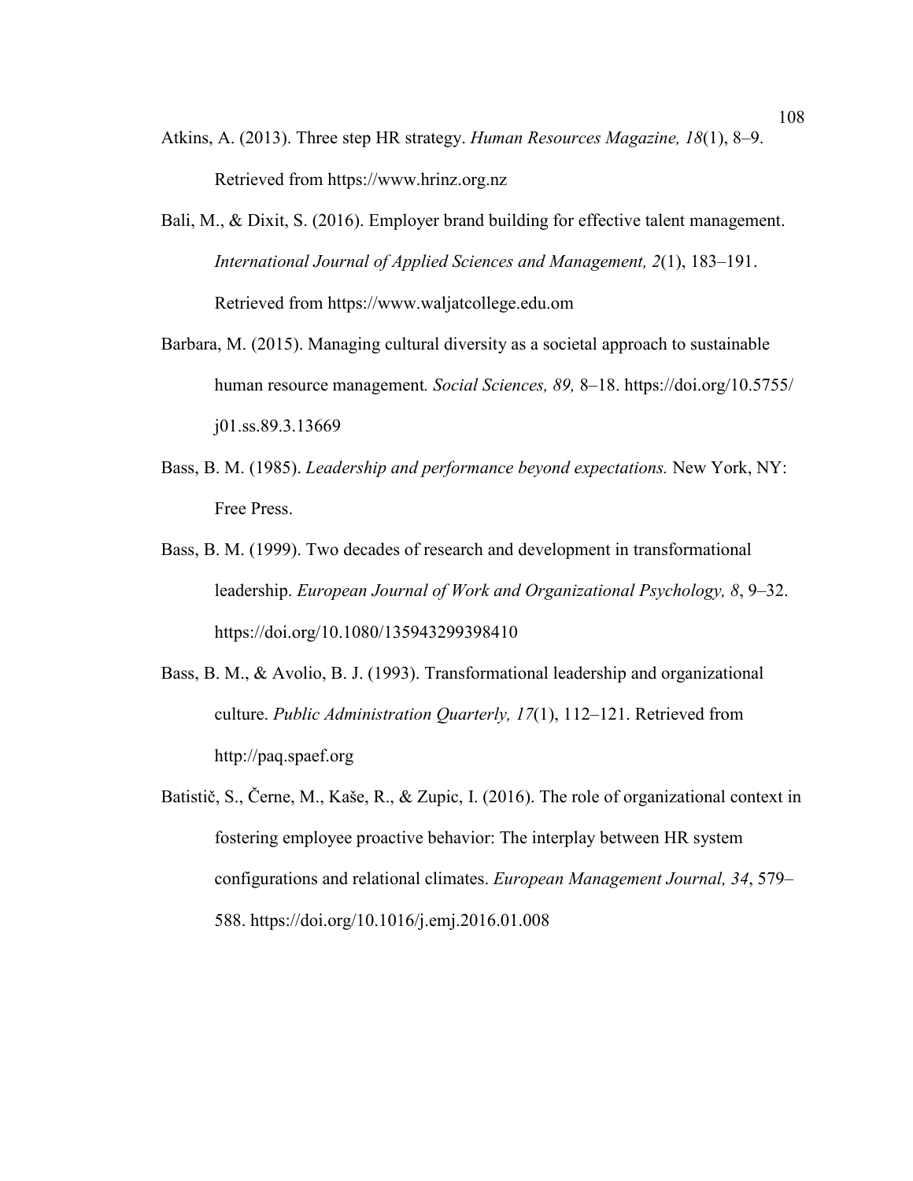Atkins, A. (2013). Three step HR strategy. *Human Resources Magazine, 18*(1), 8–9. Retrieved from https://www.hrinz.org.nz

Bali, M., & Dixit, S. (2016). Employer brand building for effective talent management. *International Journal of Applied Sciences and Management, 2*(1), 183–191. Retrieved from https://www.waljatcollege.edu.om

Barbara, M. (2015). Managing cultural diversity as a societal approach to sustainable human resource management*. Social Sciences, 89,* 8–18. https://doi.org/10.5755/j01.ss.89.3.13669

Bass, B. M. (1985). *Leadership and performance beyond expectations.* New York, NY: Free Press.

Bass, B. M. (1999). Two decades of research and development in transformational leadership. *European Journal of Work and Organizational Psychology, 8*, 9–32. https://doi.org/10.1080/135943299398410

Bass, B. M., & Avolio, B. J. (1993). Transformational leadership and organizational culture. *Public Administration Quarterly, 17*(1), 112–121. Retrieved from http://paq.spaef.org

Batistič, S., Černe, M., Kaše, R., & Zupic, I. (2016). The role of organizational context in fostering employee proactive behavior: The interplay between HR system configurations and relational climates. *European Management Journal, 34*, 579–588. https://doi.org/10.1016/j.emj.2016.01.008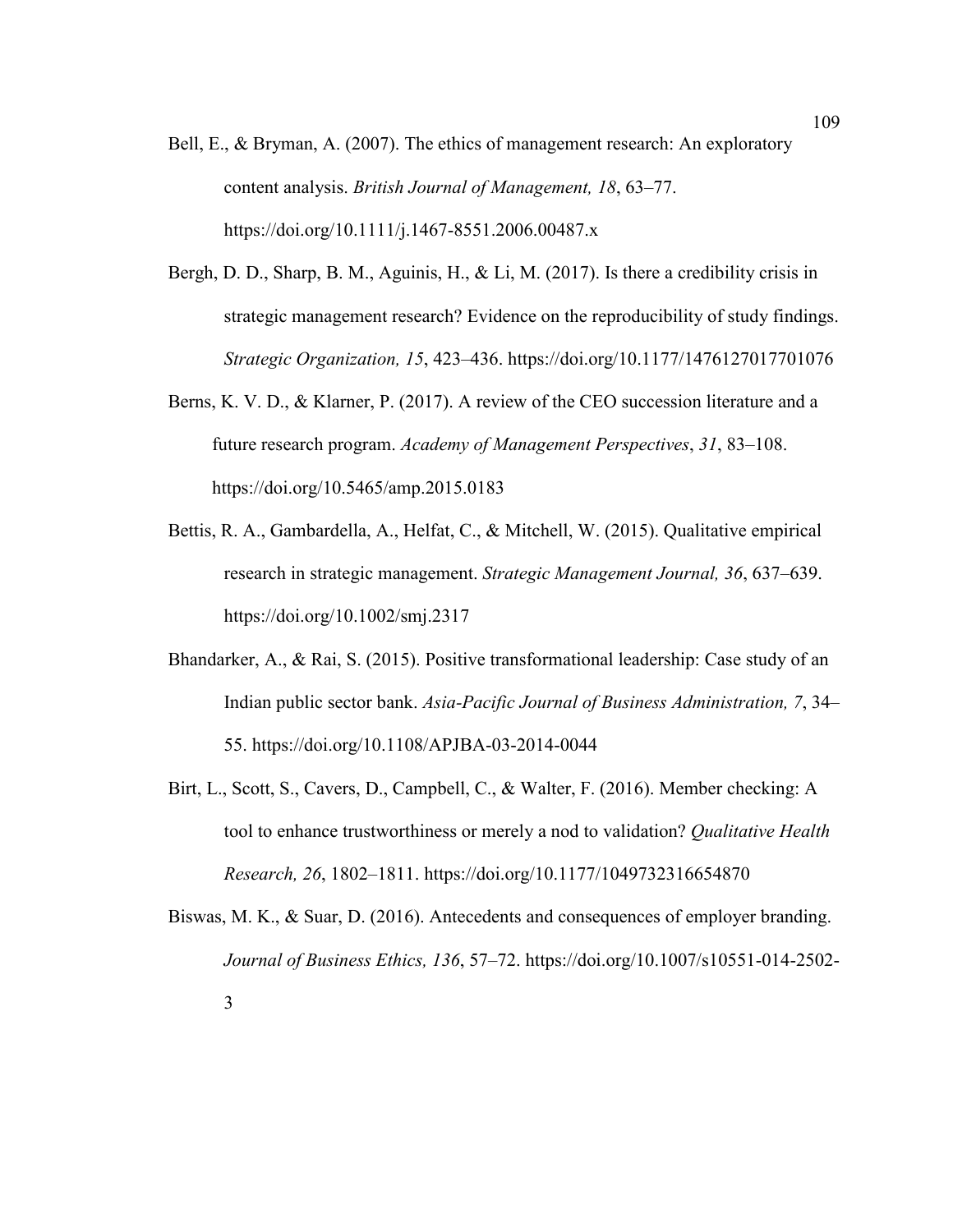Bell, E., & Bryman, A. (2007). The ethics of management research: An exploratory content analysis. *British Journal of Management, 18*, 63–77. https://doi.org/10.1111/j.1467-8551.2006.00487.x

Bergh, D. D., Sharp, B. M., Aguinis, H., & Li, M. (2017). Is there a credibility crisis in strategic management research? Evidence on the reproducibility of study findings. *Strategic Organization, 15*, 423–436. https://doi.org/10.1177/1476127017701076

Berns, K. V. D., & Klarner, P. (2017). A review of the CEO succession literature and a future research program. *Academy of Management Perspectives*, *31*, 83–108. https://doi.org/10.5465/amp.2015.0183

Bettis, R. A., Gambardella, A., Helfat, C., & Mitchell, W. (2015). Qualitative empirical research in strategic management. *Strategic Management Journal, 36*, 637–639. https://doi.org/10.1002/smj.2317

Bhandarker, A., & Rai, S. (2015). Positive transformational leadership: Case study of an Indian public sector bank. *Asia-Pacific Journal of Business Administration, 7*, 34–55. https://doi.org/10.1108/APJBA-03-2014-0044

Birt, L., Scott, S., Cavers, D., Campbell, C., & Walter, F. (2016). Member checking: A tool to enhance trustworthiness or merely a nod to validation? *Qualitative Health Research, 26*, 1802–1811. https://doi.org/10.1177/1049732316654870

Biswas, M. K., & Suar, D. (2016). Antecedents and consequences of employer branding. *Journal of Business Ethics, 136*, 57–72. https://doi.org/10.1007/s10551-014-2502-3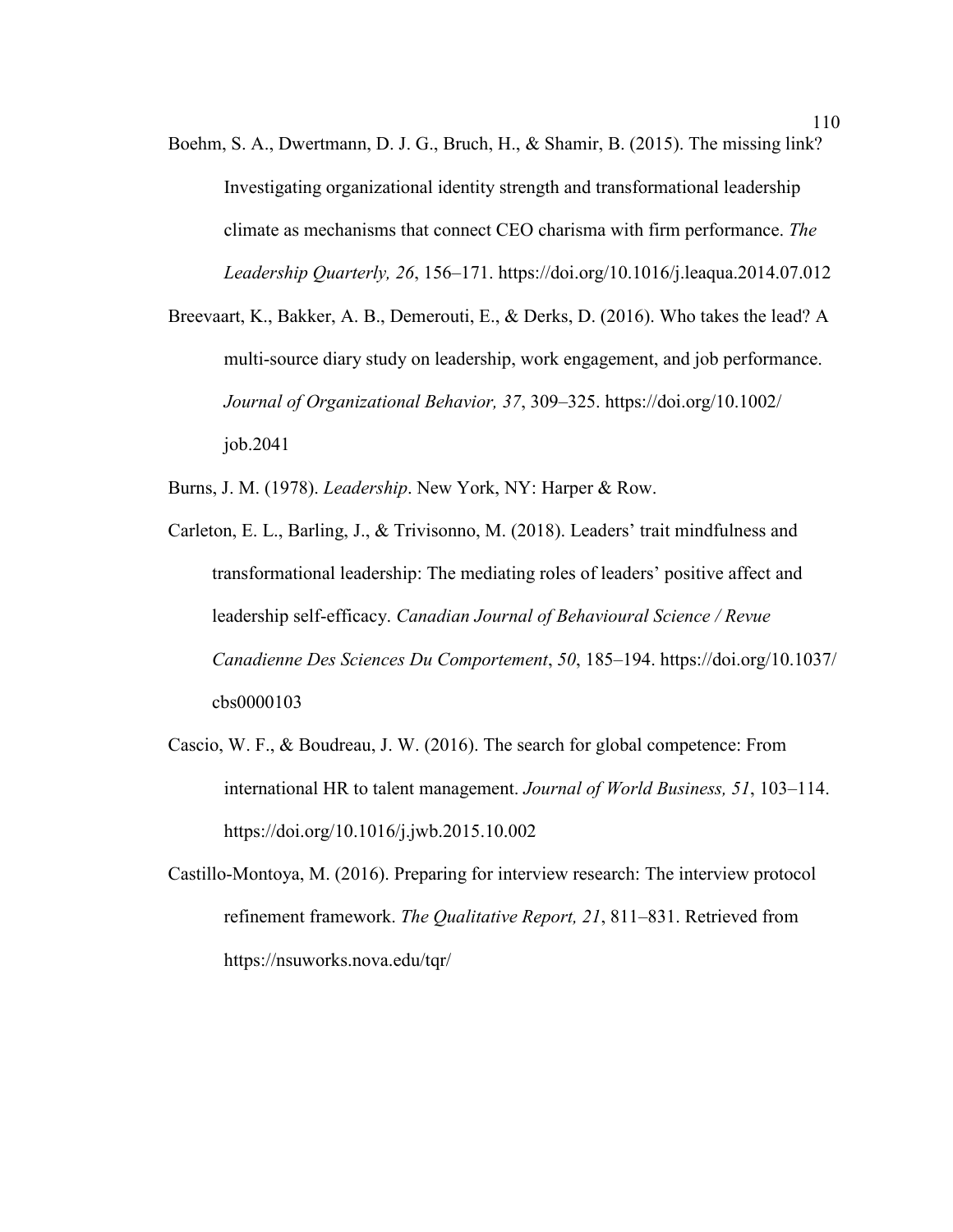Boehm, S. A., Dwertmann, D. J. G., Bruch, H., & Shamir, B. (2015). The missing link? Investigating organizational identity strength and transformational leadership climate as mechanisms that connect CEO charisma with firm performance. *The Leadership Quarterly, 26*, 156–171. https://doi.org/10.1016/j.leaqua.2014.07.012

Breevaart, K., Bakker, A. B., Demerouti, E., & Derks, D. (2016). Who takes the lead? A multi-source diary study on leadership, work engagement, and job performance. *Journal of Organizational Behavior, 37*, 309–325. https://doi.org/10.1002/job.2041

Burns, J. M. (1978). *Leadership*. New York, NY: Harper & Row.

Carleton, E. L., Barling, J., & Trivisonno, M. (2018). Leaders' trait mindfulness and transformational leadership: The mediating roles of leaders' positive affect and leadership self-efficacy. *Canadian Journal of Behavioural Science / Revue Canadienne Des Sciences Du Comportement*, *50*, 185–194. https://doi.org/10.1037/cbs0000103

Cascio, W. F., & Boudreau, J. W. (2016). The search for global competence: From international HR to talent management. *Journal of World Business, 51*, 103–114. https://doi.org/10.1016/j.jwb.2015.10.002

Castillo-Montoya, M. (2016). Preparing for interview research: The interview protocol refinement framework. *The Qualitative Report, 21*, 811–831. Retrieved from https://nsuworks.nova.edu/tqr/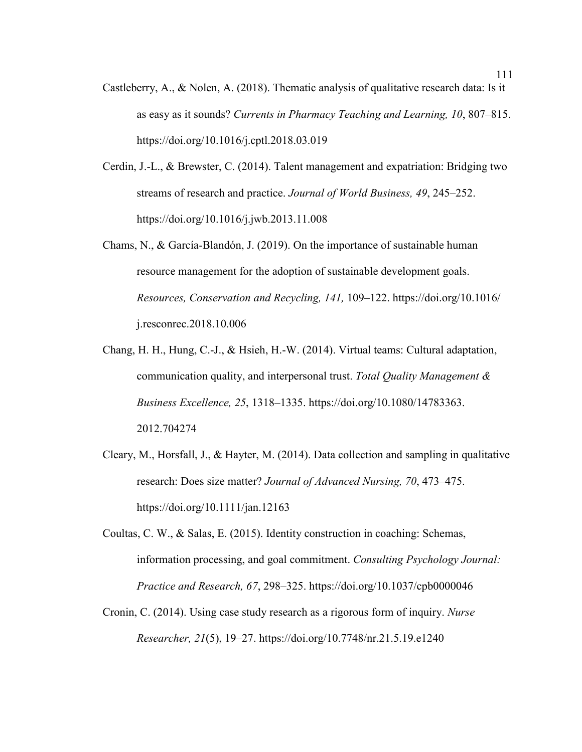Castleberry, A., & Nolen, A. (2018). Thematic analysis of qualitative research data: Is it as easy as it sounds? *Currents in Pharmacy Teaching and Learning, 10*, 807–815. https://doi.org/10.1016/j.cptl.2018.03.019

Cerdin, J.-L., & Brewster, C. (2014). Talent management and expatriation: Bridging two streams of research and practice. *Journal of World Business, 49*, 245–252. https://doi.org/10.1016/j.jwb.2013.11.008

Chams, N., & García-Blandón, J. (2019). On the importance of sustainable human resource management for the adoption of sustainable development goals. *Resources, Conservation and Recycling, 141,* 109–122. https://doi.org/10.1016/j.resconrec.2018.10.006

Chang, H. H., Hung, C.-J., & Hsieh, H.-W. (2014). Virtual teams: Cultural adaptation, communication quality, and interpersonal trust. *Total Quality Management & Business Excellence, 25*, 1318–1335. https://doi.org/10.1080/14783363.2012.704274

Cleary, M., Horsfall, J., & Hayter, M. (2014). Data collection and sampling in qualitative research: Does size matter? *Journal of Advanced Nursing, 70*, 473–475. https://doi.org/10.1111/jan.12163

Coultas, C. W., & Salas, E. (2015). Identity construction in coaching: Schemas, information processing, and goal commitment. *Consulting Psychology Journal: Practice and Research, 67*, 298–325. https://doi.org/10.1037/cpb0000046

Cronin, C. (2014). Using case study research as a rigorous form of inquiry. *Nurse Researcher, 21*(5), 19–27. https://doi.org/10.7748/nr.21.5.19.e1240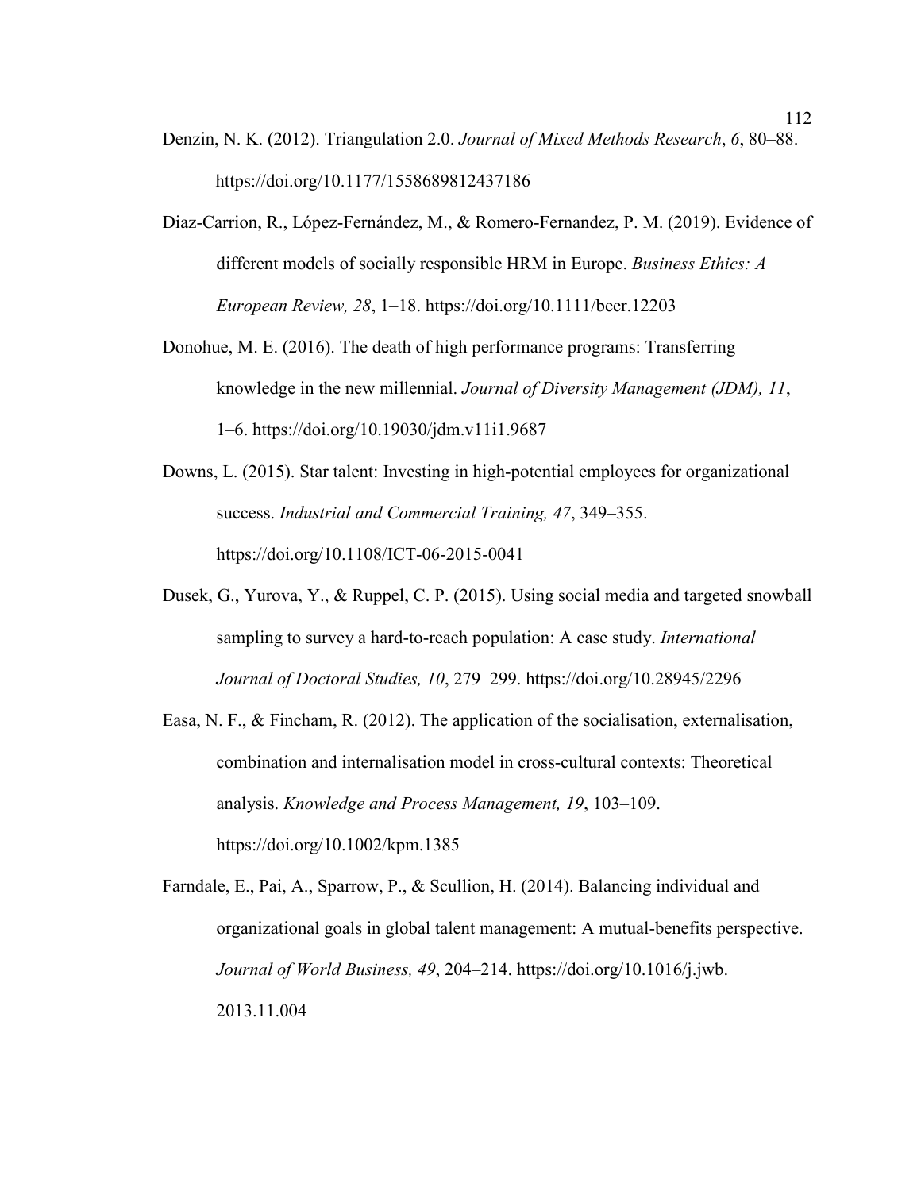Denzin, N. K. (2012). Triangulation 2.0. *Journal of Mixed Methods Research*, *6*, 80–88. https://doi.org/10.1177/1558689812437186

Diaz-Carrion, R., López-Fernández, M., & Romero-Fernandez, P. M. (2019). Evidence of different models of socially responsible HRM in Europe. *Business Ethics: A European Review, 28*, 1–18. https://doi.org/10.1111/beer.12203

Donohue, M. E. (2016). The death of high performance programs: Transferring knowledge in the new millennial. *Journal of Diversity Management (JDM), 11*, 1–6. https://doi.org/10.19030/jdm.v11i1.9687

Downs, L. (2015). Star talent: Investing in high-potential employees for organizational success. *Industrial and Commercial Training, 47*, 349–355. https://doi.org/10.1108/ICT-06-2015-0041

Dusek, G., Yurova, Y., & Ruppel, C. P. (2015). Using social media and targeted snowball sampling to survey a hard-to-reach population: A case study. *International Journal of Doctoral Studies, 10*, 279–299. https://doi.org/10.28945/2296

Easa, N. F., & Fincham, R. (2012). The application of the socialisation, externalisation, combination and internalisation model in cross-cultural contexts: Theoretical analysis. *Knowledge and Process Management, 19*, 103–109. https://doi.org/10.1002/kpm.1385

Farndale, E., Pai, A., Sparrow, P., & Scullion, H. (2014). Balancing individual and organizational goals in global talent management: A mutual-benefits perspective. *Journal of World Business, 49*, 204–214. https://doi.org/10.1016/j.jwb.2013.11.004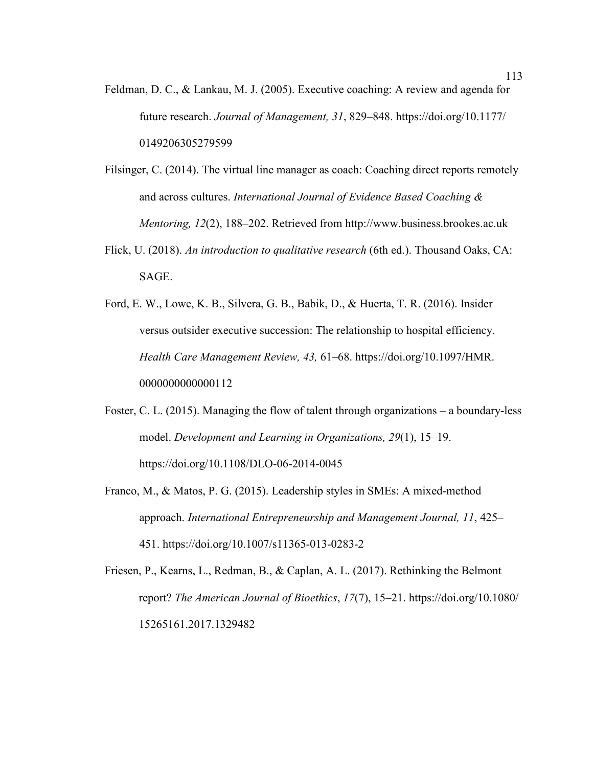Feldman, D. C., & Lankau, M. J. (2005). Executive coaching: A review and agenda for future research. *Journal of Management, 31*, 829–848. https://doi.org/10.1177/0149206305279599

Filsinger, C. (2014). The virtual line manager as coach: Coaching direct reports remotely and across cultures. *International Journal of Evidence Based Coaching & Mentoring, 12*(2), 188–202. Retrieved from http://www.business.brookes.ac.uk

Flick, U. (2018). *An introduction to qualitative research* (6th ed.). Thousand Oaks, CA: SAGE.

Ford, E. W., Lowe, K. B., Silvera, G. B., Babik, D., & Huerta, T. R. (2016). Insider versus outsider executive succession: The relationship to hospital efficiency. *Health Care Management Review, 43,* 61–68. https://doi.org/10.1097/HMR.0000000000000112

Foster, C. L. (2015). Managing the flow of talent through organizations – a boundary-less model. *Development and Learning in Organizations, 29*(1), 15–19. https://doi.org/10.1108/DLO-06-2014-0045

Franco, M., & Matos, P. G. (2015). Leadership styles in SMEs: A mixed-method approach. *International Entrepreneurship and Management Journal, 11*, 425–451. https://doi.org/10.1007/s11365-013-0283-2

Friesen, P., Kearns, L., Redman, B., & Caplan, A. L. (2017). Rethinking the Belmont report? *The American Journal of Bioethics*, *17*(7), 15–21. https://doi.org/10.1080/15265161.2017.1329482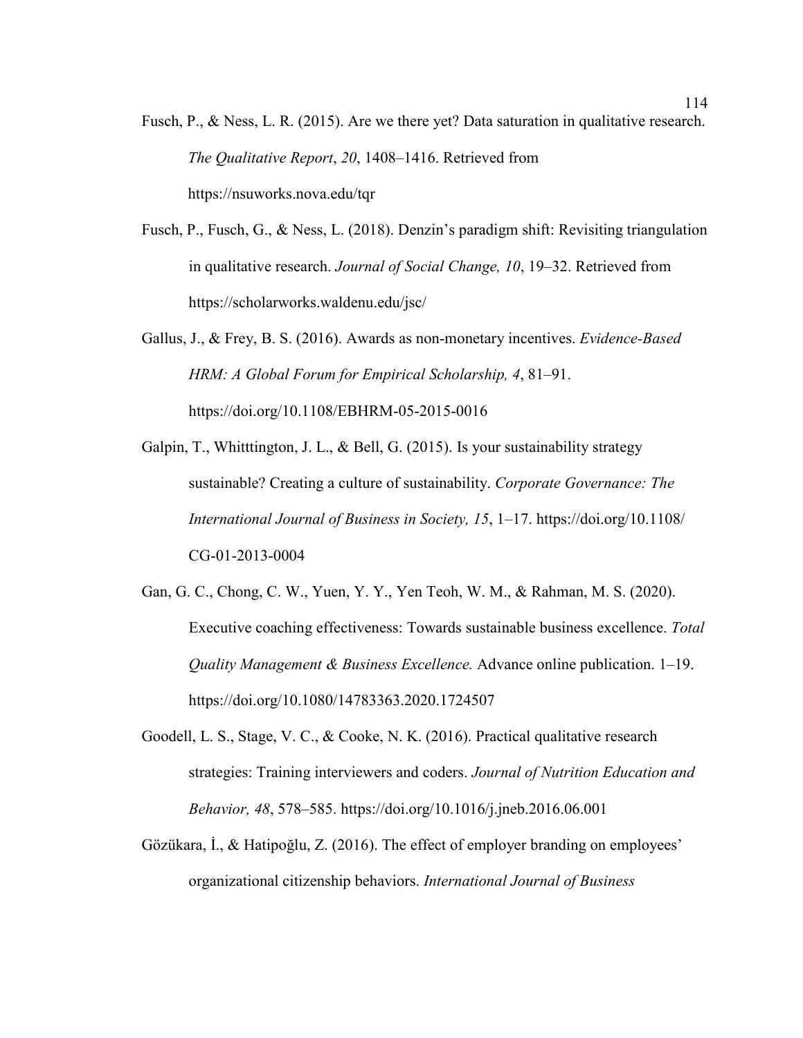Fusch, P., & Ness, L. R. (2015). Are we there yet? Data saturation in qualitative research. *The Qualitative Report*, *20*, 1408–1416. Retrieved from https://nsuworks.nova.edu/tqr

Fusch, P., Fusch, G., & Ness, L. (2018). Denzin's paradigm shift: Revisiting triangulation in qualitative research. *Journal of Social Change, 10*, 19–32. Retrieved from https://scholarworks.waldenu.edu/jsc/

Gallus, J., & Frey, B. S. (2016). Awards as non-monetary incentives. *Evidence-Based HRM: A Global Forum for Empirical Scholarship, 4*, 81–91. https://doi.org/10.1108/EBHRM-05-2015-0016

Galpin, T., Whitttington, J. L., & Bell, G. (2015). Is your sustainability strategy sustainable? Creating a culture of sustainability. *Corporate Governance: The International Journal of Business in Society, 15*, 1–17. https://doi.org/10.1108/CG-01-2013-0004

Gan, G. C., Chong, C. W., Yuen, Y. Y., Yen Teoh, W. M., & Rahman, M. S. (2020). Executive coaching effectiveness: Towards sustainable business excellence. *Total Quality Management & Business Excellence.* Advance online publication. 1–19. https://doi.org/10.1080/14783363.2020.1724507

Goodell, L. S., Stage, V. C., & Cooke, N. K. (2016). Practical qualitative research strategies: Training interviewers and coders. *Journal of Nutrition Education and Behavior, 48*, 578–585. https://doi.org/10.1016/j.jneb.2016.06.001

Gözükara, İ., & Hatipoğlu, Z. (2016). The effect of employer branding on employees' organizational citizenship behaviors. *International Journal of Business*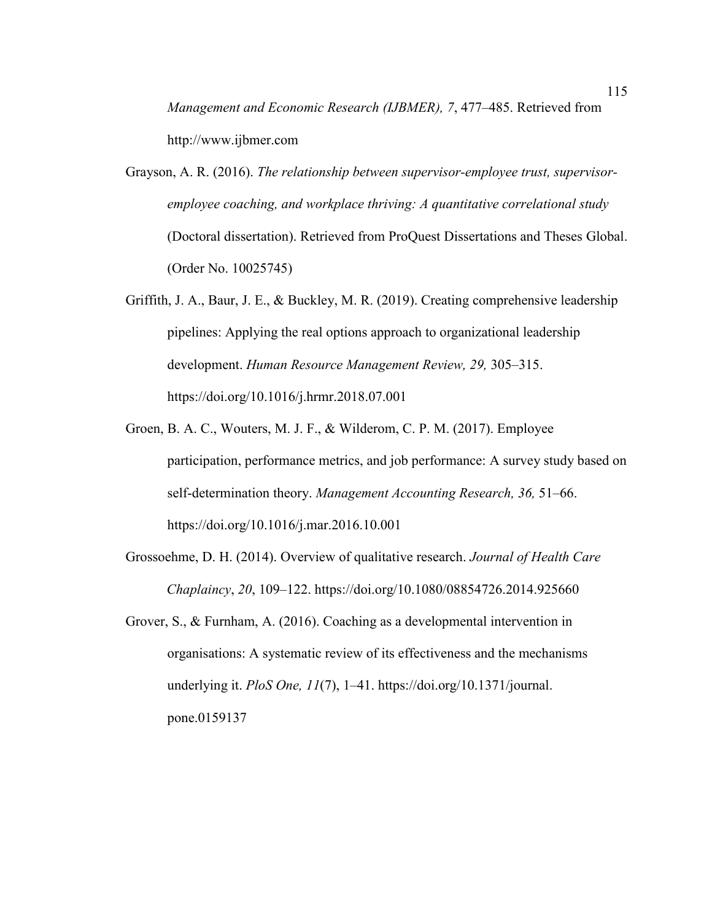*Management and Economic Research (IJBMER), 7*, 477–485. Retrieved from http://www.ijbmer.com

Grayson, A. R. (2016). *The relationship between supervisor-employee trust, supervisor-employee coaching, and workplace thriving: A quantitative correlational study* (Doctoral dissertation). Retrieved from ProQuest Dissertations and Theses Global. (Order No. 10025745)

Griffith, J. A., Baur, J. E., & Buckley, M. R. (2019). Creating comprehensive leadership pipelines: Applying the real options approach to organizational leadership development. *Human Resource Management Review, 29,* 305–315. https://doi.org/10.1016/j.hrmr.2018.07.001

Groen, B. A. C., Wouters, M. J. F., & Wilderom, C. P. M. (2017). Employee participation, performance metrics, and job performance: A survey study based on self-determination theory. *Management Accounting Research, 36,* 51–66. https://doi.org/10.1016/j.mar.2016.10.001

Grossoehme, D. H. (2014). Overview of qualitative research. *Journal of Health Care Chaplaincy*, *20*, 109–122. https://doi.org/10.1080/08854726.2014.925660

Grover, S., & Furnham, A. (2016). Coaching as a developmental intervention in organisations: A systematic review of its effectiveness and the mechanisms underlying it. *PloS One, 11*(7), 1–41. https://doi.org/10.1371/journal.pone.0159137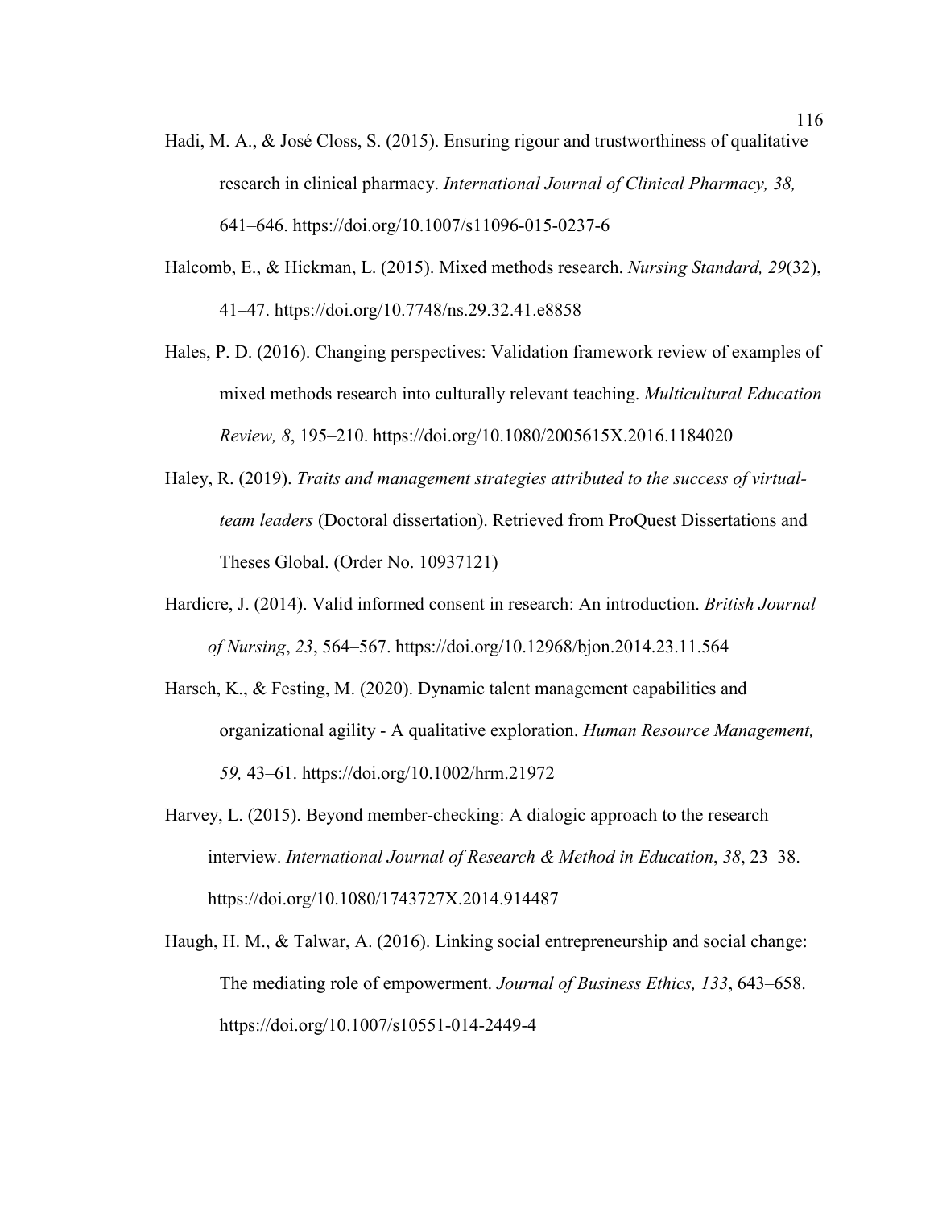Hadi, M. A., & José Closs, S. (2015). Ensuring rigour and trustworthiness of qualitative research in clinical pharmacy. *International Journal of Clinical Pharmacy, 38,* 641–646. https://doi.org/10.1007/s11096-015-0237-6

Halcomb, E., & Hickman, L. (2015). Mixed methods research. *Nursing Standard, 29*(32), 41–47. https://doi.org/10.7748/ns.29.32.41.e8858

Hales, P. D. (2016). Changing perspectives: Validation framework review of examples of mixed methods research into culturally relevant teaching. *Multicultural Education Review, 8*, 195–210. https://doi.org/10.1080/2005615X.2016.1184020

Haley, R. (2019). *Traits and management strategies attributed to the success of virtual-team leaders* (Doctoral dissertation). Retrieved from ProQuest Dissertations and Theses Global. (Order No. 10937121)

Hardicre, J. (2014). Valid informed consent in research: An introduction. *British Journal of Nursing*, *23*, 564–567. https://doi.org/10.12968/bjon.2014.23.11.564

Harsch, K., & Festing, M. (2020). Dynamic talent management capabilities and organizational agility - A qualitative exploration. *Human Resource Management, 59,* 43–61. https://doi.org/10.1002/hrm.21972

Harvey, L. (2015). Beyond member-checking: A dialogic approach to the research interview. *International Journal of Research & Method in Education*, *38*, 23–38. https://doi.org/10.1080/1743727X.2014.914487

Haugh, H. M., & Talwar, A. (2016). Linking social entrepreneurship and social change: The mediating role of empowerment. *Journal of Business Ethics, 133*, 643–658. https://doi.org/10.1007/s10551-014-2449-4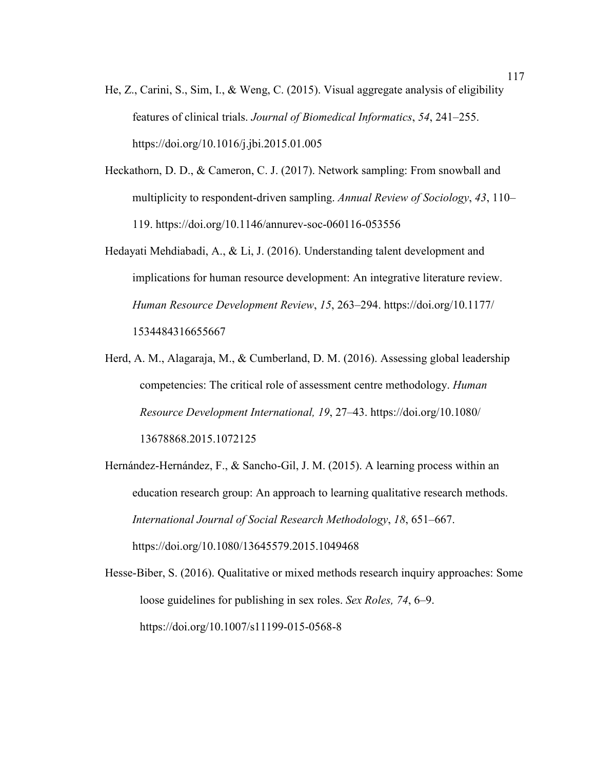He, Z., Carini, S., Sim, I., & Weng, C. (2015). Visual aggregate analysis of eligibility features of clinical trials. *Journal of Biomedical Informatics*, *54*, 241–255. https://doi.org/10.1016/j.jbi.2015.01.005

Heckathorn, D. D., & Cameron, C. J. (2017). Network sampling: From snowball and multiplicity to respondent-driven sampling. *Annual Review of Sociology*, *43*, 110–119. https://doi.org/10.1146/annurev-soc-060116-053556

Hedayati Mehdiabadi, A., & Li, J. (2016). Understanding talent development and implications for human resource development: An integrative literature review. *Human Resource Development Review*, *15*, 263–294. https://doi.org/10.1177/1534484316655667

Herd, A. M., Alagaraja, M., & Cumberland, D. M. (2016). Assessing global leadership competencies: The critical role of assessment centre methodology. *Human Resource Development International, 19*, 27–43. https://doi.org/10.1080/13678868.2015.1072125

Hernández-Hernández, F., & Sancho-Gil, J. M. (2015). A learning process within an education research group: An approach to learning qualitative research methods. *International Journal of Social Research Methodology*, *18*, 651–667. https://doi.org/10.1080/13645579.2015.1049468

Hesse-Biber, S. (2016). Qualitative or mixed methods research inquiry approaches: Some loose guidelines for publishing in sex roles. *Sex Roles, 74*, 6–9. https://doi.org/10.1007/s11199-015-0568-8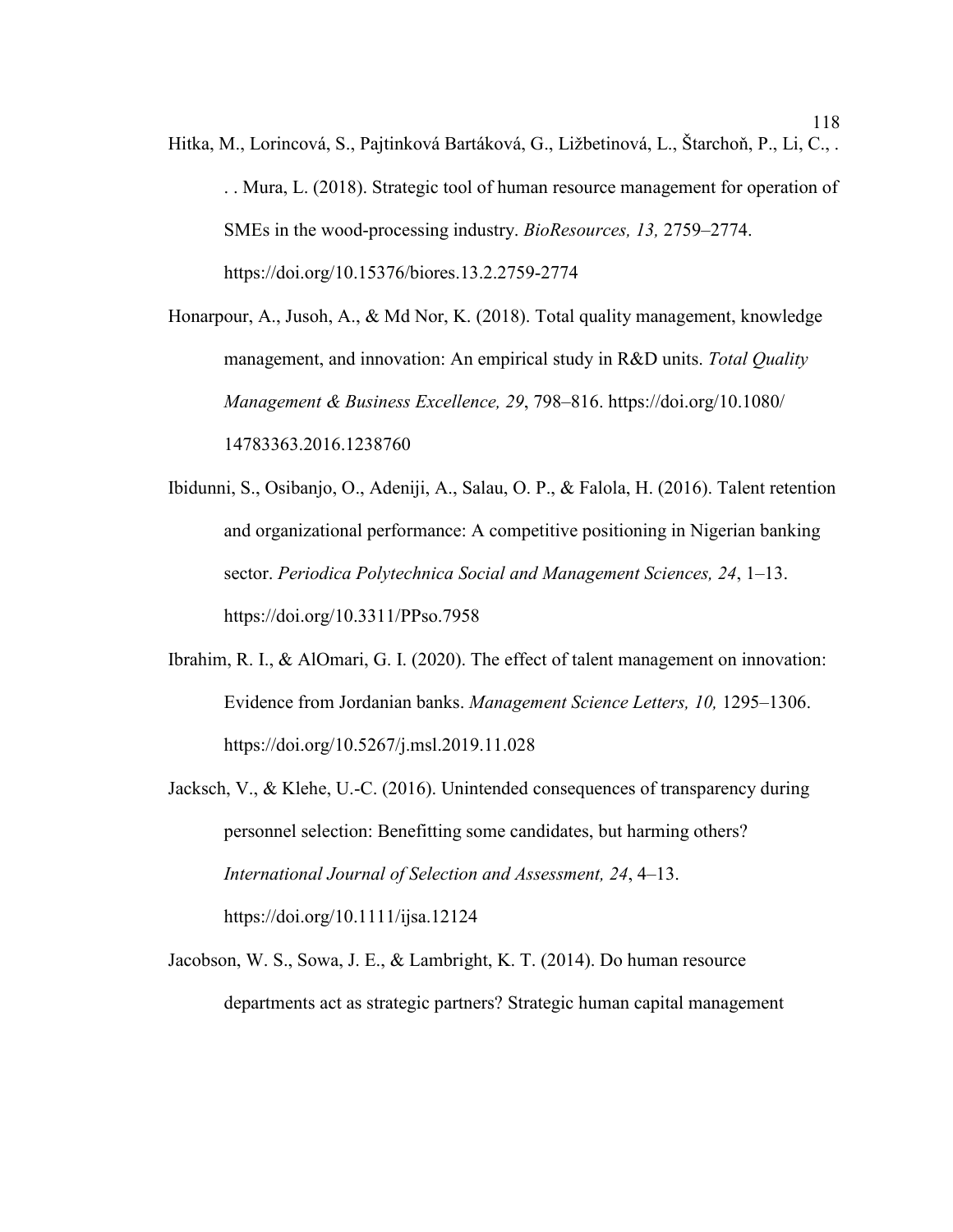Hitka, M., Lorincová, S., Pajtinková Bartáková, G., Ližbetinová, L., Štarchoň, P., Li, C., . . . Mura, L. (2018). Strategic tool of human resource management for operation of SMEs in the wood-processing industry. *BioResources, 13,* 2759–2774. https://doi.org/10.15376/biores.13.2.2759-2774

Honarpour, A., Jusoh, A., & Md Nor, K. (2018). Total quality management, knowledge management, and innovation: An empirical study in R&D units. *Total Quality Management & Business Excellence, 29*, 798–816. https://doi.org/10.1080/14783363.2016.1238760

Ibidunni, S., Osibanjo, O., Adeniji, A., Salau, O. P., & Falola, H. (2016). Talent retention and organizational performance: A competitive positioning in Nigerian banking sector. *Periodica Polytechnica Social and Management Sciences, 24*, 1–13. https://doi.org/10.3311/PPso.7958

Ibrahim, R. I., & AlOmari, G. I. (2020). The effect of talent management on innovation: Evidence from Jordanian banks. *Management Science Letters, 10,* 1295–1306. https://doi.org/10.5267/j.msl.2019.11.028

Jacksch, V., & Klehe, U.-C. (2016). Unintended consequences of transparency during personnel selection: Benefitting some candidates, but harming others? *International Journal of Selection and Assessment, 24*, 4–13. https://doi.org/10.1111/ijsa.12124

Jacobson, W. S., Sowa, J. E., & Lambright, K. T. (2014). Do human resource departments act as strategic partners? Strategic human capital management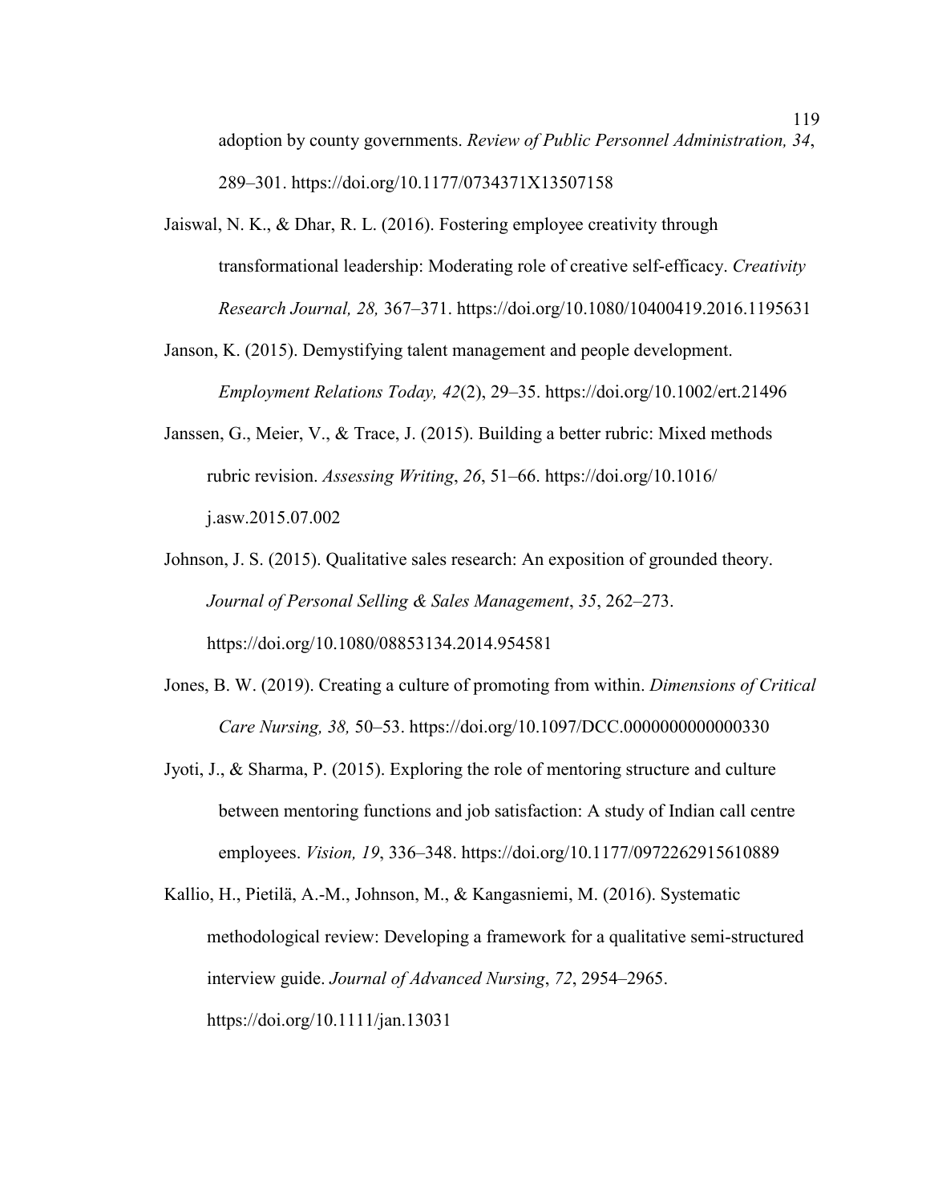adoption by county governments. *Review of Public Personnel Administration, 34*, 289–301. https://doi.org/10.1177/0734371X13507158

Jaiswal, N. K., & Dhar, R. L. (2016). Fostering employee creativity through transformational leadership: Moderating role of creative self-efficacy. *Creativity Research Journal, 28,* 367–371. https://doi.org/10.1080/10400419.2016.1195631

Janson, K. (2015). Demystifying talent management and people development. *Employment Relations Today, 42*(2), 29–35. https://doi.org/10.1002/ert.21496

Janssen, G., Meier, V., & Trace, J. (2015). Building a better rubric: Mixed methods rubric revision. *Assessing Writing*, *26*, 51–66. https://doi.org/10.1016/j.asw.2015.07.002

Johnson, J. S. (2015). Qualitative sales research: An exposition of grounded theory. *Journal of Personal Selling & Sales Management*, *35*, 262–273. https://doi.org/10.1080/08853134.2014.954581

Jones, B. W. (2019). Creating a culture of promoting from within. *Dimensions of Critical Care Nursing, 38,* 50–53. https://doi.org/10.1097/DCC.0000000000000330

Jyoti, J., & Sharma, P. (2015). Exploring the role of mentoring structure and culture between mentoring functions and job satisfaction: A study of Indian call centre employees. *Vision, 19*, 336–348. https://doi.org/10.1177/0972262915610889

Kallio, H., Pietilä, A.-M., Johnson, M., & Kangasniemi, M. (2016). Systematic methodological review: Developing a framework for a qualitative semi-structured interview guide. *Journal of Advanced Nursing*, *72*, 2954–2965. https://doi.org/10.1111/jan.13031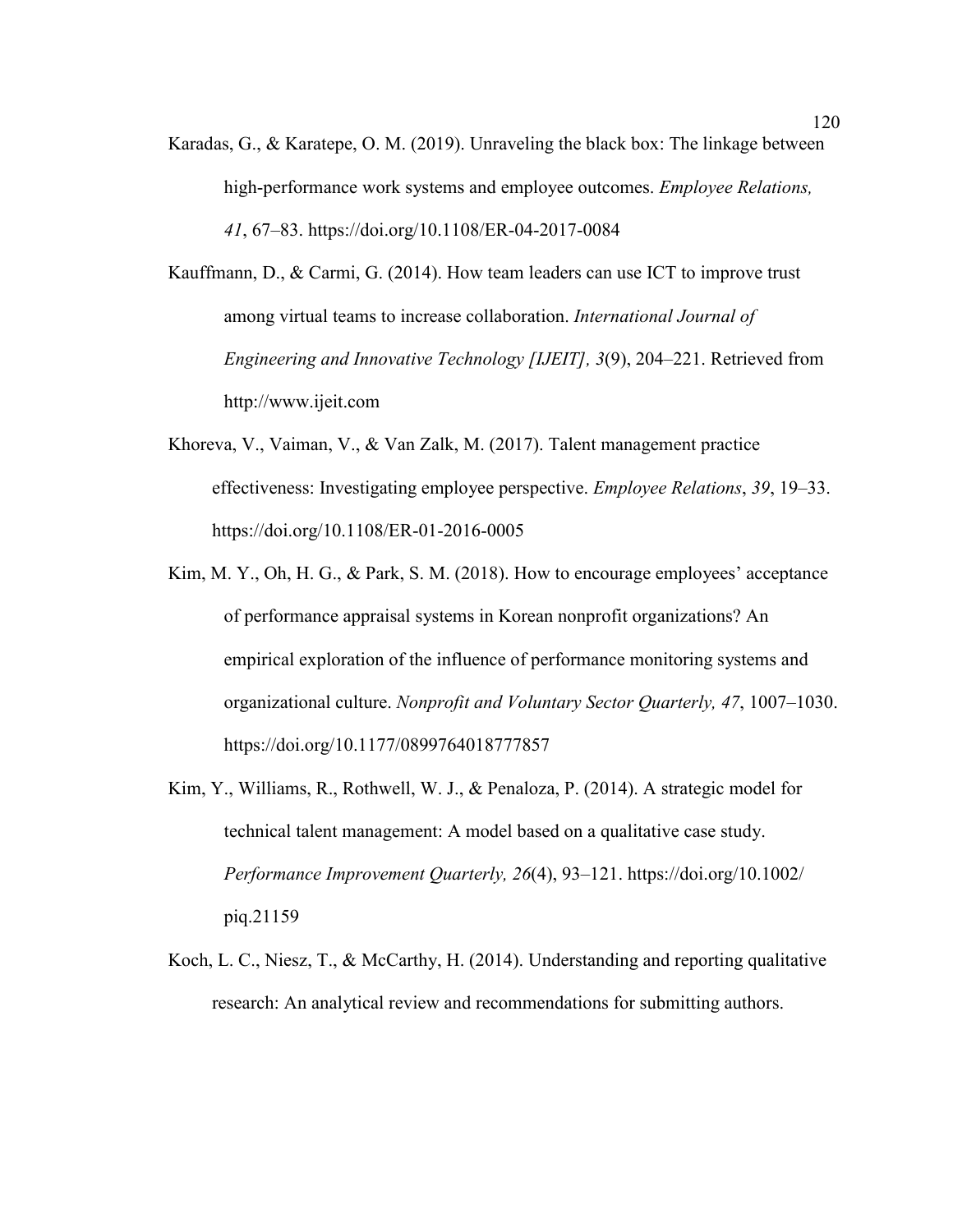Karadas, G., & Karatepe, O. M. (2019). Unraveling the black box: The linkage between high-performance work systems and employee outcomes. *Employee Relations, 41*, 67–83. https://doi.org/10.1108/ER-04-2017-0084

Kauffmann, D., & Carmi, G. (2014). How team leaders can use ICT to improve trust among virtual teams to increase collaboration. *International Journal of Engineering and Innovative Technology [IJEIT], 3*(9), 204–221. Retrieved from http://www.ijeit.com

Khoreva, V., Vaiman, V., & Van Zalk, M. (2017). Talent management practice effectiveness: Investigating employee perspective. *Employee Relations*, *39*, 19–33. https://doi.org/10.1108/ER-01-2016-0005

Kim, M. Y., Oh, H. G., & Park, S. M. (2018). How to encourage employees' acceptance of performance appraisal systems in Korean nonprofit organizations? An empirical exploration of the influence of performance monitoring systems and organizational culture. *Nonprofit and Voluntary Sector Quarterly, 47*, 1007–1030. https://doi.org/10.1177/0899764018777857

Kim, Y., Williams, R., Rothwell, W. J., & Penaloza, P. (2014). A strategic model for technical talent management: A model based on a qualitative case study. *Performance Improvement Quarterly, 26*(4), 93–121. https://doi.org/10.1002/piq.21159

Koch, L. C., Niesz, T., & McCarthy, H. (2014). Understanding and reporting qualitative research: An analytical review and recommendations for submitting authors.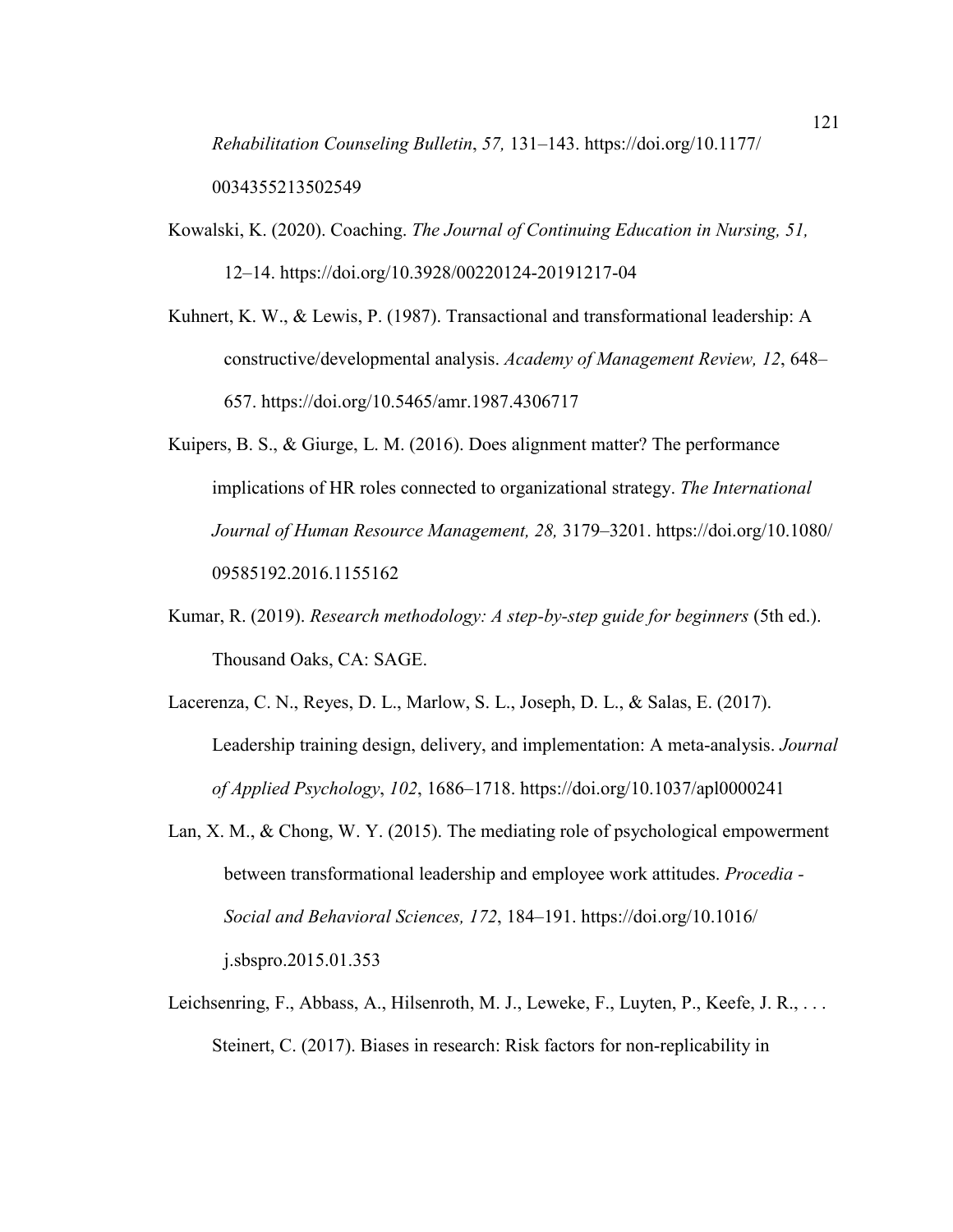*Rehabilitation Counseling Bulletin*, *57,* 131–143. https://doi.org/10.1177/0034355213502549

Kowalski, K. (2020). Coaching. *The Journal of Continuing Education in Nursing, 51,* 12–14. https://doi.org/10.3928/00220124-20191217-04

Kuhnert, K. W., & Lewis, P. (1987). Transactional and transformational leadership: A constructive/developmental analysis. *Academy of Management Review, 12*, 648–657. https://doi.org/10.5465/amr.1987.4306717

Kuipers, B. S., & Giurge, L. M. (2016). Does alignment matter? The performance implications of HR roles connected to organizational strategy. *The International Journal of Human Resource Management, 28,* 3179–3201. https://doi.org/10.1080/09585192.2016.1155162

Kumar, R. (2019). *Research methodology: A step-by-step guide for beginners* (5th ed.). Thousand Oaks, CA: SAGE.

Lacerenza, C. N., Reyes, D. L., Marlow, S. L., Joseph, D. L., & Salas, E. (2017). Leadership training design, delivery, and implementation: A meta-analysis. *Journal of Applied Psychology*, *102*, 1686–1718. https://doi.org/10.1037/apl0000241

Lan, X. M., & Chong, W. Y. (2015). The mediating role of psychological empowerment between transformational leadership and employee work attitudes. *Procedia - Social and Behavioral Sciences, 172*, 184–191. https://doi.org/10.1016/j.sbspro.2015.01.353

Leichsenring, F., Abbass, A., Hilsenroth, M. J., Leweke, F., Luyten, P., Keefe, J. R., . . . Steinert, C. (2017). Biases in research: Risk factors for non-replicability in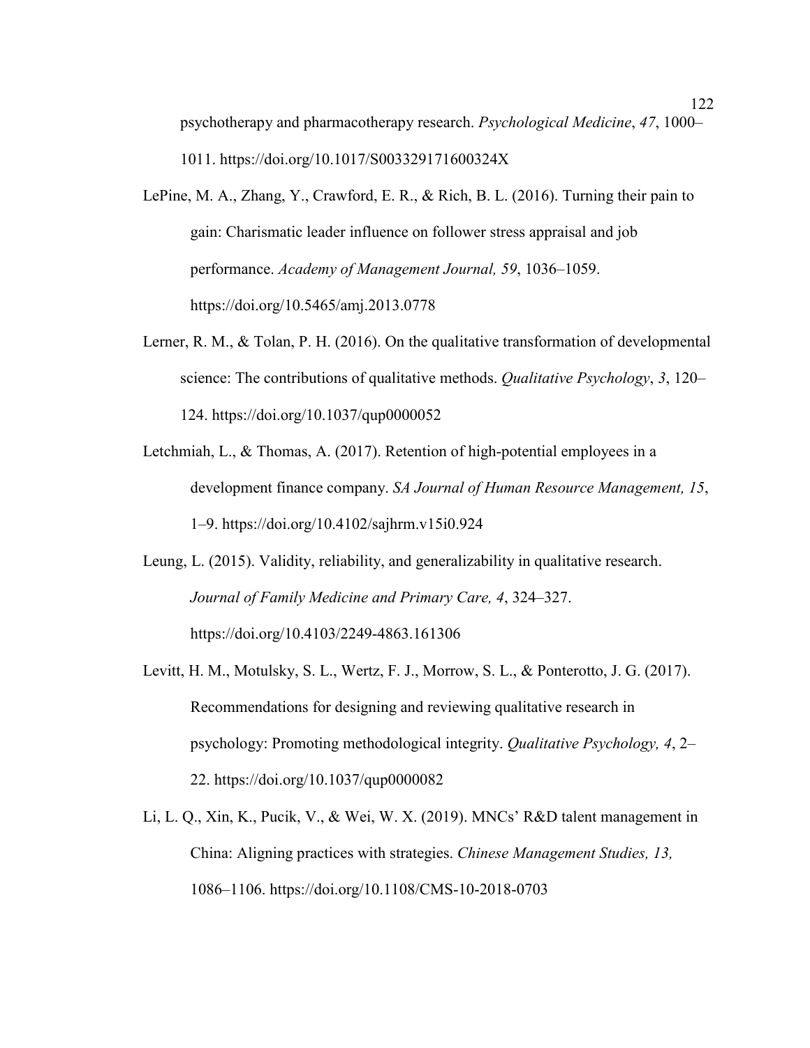psychotherapy and pharmacotherapy research. *Psychological Medicine*, *47*, 1000–1011. https://doi.org/10.1017/S003329171600324X

LePine, M. A., Zhang, Y., Crawford, E. R., & Rich, B. L. (2016). Turning their pain to gain: Charismatic leader influence on follower stress appraisal and job performance. *Academy of Management Journal, 59*, 1036–1059. https://doi.org/10.5465/amj.2013.0778

Lerner, R. M., & Tolan, P. H. (2016). On the qualitative transformation of developmental science: The contributions of qualitative methods. *Qualitative Psychology*, *3*, 120–124. https://doi.org/10.1037/qup0000052

Letchmiah, L., & Thomas, A. (2017). Retention of high-potential employees in a development finance company. *SA Journal of Human Resource Management, 15*, 1–9. https://doi.org/10.4102/sajhrm.v15i0.924

Leung, L. (2015). Validity, reliability, and generalizability in qualitative research. *Journal of Family Medicine and Primary Care, 4*, 324–327. https://doi.org/10.4103/2249-4863.161306

Levitt, H. M., Motulsky, S. L., Wertz, F. J., Morrow, S. L., & Ponterotto, J. G. (2017). Recommendations for designing and reviewing qualitative research in psychology: Promoting methodological integrity. *Qualitative Psychology, 4*, 2–22. https://doi.org/10.1037/qup0000082

Li, L. Q., Xin, K., Pucik, V., & Wei, W. X. (2019). MNCs' R&D talent management in China: Aligning practices with strategies. *Chinese Management Studies, 13,* 1086–1106. https://doi.org/10.1108/CMS-10-2018-0703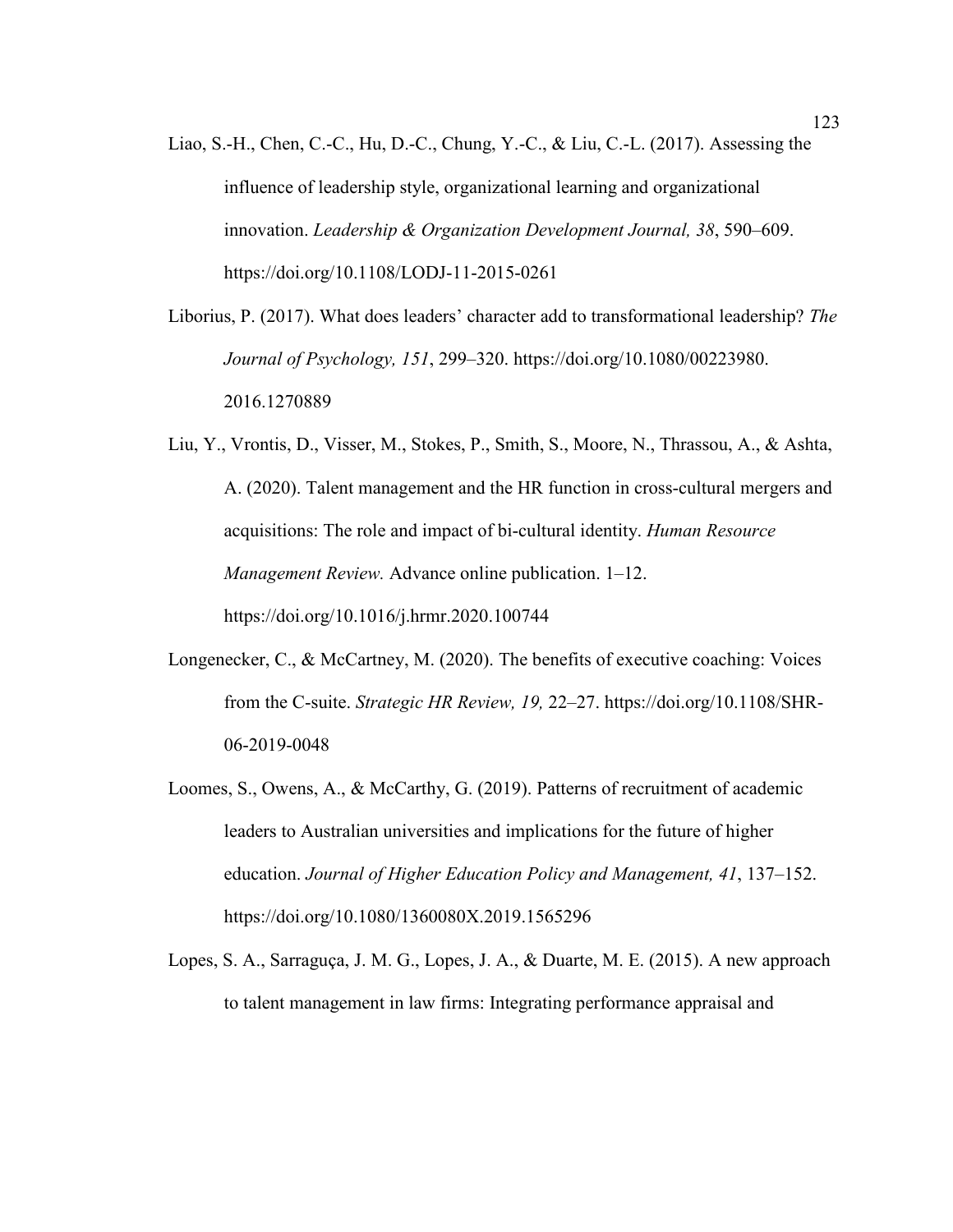Liao, S.-H., Chen, C.-C., Hu, D.-C., Chung, Y.-C., & Liu, C.-L. (2017). Assessing the influence of leadership style, organizational learning and organizational innovation. *Leadership & Organization Development Journal, 38*, 590–609. https://doi.org/10.1108/LODJ-11-2015-0261

Liborius, P. (2017). What does leaders' character add to transformational leadership? *The Journal of Psychology, 151*, 299–320. https://doi.org/10.1080/00223980.2016.1270889

Liu, Y., Vrontis, D., Visser, M., Stokes, P., Smith, S., Moore, N., Thrassou, A., & Ashta, A. (2020). Talent management and the HR function in cross-cultural mergers and acquisitions: The role and impact of bi-cultural identity. *Human Resource Management Review.* Advance online publication. 1–12. https://doi.org/10.1016/j.hrmr.2020.100744

Longenecker, C., & McCartney, M. (2020). The benefits of executive coaching: Voices from the C-suite. *Strategic HR Review, 19,* 22–27. https://doi.org/10.1108/SHR-06-2019-0048

Loomes, S., Owens, A., & McCarthy, G. (2019). Patterns of recruitment of academic leaders to Australian universities and implications for the future of higher education. *Journal of Higher Education Policy and Management, 41*, 137–152. https://doi.org/10.1080/1360080X.2019.1565296

Lopes, S. A., Sarraguça, J. M. G., Lopes, J. A., & Duarte, M. E. (2015). A new approach to talent management in law firms: Integrating performance appraisal and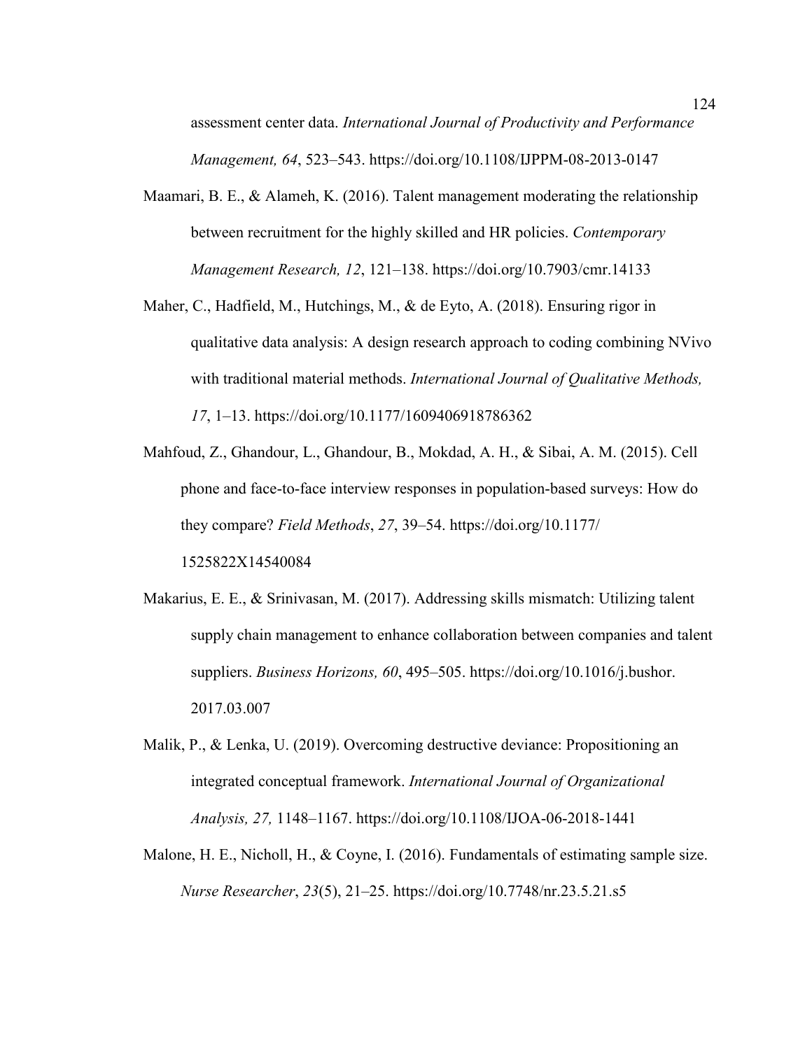assessment center data. *International Journal of Productivity and Performance Management, 64*, 523–543. https://doi.org/10.1108/IJPPM-08-2013-0147

Maamari, B. E., & Alameh, K. (2016). Talent management moderating the relationship between recruitment for the highly skilled and HR policies. *Contemporary Management Research, 12*, 121–138. https://doi.org/10.7903/cmr.14133

Maher, C., Hadfield, M., Hutchings, M., & de Eyto, A. (2018). Ensuring rigor in qualitative data analysis: A design research approach to coding combining NVivo with traditional material methods. *International Journal of Qualitative Methods, 17*, 1–13. https://doi.org/10.1177/1609406918786362

Mahfoud, Z., Ghandour, L., Ghandour, B., Mokdad, A. H., & Sibai, A. M. (2015). Cell phone and face-to-face interview responses in population-based surveys: How do they compare? *Field Methods*, *27*, 39–54. https://doi.org/10.1177/1525822X14540084

Makarius, E. E., & Srinivasan, M. (2017). Addressing skills mismatch: Utilizing talent supply chain management to enhance collaboration between companies and talent suppliers. *Business Horizons, 60*, 495–505. https://doi.org/10.1016/j.bushor.2017.03.007

Malik, P., & Lenka, U. (2019). Overcoming destructive deviance: Propositioning an integrated conceptual framework. *International Journal of Organizational Analysis, 27,* 1148–1167. https://doi.org/10.1108/IJOA-06-2018-1441

Malone, H. E., Nicholl, H., & Coyne, I. (2016). Fundamentals of estimating sample size. *Nurse Researcher*, *23*(5), 21–25. https://doi.org/10.7748/nr.23.5.21.s5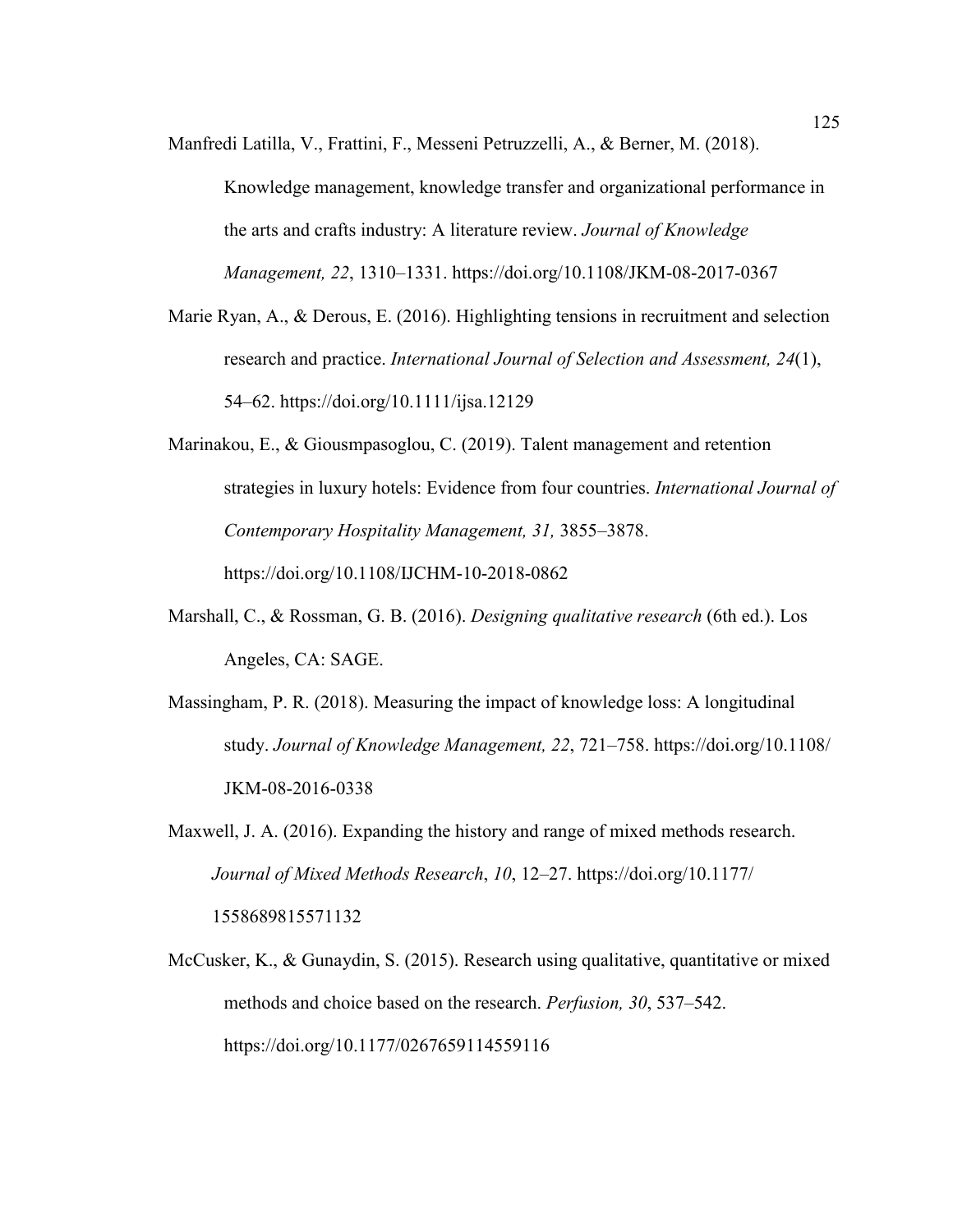Manfredi Latilla, V., Frattini, F., Messeni Petruzzelli, A., & Berner, M. (2018). Knowledge management, knowledge transfer and organizational performance in the arts and crafts industry: A literature review. *Journal of Knowledge Management, 22*, 1310–1331. https://doi.org/10.1108/JKM-08-2017-0367

Marie Ryan, A., & Derous, E. (2016). Highlighting tensions in recruitment and selection research and practice. *International Journal of Selection and Assessment, 24*(1), 54–62. https://doi.org/10.1111/ijsa.12129

Marinakou, E., & Giousmpasoglou, C. (2019). Talent management and retention strategies in luxury hotels: Evidence from four countries. *International Journal of Contemporary Hospitality Management, 31,* 3855–3878. https://doi.org/10.1108/IJCHM-10-2018-0862

Marshall, C., & Rossman, G. B. (2016). *Designing qualitative research* (6th ed.). Los Angeles, CA: SAGE.

Massingham, P. R. (2018). Measuring the impact of knowledge loss: A longitudinal study. *Journal of Knowledge Management, 22*, 721–758. https://doi.org/10.1108/JKM-08-2016-0338

Maxwell, J. A. (2016). Expanding the history and range of mixed methods research. *Journal of Mixed Methods Research*, *10*, 12–27. https://doi.org/10.1177/1558689815571132

McCusker, K., & Gunaydin, S. (2015). Research using qualitative, quantitative or mixed methods and choice based on the research. *Perfusion, 30*, 537–542. https://doi.org/10.1177/0267659114559116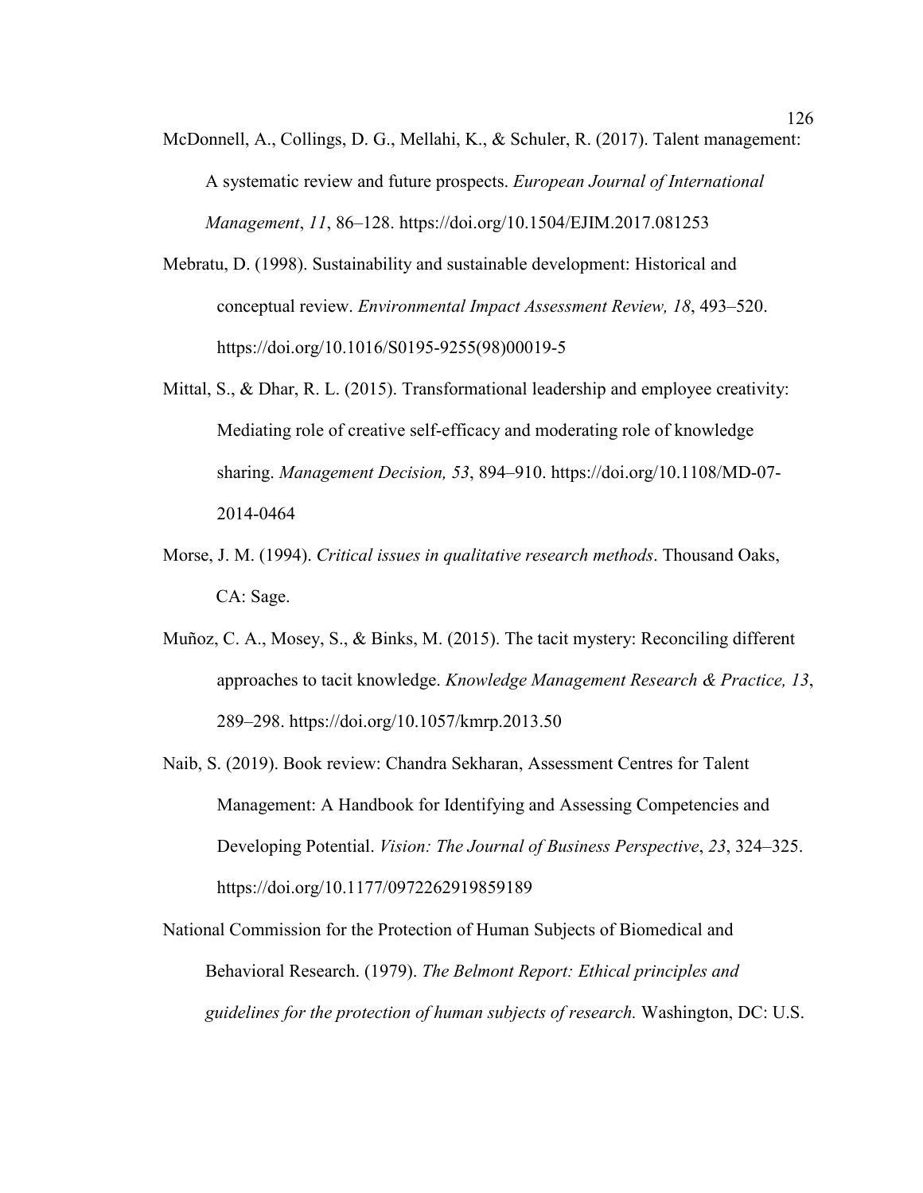McDonnell, A., Collings, D. G., Mellahi, K., & Schuler, R. (2017). Talent management: A systematic review and future prospects. *European Journal of International Management*, *11*, 86–128. https://doi.org/10.1504/EJIM.2017.081253

Mebratu, D. (1998). Sustainability and sustainable development: Historical and conceptual review. *Environmental Impact Assessment Review, 18*, 493–520. https://doi.org/10.1016/S0195-9255(98)00019-5

Mittal, S., & Dhar, R. L. (2015). Transformational leadership and employee creativity: Mediating role of creative self-efficacy and moderating role of knowledge sharing. *Management Decision, 53*, 894–910. https://doi.org/10.1108/MD-07-2014-0464

Morse, J. M. (1994). *Critical issues in qualitative research methods*. Thousand Oaks, CA: Sage.

Muñoz, C. A., Mosey, S., & Binks, M. (2015). The tacit mystery: Reconciling different approaches to tacit knowledge. *Knowledge Management Research & Practice, 13*, 289–298. https://doi.org/10.1057/kmrp.2013.50

Naib, S. (2019). Book review: Chandra Sekharan, Assessment Centres for Talent Management: A Handbook for Identifying and Assessing Competencies and Developing Potential. *Vision: The Journal of Business Perspective*, *23*, 324–325. https://doi.org/10.1177/0972262919859189

National Commission for the Protection of Human Subjects of Biomedical and Behavioral Research. (1979). *The Belmont Report: Ethical principles and guidelines for the protection of human subjects of research.* Washington, DC: U.S.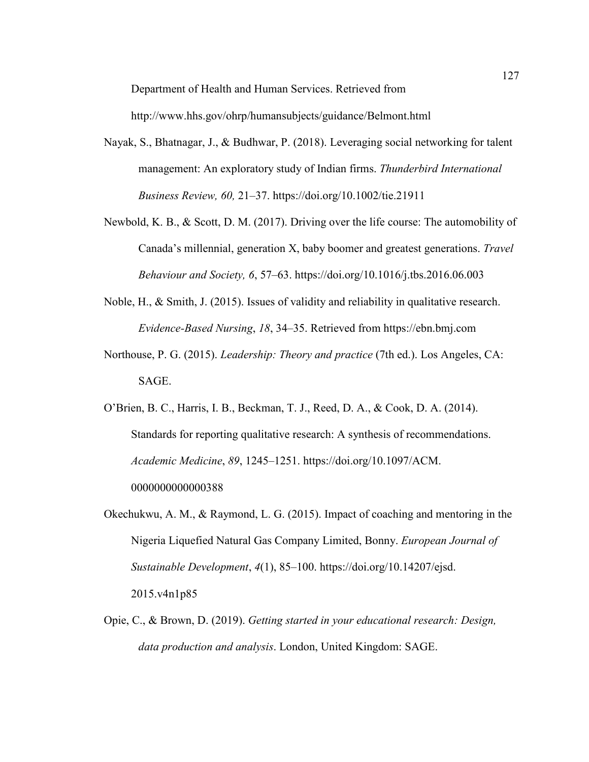Department of Health and Human Services. Retrieved from http://www.hhs.gov/ohrp/humansubjects/guidance/Belmont.html

Nayak, S., Bhatnagar, J., & Budhwar, P. (2018). Leveraging social networking for talent management: An exploratory study of Indian firms. *Thunderbird International Business Review, 60,* 21–37. https://doi.org/10.1002/tie.21911

Newbold, K. B., & Scott, D. M. (2017). Driving over the life course: The automobility of Canada's millennial, generation X, baby boomer and greatest generations. *Travel Behaviour and Society, 6*, 57–63. https://doi.org/10.1016/j.tbs.2016.06.003

Noble, H., & Smith, J. (2015). Issues of validity and reliability in qualitative research. *Evidence-Based Nursing*, *18*, 34–35. Retrieved from https://ebn.bmj.com

Northouse, P. G. (2015). *Leadership: Theory and practice* (7th ed.). Los Angeles, CA: SAGE.

O'Brien, B. C., Harris, I. B., Beckman, T. J., Reed, D. A., & Cook, D. A. (2014). Standards for reporting qualitative research: A synthesis of recommendations. *Academic Medicine*, *89*, 1245–1251. https://doi.org/10.1097/ACM.0000000000000388

Okechukwu, A. M., & Raymond, L. G. (2015). Impact of coaching and mentoring in the Nigeria Liquefied Natural Gas Company Limited, Bonny. *European Journal of Sustainable Development*, *4*(1), 85–100. https://doi.org/10.14207/ejsd.2015.v4n1p85

Opie, C., & Brown, D. (2019). *Getting started in your educational research: Design, data production and analysis*. London, United Kingdom: SAGE.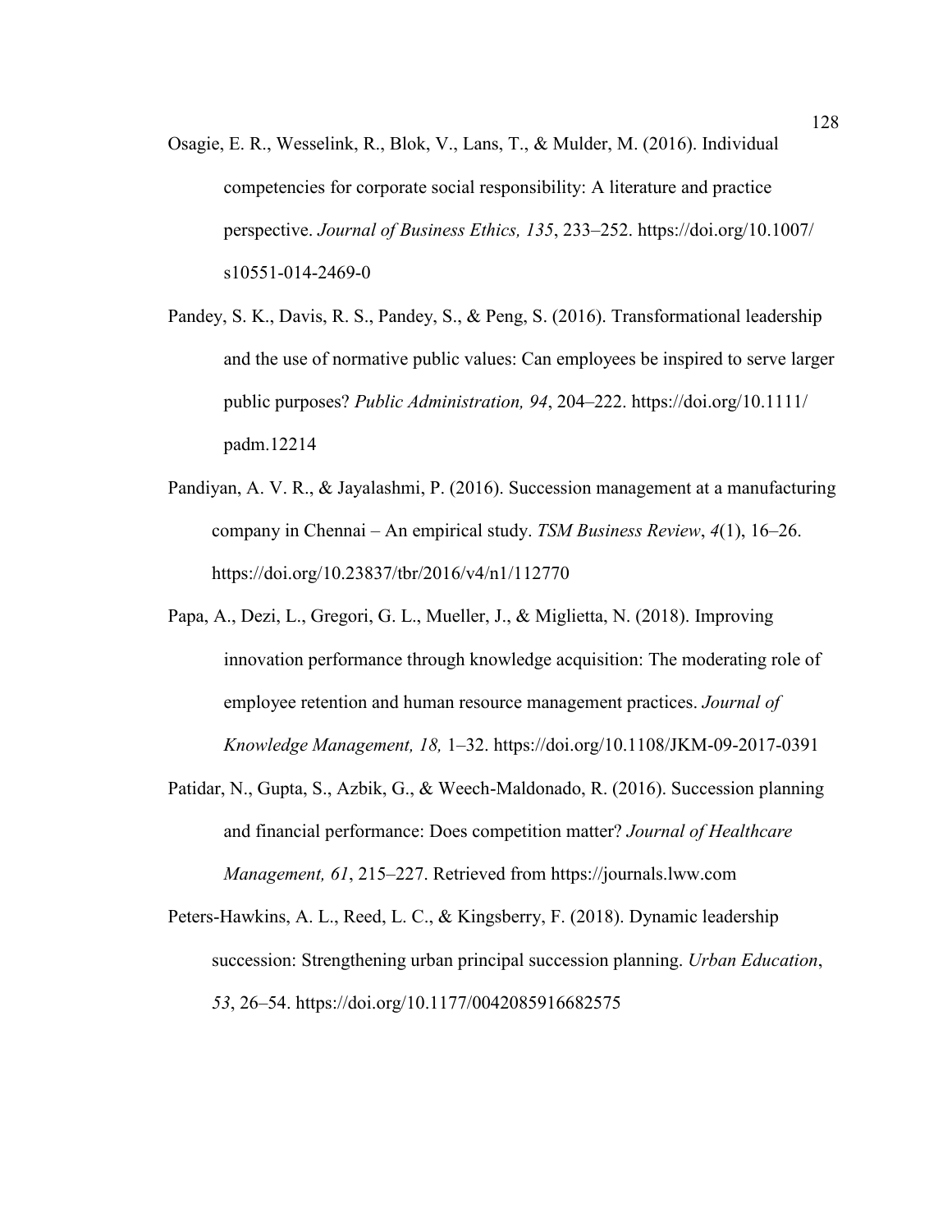Osagie, E. R., Wesselink, R., Blok, V., Lans, T., & Mulder, M. (2016). Individual competencies for corporate social responsibility: A literature and practice perspective. *Journal of Business Ethics, 135*, 233–252. https://doi.org/10.1007/s10551-014-2469-0

Pandey, S. K., Davis, R. S., Pandey, S., & Peng, S. (2016). Transformational leadership and the use of normative public values: Can employees be inspired to serve larger public purposes? *Public Administration, 94*, 204–222. https://doi.org/10.1111/padm.12214

Pandiyan, A. V. R., & Jayalashmi, P. (2016). Succession management at a manufacturing company in Chennai – An empirical study. *TSM Business Review*, *4*(1), 16–26. https://doi.org/10.23837/tbr/2016/v4/n1/112770

Papa, A., Dezi, L., Gregori, G. L., Mueller, J., & Miglietta, N. (2018). Improving innovation performance through knowledge acquisition: The moderating role of employee retention and human resource management practices. *Journal of Knowledge Management, 18,* 1–32. https://doi.org/10.1108/JKM-09-2017-0391

Patidar, N., Gupta, S., Azbik, G., & Weech-Maldonado, R. (2016). Succession planning and financial performance: Does competition matter? *Journal of Healthcare Management, 61*, 215–227. Retrieved from https://journals.lww.com

Peters-Hawkins, A. L., Reed, L. C., & Kingsberry, F. (2018). Dynamic leadership succession: Strengthening urban principal succession planning. *Urban Education*, *53*, 26–54. https://doi.org/10.1177/0042085916682575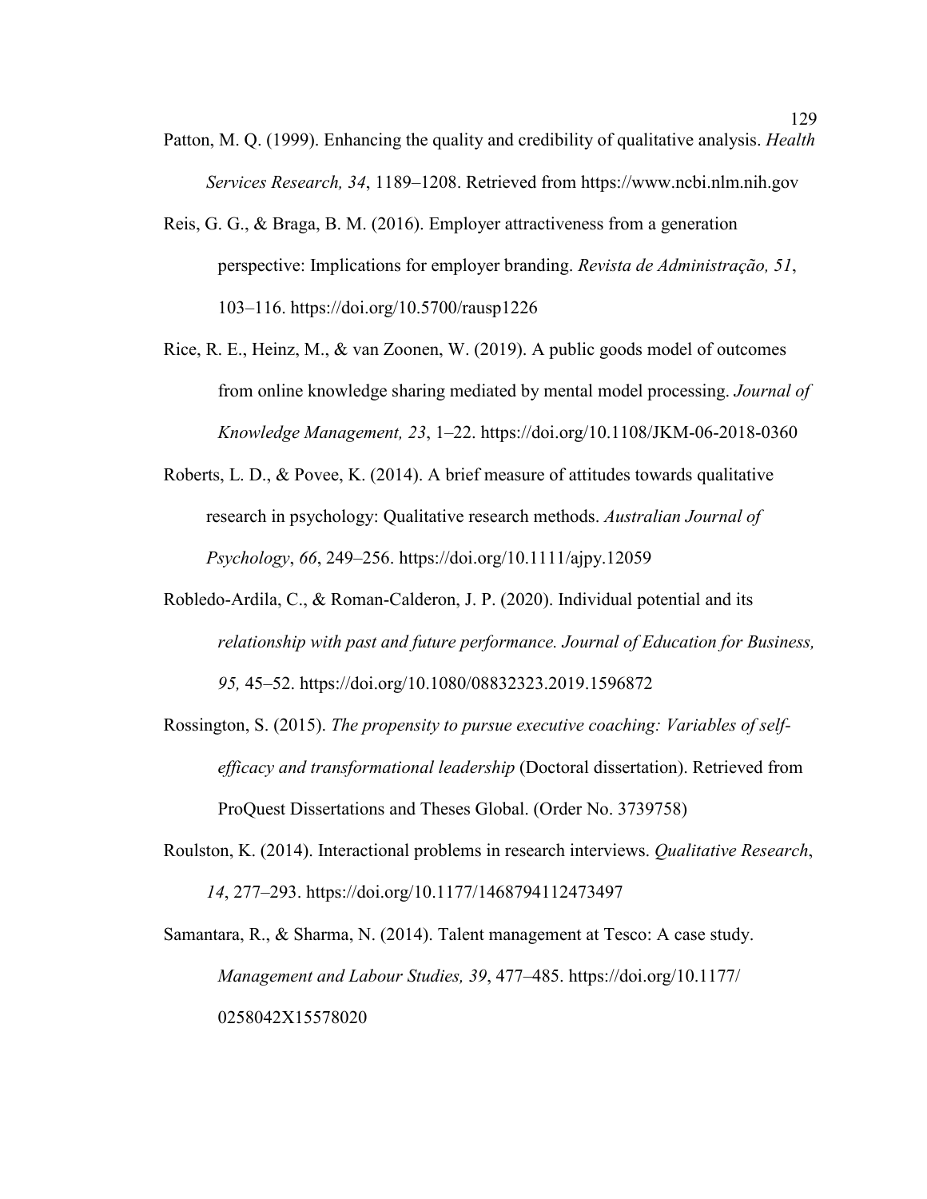Patton, M. Q. (1999). Enhancing the quality and credibility of qualitative analysis. *Health Services Research, 34*, 1189–1208. Retrieved from https://www.ncbi.nlm.nih.gov

Reis, G. G., & Braga, B. M. (2016). Employer attractiveness from a generation perspective: Implications for employer branding. *Revista de Administração, 51*, 103–116. https://doi.org/10.5700/rausp1226

Rice, R. E., Heinz, M., & van Zoonen, W. (2019). A public goods model of outcomes from online knowledge sharing mediated by mental model processing. *Journal of Knowledge Management, 23*, 1–22. https://doi.org/10.1108/JKM-06-2018-0360

Roberts, L. D., & Povee, K. (2014). A brief measure of attitudes towards qualitative research in psychology: Qualitative research methods. *Australian Journal of Psychology*, *66*, 249–256. https://doi.org/10.1111/ajpy.12059

Robledo-Ardila, C., & Roman-Calderon, J. P. (2020). Individual potential and its *relationship with past and future performance. Journal of Education for Business, 95,* 45–52. https://doi.org/10.1080/08832323.2019.1596872

Rossington, S. (2015). *The propensity to pursue executive coaching: Variables of self-efficacy and transformational leadership* (Doctoral dissertation). Retrieved from ProQuest Dissertations and Theses Global. (Order No. 3739758)

Roulston, K. (2014). Interactional problems in research interviews. *Qualitative Research*, *14*, 277–293. https://doi.org/10.1177/1468794112473497

Samantara, R., & Sharma, N. (2014). Talent management at Tesco: A case study. *Management and Labour Studies, 39*, 477–485. https://doi.org/10.1177/0258042X15578020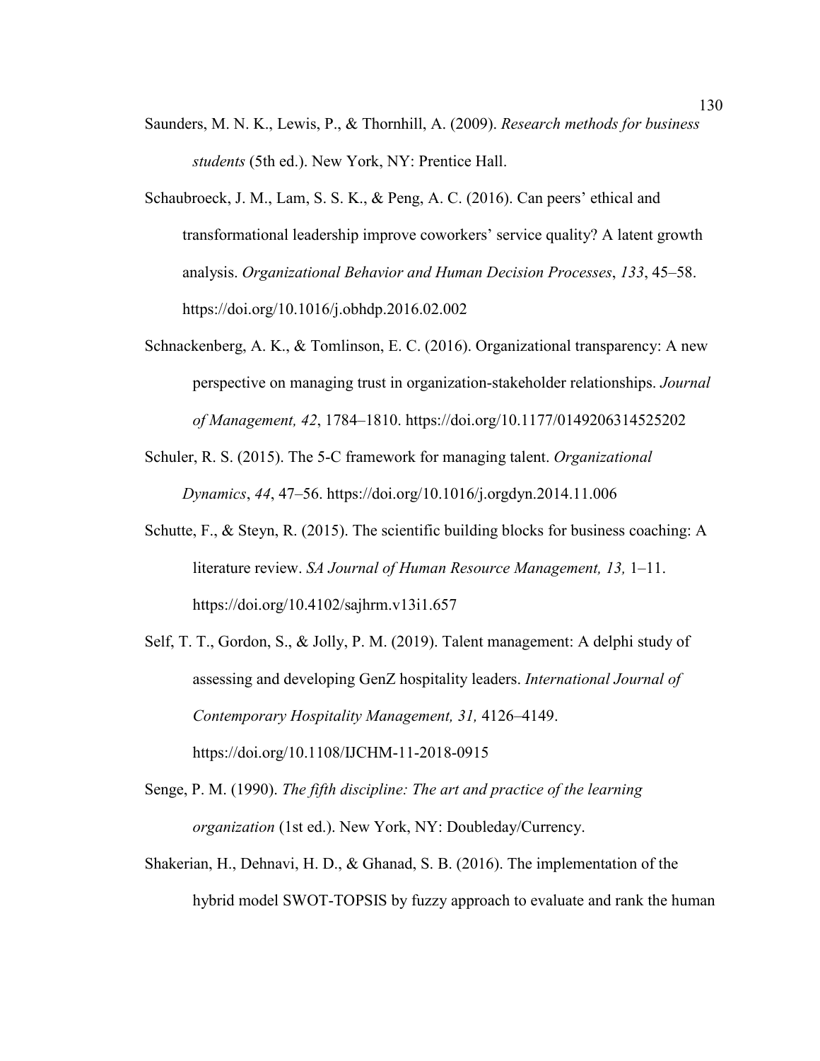Saunders, M. N. K., Lewis, P., & Thornhill, A. (2009). *Research methods for business students* (5th ed.). New York, NY: Prentice Hall.

Schaubroeck, J. M., Lam, S. S. K., & Peng, A. C. (2016). Can peers' ethical and transformational leadership improve coworkers' service quality? A latent growth analysis. *Organizational Behavior and Human Decision Processes*, *133*, 45–58. https://doi.org/10.1016/j.obhdp.2016.02.002

Schnackenberg, A. K., & Tomlinson, E. C. (2016). Organizational transparency: A new perspective on managing trust in organization-stakeholder relationships. *Journal of Management, 42*, 1784–1810. https://doi.org/10.1177/0149206314525202

Schuler, R. S. (2015). The 5-C framework for managing talent. *Organizational Dynamics*, *44*, 47–56. https://doi.org/10.1016/j.orgdyn.2014.11.006

Schutte, F., & Steyn, R. (2015). The scientific building blocks for business coaching: A literature review. *SA Journal of Human Resource Management, 13,* 1–11. https://doi.org/10.4102/sajhrm.v13i1.657

Self, T. T., Gordon, S., & Jolly, P. M. (2019). Talent management: A delphi study of assessing and developing GenZ hospitality leaders. *International Journal of Contemporary Hospitality Management, 31,* 4126–4149. https://doi.org/10.1108/IJCHM-11-2018-0915

Senge, P. M. (1990). *The fifth discipline: The art and practice of the learning organization* (1st ed.). New York, NY: Doubleday/Currency.

Shakerian, H., Dehnavi, H. D., & Ghanad, S. B. (2016). The implementation of the hybrid model SWOT-TOPSIS by fuzzy approach to evaluate and rank the human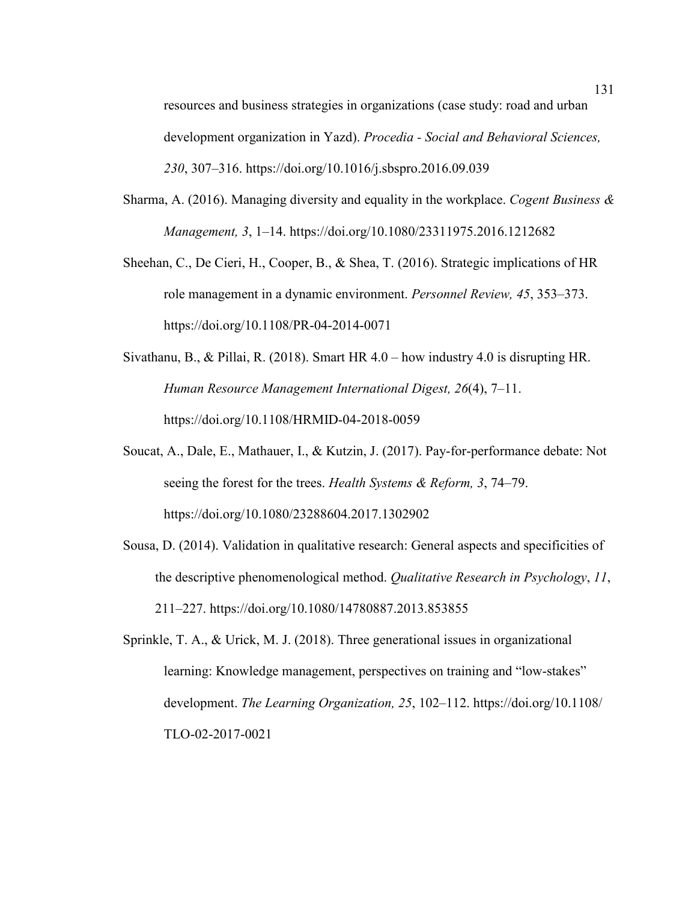resources and business strategies in organizations (case study: road and urban development organization in Yazd). *Procedia - Social and Behavioral Sciences, 230*, 307–316. https://doi.org/10.1016/j.sbspro.2016.09.039

Sharma, A. (2016). Managing diversity and equality in the workplace. *Cogent Business & Management, 3*, 1–14. https://doi.org/10.1080/23311975.2016.1212682

Sheehan, C., De Cieri, H., Cooper, B., & Shea, T. (2016). Strategic implications of HR role management in a dynamic environment. *Personnel Review, 45*, 353–373. https://doi.org/10.1108/PR-04-2014-0071

Sivathanu, B., & Pillai, R. (2018). Smart HR 4.0 – how industry 4.0 is disrupting HR. *Human Resource Management International Digest, 26*(4), 7–11. https://doi.org/10.1108/HRMID-04-2018-0059

Soucat, A., Dale, E., Mathauer, I., & Kutzin, J. (2017). Pay-for-performance debate: Not seeing the forest for the trees. *Health Systems & Reform, 3*, 74–79. https://doi.org/10.1080/23288604.2017.1302902

Sousa, D. (2014). Validation in qualitative research: General aspects and specificities of the descriptive phenomenological method. *Qualitative Research in Psychology*, *11*, 211–227. https://doi.org/10.1080/14780887.2013.853855

Sprinkle, T. A., & Urick, M. J. (2018). Three generational issues in organizational learning: Knowledge management, perspectives on training and "low-stakes" development. *The Learning Organization, 25*, 102–112. https://doi.org/10.1108/TLO-02-2017-0021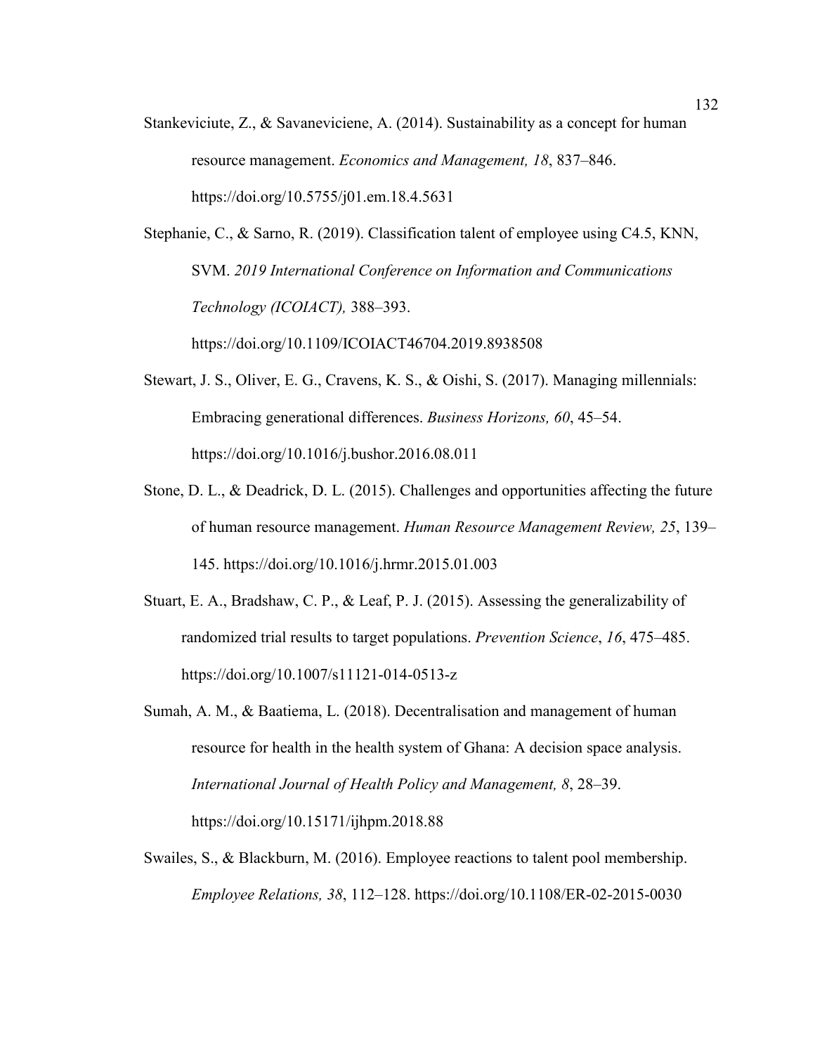Stankeviciute, Z., & Savaneviciene, A. (2014). Sustainability as a concept for human resource management. *Economics and Management, 18*, 837–846. https://doi.org/10.5755/j01.em.18.4.5631

Stephanie, C., & Sarno, R. (2019). Classification talent of employee using C4.5, KNN, SVM. *2019 International Conference on Information and Communications Technology (ICOIACT),* 388–393. https://doi.org/10.1109/ICOIACT46704.2019.8938508

Stewart, J. S., Oliver, E. G., Cravens, K. S., & Oishi, S. (2017). Managing millennials: Embracing generational differences. *Business Horizons, 60*, 45–54. https://doi.org/10.1016/j.bushor.2016.08.011

Stone, D. L., & Deadrick, D. L. (2015). Challenges and opportunities affecting the future of human resource management. *Human Resource Management Review, 25*, 139–145. https://doi.org/10.1016/j.hrmr.2015.01.003

Stuart, E. A., Bradshaw, C. P., & Leaf, P. J. (2015). Assessing the generalizability of randomized trial results to target populations. *Prevention Science*, *16*, 475–485. https://doi.org/10.1007/s11121-014-0513-z

Sumah, A. M., & Baatiema, L. (2018). Decentralisation and management of human resource for health in the health system of Ghana: A decision space analysis. *International Journal of Health Policy and Management, 8*, 28–39. https://doi.org/10.15171/ijhpm.2018.88

Swailes, S., & Blackburn, M. (2016). Employee reactions to talent pool membership. *Employee Relations, 38*, 112–128. https://doi.org/10.1108/ER-02-2015-0030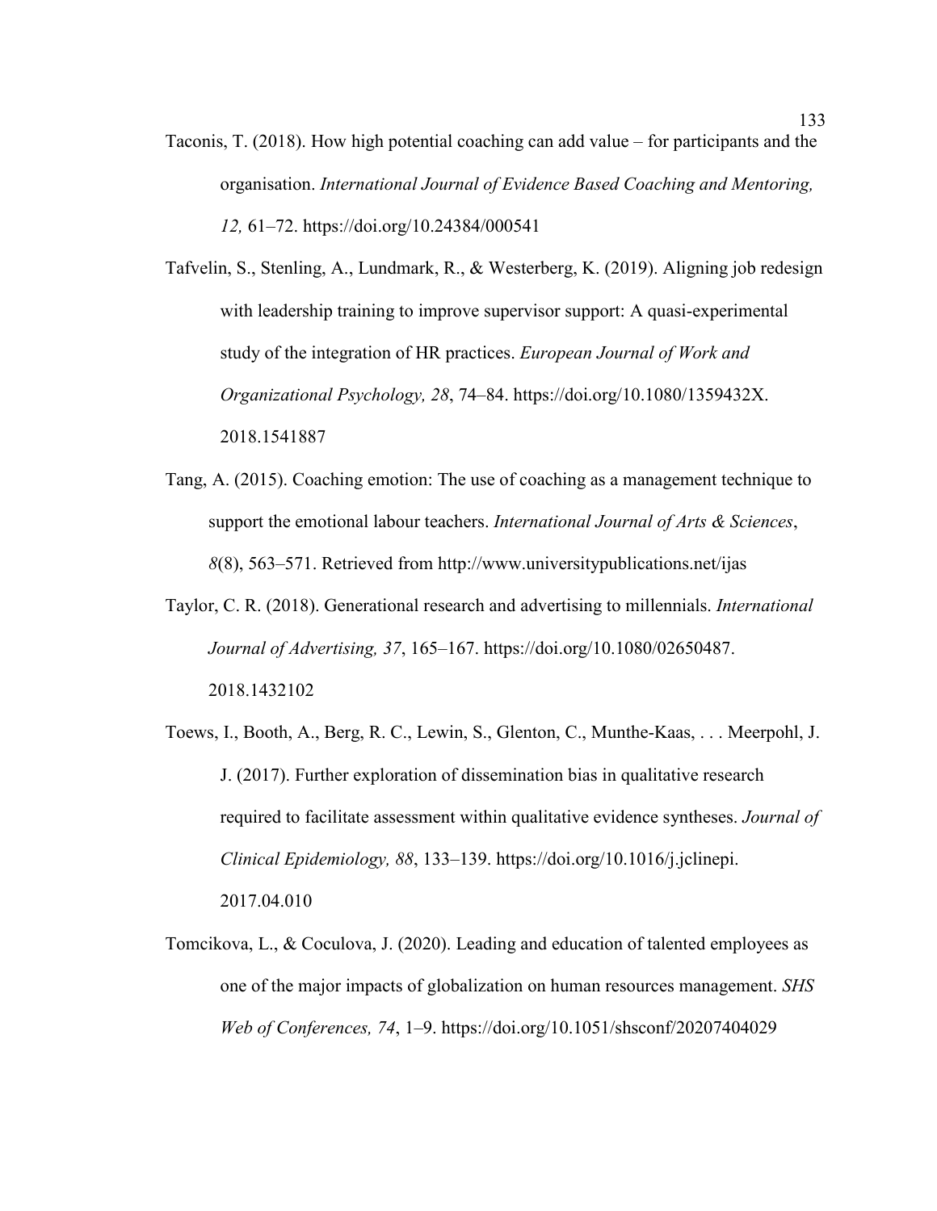Taconis, T. (2018). How high potential coaching can add value – for participants and the organisation. *International Journal of Evidence Based Coaching and Mentoring, 12,* 61–72. https://doi.org/10.24384/000541

Tafvelin, S., Stenling, A., Lundmark, R., & Westerberg, K. (2019). Aligning job redesign with leadership training to improve supervisor support: A quasi-experimental study of the integration of HR practices. *European Journal of Work and Organizational Psychology, 28*, 74–84. https://doi.org/10.1080/1359432X.2018.1541887

Tang, A. (2015). Coaching emotion: The use of coaching as a management technique to support the emotional labour teachers. *International Journal of Arts & Sciences*, *8*(8), 563–571. Retrieved from http://www.universitypublications.net/ijas

Taylor, C. R. (2018). Generational research and advertising to millennials. *International Journal of Advertising, 37*, 165–167. https://doi.org/10.1080/02650487.2018.1432102

Toews, I., Booth, A., Berg, R. C., Lewin, S., Glenton, C., Munthe-Kaas, . . . Meerpohl, J. J. (2017). Further exploration of dissemination bias in qualitative research required to facilitate assessment within qualitative evidence syntheses. *Journal of Clinical Epidemiology, 88*, 133–139. https://doi.org/10.1016/j.jclinepi.2017.04.010

Tomcikova, L., & Coculova, J. (2020). Leading and education of talented employees as one of the major impacts of globalization on human resources management. *SHS Web of Conferences, 74*, 1–9. https://doi.org/10.1051/shsconf/20207404029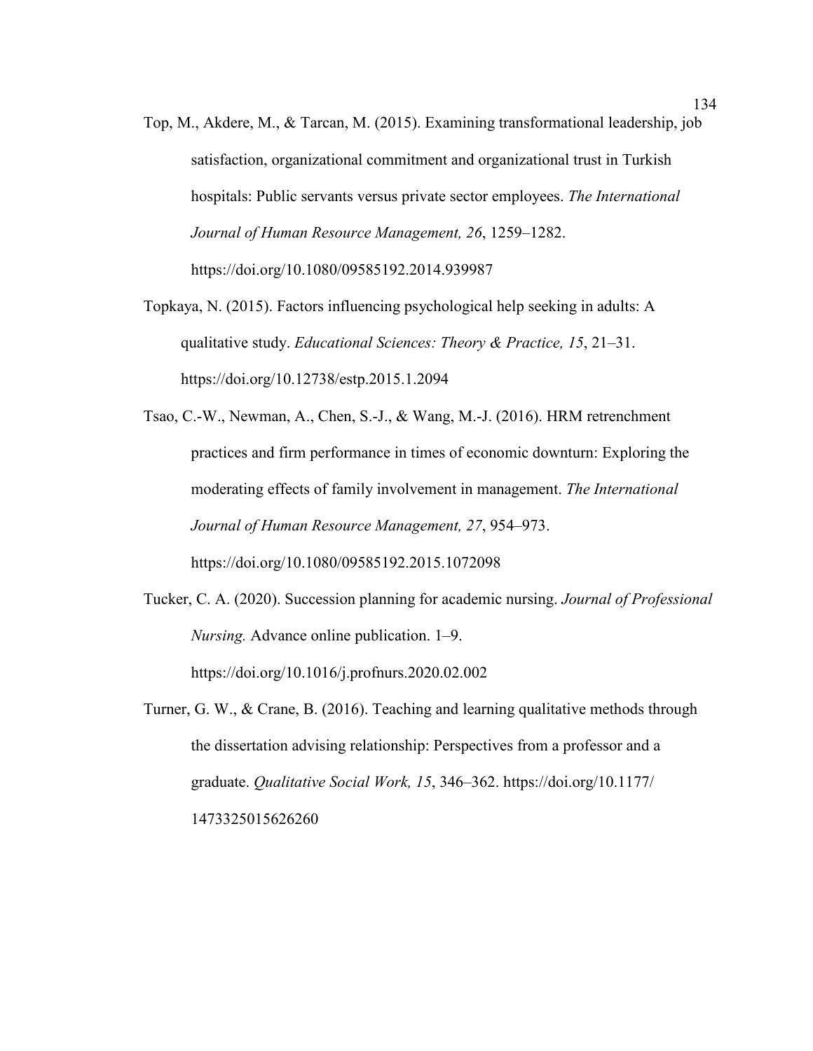Top, M., Akdere, M., & Tarcan, M. (2015). Examining transformational leadership, job satisfaction, organizational commitment and organizational trust in Turkish hospitals: Public servants versus private sector employees. *The International Journal of Human Resource Management, 26*, 1259–1282. https://doi.org/10.1080/09585192.2014.939987

Topkaya, N. (2015). Factors influencing psychological help seeking in adults: A qualitative study. *Educational Sciences: Theory & Practice, 15*, 21–31. https://doi.org/10.12738/estp.2015.1.2094

Tsao, C.-W., Newman, A., Chen, S.-J., & Wang, M.-J. (2016). HRM retrenchment practices and firm performance in times of economic downturn: Exploring the moderating effects of family involvement in management. *The International Journal of Human Resource Management, 27*, 954–973. https://doi.org/10.1080/09585192.2015.1072098

Tucker, C. A. (2020). Succession planning for academic nursing. *Journal of Professional Nursing.* Advance online publication. 1–9. https://doi.org/10.1016/j.profnurs.2020.02.002

Turner, G. W., & Crane, B. (2016). Teaching and learning qualitative methods through the dissertation advising relationship: Perspectives from a professor and a graduate. *Qualitative Social Work, 15*, 346–362. https://doi.org/10.1177/1473325015626260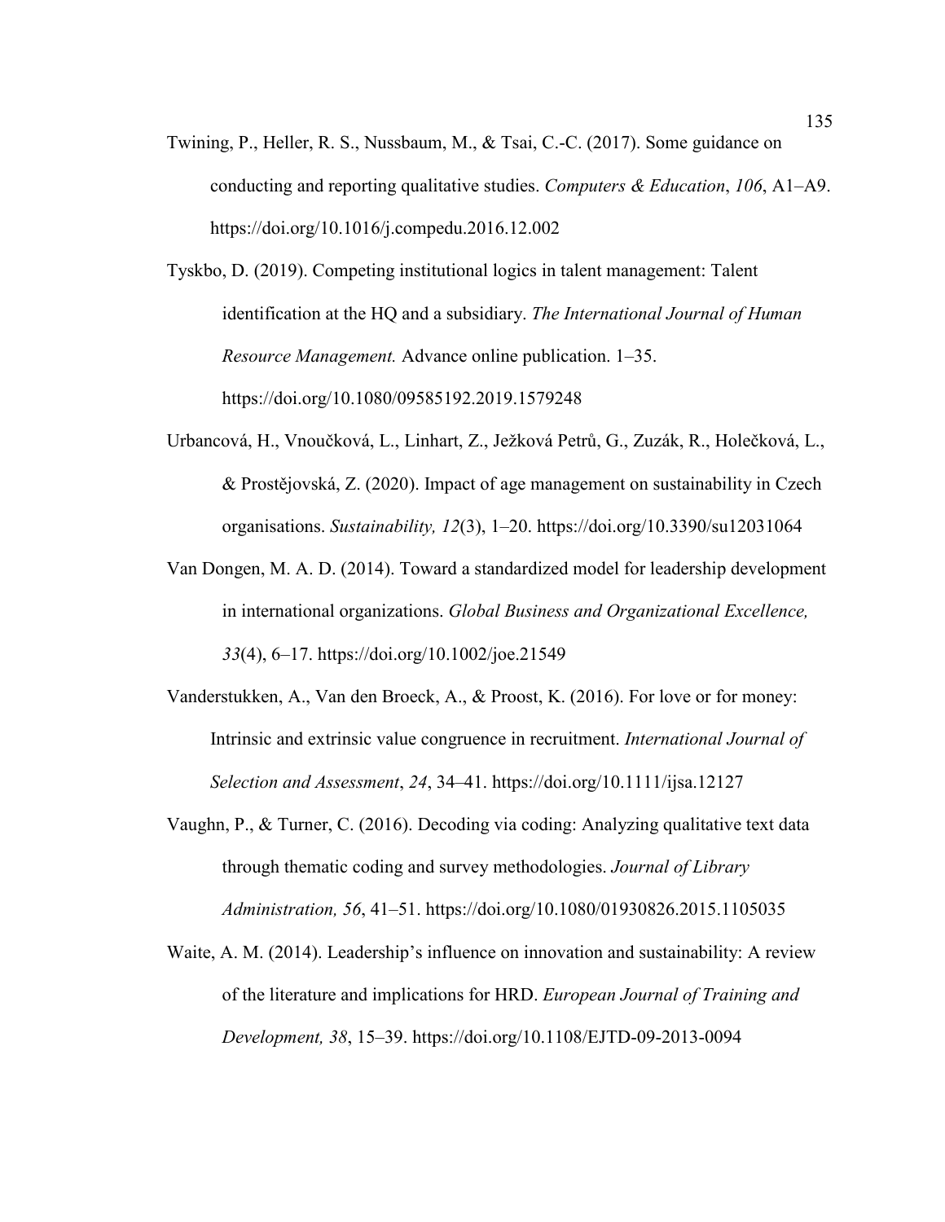Twining, P., Heller, R. S., Nussbaum, M., & Tsai, C.-C. (2017). Some guidance on conducting and reporting qualitative studies. *Computers & Education*, *106*, A1–A9. https://doi.org/10.1016/j.compedu.2016.12.002

Tyskbo, D. (2019). Competing institutional logics in talent management: Talent identification at the HQ and a subsidiary. *The International Journal of Human Resource Management.* Advance online publication. 1–35. https://doi.org/10.1080/09585192.2019.1579248

Urbancová, H., Vnoučková, L., Linhart, Z., Ježková Petrů, G., Zuzák, R., Holečková, L., & Prostějovská, Z. (2020). Impact of age management on sustainability in Czech organisations. *Sustainability, 12*(3), 1–20. https://doi.org/10.3390/su12031064

Van Dongen, M. A. D. (2014). Toward a standardized model for leadership development in international organizations. *Global Business and Organizational Excellence, 33*(4), 6–17. https://doi.org/10.1002/joe.21549

Vanderstukken, A., Van den Broeck, A., & Proost, K. (2016). For love or for money: Intrinsic and extrinsic value congruence in recruitment. *International Journal of Selection and Assessment*, *24*, 34–41. https://doi.org/10.1111/ijsa.12127

Vaughn, P., & Turner, C. (2016). Decoding via coding: Analyzing qualitative text data through thematic coding and survey methodologies. *Journal of Library Administration, 56*, 41–51. https://doi.org/10.1080/01930826.2015.1105035

Waite, A. M. (2014). Leadership's influence on innovation and sustainability: A review of the literature and implications for HRD. *European Journal of Training and Development, 38*, 15–39. https://doi.org/10.1108/EJTD-09-2013-0094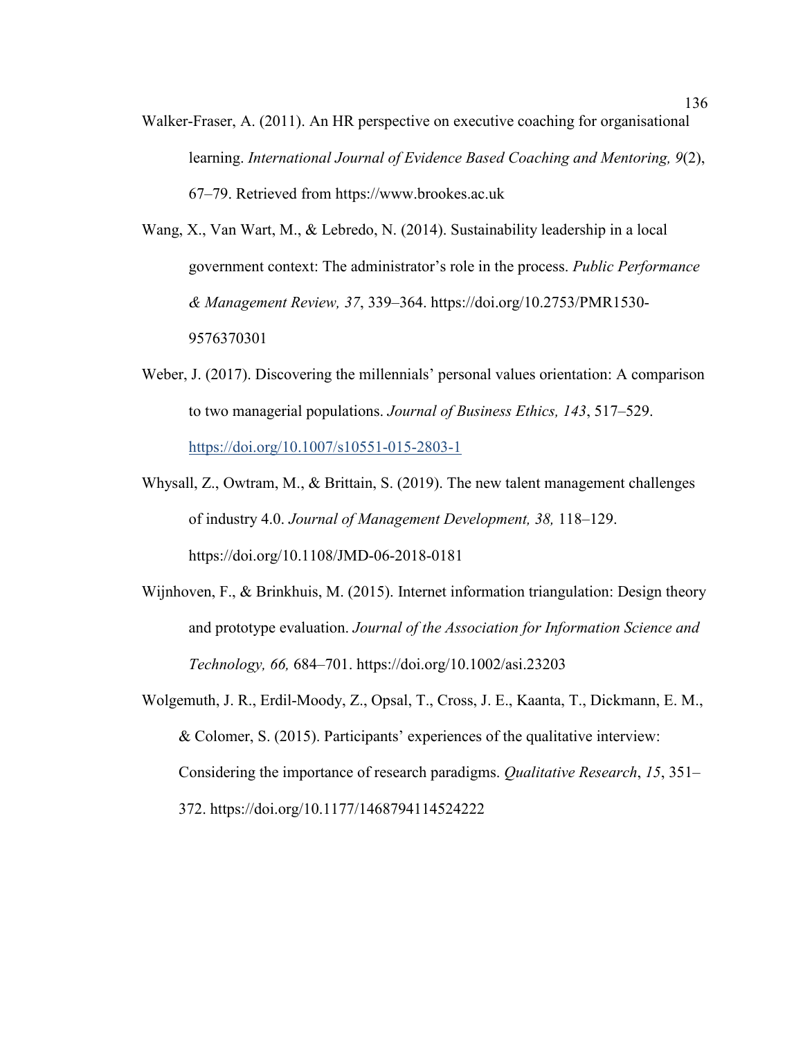Walker-Fraser, A. (2011). An HR perspective on executive coaching for organisational learning. *International Journal of Evidence Based Coaching and Mentoring, 9*(2), 67–79. Retrieved from https://www.brookes.ac.uk

Wang, X., Van Wart, M., & Lebredo, N. (2014). Sustainability leadership in a local government context: The administrator's role in the process. *Public Performance & Management Review, 37*, 339–364. https://doi.org/10.2753/PMR1530-9576370301

Weber, J. (2017). Discovering the millennials' personal values orientation: A comparison to two managerial populations. *Journal of Business Ethics, 143*, 517–529. https://doi.org/10.1007/s10551-015-2803-1

Whysall, Z., Owtram, M., & Brittain, S. (2019). The new talent management challenges of industry 4.0. *Journal of Management Development, 38,* 118–129. https://doi.org/10.1108/JMD-06-2018-0181

Wijnhoven, F., & Brinkhuis, M. (2015). Internet information triangulation: Design theory and prototype evaluation. *Journal of the Association for Information Science and Technology, 66,* 684–701. https://doi.org/10.1002/asi.23203

Wolgemuth, J. R., Erdil-Moody, Z., Opsal, T., Cross, J. E., Kaanta, T., Dickmann, E. M., & Colomer, S. (2015). Participants' experiences of the qualitative interview: Considering the importance of research paradigms. *Qualitative Research*, *15*, 351–372. https://doi.org/10.1177/1468794114524222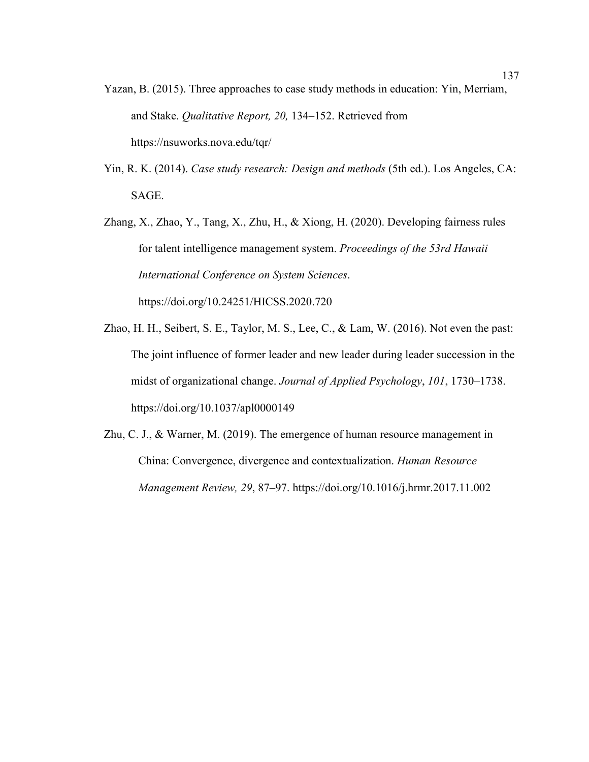Yazan, B. (2015). Three approaches to case study methods in education: Yin, Merriam, and Stake. *Qualitative Report, 20,* 134–152. Retrieved from https://nsuworks.nova.edu/tqr/

Yin, R. K. (2014). *Case study research: Design and methods* (5th ed.). Los Angeles, CA: SAGE.

Zhang, X., Zhao, Y., Tang, X., Zhu, H., & Xiong, H. (2020). Developing fairness rules for talent intelligence management system. *Proceedings of the 53rd Hawaii International Conference on System Sciences*. https://doi.org/10.24251/HICSS.2020.720

Zhao, H. H., Seibert, S. E., Taylor, M. S., Lee, C., & Lam, W. (2016). Not even the past: The joint influence of former leader and new leader during leader succession in the midst of organizational change. *Journal of Applied Psychology*, *101*, 1730–1738. https://doi.org/10.1037/apl0000149

Zhu, C. J., & Warner, M. (2019). The emergence of human resource management in China: Convergence, divergence and contextualization. *Human Resource Management Review, 29*, 87–97. https://doi.org/10.1016/j.hrmr.2017.11.002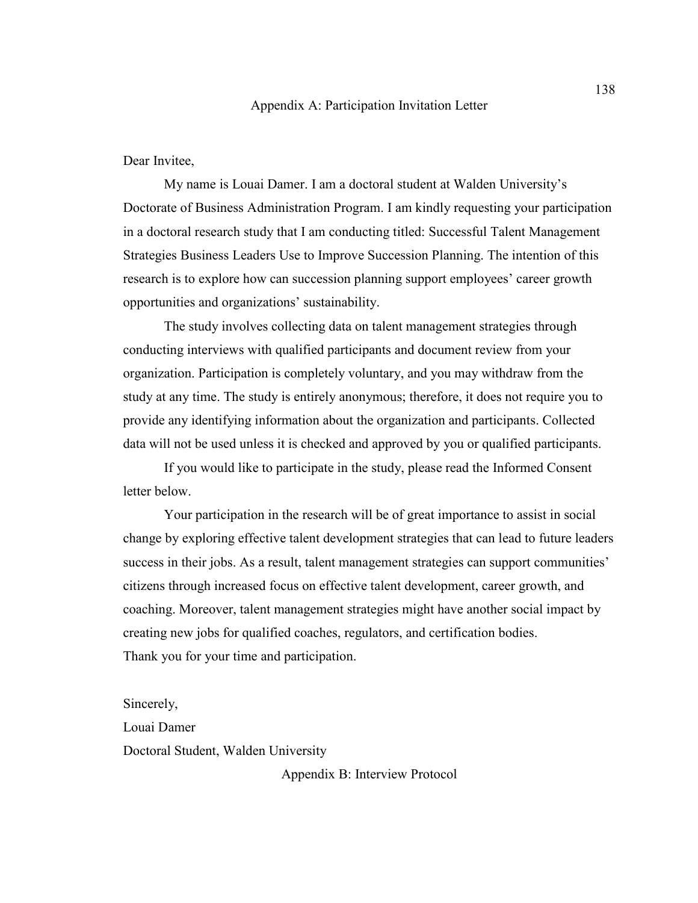## Appendix A: Participation Invitation Letter

Dear Invitee,

My name is Louai Damer. I am a doctoral student at Walden University's Doctorate of Business Administration Program. I am kindly requesting your participation in a doctoral research study that I am conducting titled: Successful Talent Management Strategies Business Leaders Use to Improve Succession Planning. The intention of this research is to explore how can succession planning support employees' career growth opportunities and organizations' sustainability.

The study involves collecting data on talent management strategies through conducting interviews with qualified participants and document review from your organization. Participation is completely voluntary, and you may withdraw from the study at any time. The study is entirely anonymous; therefore, it does not require you to provide any identifying information about the organization and participants. Collected data will not be used unless it is checked and approved by you or qualified participants.

If you would like to participate in the study, please read the Informed Consent letter below.

Your participation in the research will be of great importance to assist in social change by exploring effective talent development strategies that can lead to future leaders success in their jobs. As a result, talent management strategies can support communities' citizens through increased focus on effective talent development, career growth, and coaching. Moreover, talent management strategies might have another social impact by creating new jobs for qualified coaches, regulators, and certification bodies.

Thank you for your time and participation.

Sincerely,
Louai Damer
Doctoral Student, Walden University

## Appendix B: Interview Protocol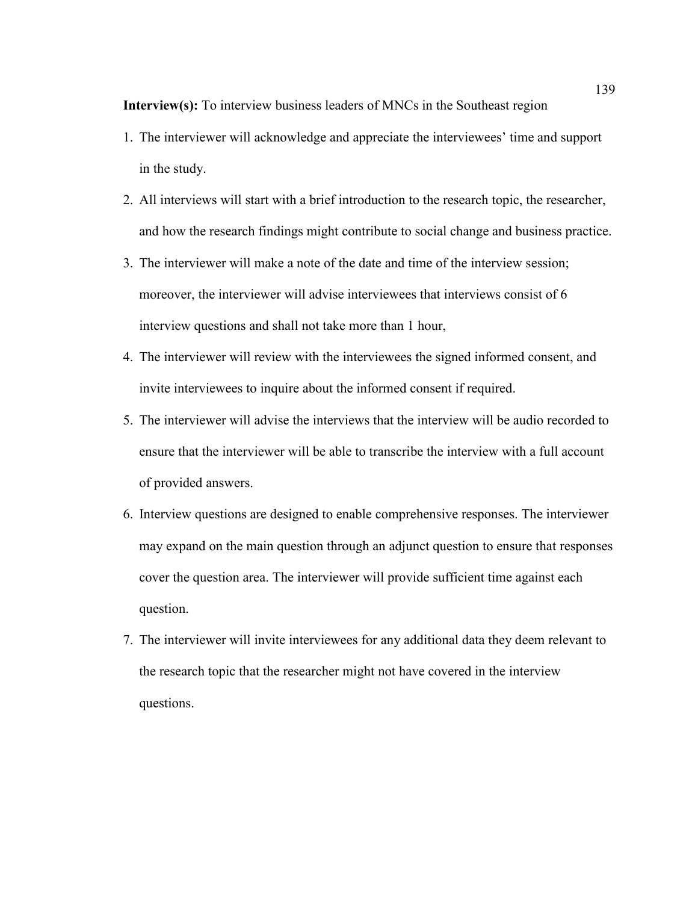**Interview(s):** To interview business leaders of MNCs in the Southeast region

1. The interviewer will acknowledge and appreciate the interviewees' time and support in the study.
2. All interviews will start with a brief introduction to the research topic, the researcher, and how the research findings might contribute to social change and business practice.
3. The interviewer will make a note of the date and time of the interview session; moreover, the interviewer will advise interviewees that interviews consist of 6 interview questions and shall not take more than 1 hour,
4. The interviewer will review with the interviewees the signed informed consent, and invite interviewees to inquire about the informed consent if required.
5. The interviewer will advise the interviews that the interview will be audio recorded to ensure that the interviewer will be able to transcribe the interview with a full account of provided answers.
6. Interview questions are designed to enable comprehensive responses. The interviewer may expand on the main question through an adjunct question to ensure that responses cover the question area. The interviewer will provide sufficient time against each question.
7. The interviewer will invite interviewees for any additional data they deem relevant to the research topic that the researcher might not have covered in the interview questions.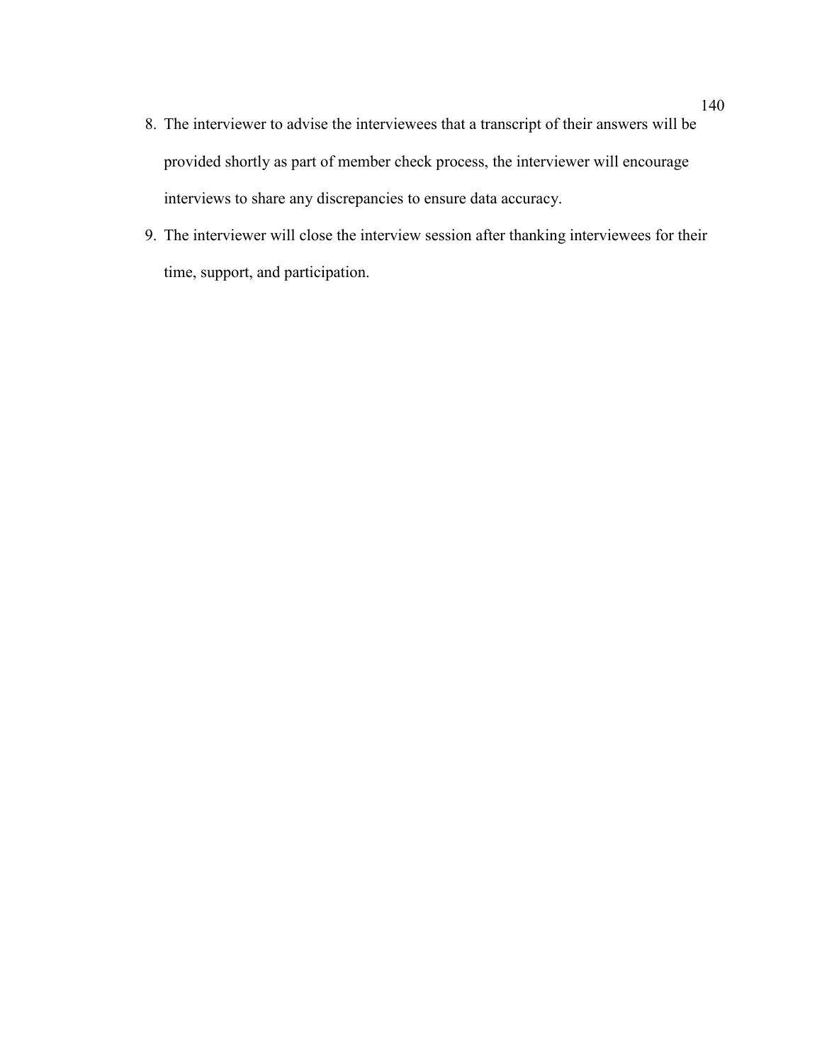8. The interviewer to advise the interviewees that a transcript of their answers will be provided shortly as part of member check process, the interviewer will encourage interviews to share any discrepancies to ensure data accuracy.
9. The interviewer will close the interview session after thanking interviewees for their time, support, and participation.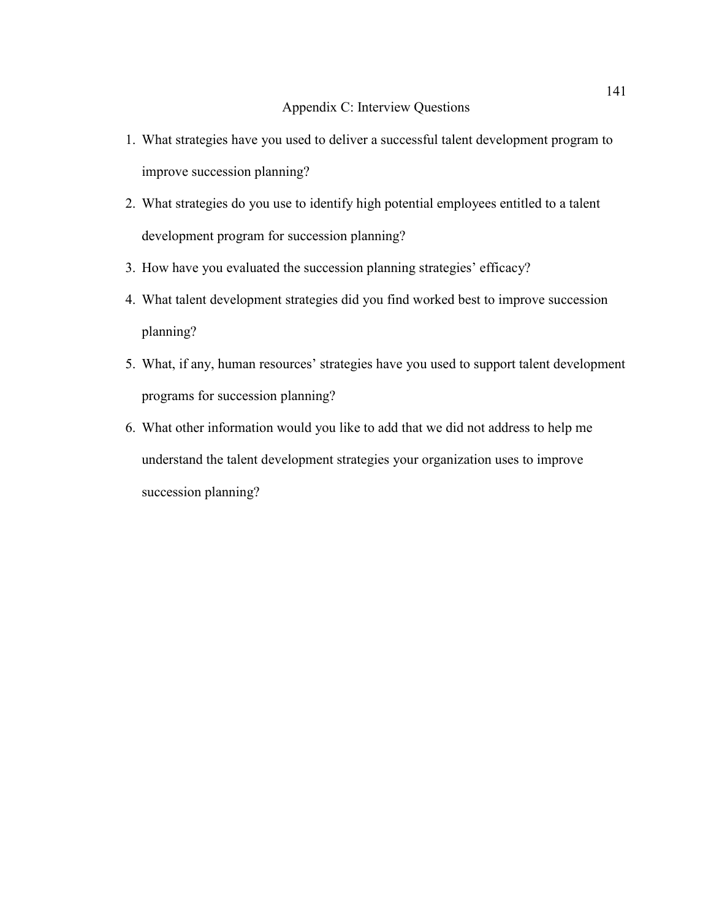# Appendix C: Interview Questions

1. What strategies have you used to deliver a successful talent development program to improve succession planning?
2. What strategies do you use to identify high potential employees entitled to a talent development program for succession planning?
3. How have you evaluated the succession planning strategies' efficacy?
4. What talent development strategies did you find worked best to improve succession planning?
5. What, if any, human resources' strategies have you used to support talent development programs for succession planning?
6. What other information would you like to add that we did not address to help me understand the talent development strategies your organization uses to improve succession planning?